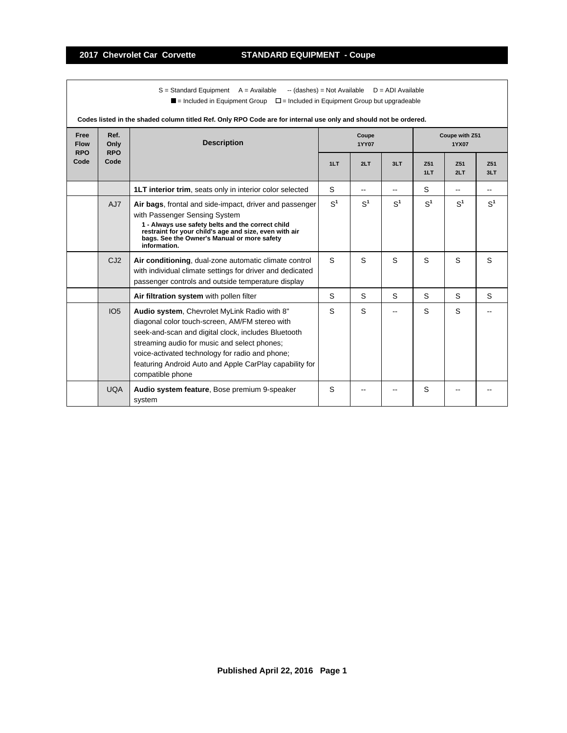## 2017 Chevrolet Car Corvette — STANDARD EQUIPMENT - Coupe

S = Standard Equipment  A = Available  -- (dashes) = Not Available  D = ADI Available

■ = Included in Equipment Group  □ = Included in Equipment Group but upgradeable

**Codes listed in the shaded column titled Ref. Only RPO Code are for internal use only and should not be ordered.**

| Free Flow RPO Code | Ref. Only RPO Code | Description | Coupe 1YY07 | | | Coupe with Z51 1YX07 | | |
|---|---|---|---|---|---|---|---|---|
| | | | 1LT | 2LT | 3LT | Z51 1LT | Z51 2LT | Z51 3LT |
| | | **1LT interior trim**, seats only in interior color selected | S | -- | -- | S | -- | -- |
| | AJ7 | **Air bags**, frontal and side-impact, driver and passenger with Passenger Sensing System **1 - Always use safety belts and the correct child restraint for your child's age and size, even with air bags. See the Owner's Manual or more safety information.** | S[1] | S[1] | S[1] | S[1] | S[1] | S[1] |
| | CJ2 | **Air conditioning**, dual-zone automatic climate control with individual climate settings for driver and dedicated passenger controls and outside temperature display | S | S | S | S | S | S |
| | | **Air filtration system** with pollen filter | S | S | S | S | S | S |
| | IO5 | **Audio system**, Chevrolet MyLink Radio with 8" diagonal color touch-screen, AM/FM stereo with seek-and-scan and digital clock, includes Bluetooth streaming audio for music and select phones; voice-activated technology for radio and phone; featuring Android Auto and Apple CarPlay capability for compatible phone | S | S | -- | S | S | -- |
| | UQA | **Audio system feature**, Bose premium 9-speaker system | S | -- | -- | S | -- | -- |

**Published April 22, 2016**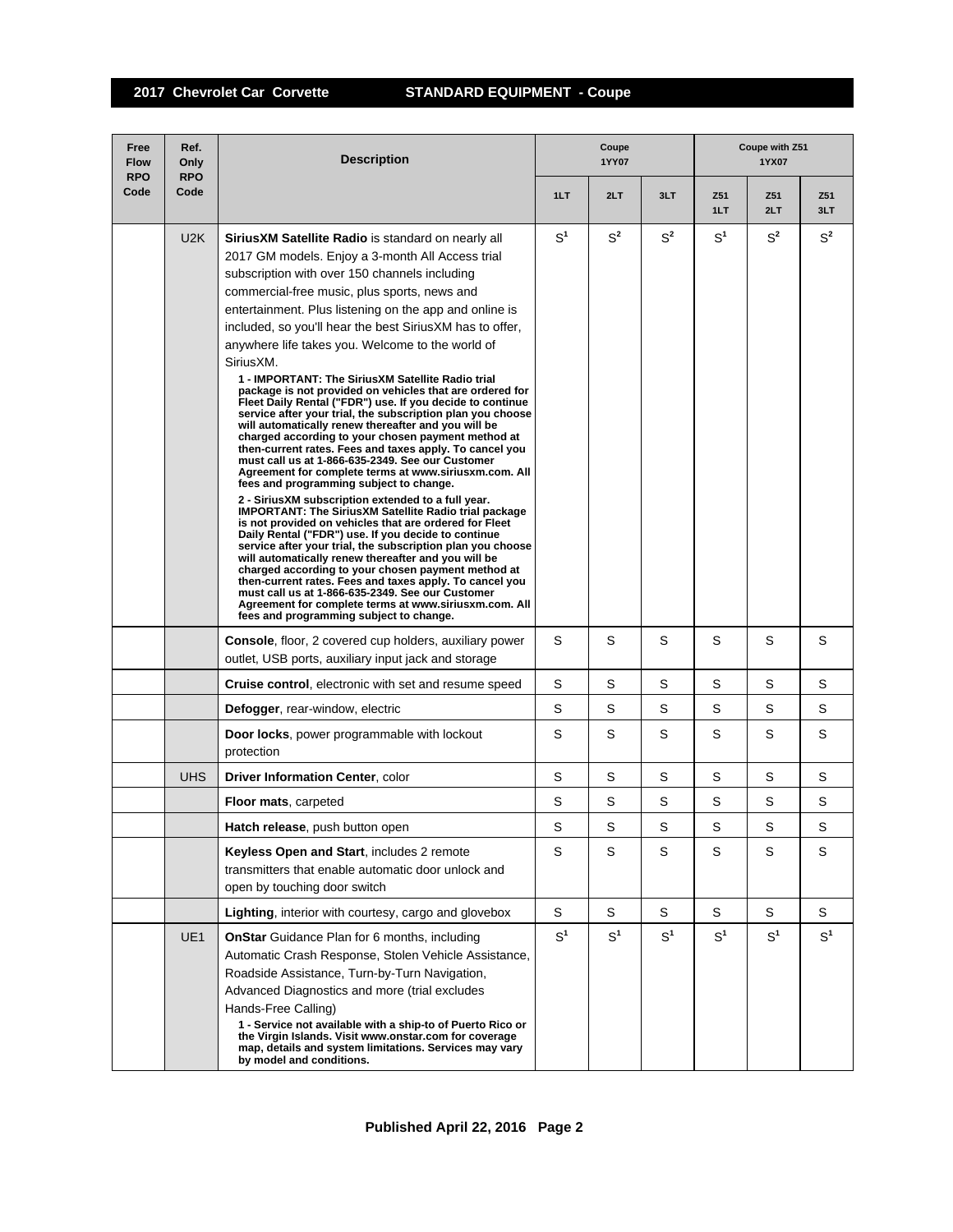## 2017 Chevrolet Car Corvette — STANDARD EQUIPMENT - Coupe

| Free Flow RPO Code | Ref. Only RPO Code | Description | Coupe 1YY07 | | | Coupe with Z51 1YX07 | | |
|---|---|---|---|---|---|---|---|---|
| | | | 1LT | 2LT | 3LT | Z51 1LT | Z51 2LT | Z51 3LT |
| | U2K | **SiriusXM Satellite Radio** is standard on nearly all 2017 GM models. Enjoy a 3-month All Access trial subscription with over 150 channels including commercial-free music, plus sports, news and entertainment. Plus listening on the app and online is included, so you'll hear the best SiriusXM has to offer, anywhere life takes you. Welcome to the world of SiriusXM.<br>**1 - IMPORTANT: The SiriusXM Satellite Radio trial package is not provided on vehicles that are ordered for Fleet Daily Rental ("FDR") use. If you decide to continue service after your trial, the subscription plan you choose will automatically renew thereafter and you will be charged according to your chosen payment method at then-current rates. Fees and taxes apply. To cancel you must call us at 1-866-635-2349. See our Customer Agreement for complete terms at www.siriusxm.com. All fees and programming subject to change.**<br>**2 - SiriusXM subscription extended to a full year. IMPORTANT: The SiriusXM Satellite Radio trial package is not provided on vehicles that are ordered for Fleet Daily Rental ("FDR") use. If you decide to continue service after your trial, the subscription plan you choose will automatically renew thereafter and you will be charged according to your chosen payment method at then-current rates. Fees and taxes apply. To cancel you must call us at 1-866-635-2349. See our Customer Agreement for complete terms at www.siriusxm.com. All fees and programming subject to change.** | S[1] | S[2] | S[2] | S[1] | S[2] | S[2] |
| | | **Console**, floor, 2 covered cup holders, auxiliary power outlet, USB ports, auxiliary input jack and storage | S | S | S | S | S | S |
| | | **Cruise control**, electronic with set and resume speed | S | S | S | S | S | S |
| | | **Defogger**, rear-window, electric | S | S | S | S | S | S |
| | | **Door locks**, power programmable with lockout protection | S | S | S | S | S | S |
| | UHS | **Driver Information Center**, color | S | S | S | S | S | S |
| | | **Floor mats**, carpeted | S | S | S | S | S | S |
| | | **Hatch release**, push button open | S | S | S | S | S | S |
| | | **Keyless Open and Start**, includes 2 remote transmitters that enable automatic door unlock and open by touching door switch | S | S | S | S | S | S |
| | | **Lighting**, interior with courtesy, cargo and glovebox | S | S | S | S | S | S |
| | UE1 | **OnStar** Guidance Plan for 6 months, including Automatic Crash Response, Stolen Vehicle Assistance, Roadside Assistance, Turn-by-Turn Navigation, Advanced Diagnostics and more (trial excludes Hands-Free Calling)<br>**1 - Service not available with a ship-to of Puerto Rico or the Virgin Islands. Visit www.onstar.com for coverage map, details and system limitations. Services may vary by model and conditions.** | S[1] | S[1] | S[1] | S[1] | S[1] | S[1] |

Published April 22, 2016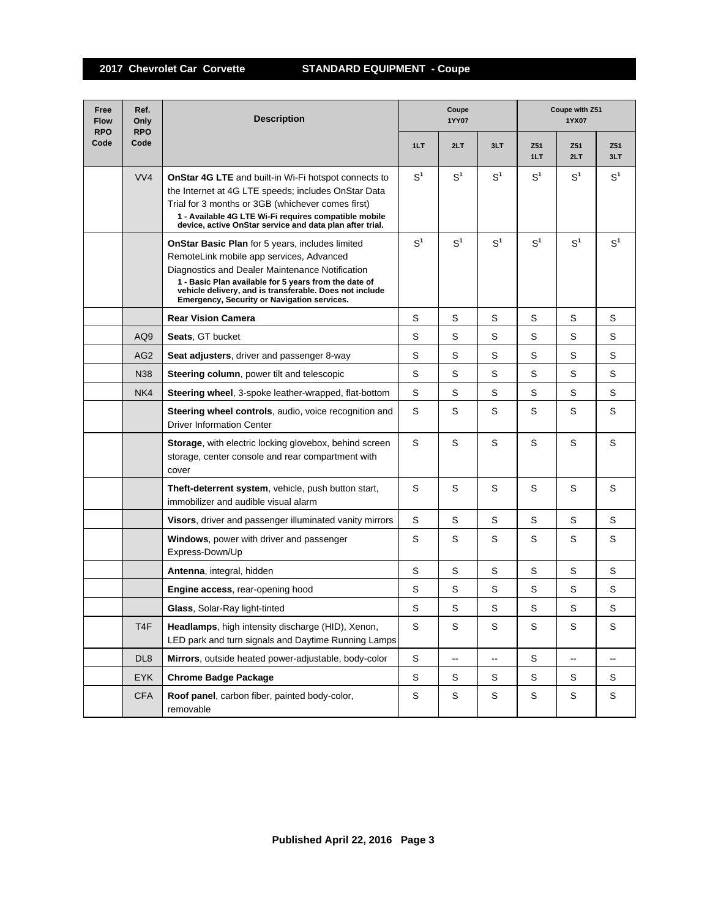## 2017 Chevrolet Car Corvette — STANDARD EQUIPMENT - Coupe

| Free Flow RPO Code | Ref. Only RPO Code | Description | Coupe 1YY07 | | | Coupe with Z51 1YX07 | | |
|---|---|---|---|---|---|---|---|---|
| | | | 1LT | 2LT | 3LT | Z51 1LT | Z51 2LT | Z51 3LT |
| | VV4 | **OnStar 4G LTE** and built-in Wi-Fi hotspot connects to the Internet at 4G LTE speeds; includes OnStar Data Trial for 3 months or 3GB (whichever comes first)<br>**1 - Available 4G LTE Wi-Fi requires compatible mobile device, active OnStar service and data plan after trial.** | S[1] | S[1] | S[1] | S[1] | S[1] | S[1] |
| | | **OnStar Basic Plan** for 5 years, includes limited RemoteLink mobile app services, Advanced Diagnostics and Dealer Maintenance Notification<br>**1 - Basic Plan available for 5 years from the date of vehicle delivery, and is transferable. Does not include Emergency, Security or Navigation services.** | S[1] | S[1] | S[1] | S[1] | S[1] | S[1] |
| | | **Rear Vision Camera** | S | S | S | S | S | S |
| | AQ9 | **Seats**, GT bucket | S | S | S | S | S | S |
| | AG2 | **Seat adjusters**, driver and passenger 8-way | S | S | S | S | S | S |
| | N38 | **Steering column**, power tilt and telescopic | S | S | S | S | S | S |
| | NK4 | **Steering wheel**, 3-spoke leather-wrapped, flat-bottom | S | S | S | S | S | S |
| | | **Steering wheel controls**, audio, voice recognition and Driver Information Center | S | S | S | S | S | S |
| | | **Storage**, with electric locking glovebox, behind screen storage, center console and rear compartment with cover | S | S | S | S | S | S |
| | | **Theft-deterrent system**, vehicle, push button start, immobilizer and audible visual alarm | S | S | S | S | S | S |
| | | **Visors**, driver and passenger illuminated vanity mirrors | S | S | S | S | S | S |
| | | **Windows**, power with driver and passenger Express-Down/Up | S | S | S | S | S | S |
| | | **Antenna**, integral, hidden | S | S | S | S | S | S |
| | | **Engine access**, rear-opening hood | S | S | S | S | S | S |
| | | **Glass**, Solar-Ray light-tinted | S | S | S | S | S | S |
| | T4F | **Headlamps**, high intensity discharge (HID), Xenon, LED park and turn signals and Daytime Running Lamps | S | S | S | S | S | S |
| | DL8 | **Mirrors**, outside heated power-adjustable, body-color | S | -- | -- | S | -- | -- |
| | EYK | **Chrome Badge Package** | S | S | S | S | S | S |
| | CFA | **Roof panel**, carbon fiber, painted body-color, removable | S | S | S | S | S | S |

Published April 22, 2016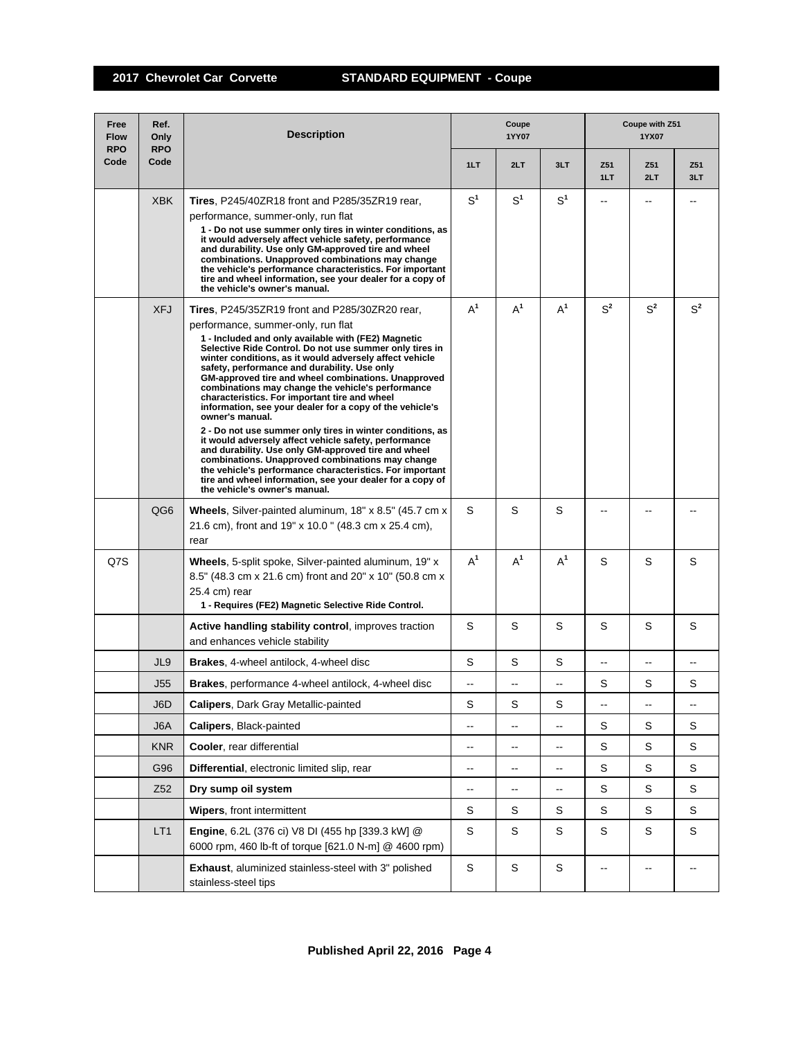## 2017 Chevrolet Car Corvette STANDARD EQUIPMENT - Coupe

| Free Flow RPO Code | Ref. Only RPO Code | Description | Coupe 1YY07 | | | Coupe with Z51 1YX07 | | |
|---|---|---|---|---|---|---|---|---|
| | | | 1LT | 2LT | 3LT | Z51 1LT | Z51 2LT | Z51 3LT |
| | XBK | **Tires**, P245/40ZR18 front and P285/35ZR19 rear, performance, summer-only, run flat **1 - Do not use summer only tires in winter conditions, as it would adversely affect vehicle safety, performance and durability. Use only GM-approved tire and wheel combinations. Unapproved combinations may change the vehicle's performance characteristics. For important tire and wheel information, see your dealer for a copy of the vehicle's owner's manual.** | S[1] | S[1] | S[1] | -- | -- | -- |
| | XFJ | **Tires**, P245/35ZR19 front and P285/30ZR20 rear, performance, summer-only, run flat **1 - Included and only available with (FE2) Magnetic Selective Ride Control. Do not use summer only tires in winter conditions, as it would adversely affect vehicle safety, performance and durability. Use only GM-approved tire and wheel combinations. Unapproved combinations may change the vehicle's performance characteristics. For important tire and wheel information, see your dealer for a copy of the vehicle's owner's manual.** **2 - Do not use summer only tires in winter conditions, as it would adversely affect vehicle safety, performance and durability. Use only GM-approved tire and wheel combinations. Unapproved combinations may change the vehicle's performance characteristics. For important tire and wheel information, see your dealer for a copy of the vehicle's owner's manual.** | A[1] | A[1] | A[1] | S[2] | S[2] | S[2] |
| | QG6 | **Wheels**, Silver-painted aluminum, 18" x 8.5" (45.7 cm x 21.6 cm), front and 19" x 10.0 " (48.3 cm x 25.4 cm), rear | S | S | S | -- | -- | -- |
| Q7S | | **Wheels**, 5-split spoke, Silver-painted aluminum, 19" x 8.5" (48.3 cm x 21.6 cm) front and 20" x 10" (50.8 cm x 25.4 cm) rear **1 - Requires (FE2) Magnetic Selective Ride Control.** | A[1] | A[1] | A[1] | S | S | S |
| | | **Active handling stability control**, improves traction and enhances vehicle stability | S | S | S | S | S | S |
| | JL9 | **Brakes**, 4-wheel antilock, 4-wheel disc | S | S | S | -- | -- | -- |
| | J55 | **Brakes**, performance 4-wheel antilock, 4-wheel disc | -- | -- | -- | S | S | S |
| | J6D | **Calipers**, Dark Gray Metallic-painted | S | S | S | -- | -- | -- |
| | J6A | **Calipers**, Black-painted | -- | -- | -- | S | S | S |
| | KNR | **Cooler**, rear differential | -- | -- | -- | S | S | S |
| | G96 | **Differential**, electronic limited slip, rear | -- | -- | -- | S | S | S |
| | Z52 | **Dry sump oil system** | -- | -- | -- | S | S | S |
| | | **Wipers**, front intermittent | S | S | S | S | S | S |
| | LT1 | **Engine**, 6.2L (376 ci) V8 DI (455 hp [339.3 kW] @ 6000 rpm, 460 lb-ft of torque [621.0 N-m] @ 4600 rpm) | S | S | S | S | S | S |
| | | **Exhaust**, aluminized stainless-steel with 3" polished stainless-steel tips | S | S | S | -- | -- | -- |

Published April 22, 2016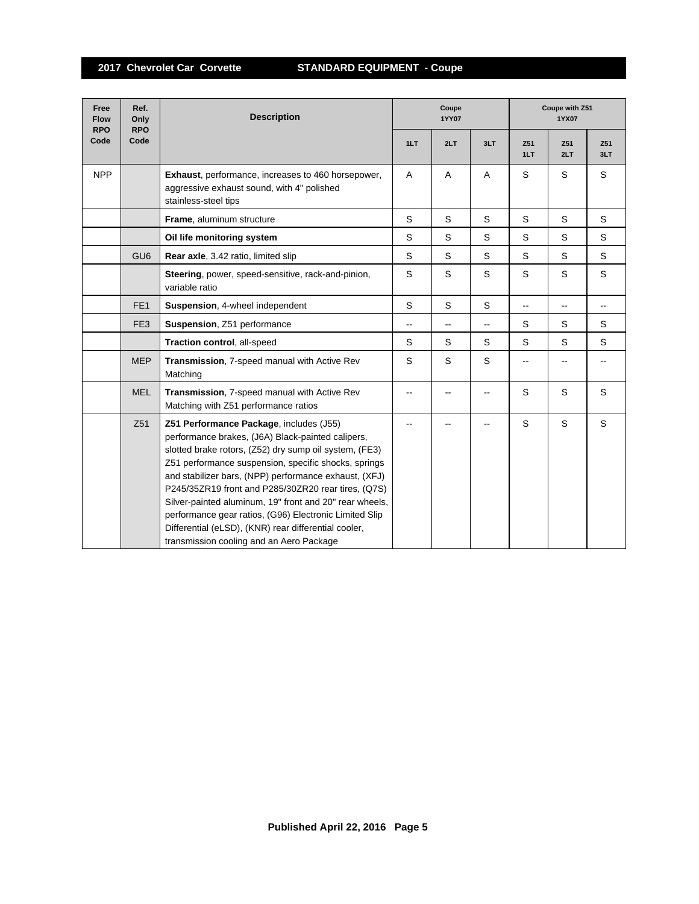## 2017 Chevrolet Car Corvette — STANDARD EQUIPMENT - Coupe

| Free Flow RPO Code | Ref. Only RPO Code | Description | Coupe 1YY07 | | | Coupe with Z51 1YX07 | | |
|---|---|---|---|---|---|---|---|---|
| | | | 1LT | 2LT | 3LT | Z51 1LT | Z51 2LT | Z51 3LT |
| NPP | | **Exhaust**, performance, increases to 460 horsepower, aggressive exhaust sound, with 4" polished stainless-steel tips | A | A | A | S | S | S |
| | | **Frame**, aluminum structure | S | S | S | S | S | S |
| | | **Oil life monitoring system** | S | S | S | S | S | S |
| | GU6 | **Rear axle**, 3.42 ratio, limited slip | S | S | S | S | S | S |
| | | **Steering**, power, speed-sensitive, rack-and-pinion, variable ratio | S | S | S | S | S | S |
| | FE1 | **Suspension**, 4-wheel independent | S | S | S | -- | -- | -- |
| | FE3 | **Suspension**, Z51 performance | -- | -- | -- | S | S | S |
| | | **Traction control**, all-speed | S | S | S | S | S | S |
| | MEP | **Transmission**, 7-speed manual with Active Rev Matching | S | S | S | -- | -- | -- |
| | MEL | **Transmission**, 7-speed manual with Active Rev Matching with Z51 performance ratios | -- | -- | -- | S | S | S |
| | Z51 | **Z51 Performance Package**, includes (J55) performance brakes, (J6A) Black-painted calipers, slotted brake rotors, (Z52) dry sump oil system, (FE3) Z51 performance suspension, specific shocks, springs and stabilizer bars, (NPP) performance exhaust, (XFJ) P245/35ZR19 front and P285/30ZR20 rear tires, (Q7S) Silver-painted aluminum, 19" front and 20" rear wheels, performance gear ratios, (G96) Electronic Limited Slip Differential (eLSD), (KNR) rear differential cooler, transmission cooling and an Aero Package | -- | -- | -- | S | S | S |

Published April 22, 2016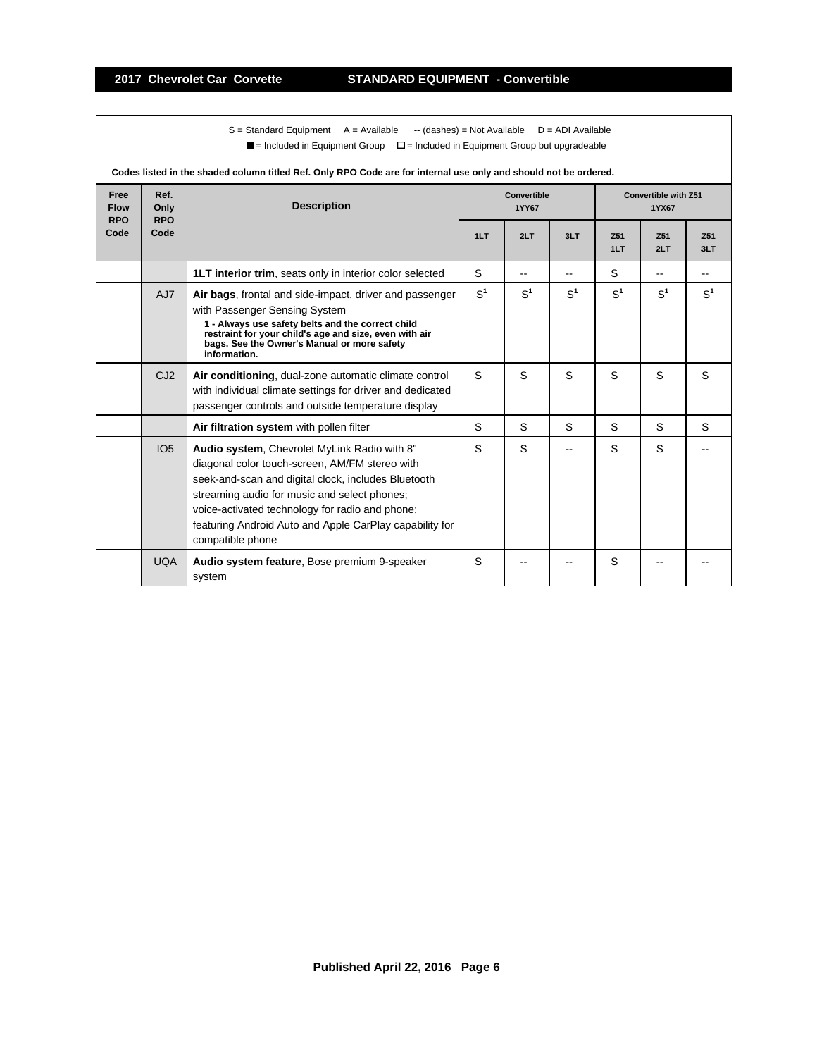S = Standard Equipment  A = Available  -- (dashes) = Not Available  D = ADI Available

■ = Included in Equipment Group  □ = Included in Equipment Group but upgradeable

**Codes listed in the shaded column titled Ref. Only RPO Code are for internal use only and should not be ordered.**

| Free Flow RPO Code | Ref. Only RPO Code | Description | Convertible 1YY67 | | | Convertible with Z51 1YX67 | | |
|---|---|---|---|---|---|---|---|---|
| | | | 1LT | 2LT | 3LT | Z51 1LT | Z51 2LT | Z51 3LT |
| | | **1LT interior trim**, seats only in interior color selected | S | -- | -- | S | -- | -- |
| | AJ7 | **Air bags**, frontal and side-impact, driver and passenger with Passenger Sensing System **1 - Always use safety belts and the correct child restraint for your child's age and size, even with air bags. See the Owner's Manual or more safety information.** | S[1] | S[1] | S[1] | S[1] | S[1] | S[1] |
| | CJ2 | **Air conditioning**, dual-zone automatic climate control with individual climate settings for driver and dedicated passenger controls and outside temperature display | S | S | S | S | S | S |
| | | **Air filtration system** with pollen filter | S | S | S | S | S | S |
| | IO5 | **Audio system**, Chevrolet MyLink Radio with 8" diagonal color touch-screen, AM/FM stereo with seek-and-scan and digital clock, includes Bluetooth streaming audio for music and select phones; voice-activated technology for radio and phone; featuring Android Auto and Apple CarPlay capability for compatible phone | S | S | -- | S | S | -- |
| | UQA | **Audio system feature**, Bose premium 9-speaker system | S | -- | -- | S | -- | -- |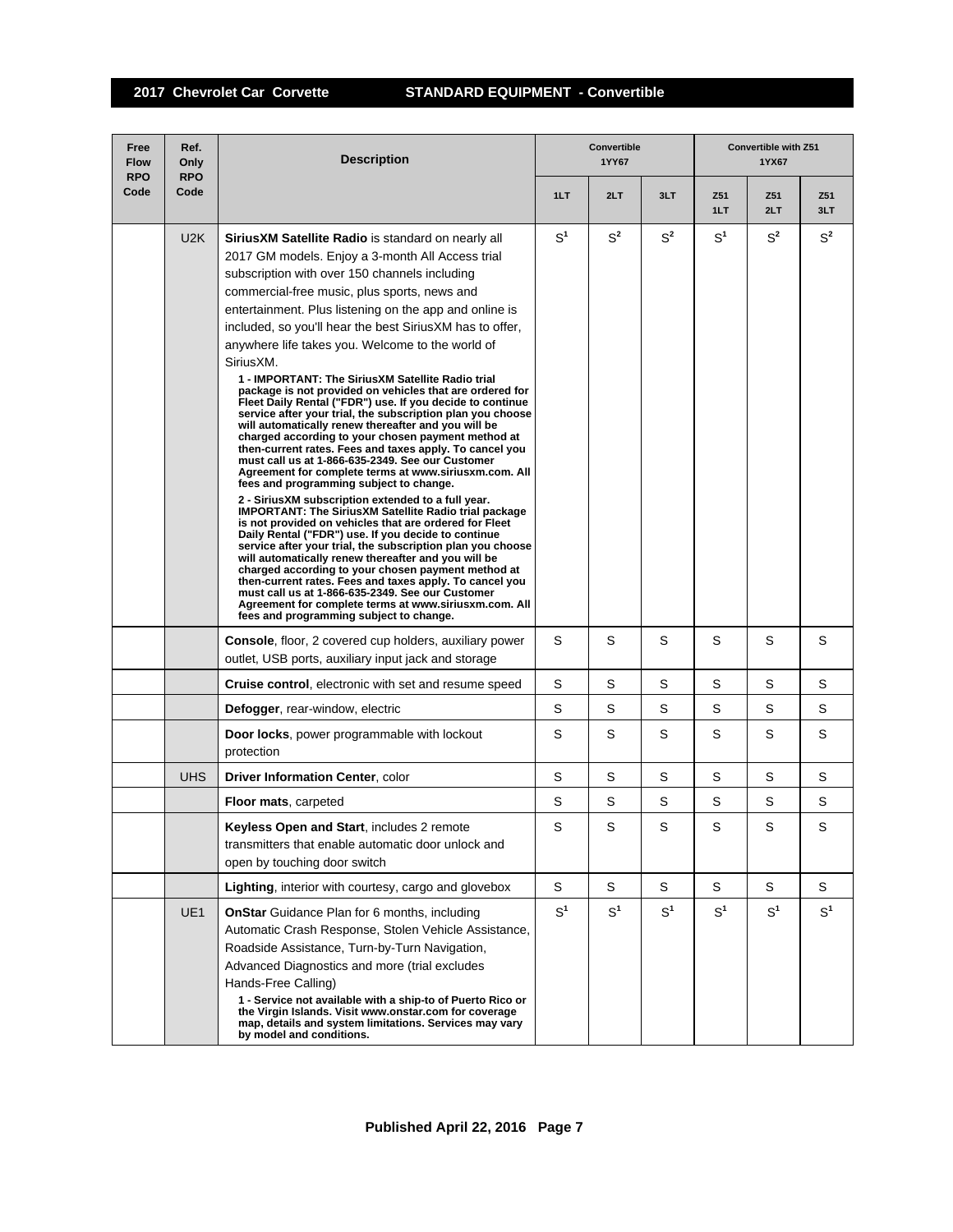## 2017 Chevrolet Car Corvette — STANDARD EQUIPMENT - Convertible

| Free Flow RPO Code | Ref. Only RPO Code | Description | Convertible 1YY67 | | | Convertible with Z51 1YX67 | | |
|---|---|---|---|---|---|---|---|---|
| | | | 1LT | 2LT | 3LT | Z51 1LT | Z51 2LT | Z51 3LT |
| | U2K | **SiriusXM Satellite Radio** is standard on nearly all 2017 GM models. Enjoy a 3-month All Access trial subscription with over 150 channels including commercial-free music, plus sports, news and entertainment. Plus listening on the app and online is included, so you'll hear the best SiriusXM has to offer, anywhere life takes you. Welcome to the world of SiriusXM. **1 - IMPORTANT: The SiriusXM Satellite Radio trial package is not provided on vehicles that are ordered for Fleet Daily Rental ("FDR") use. If you decide to continue service after your trial, the subscription plan you choose will automatically renew thereafter and you will be charged according to your chosen payment method at then-current rates. Fees and taxes apply. To cancel you must call us at 1-866-635-2349. See our Customer Agreement for complete terms at www.siriusxm.com. All fees and programming subject to change.** **2 - SiriusXM subscription extended to a full year. IMPORTANT: The SiriusXM Satellite Radio trial package is not provided on vehicles that are ordered for Fleet Daily Rental ("FDR") use. If you decide to continue service after your trial, the subscription plan you choose will automatically renew thereafter and you will be charged according to your chosen payment method at then-current rates. Fees and taxes apply. To cancel you must call us at 1-866-635-2349. See our Customer Agreement for complete terms at www.siriusxm.com. All fees and programming subject to change.** | S[1] | S[2] | S[2] | S[1] | S[2] | S[2] |
| | | **Console**, floor, 2 covered cup holders, auxiliary power outlet, USB ports, auxiliary input jack and storage | S | S | S | S | S | S |
| | | **Cruise control**, electronic with set and resume speed | S | S | S | S | S | S |
| | | **Defogger**, rear-window, electric | S | S | S | S | S | S |
| | | **Door locks**, power programmable with lockout protection | S | S | S | S | S | S |
| | UHS | **Driver Information Center**, color | S | S | S | S | S | S |
| | | **Floor mats**, carpeted | S | S | S | S | S | S |
| | | **Keyless Open and Start**, includes 2 remote transmitters that enable automatic door unlock and open by touching door switch | S | S | S | S | S | S |
| | | **Lighting**, interior with courtesy, cargo and glovebox | S | S | S | S | S | S |
| | UE1 | **OnStar** Guidance Plan for 6 months, including Automatic Crash Response, Stolen Vehicle Assistance, Roadside Assistance, Turn-by-Turn Navigation, Advanced Diagnostics and more (trial excludes Hands-Free Calling) **1 - Service not available with a ship-to of Puerto Rico or the Virgin Islands. Visit www.onstar.com for coverage map, details and system limitations. Services may vary by model and conditions.** | S[1] | S[1] | S[1] | S[1] | S[1] | S[1] |

Published April 22, 2016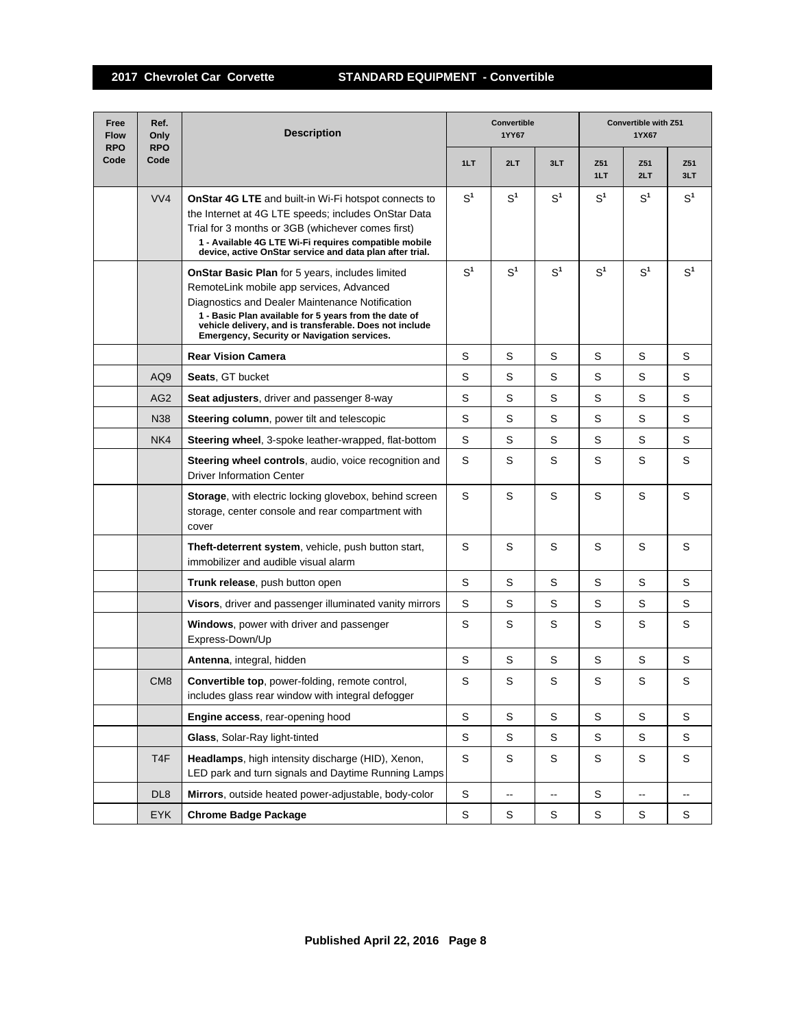## 2017 Chevrolet Car Corvette — STANDARD EQUIPMENT - Convertible

| Free Flow RPO Code | Ref. Only RPO Code | Description | Convertible 1YY67 | | | Convertible with Z51 1YX67 | | |
|---|---|---|---|---|---|---|---|---|
| | | | 1LT | 2LT | 3LT | Z51 1LT | Z51 2LT | Z51 3LT |
| | VV4 | **OnStar 4G LTE** and built-in Wi-Fi hotspot connects to the Internet at 4G LTE speeds; includes OnStar Data Trial for 3 months or 3GB (whichever comes first)<br>**1 - Available 4G LTE Wi-Fi requires compatible mobile device, active OnStar service and data plan after trial.** | S[1] | S[1] | S[1] | S[1] | S[1] | S[1] |
| | | **OnStar Basic Plan** for 5 years, includes limited RemoteLink mobile app services, Advanced Diagnostics and Dealer Maintenance Notification<br>**1 - Basic Plan available for 5 years from the date of vehicle delivery, and is transferable. Does not include Emergency, Security or Navigation services.** | S[1] | S[1] | S[1] | S[1] | S[1] | S[1] |
| | | **Rear Vision Camera** | S | S | S | S | S | S |
| | AQ9 | **Seats**, GT bucket | S | S | S | S | S | S |
| | AG2 | **Seat adjusters**, driver and passenger 8-way | S | S | S | S | S | S |
| | N38 | **Steering column**, power tilt and telescopic | S | S | S | S | S | S |
| | NK4 | **Steering wheel**, 3-spoke leather-wrapped, flat-bottom | S | S | S | S | S | S |
| | | **Steering wheel controls**, audio, voice recognition and Driver Information Center | S | S | S | S | S | S |
| | | **Storage**, with electric locking glovebox, behind screen storage, center console and rear compartment with cover | S | S | S | S | S | S |
| | | **Theft-deterrent system**, vehicle, push button start, immobilizer and audible visual alarm | S | S | S | S | S | S |
| | | **Trunk release**, push button open | S | S | S | S | S | S |
| | | **Visors**, driver and passenger illuminated vanity mirrors | S | S | S | S | S | S |
| | | **Windows**, power with driver and passenger Express-Down/Up | S | S | S | S | S | S |
| | | **Antenna**, integral, hidden | S | S | S | S | S | S |
| | CM8 | **Convertible top**, power-folding, remote control, includes glass rear window with integral defogger | S | S | S | S | S | S |
| | | **Engine access**, rear-opening hood | S | S | S | S | S | S |
| | | **Glass**, Solar-Ray light-tinted | S | S | S | S | S | S |
| | T4F | **Headlamps**, high intensity discharge (HID), Xenon, LED park and turn signals and Daytime Running Lamps | S | S | S | S | S | S |
| | DL8 | **Mirrors**, outside heated power-adjustable, body-color | S | -- | -- | S | -- | -- |
| | EYK | **Chrome Badge Package** | S | S | S | S | S | S |

**Published April 22, 2016**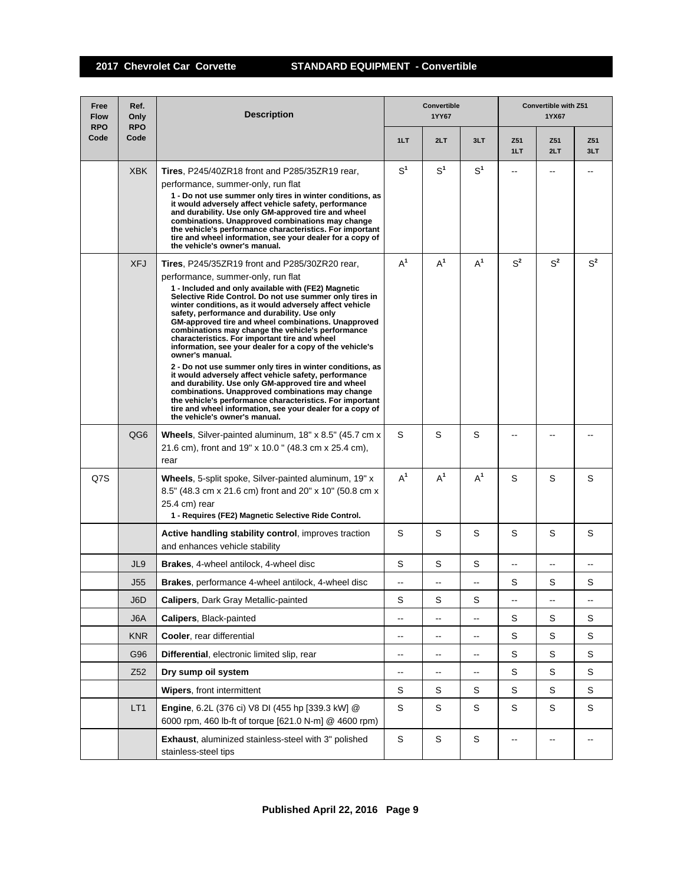## 2017 Chevrolet Car Corvette STANDARD EQUIPMENT - Convertible

| Free Flow RPO Code | Ref. Only RPO Code | Description | Convertible 1YY67 | | | Convertible with Z51 1YX67 | | |
|---|---|---|---|---|---|---|---|---|
| | | | 1LT | 2LT | 3LT | Z51 1LT | Z51 2LT | Z51 3LT |
| | XBK | **Tires**, P245/40ZR18 front and P285/35ZR19 rear, performance, summer-only, run flat **1 - Do not use summer only tires in winter conditions, as it would adversely affect vehicle safety, performance and durability. Use only GM-approved tire and wheel combinations. Unapproved combinations may change the vehicle's performance characteristics. For important tire and wheel information, see your dealer for a copy of the vehicle's owner's manual.** | S[1] | S[1] | S[1] | -- | -- | -- |
| | XFJ | **Tires**, P245/35ZR19 front and P285/30ZR20 rear, performance, summer-only, run flat **1 - Included and only available with (FE2) Magnetic Selective Ride Control. Do not use summer only tires in winter conditions, as it would adversely affect vehicle safety, performance and durability. Use only GM-approved tire and wheel combinations. Unapproved combinations may change the vehicle's performance characteristics. For important tire and wheel information, see your dealer for a copy of the vehicle's owner's manual.** **2 - Do not use summer only tires in winter conditions, as it would adversely affect vehicle safety, performance and durability. Use only GM-approved tire and wheel combinations. Unapproved combinations may change the vehicle's performance characteristics. For important tire and wheel information, see your dealer for a copy of the vehicle's owner's manual.** | A[1] | A[1] | A[1] | S[2] | S[2] | S[2] |
| | QG6 | **Wheels**, Silver-painted aluminum, 18" x 8.5" (45.7 cm x 21.6 cm), front and 19" x 10.0 " (48.3 cm x 25.4 cm), rear | S | S | S | -- | -- | -- |
| Q7S | | **Wheels**, 5-split spoke, Silver-painted aluminum, 19" x 8.5" (48.3 cm x 21.6 cm) front and 20" x 10" (50.8 cm x 25.4 cm) rear **1 - Requires (FE2) Magnetic Selective Ride Control.** | A[1] | A[1] | A[1] | S | S | S |
| | | **Active handling stability control**, improves traction and enhances vehicle stability | S | S | S | S | S | S |
| | JL9 | **Brakes**, 4-wheel antilock, 4-wheel disc | S | S | S | -- | -- | -- |
| | J55 | **Brakes**, performance 4-wheel antilock, 4-wheel disc | -- | -- | -- | S | S | S |
| | J6D | **Calipers**, Dark Gray Metallic-painted | S | S | S | -- | -- | -- |
| | J6A | **Calipers**, Black-painted | -- | -- | -- | S | S | S |
| | KNR | **Cooler**, rear differential | -- | -- | -- | S | S | S |
| | G96 | **Differential**, electronic limited slip, rear | -- | -- | -- | S | S | S |
| | Z52 | **Dry sump oil system** | -- | -- | -- | S | S | S |
| | | **Wipers**, front intermittent | S | S | S | S | S | S |
| | LT1 | **Engine**, 6.2L (376 ci) V8 DI (455 hp [339.3 kW] @ 6000 rpm, 460 lb-ft of torque [621.0 N-m] @ 4600 rpm) | S | S | S | S | S | S |
| | | **Exhaust**, aluminized stainless-steel with 3" polished stainless-steel tips | S | S | S | -- | -- | -- |

**Published April 22, 2016**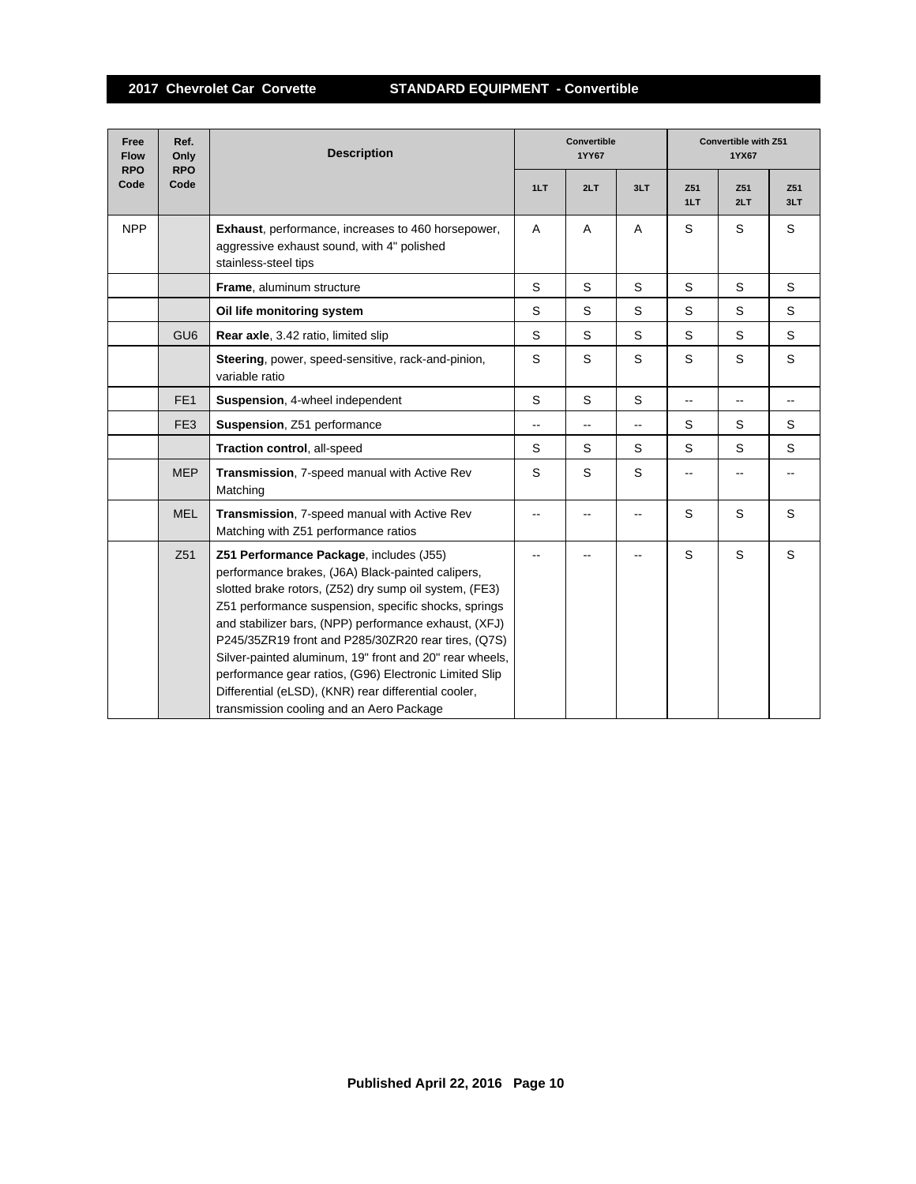## 2017 Chevrolet Car Corvette — STANDARD EQUIPMENT - Convertible

| Free Flow RPO Code | Ref. Only RPO Code | Description | Convertible 1YY67 | | | Convertible with Z51 1YX67 | | |
|---|---|---|---|---|---|---|---|---|
| | | | 1LT | 2LT | 3LT | Z51 1LT | Z51 2LT | Z51 3LT |
| NPP | | **Exhaust**, performance, increases to 460 horsepower, aggressive exhaust sound, with 4" polished stainless-steel tips | A | A | A | S | S | S |
| | | **Frame**, aluminum structure | S | S | S | S | S | S |
| | | **Oil life monitoring system** | S | S | S | S | S | S |
| | GU6 | **Rear axle**, 3.42 ratio, limited slip | S | S | S | S | S | S |
| | | **Steering**, power, speed-sensitive, rack-and-pinion, variable ratio | S | S | S | S | S | S |
| | FE1 | **Suspension**, 4-wheel independent | S | S | S | -- | -- | -- |
| | FE3 | **Suspension**, Z51 performance | -- | -- | -- | S | S | S |
| | | **Traction control**, all-speed | S | S | S | S | S | S |
| | MEP | **Transmission**, 7-speed manual with Active Rev Matching | S | S | S | -- | -- | -- |
| | MEL | **Transmission**, 7-speed manual with Active Rev Matching with Z51 performance ratios | -- | -- | -- | S | S | S |
| | Z51 | **Z51 Performance Package**, includes (J55) performance brakes, (J6A) Black-painted calipers, slotted brake rotors, (Z52) dry sump oil system, (FE3) Z51 performance suspension, specific shocks, springs and stabilizer bars, (NPP) performance exhaust, (XFJ) P245/35ZR19 front and P285/30ZR20 rear tires, (Q7S) Silver-painted aluminum, 19" front and 20" rear wheels, performance gear ratios, (G96) Electronic Limited Slip Differential (eLSD), (KNR) rear differential cooler, transmission cooling and an Aero Package | -- | -- | -- | S | S | S |

Published April 22, 2016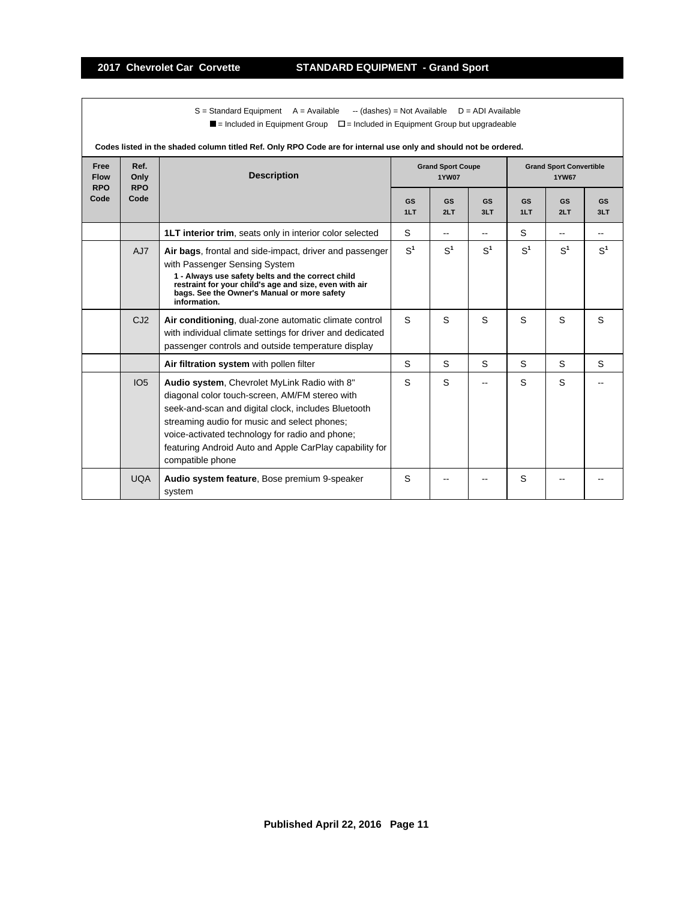S = Standard Equipment  A = Available  -- (dashes) = Not Available  D = ADI Available

■ = Included in Equipment Group  □ = Included in Equipment Group but upgradeable

**Codes listed in the shaded column titled Ref. Only RPO Code are for internal use only and should not be ordered.**

| Free Flow RPO Code | Ref. Only RPO Code | Description | Grand Sport Coupe 1YW07 | | | Grand Sport Convertible 1YW67 | | |
|---|---|---|---|---|---|---|---|---|
| | | | GS 1LT | GS 2LT | GS 3LT | GS 1LT | GS 2LT | GS 3LT |
| | | **1LT interior trim**, seats only in interior color selected | S | -- | -- | S | -- | -- |
| | AJ7 | **Air bags**, frontal and side-impact, driver and passenger with Passenger Sensing System **1 - Always use safety belts and the correct child restraint for your child's age and size, even with air bags. See the Owner's Manual or more safety information.** | S[1] | S[1] | S[1] | S[1] | S[1] | S[1] |
| | CJ2 | **Air conditioning**, dual-zone automatic climate control with individual climate settings for driver and dedicated passenger controls and outside temperature display | S | S | S | S | S | S |
| | | **Air filtration system** with pollen filter | S | S | S | S | S | S |
| | IO5 | **Audio system**, Chevrolet MyLink Radio with 8" diagonal color touch-screen, AM/FM stereo with seek-and-scan and digital clock, includes Bluetooth streaming audio for music and select phones; voice-activated technology for radio and phone; featuring Android Auto and Apple CarPlay capability for compatible phone | S | S | -- | S | S | -- |
| | UQA | **Audio system feature**, Bose premium 9-speaker system | S | -- | -- | S | -- | -- |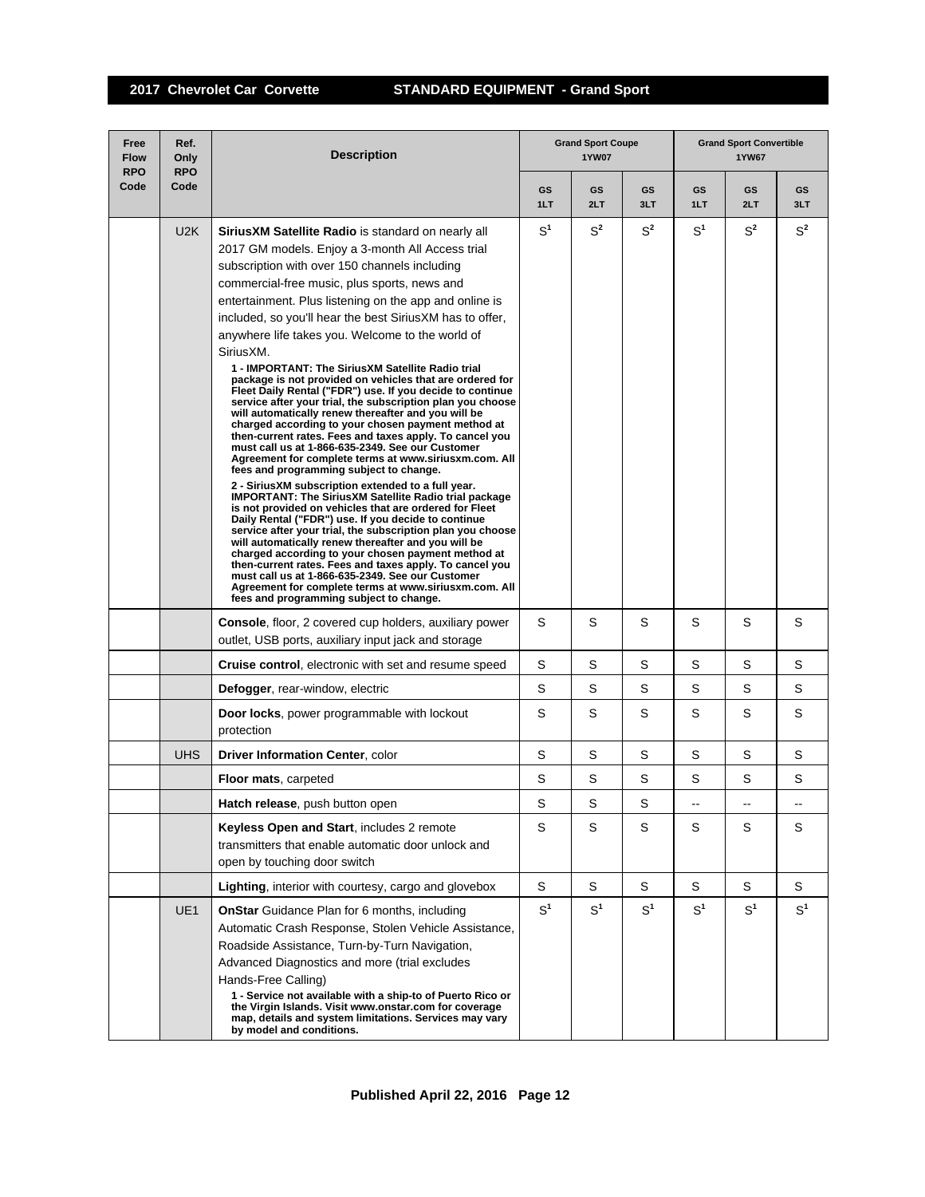## 2017 Chevrolet Car Corvette — STANDARD EQUIPMENT - Grand Sport

| Free Flow RPO Code | Ref. Only RPO Code | Description | Grand Sport Coupe 1YW07 | | | Grand Sport Convertible 1YW67 | | |
|---|---|---|---|---|---|---|---|---|
| | | | GS 1LT | GS 2LT | GS 3LT | GS 1LT | GS 2LT | GS 3LT |
| | U2K | **SiriusXM Satellite Radio** is standard on nearly all 2017 GM models. Enjoy a 3-month All Access trial subscription with over 150 channels including commercial-free music, plus sports, news and entertainment. Plus listening on the app and online is included, so you'll hear the best SiriusXM has to offer, anywhere life takes you. Welcome to the world of SiriusXM.<br>**1 - IMPORTANT: The SiriusXM Satellite Radio trial package is not provided on vehicles that are ordered for Fleet Daily Rental ("FDR") use. If you decide to continue service after your trial, the subscription plan you choose will automatically renew thereafter and you will be charged according to your chosen payment method at then-current rates. Fees and taxes apply. To cancel you must call us at 1-866-635-2349. See our Customer Agreement for complete terms at www.siriusxm.com. All fees and programming subject to change.**<br>**2 - SiriusXM subscription extended to a full year. IMPORTANT: The SiriusXM Satellite Radio trial package is not provided on vehicles that are ordered for Fleet Daily Rental ("FDR") use. If you decide to continue service after your trial, the subscription plan you choose will automatically renew thereafter and you will be charged according to your chosen payment method at then-current rates. Fees and taxes apply. To cancel you must call us at 1-866-635-2349. See our Customer Agreement for complete terms at www.siriusxm.com. All fees and programming subject to change.** | S[1] | S[2] | S[2] | S[1] | S[2] | S[2] |
| | | **Console**, floor, 2 covered cup holders, auxiliary power outlet, USB ports, auxiliary input jack and storage | S | S | S | S | S | S |
| | | **Cruise control**, electronic with set and resume speed | S | S | S | S | S | S |
| | | **Defogger**, rear-window, electric | S | S | S | S | S | S |
| | | **Door locks**, power programmable with lockout protection | S | S | S | S | S | S |
| | UHS | **Driver Information Center**, color | S | S | S | S | S | S |
| | | **Floor mats**, carpeted | S | S | S | S | S | S |
| | | **Hatch release**, push button open | S | S | S | -- | -- | -- |
| | | **Keyless Open and Start**, includes 2 remote transmitters that enable automatic door unlock and open by touching door switch | S | S | S | S | S | S |
| | | **Lighting**, interior with courtesy, cargo and glovebox | S | S | S | S | S | S |
| | UE1 | **OnStar** Guidance Plan for 6 months, including Automatic Crash Response, Stolen Vehicle Assistance, Roadside Assistance, Turn-by-Turn Navigation, Advanced Diagnostics and more (trial excludes Hands-Free Calling)<br>**1 - Service not available with a ship-to of Puerto Rico or the Virgin Islands. Visit www.onstar.com for coverage map, details and system limitations. Services may vary by model and conditions.** | S[1] | S[1] | S[1] | S[1] | S[1] | S[1] |

Published April 22, 2016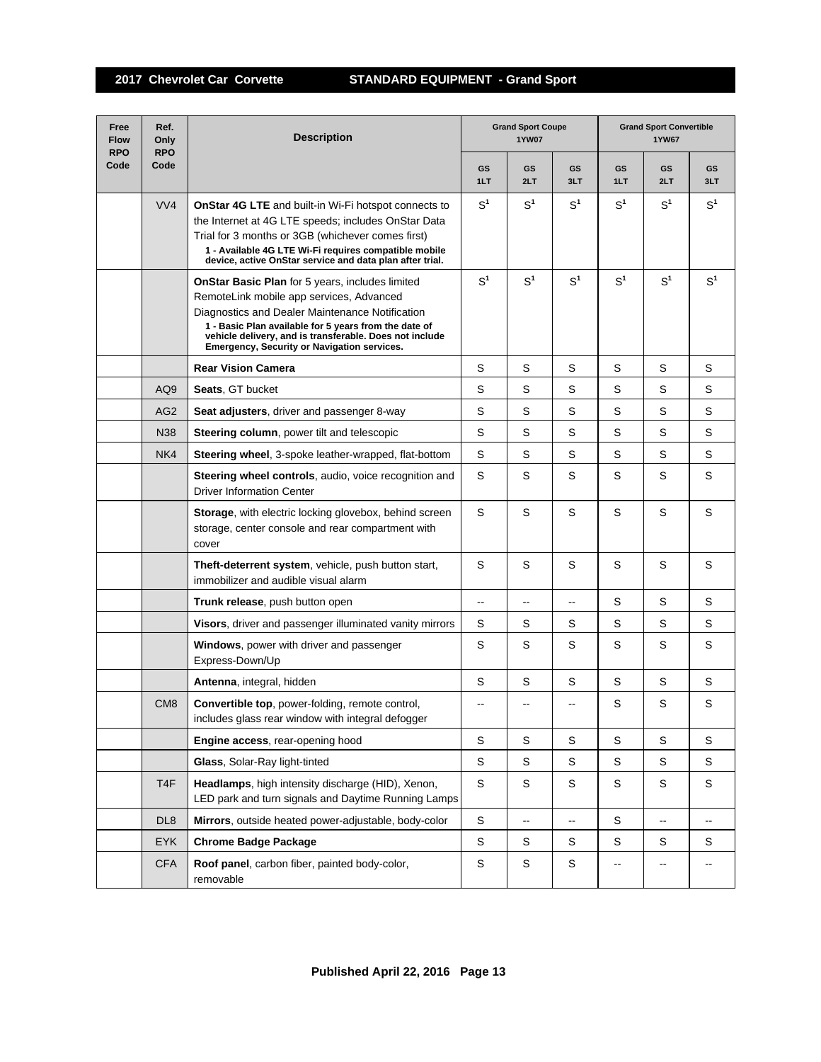## 2017 Chevrolet Car Corvette — STANDARD EQUIPMENT - Grand Sport

| Free Flow RPO Code | Ref. Only RPO Code | Description | Grand Sport Coupe 1YW07 | | | Grand Sport Convertible 1YW67 | | |
|---|---|---|---|---|---|---|---|---|
| | | | GS 1LT | GS 2LT | GS 3LT | GS 1LT | GS 2LT | GS 3LT |
| | VV4 | **OnStar 4G LTE** and built-in Wi-Fi hotspot connects to the Internet at 4G LTE speeds; includes OnStar Data Trial for 3 months or 3GB (whichever comes first)<br>**1 - Available 4G LTE Wi-Fi requires compatible mobile device, active OnStar service and data plan after trial.** | S[1] | S[1] | S[1] | S[1] | S[1] | S[1] |
| | | **OnStar Basic Plan** for 5 years, includes limited RemoteLink mobile app services, Advanced Diagnostics and Dealer Maintenance Notification<br>**1 - Basic Plan available for 5 years from the date of vehicle delivery, and is transferable. Does not include Emergency, Security or Navigation services.** | S[1] | S[1] | S[1] | S[1] | S[1] | S[1] |
| | | **Rear Vision Camera** | S | S | S | S | S | S |
| | AQ9 | **Seats**, GT bucket | S | S | S | S | S | S |
| | AG2 | **Seat adjusters**, driver and passenger 8-way | S | S | S | S | S | S |
| | N38 | **Steering column**, power tilt and telescopic | S | S | S | S | S | S |
| | NK4 | **Steering wheel**, 3-spoke leather-wrapped, flat-bottom | S | S | S | S | S | S |
| | | **Steering wheel controls**, audio, voice recognition and Driver Information Center | S | S | S | S | S | S |
| | | **Storage**, with electric locking glovebox, behind screen storage, center console and rear compartment with cover | S | S | S | S | S | S |
| | | **Theft-deterrent system**, vehicle, push button start, immobilizer and audible visual alarm | S | S | S | S | S | S |
| | | **Trunk release**, push button open | -- | -- | -- | S | S | S |
| | | **Visors**, driver and passenger illuminated vanity mirrors | S | S | S | S | S | S |
| | | **Windows**, power with driver and passenger Express-Down/Up | S | S | S | S | S | S |
| | | **Antenna**, integral, hidden | S | S | S | S | S | S |
| | CM8 | **Convertible top**, power-folding, remote control, includes glass rear window with integral defogger | -- | -- | -- | S | S | S |
| | | **Engine access**, rear-opening hood | S | S | S | S | S | S |
| | | **Glass**, Solar-Ray light-tinted | S | S | S | S | S | S |
| | T4F | **Headlamps**, high intensity discharge (HID), Xenon, LED park and turn signals and Daytime Running Lamps | S | S | S | S | S | S |
| | DL8 | **Mirrors**, outside heated power-adjustable, body-color | S | -- | -- | S | -- | -- |
| | EYK | **Chrome Badge Package** | S | S | S | S | S | S |
| | CFA | **Roof panel**, carbon fiber, painted body-color, removable | S | S | S | -- | -- | -- |

**Published April 22, 2016**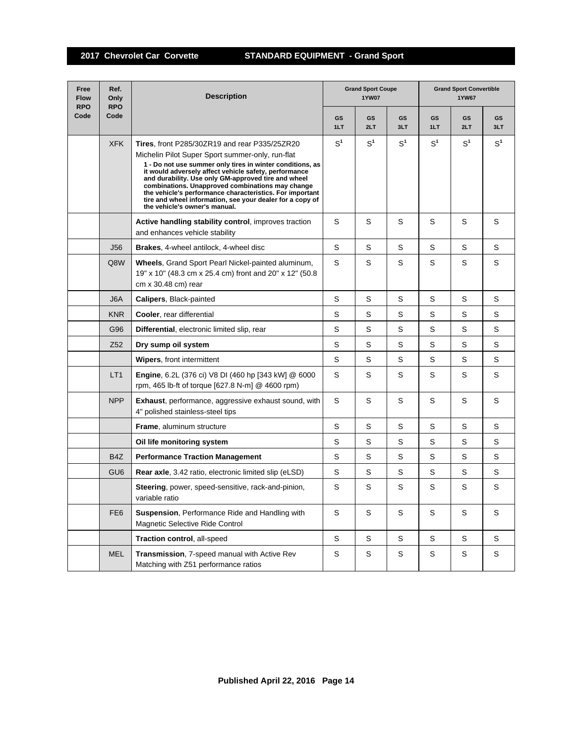## 2017 Chevrolet Car Corvette — STANDARD EQUIPMENT - Grand Sport

| Free Flow RPO Code | Ref. Only RPO Code | Description | Grand Sport Coupe 1YW07 | | | Grand Sport Convertible 1YW67 | | |
|---|---|---|---|---|---|---|---|---|
| | | | GS 1LT | GS 2LT | GS 3LT | GS 1LT | GS 2LT | GS 3LT |
| | XFK | **Tires**, front P285/30ZR19 and rear P335/25ZR20 Michelin Pilot Super Sport summer-only, run-flat **1 - Do not use summer only tires in winter conditions, as it would adversely affect vehicle safety, performance and durability. Use only GM-approved tire and wheel combinations. Unapproved combinations may change the vehicle's performance characteristics. For important tire and wheel information, see your dealer for a copy of the vehicle's owner's manual.** | S[1] | S[1] | S[1] | S[1] | S[1] | S[1] |
| | | **Active handling stability control**, improves traction and enhances vehicle stability | S | S | S | S | S | S |
| | J56 | **Brakes**, 4-wheel antilock, 4-wheel disc | S | S | S | S | S | S |
| | Q8W | **Wheels**, Grand Sport Pearl Nickel-painted aluminum, 19" x 10" (48.3 cm x 25.4 cm) front and 20" x 12" (50.8 cm x 30.48 cm) rear | S | S | S | S | S | S |
| | J6A | **Calipers**, Black-painted | S | S | S | S | S | S |
| | KNR | **Cooler**, rear differential | S | S | S | S | S | S |
| | G96 | **Differential**, electronic limited slip, rear | S | S | S | S | S | S |
| | Z52 | **Dry sump oil system** | S | S | S | S | S | S |
| | | **Wipers**, front intermittent | S | S | S | S | S | S |
| | LT1 | **Engine**, 6.2L (376 ci) V8 DI (460 hp [343 kW] @ 6000 rpm, 465 lb-ft of torque [627.8 N-m] @ 4600 rpm) | S | S | S | S | S | S |
| | NPP | **Exhaust**, performance, aggressive exhaust sound, with 4" polished stainless-steel tips | S | S | S | S | S | S |
| | | **Frame**, aluminum structure | S | S | S | S | S | S |
| | | **Oil life monitoring system** | S | S | S | S | S | S |
| | B4Z | **Performance Traction Management** | S | S | S | S | S | S |
| | GU6 | **Rear axle**, 3.42 ratio, electronic limited slip (eLSD) | S | S | S | S | S | S |
| | | **Steering**, power, speed-sensitive, rack-and-pinion, variable ratio | S | S | S | S | S | S |
| | FE6 | **Suspension**, Performance Ride and Handling with Magnetic Selective Ride Control | S | S | S | S | S | S |
| | | **Traction control**, all-speed | S | S | S | S | S | S |
| | MEL | **Transmission**, 7-speed manual with Active Rev Matching with Z51 performance ratios | S | S | S | S | S | S |

Published April 22, 2016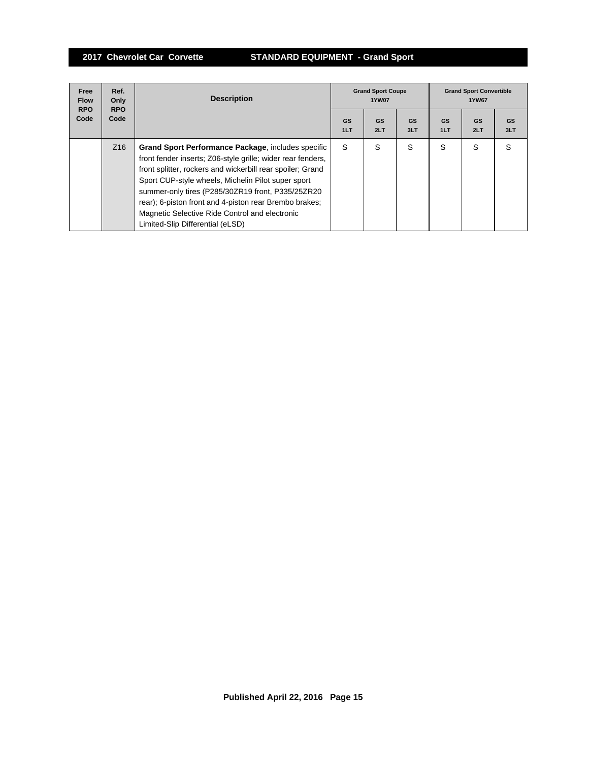## 2017 Chevrolet Car Corvette — STANDARD EQUIPMENT - Grand Sport

| Free Flow RPO Code | Ref. Only RPO Code | Description | Grand Sport Coupe 1YW07 | | | Grand Sport Convertible 1YW67 | | |
|---|---|---|---|---|---|---|---|---|
| | | | GS 1LT | GS 2LT | GS 3LT | GS 1LT | GS 2LT | GS 3LT |
| | Z16 | **Grand Sport Performance Package**, includes specific front fender inserts; Z06-style grille; wider rear fenders, front splitter, rockers and wickerbill rear spoiler; Grand Sport CUP-style wheels, Michelin Pilot super sport summer-only tires (P285/30ZR19 front, P335/25ZR20 rear); 6-piston front and 4-piston rear Brembo brakes; Magnetic Selective Ride Control and electronic Limited-Slip Differential (eLSD) | S | S | S | S | S | S |

Published April 22, 2016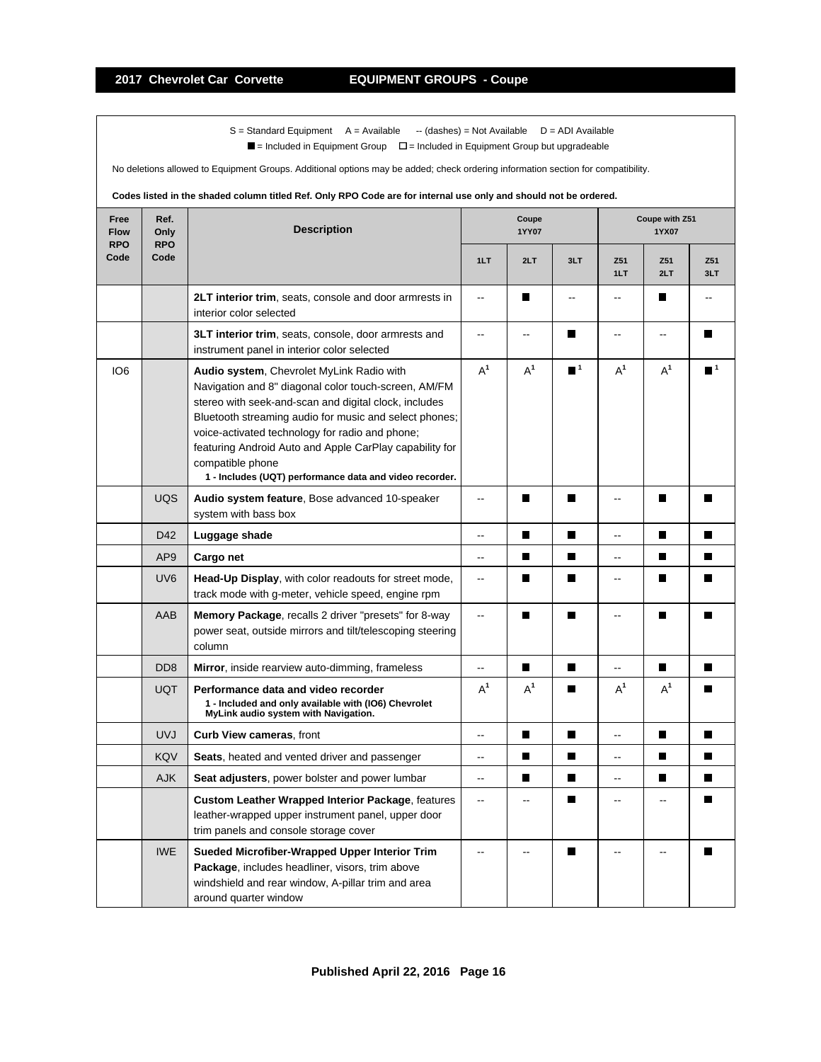## 2017 Chevrolet Car Corvette — EQUIPMENT GROUPS - Coupe

S = Standard Equipment  A = Available  -- (dashes) = Not Available  D = ADI Available

■ = Included in Equipment Group  □ = Included in Equipment Group but upgradeable

No deletions allowed to Equipment Groups. Additional options may be added; check ordering information section for compatibility.

**Codes listed in the shaded column titled Ref. Only RPO Code are for internal use only and should not be ordered.**

| Free Flow RPO Code | Ref. Only RPO Code | Description | Coupe 1YY07 | | | Coupe with Z51 1YX07 | | |
|---|---|---|---|---|---|---|---|---|
| | | | 1LT | 2LT | 3LT | Z51 1LT | Z51 2LT | Z51 3LT |
| | | **2LT interior trim**, seats, console and door armrests in interior color selected | -- | ■ | -- | -- | ■ | -- |
| | | **3LT interior trim**, seats, console, door armrests and instrument panel in interior color selected | -- | -- | ■ | -- | -- | ■ |
| IO6 | | **Audio system**, Chevrolet MyLink Radio with Navigation and 8" diagonal color touch-screen, AM/FM stereo with seek-and-scan and digital clock, includes Bluetooth streaming audio for music and select phones; voice-activated technology for radio and phone; featuring Android Auto and Apple CarPlay capability for compatible phone<br>**1 - Includes (UQT) performance data and video recorder.** | A[1] | A[1] | ■[1] | A[1] | A[1] | ■[1] |
| | UQS | **Audio system feature**, Bose advanced 10-speaker system with bass box | -- | ■ | ■ | -- | ■ | ■ |
| | D42 | **Luggage shade** | -- | ■ | ■ | -- | ■ | ■ |
| | AP9 | **Cargo net** | -- | ■ | ■ | -- | ■ | ■ |
| | UV6 | **Head-Up Display**, with color readouts for street mode, track mode with g-meter, vehicle speed, engine rpm | -- | ■ | ■ | -- | ■ | ■ |
| | AAB | **Memory Package**, recalls 2 driver "presets" for 8-way power seat, outside mirrors and tilt/telescoping steering column | -- | ■ | ■ | -- | ■ | ■ |
| | DD8 | **Mirror**, inside rearview auto-dimming, frameless | -- | ■ | ■ | -- | ■ | ■ |
| | UQT | **Performance data and video recorder**<br>**1 - Included and only available with (IO6) Chevrolet MyLink audio system with Navigation.** | A[1] | A[1] | ■ | A[1] | A[1] | ■ |
| | UVJ | **Curb View cameras**, front | -- | ■ | ■ | -- | ■ | ■ |
| | KQV | **Seats**, heated and vented driver and passenger | -- | ■ | ■ | -- | ■ | ■ |
| | AJK | **Seat adjusters**, power bolster and power lumbar | -- | ■ | ■ | -- | ■ | ■ |
| | | **Custom Leather Wrapped Interior Package**, features leather-wrapped upper instrument panel, upper door trim panels and console storage cover | -- | -- | ■ | -- | -- | ■ |
| | IWE | **Sueded Microfiber-Wrapped Upper Interior Trim Package**, includes headliner, visors, trim above windshield and rear window, A-pillar trim and area around quarter window | -- | -- | ■ | -- | -- | ■ |

Published April 22, 2016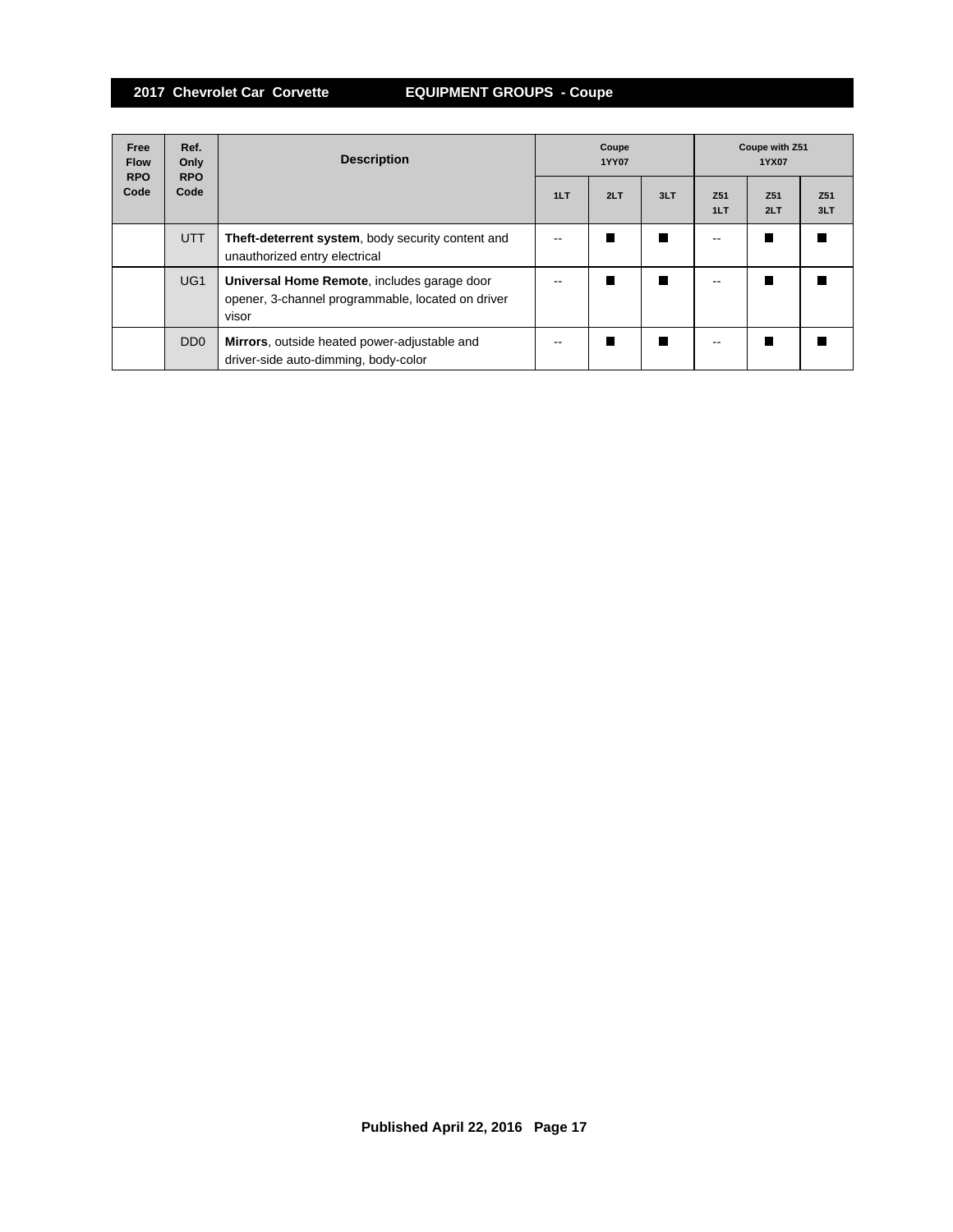## 2017 Chevrolet Car Corvette — EQUIPMENT GROUPS - Coupe

| Free Flow RPO Code | Ref. Only RPO Code | Description | Coupe 1YY07 | | | Coupe with Z51 1YX07 | | |
|---|---|---|---|---|---|---|---|---|
| | | | 1LT | 2LT | 3LT | Z51 1LT | Z51 2LT | Z51 3LT |
| | UTT | **Theft-deterrent system**, body security content and unauthorized entry electrical | -- | ■ | ■ | -- | ■ | ■ |
| | UG1 | **Universal Home Remote**, includes garage door opener, 3-channel programmable, located on driver visor | -- | ■ | ■ | -- | ■ | ■ |
| | DD0 | **Mirrors**, outside heated power-adjustable and driver-side auto-dimming, body-color | -- | ■ | ■ | -- | ■ | ■ |

Published April 22, 2016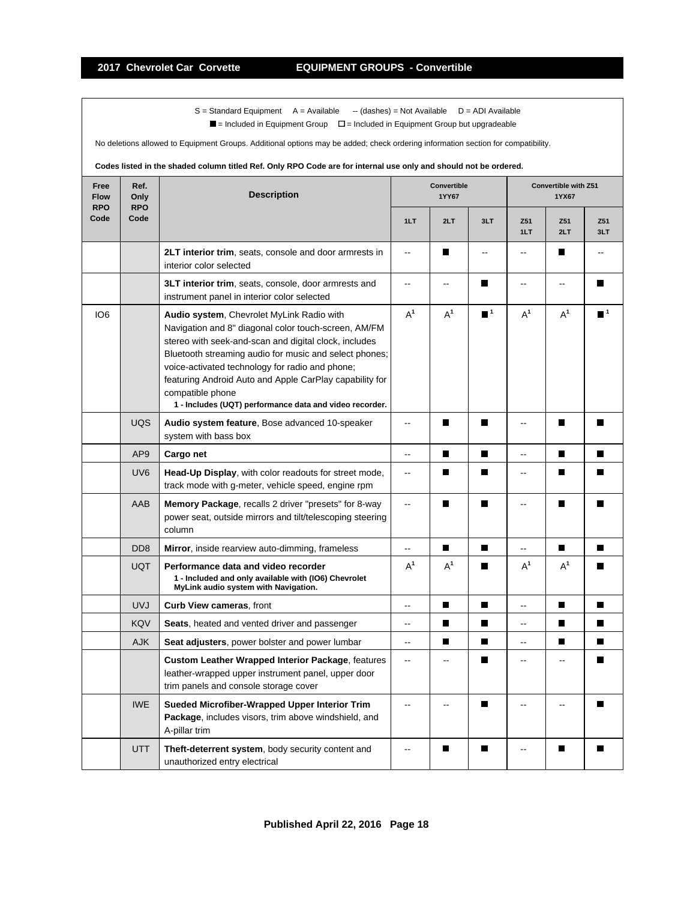## 2017 Chevrolet Car Corvette — EQUIPMENT GROUPS - Convertible

S = Standard Equipment A = Available -- (dashes) = Not Available D = ADI Available

■ = Included in Equipment Group □ = Included in Equipment Group but upgradeable

No deletions allowed to Equipment Groups. Additional options may be added; check ordering information section for compatibility.

**Codes listed in the shaded column titled Ref. Only RPO Code are for internal use only and should not be ordered.**

| Free Flow RPO Code | Ref. Only RPO Code | Description | Convertible 1YY67 | | | Convertible with Z51 1YX67 | | |
|---|---|---|---|---|---|---|---|---|
| | | | 1LT | 2LT | 3LT | Z51 1LT | Z51 2LT | Z51 3LT |
| | | **2LT interior trim**, seats, console and door armrests in interior color selected | -- | ■ | -- | -- | ■ | -- |
| | | **3LT interior trim**, seats, console, door armrests and instrument panel in interior color selected | -- | -- | ■ | -- | -- | ■ |
| IO6 | | **Audio system**, Chevrolet MyLink Radio with Navigation and 8" diagonal color touch-screen, AM/FM stereo with seek-and-scan and digital clock, includes Bluetooth streaming audio for music and select phones; voice-activated technology for radio and phone; featuring Android Auto and Apple CarPlay capability for compatible phone **1 - Includes (UQT) performance data and video recorder.** | A[1] | A[1] | ■[1] | A[1] | A[1] | ■[1] |
| | UQS | **Audio system feature**, Bose advanced 10-speaker system with bass box | -- | ■ | ■ | -- | ■ | ■ |
| | AP9 | **Cargo net** | -- | ■ | ■ | -- | ■ | ■ |
| | UV6 | **Head-Up Display**, with color readouts for street mode, track mode with g-meter, vehicle speed, engine rpm | -- | ■ | ■ | -- | ■ | ■ |
| | AAB | **Memory Package**, recalls 2 driver "presets" for 8-way power seat, outside mirrors and tilt/telescoping steering column | -- | ■ | ■ | -- | ■ | ■ |
| | DD8 | **Mirror**, inside rearview auto-dimming, frameless | -- | ■ | ■ | -- | ■ | ■ |
| | UQT | **Performance data and video recorder** **1 - Included and only available with (IO6) Chevrolet MyLink audio system with Navigation.** | A[1] | A[1] | ■ | A[1] | A[1] | ■ |
| | UVJ | **Curb View cameras**, front | -- | ■ | ■ | -- | ■ | ■ |
| | KQV | **Seats**, heated and vented driver and passenger | -- | ■ | ■ | -- | ■ | ■ |
| | AJK | **Seat adjusters**, power bolster and power lumbar | -- | ■ | ■ | -- | ■ | ■ |
| | | **Custom Leather Wrapped Interior Package**, features leather-wrapped upper instrument panel, upper door trim panels and console storage cover | -- | -- | ■ | -- | -- | ■ |
| | IWE | **Sueded Microfiber-Wrapped Upper Interior Trim Package**, includes visors, trim above windshield, and A-pillar trim | -- | -- | ■ | -- | -- | ■ |
| | UTT | **Theft-deterrent system**, body security content and unauthorized entry electrical | -- | ■ | ■ | -- | ■ | ■ |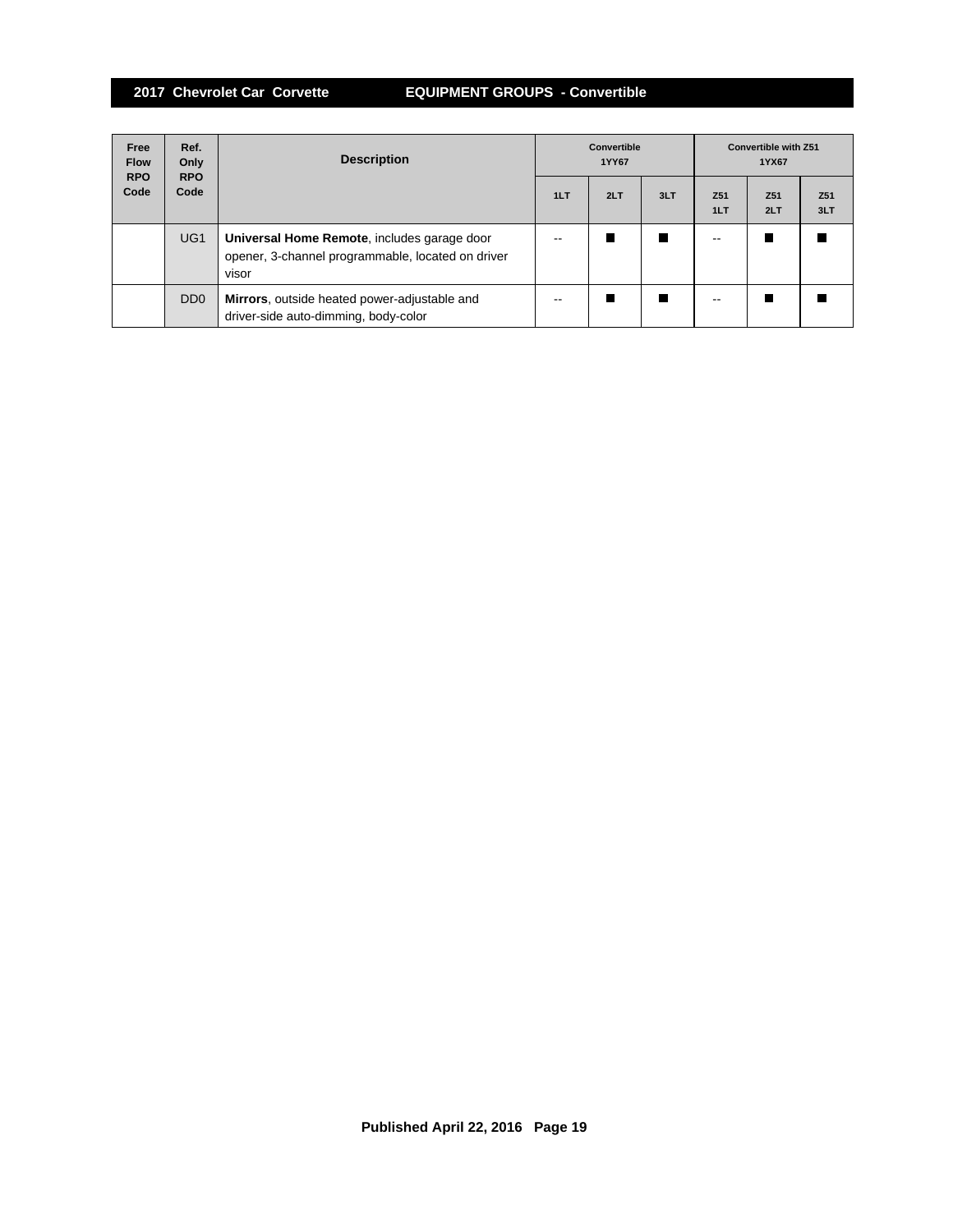## 2017 Chevrolet Car Corvette EQUIPMENT GROUPS - Convertible

| Free Flow RPO Code | Ref. Only RPO Code | Description | Convertible 1YY67 | | | Convertible with Z51 1YX67 | | |
|---|---|---|---|---|---|---|---|---|
| | | | 1LT | 2LT | 3LT | Z51 1LT | Z51 2LT | Z51 3LT |
| | UG1 | **Universal Home Remote**, includes garage door opener, 3-channel programmable, located on driver visor | -- | ■ | ■ | -- | ■ | ■ |
| | DD0 | **Mirrors**, outside heated power-adjustable and driver-side auto-dimming, body-color | -- | ■ | ■ | -- | ■ | ■ |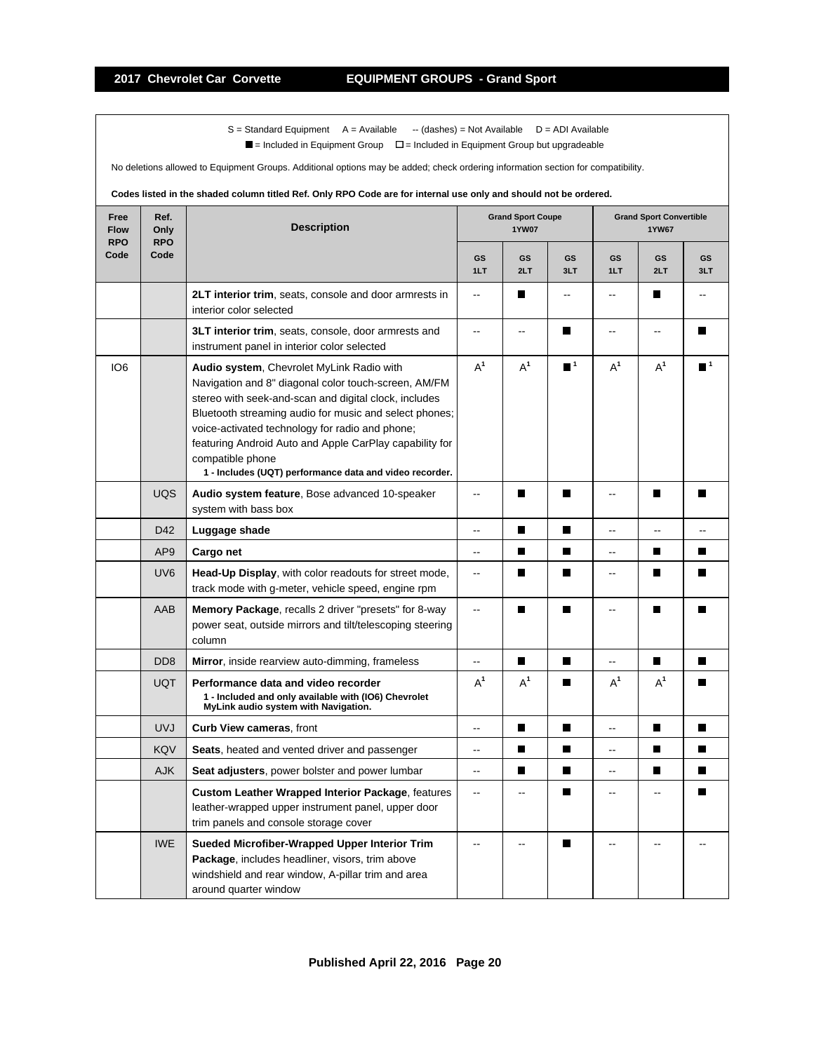## 2017 Chevrolet Car Corvette — EQUIPMENT GROUPS - Grand Sport

S = Standard Equipment A = Available -- (dashes) = Not Available D = ADI Available

■ = Included in Equipment Group □ = Included in Equipment Group but upgradeable

No deletions allowed to Equipment Groups. Additional options may be added; check ordering information section for compatibility.

**Codes listed in the shaded column titled Ref. Only RPO Code are for internal use only and should not be ordered.**

| Free Flow RPO Code | Ref. Only RPO Code | Description | Grand Sport Coupe 1YW07 | | | Grand Sport Convertible 1YW67 | | |
|---|---|---|---|---|---|---|---|---|
| | | | GS 1LT | GS 2LT | GS 3LT | GS 1LT | GS 2LT | GS 3LT |
| | | **2LT interior trim**, seats, console and door armrests in interior color selected | -- | ■ | -- | -- | ■ | -- |
| | | **3LT interior trim**, seats, console, door armrests and instrument panel in interior color selected | -- | -- | ■ | -- | -- | ■ |
| IO6 | | **Audio system**, Chevrolet MyLink Radio with Navigation and 8" diagonal color touch-screen, AM/FM stereo with seek-and-scan and digital clock, includes Bluetooth streaming audio for music and select phones; voice-activated technology for radio and phone; featuring Android Auto and Apple CarPlay capability for compatible phone **1 - Includes (UQT) performance data and video recorder.** | A[1] | A[1] | ■[1] | A[1] | A[1] | ■[1] |
| | UQS | **Audio system feature**, Bose advanced 10-speaker system with bass box | -- | ■ | ■ | -- | ■ | ■ |
| | D42 | **Luggage shade** | -- | ■ | ■ | -- | -- | -- |
| | AP9 | **Cargo net** | -- | ■ | ■ | -- | ■ | ■ |
| | UV6 | **Head-Up Display**, with color readouts for street mode, track mode with g-meter, vehicle speed, engine rpm | -- | ■ | ■ | -- | ■ | ■ |
| | AAB | **Memory Package**, recalls 2 driver "presets" for 8-way power seat, outside mirrors and tilt/telescoping steering column | -- | ■ | ■ | -- | ■ | ■ |
| | DD8 | **Mirror**, inside rearview auto-dimming, frameless | -- | ■ | ■ | -- | ■ | ■ |
| | UQT | **Performance data and video recorder** **1 - Included and only available with (IO6) Chevrolet MyLink audio system with Navigation.** | A[1] | A[1] | ■ | A[1] | A[1] | ■ |
| | UVJ | **Curb View cameras**, front | -- | ■ | ■ | -- | ■ | ■ |
| | KQV | **Seats**, heated and vented driver and passenger | -- | ■ | ■ | -- | ■ | ■ |
| | AJK | **Seat adjusters**, power bolster and power lumbar | -- | ■ | ■ | -- | ■ | ■ |
| | | **Custom Leather Wrapped Interior Package**, features leather-wrapped upper instrument panel, upper door trim panels and console storage cover | -- | -- | ■ | -- | -- | ■ |
| | IWE | **Sueded Microfiber-Wrapped Upper Interior Trim Package**, includes headliner, visors, trim above windshield and rear window, A-pillar trim and area around quarter window | -- | -- | ■ | -- | -- | -- |

Published April 22, 2016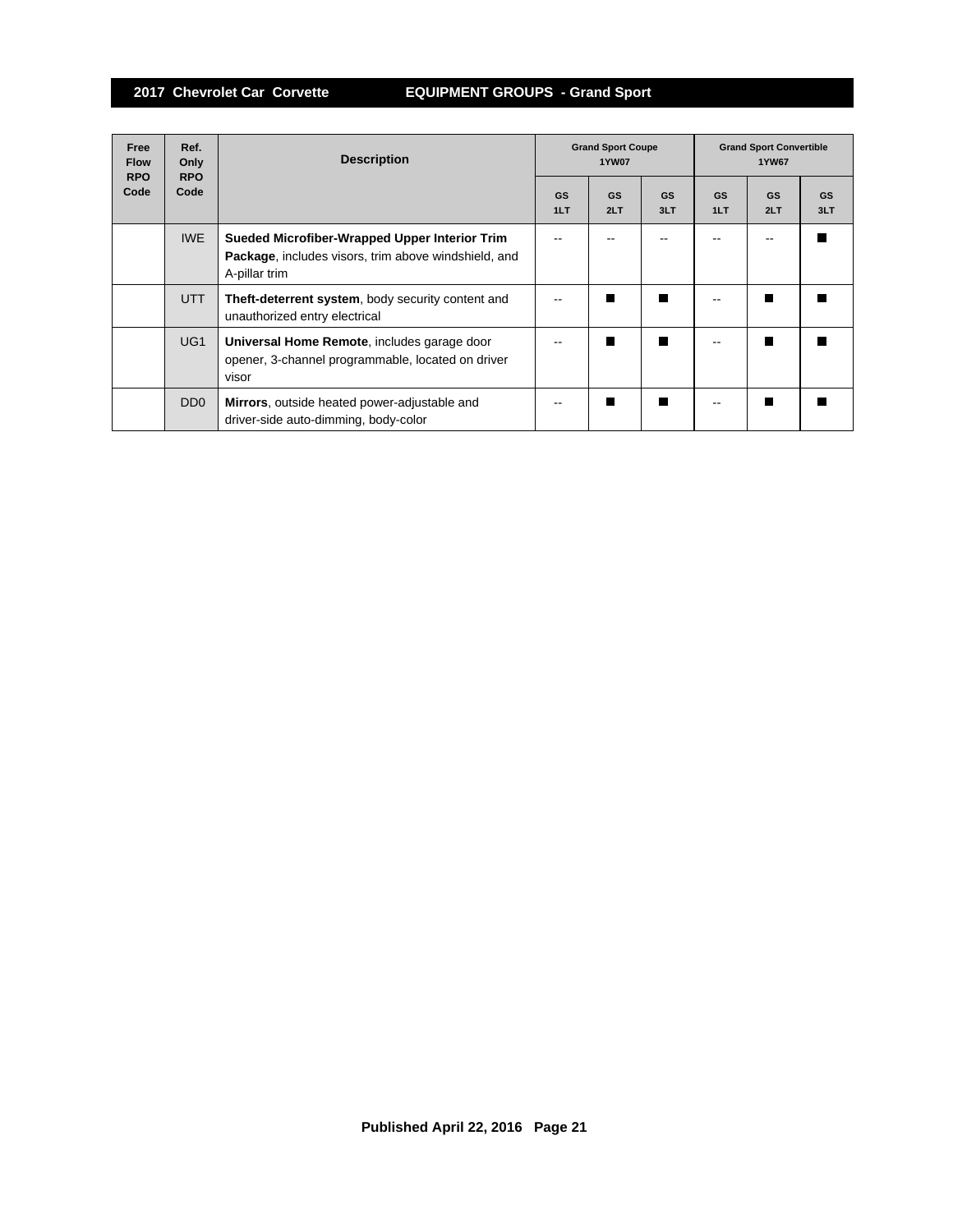## 2017 Chevrolet Car Corvette — EQUIPMENT GROUPS - Grand Sport

| Free Flow RPO Code | Ref. Only RPO Code | Description | Grand Sport Coupe 1YW07 | | | Grand Sport Convertible 1YW67 | | |
|---|---|---|---|---|---|---|---|---|
| | | | GS 1LT | GS 2LT | GS 3LT | GS 1LT | GS 2LT | GS 3LT |
| | IWE | **Sueded Microfiber-Wrapped Upper Interior Trim Package**, includes visors, trim above windshield, and A-pillar trim | -- | -- | -- | -- | -- | ■ |
| | UTT | **Theft-deterrent system**, body security content and unauthorized entry electrical | -- | ■ | ■ | -- | ■ | ■ |
| | UG1 | **Universal Home Remote**, includes garage door opener, 3-channel programmable, located on driver visor | -- | ■ | ■ | -- | ■ | ■ |
| | DD0 | **Mirrors**, outside heated power-adjustable and driver-side auto-dimming, body-color | -- | ■ | ■ | -- | ■ | ■ |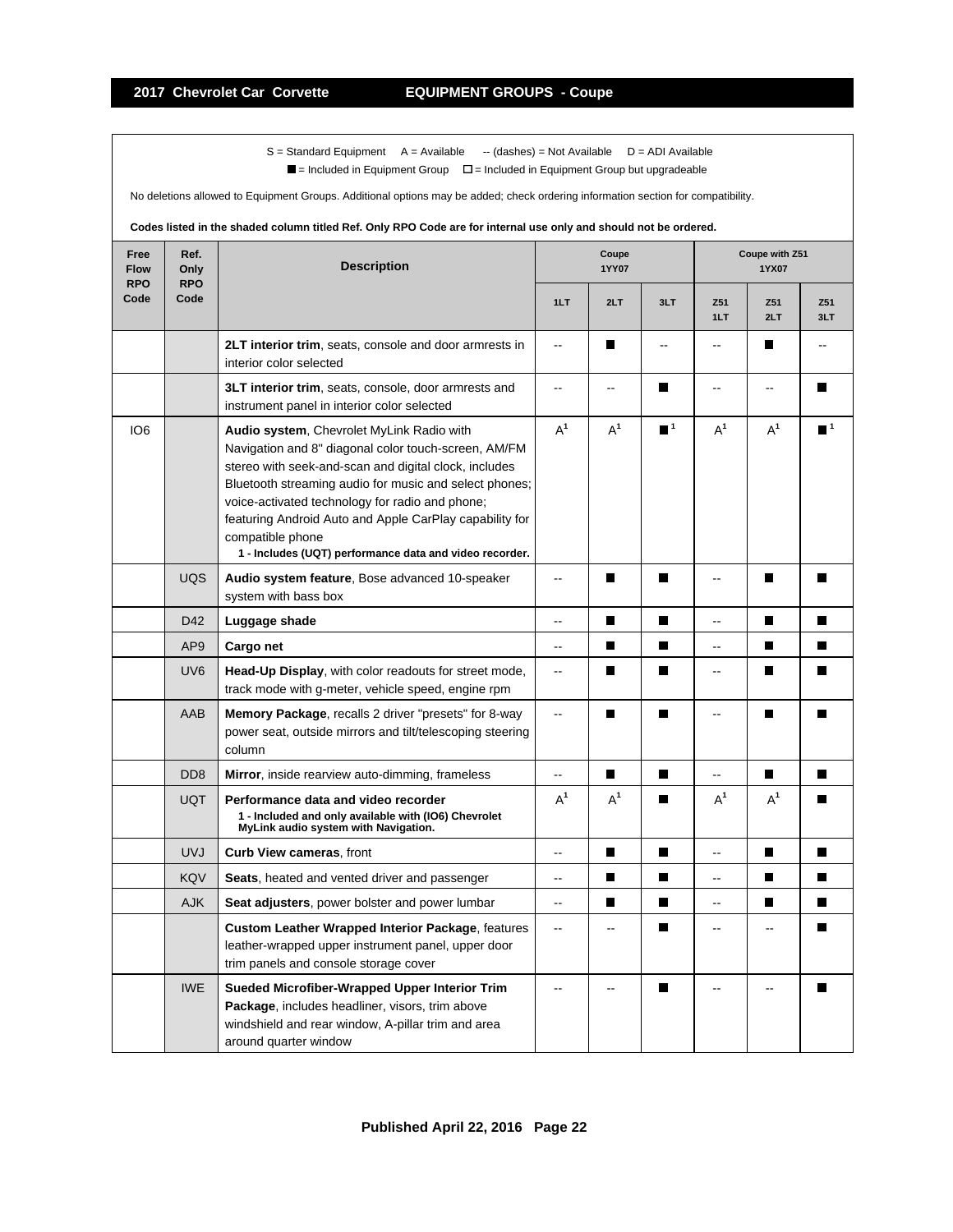## 2017 Chevrolet Car Corvette — EQUIPMENT GROUPS - Coupe

S = Standard Equipment A = Available -- (dashes) = Not Available D = ADI Available

■ = Included in Equipment Group □ = Included in Equipment Group but upgradeable

No deletions allowed to Equipment Groups. Additional options may be added; check ordering information section for compatibility.

**Codes listed in the shaded column titled Ref. Only RPO Code are for internal use only and should not be ordered.**

| Free Flow RPO Code | Ref. Only RPO Code | Description | Coupe 1YY07 | | | Coupe with Z51 1YX07 | | |
|---|---|---|---|---|---|---|---|---|
| | | | 1LT | 2LT | 3LT | Z51 1LT | Z51 2LT | Z51 3LT |
| | | **2LT interior trim**, seats, console and door armrests in interior color selected | -- | ■ | -- | -- | ■ | -- |
| | | **3LT interior trim**, seats, console, door armrests and instrument panel in interior color selected | -- | -- | ■ | -- | -- | ■ |
| IO6 | | **Audio system**, Chevrolet MyLink Radio with Navigation and 8" diagonal color touch-screen, AM/FM stereo with seek-and-scan and digital clock, includes Bluetooth streaming audio for music and select phones; voice-activated technology for radio and phone; featuring Android Auto and Apple CarPlay capability for compatible phone **1 - Includes (UQT) performance data and video recorder.** | A[1] | A[1] | ■[1] | A[1] | A[1] | ■[1] |
| | UQS | **Audio system feature**, Bose advanced 10-speaker system with bass box | -- | ■ | ■ | -- | ■ | ■ |
| | D42 | **Luggage shade** | -- | ■ | ■ | -- | ■ | ■ |
| | AP9 | **Cargo net** | -- | ■ | ■ | -- | ■ | ■ |
| | UV6 | **Head-Up Display**, with color readouts for street mode, track mode with g-meter, vehicle speed, engine rpm | -- | ■ | ■ | -- | ■ | ■ |
| | AAB | **Memory Package**, recalls 2 driver "presets" for 8-way power seat, outside mirrors and tilt/telescoping steering column | -- | ■ | ■ | -- | ■ | ■ |
| | DD8 | **Mirror**, inside rearview auto-dimming, frameless | -- | ■ | ■ | -- | ■ | ■ |
| | UQT | **Performance data and video recorder** **1 - Included and only available with (IO6) Chevrolet MyLink audio system with Navigation.** | A[1] | A[1] | ■ | A[1] | A[1] | ■ |
| | UVJ | **Curb View cameras**, front | -- | ■ | ■ | -- | ■ | ■ |
| | KQV | **Seats**, heated and vented driver and passenger | -- | ■ | ■ | -- | ■ | ■ |
| | AJK | **Seat adjusters**, power bolster and power lumbar | -- | ■ | ■ | -- | ■ | ■ |
| | | **Custom Leather Wrapped Interior Package**, features leather-wrapped upper instrument panel, upper door trim panels and console storage cover | -- | -- | ■ | -- | -- | ■ |
| | IWE | **Sueded Microfiber-Wrapped Upper Interior Trim Package**, includes headliner, visors, trim above windshield and rear window, A-pillar trim and area around quarter window | -- | -- | ■ | -- | -- | ■ |

Published April 22, 2016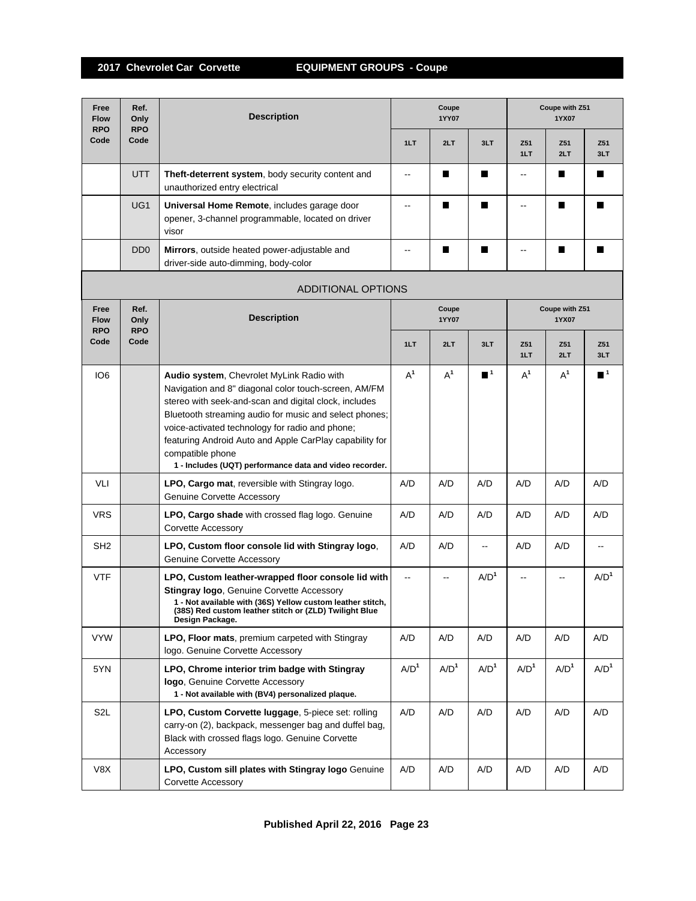## 2017 Chevrolet Car Corvette — EQUIPMENT GROUPS - Coupe

| Free Flow RPO Code | Ref. Only RPO Code | Description | Coupe 1YY07 | | | Coupe with Z51 1YX07 | | |
|---|---|---|---|---|---|---|---|---|
| | | | 1LT | 2LT | 3LT | Z51 1LT | Z51 2LT | Z51 3LT |
| | UTT | **Theft-deterrent system**, body security content and unauthorized entry electrical | -- | ■ | ■ | -- | ■ | ■ |
| | UG1 | **Universal Home Remote**, includes garage door opener, 3-channel programmable, located on driver visor | -- | ■ | ■ | -- | ■ | ■ |
| | DD0 | **Mirrors**, outside heated power-adjustable and driver-side auto-dimming, body-color | -- | ■ | ■ | -- | ■ | ■ |

### ADDITIONAL OPTIONS

| Free Flow RPO Code | Ref. Only RPO Code | Description | Coupe 1YY07 | | | Coupe with Z51 1YX07 | | |
|---|---|---|---|---|---|---|---|---|
| | | | 1LT | 2LT | 3LT | Z51 1LT | Z51 2LT | Z51 3LT |
| IO6 | | **Audio system**, Chevrolet MyLink Radio with Navigation and 8" diagonal color touch-screen, AM/FM stereo with seek-and-scan and digital clock, includes Bluetooth streaming audio for music and select phones; voice-activated technology for radio and phone; featuring Android Auto and Apple CarPlay capability for compatible phone **1 - Includes (UQT) performance data and video recorder.** | A[1] | A[1] | ■[1] | A[1] | A[1] | ■[1] |
| VLI | | **LPO, Cargo mat**, reversible with Stingray logo. Genuine Corvette Accessory | A/D | A/D | A/D | A/D | A/D | A/D |
| VRS | | **LPO, Cargo shade** with crossed flag logo. Genuine Corvette Accessory | A/D | A/D | A/D | A/D | A/D | A/D |
| SH2 | | **LPO, Custom floor console lid with Stingray logo**, Genuine Corvette Accessory | A/D | A/D | -- | A/D | A/D | -- |
| VTF | | **LPO, Custom leather-wrapped floor console lid with Stingray logo**, Genuine Corvette Accessory **1 - Not available with (36S) Yellow custom leather stitch, (38S) Red custom leather stitch or (ZLD) Twilight Blue Design Package.** | -- | -- | A/D[1] | -- | -- | A/D[1] |
| VYW | | **LPO, Floor mats**, premium carpeted with Stingray logo. Genuine Corvette Accessory | A/D | A/D | A/D | A/D | A/D | A/D |
| 5YN | | **LPO, Chrome interior trim badge with Stingray logo**, Genuine Corvette Accessory **1 - Not available with (BV4) personalized plaque.** | A/D[1] | A/D[1] | A/D[1] | A/D[1] | A/D[1] | A/D[1] |
| S2L | | **LPO, Custom Corvette luggage**, 5-piece set: rolling carry-on (2), backpack, messenger bag and duffel bag, Black with crossed flags logo. Genuine Corvette Accessory | A/D | A/D | A/D | A/D | A/D | A/D |
| V8X | | **LPO, Custom sill plates with Stingray logo** Genuine Corvette Accessory | A/D | A/D | A/D | A/D | A/D | A/D |

Published April 22, 2016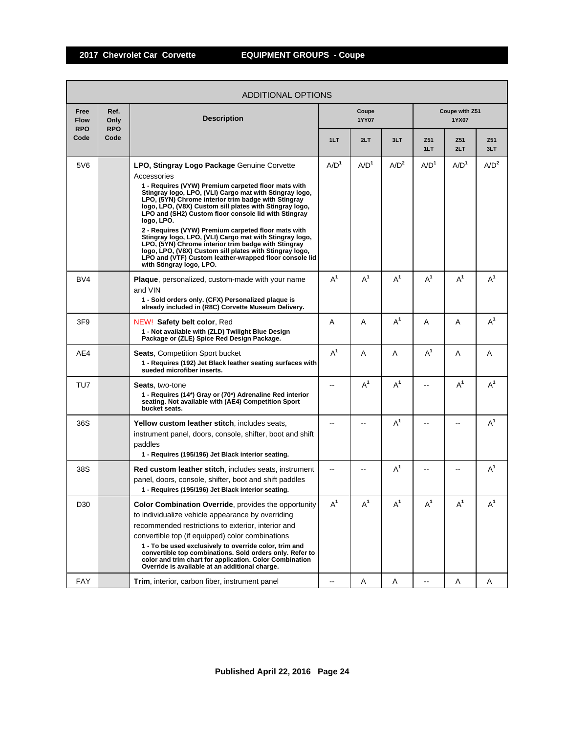## 2017 Chevrolet Car Corvette — EQUIPMENT GROUPS - Coupe

| ADDITIONAL OPTIONS | | | | | | | | |
|---|---|---|---|---|---|---|---|---|
| Free Flow RPO Code | Ref. Only RPO Code | Description | Coupe 1YY07 | | | Coupe with Z51 1YX07 | | |
| | | | 1LT | 2LT | 3LT | Z51 1LT | Z51 2LT | Z51 3LT |
| 5V6 | | **LPO, Stingray Logo Package** Genuine Corvette Accessories<br>**1 - Requires (VYW) Premium carpeted floor mats with Stingray logo, LPO, (VLI) Cargo mat with Stingray logo, LPO, (5YN) Chrome interior trim badge with Stingray logo, LPO, (V8X) Custom sill plates with Stingray logo, LPO and (SH2) Custom floor console lid with Stingray logo, LPO.**<br>**2 - Requires (VYW) Premium carpeted floor mats with Stingray logo, LPO, (VLI) Cargo mat with Stingray logo, LPO, (5YN) Chrome interior trim badge with Stingray logo, LPO, (V8X) Custom sill plates with Stingray logo, LPO and (VTF) Custom leather-wrapped floor console lid with Stingray logo, LPO.** | A/D[1] | A/D[1] | A/D[2] | A/D[1] | A/D[1] | A/D[2] |
| BV4 | | **Plaque**, personalized, custom-made with your name and VIN<br>**1 - Sold orders only. (CFX) Personalized plaque is already included in (R8C) Corvette Museum Delivery.** | A[1] | A[1] | A[1] | A[1] | A[1] | A[1] |
| 3F9 | | NEW! **Safety belt color**, Red<br>**1 - Not available with (ZLD) Twilight Blue Design Package or (ZLE) Spice Red Design Package.** | A | A | A[1] | A | A | A[1] |
| AE4 | | **Seats**, Competition Sport bucket<br>**1 - Requires (192) Jet Black leather seating surfaces with sueded microfiber inserts.** | A[1] | A | A | A[1] | A | A |
| TU7 | | **Seats**, two-tone<br>**1 - Requires (14*) Gray or (70*) Adrenaline Red interior seating. Not available with (AE4) Competition Sport bucket seats.** | -- | A[1] | A[1] | -- | A[1] | A[1] |
| 36S | | **Yellow custom leather stitch**, includes seats, instrument panel, doors, console, shifter, boot and shift paddles<br>**1 - Requires (195/196) Jet Black interior seating.** | -- | -- | A[1] | -- | -- | A[1] |
| 38S | | **Red custom leather stitch**, includes seats, instrument panel, doors, console, shifter, boot and shift paddles<br>**1 - Requires (195/196) Jet Black interior seating.** | -- | -- | A[1] | -- | -- | A[1] |
| D30 | | **Color Combination Override**, provides the opportunity to individualize vehicle appearance by overriding recommended restrictions to exterior, interior and convertible top (if equipped) color combinations<br>**1 - To be used exclusively to override color, trim and convertible top combinations. Sold orders only. Refer to color and trim chart for application. Color Combination Override is available at an additional charge.** | A[1] | A[1] | A[1] | A[1] | A[1] | A[1] |
| FAY | | **Trim**, interior, carbon fiber, instrument panel | -- | A | A | -- | A | A |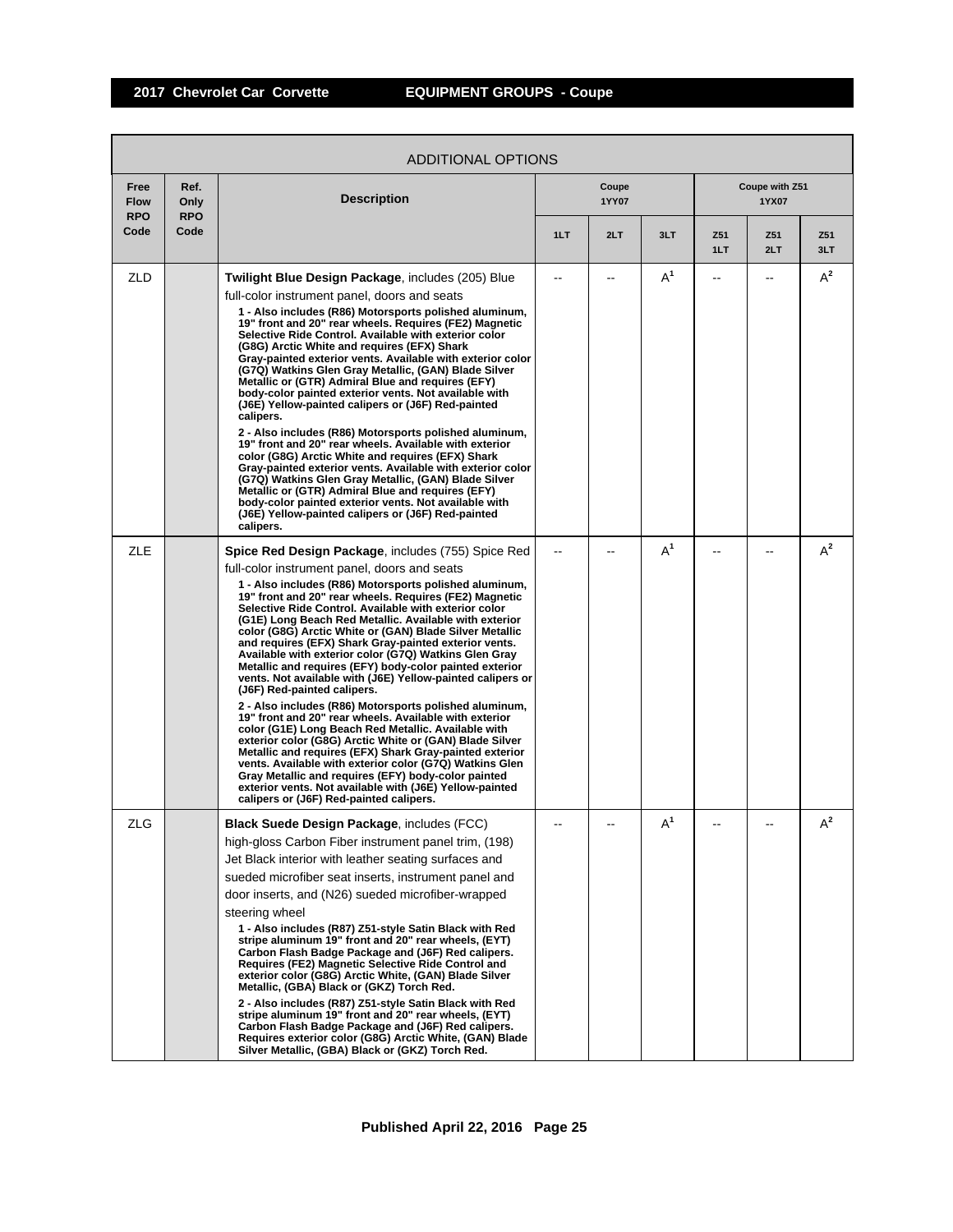## 2017 Chevrolet Car Corvette — EQUIPMENT GROUPS - Coupe

| ADDITIONAL OPTIONS | | | | | | | | |
|---|---|---|---|---|---|---|---|---|
| Free Flow RPO Code | Ref. Only RPO Code | Description | Coupe 1YY07 | | | Coupe with Z51 1YX07 | | |
| | | | 1LT | 2LT | 3LT | Z51 1LT | Z51 2LT | Z51 3LT |
| ZLD | | **Twilight Blue Design Package**, includes (205) Blue full-color instrument panel, doors and seats<br>**1 - Also includes (R86) Motorsports polished aluminum, 19" front and 20" rear wheels. Requires (FE2) Magnetic Selective Ride Control. Available with exterior color (G8G) Arctic White and requires (EFX) Shark Gray-painted exterior vents. Available with exterior color (G7Q) Watkins Glen Gray Metallic, (GAN) Blade Silver Metallic or (GTR) Admiral Blue and requires (EFY) body-color painted exterior vents. Not available with (J6E) Yellow-painted calipers or (J6F) Red-painted calipers.**<br>**2 - Also includes (R86) Motorsports polished aluminum, 19" front and 20" rear wheels. Available with exterior color (G8G) Arctic White and requires (EFX) Shark Gray-painted exterior vents. Available with exterior color (G7Q) Watkins Glen Gray Metallic, (GAN) Blade Silver Metallic or (GTR) Admiral Blue and requires (EFY) body-color painted exterior vents. Not available with (J6E) Yellow-painted calipers or (J6F) Red-painted calipers.** | -- | -- | A[1] | -- | -- | A[2] |
| ZLE | | **Spice Red Design Package**, includes (755) Spice Red full-color instrument panel, doors and seats<br>**1 - Also includes (R86) Motorsports polished aluminum, 19" front and 20" rear wheels. Requires (FE2) Magnetic Selective Ride Control. Available with exterior color (G1E) Long Beach Red Metallic. Available with exterior color (G8G) Arctic White or (GAN) Blade Silver Metallic and requires (EFX) Shark Gray-painted exterior vents. Available with exterior color (G7Q) Watkins Glen Gray Metallic and requires (EFY) body-color painted exterior vents. Not available with (J6E) Yellow-painted calipers or (J6F) Red-painted calipers.**<br>**2 - Also includes (R86) Motorsports polished aluminum, 19" front and 20" rear wheels. Available with exterior color (G1E) Long Beach Red Metallic. Available with exterior color (G8G) Arctic White or (GAN) Blade Silver Metallic and requires (EFX) Shark Gray-painted exterior vents. Available with exterior color (G7Q) Watkins Glen Gray Metallic and requires (EFY) body-color painted exterior vents. Not available with (J6E) Yellow-painted calipers or (J6F) Red-painted calipers.** | -- | -- | A[1] | -- | -- | A[2] |
| ZLG | | **Black Suede Design Package**, includes (FCC) high-gloss Carbon Fiber instrument panel trim, (198) Jet Black interior with leather seating surfaces and sueded microfiber seat inserts, instrument panel and door inserts, and (N26) sueded microfiber-wrapped steering wheel<br>**1 - Also includes (R87) Z51-style Satin Black with Red stripe aluminum 19" front and 20" rear wheels, (EYT) Carbon Flash Badge Package and (J6F) Red calipers. Requires (FE2) Magnetic Selective Ride Control and exterior color (G8G) Arctic White, (GAN) Blade Silver Metallic, (GBA) Black or (GKZ) Torch Red.**<br>**2 - Also includes (R87) Z51-style Satin Black with Red stripe aluminum 19" front and 20" rear wheels, (EYT) Carbon Flash Badge Package and (J6F) Red calipers. Requires exterior color (G8G) Arctic White, (GAN) Blade Silver Metallic, (GBA) Black or (GKZ) Torch Red.** | -- | -- | A[1] | -- | -- | A[2] |

Published April 22, 2016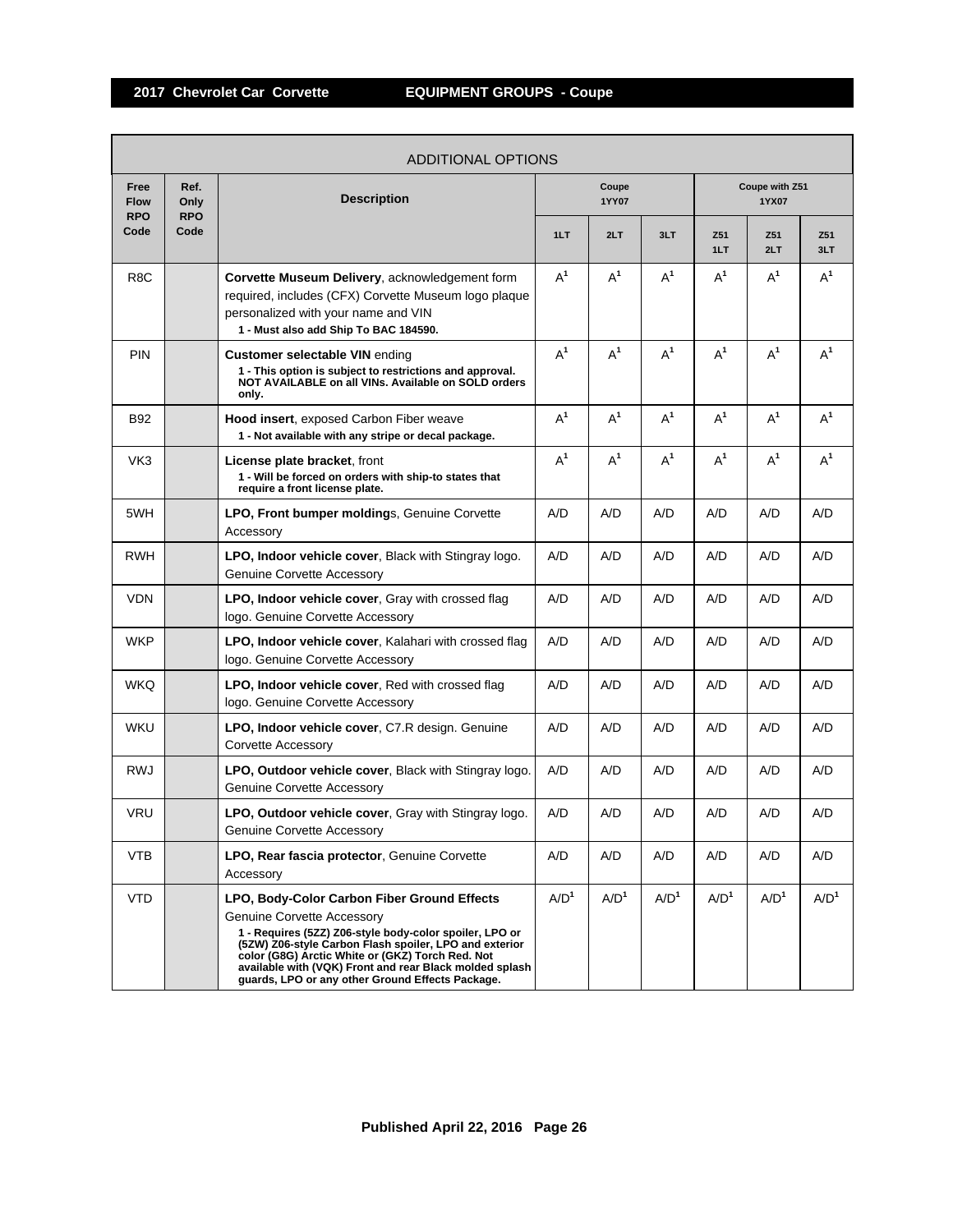## 2017 Chevrolet Car Corvette — EQUIPMENT GROUPS - Coupe

ADDITIONAL OPTIONS

| Free Flow RPO Code | Ref. Only RPO Code | Description | Coupe 1YY07 | | | Coupe with Z51 1YX07 | | |
|---|---|---|---|---|---|---|---|---|
| | | | 1LT | 2LT | 3LT | Z51 1LT | Z51 2LT | Z51 3LT |
| R8C | | **Corvette Museum Delivery**, acknowledgement form required, includes (CFX) Corvette Museum logo plaque personalized with your name and VIN **1 - Must also add Ship To BAC 184590.** | A[1] | A[1] | A[1] | A[1] | A[1] | A[1] |
| PIN | | **Customer selectable VIN** ending **1 - This option is subject to restrictions and approval. NOT AVAILABLE on all VINs. Available on SOLD orders only.** | A[1] | A[1] | A[1] | A[1] | A[1] | A[1] |
| B92 | | **Hood insert**, exposed Carbon Fiber weave **1 - Not available with any stripe or decal package.** | A[1] | A[1] | A[1] | A[1] | A[1] | A[1] |
| VK3 | | **License plate bracket**, front **1 - Will be forced on orders with ship-to states that require a front license plate.** | A[1] | A[1] | A[1] | A[1] | A[1] | A[1] |
| 5WH | | **LPO, Front bumper moldings**, Genuine Corvette Accessory | A/D | A/D | A/D | A/D | A/D | A/D |
| RWH | | **LPO, Indoor vehicle cover**, Black with Stingray logo. Genuine Corvette Accessory | A/D | A/D | A/D | A/D | A/D | A/D |
| VDN | | **LPO, Indoor vehicle cover**, Gray with crossed flag logo. Genuine Corvette Accessory | A/D | A/D | A/D | A/D | A/D | A/D |
| WKP | | **LPO, Indoor vehicle cover**, Kalahari with crossed flag logo. Genuine Corvette Accessory | A/D | A/D | A/D | A/D | A/D | A/D |
| WKQ | | **LPO, Indoor vehicle cover**, Red with crossed flag logo. Genuine Corvette Accessory | A/D | A/D | A/D | A/D | A/D | A/D |
| WKU | | **LPO, Indoor vehicle cover**, C7.R design. Genuine Corvette Accessory | A/D | A/D | A/D | A/D | A/D | A/D |
| RWJ | | **LPO, Outdoor vehicle cover**, Black with Stingray logo. Genuine Corvette Accessory | A/D | A/D | A/D | A/D | A/D | A/D |
| VRU | | **LPO, Outdoor vehicle cover**, Gray with Stingray logo. Genuine Corvette Accessory | A/D | A/D | A/D | A/D | A/D | A/D |
| VTB | | **LPO, Rear fascia protector**, Genuine Corvette Accessory | A/D | A/D | A/D | A/D | A/D | A/D |
| VTD | | **LPO, Body-Color Carbon Fiber Ground Effects** Genuine Corvette Accessory **1 - Requires (5ZZ) Z06-style body-color spoiler, LPO or (5ZW) Z06-style Carbon Flash spoiler, LPO and exterior color (G8G) Arctic White or (GKZ) Torch Red. Not available with (VQK) Front and rear Black molded splash guards, LPO or any other Ground Effects Package.** | A/D[1] | A/D[1] | A/D[1] | A/D[1] | A/D[1] | A/D[1] |

Published April 22, 2016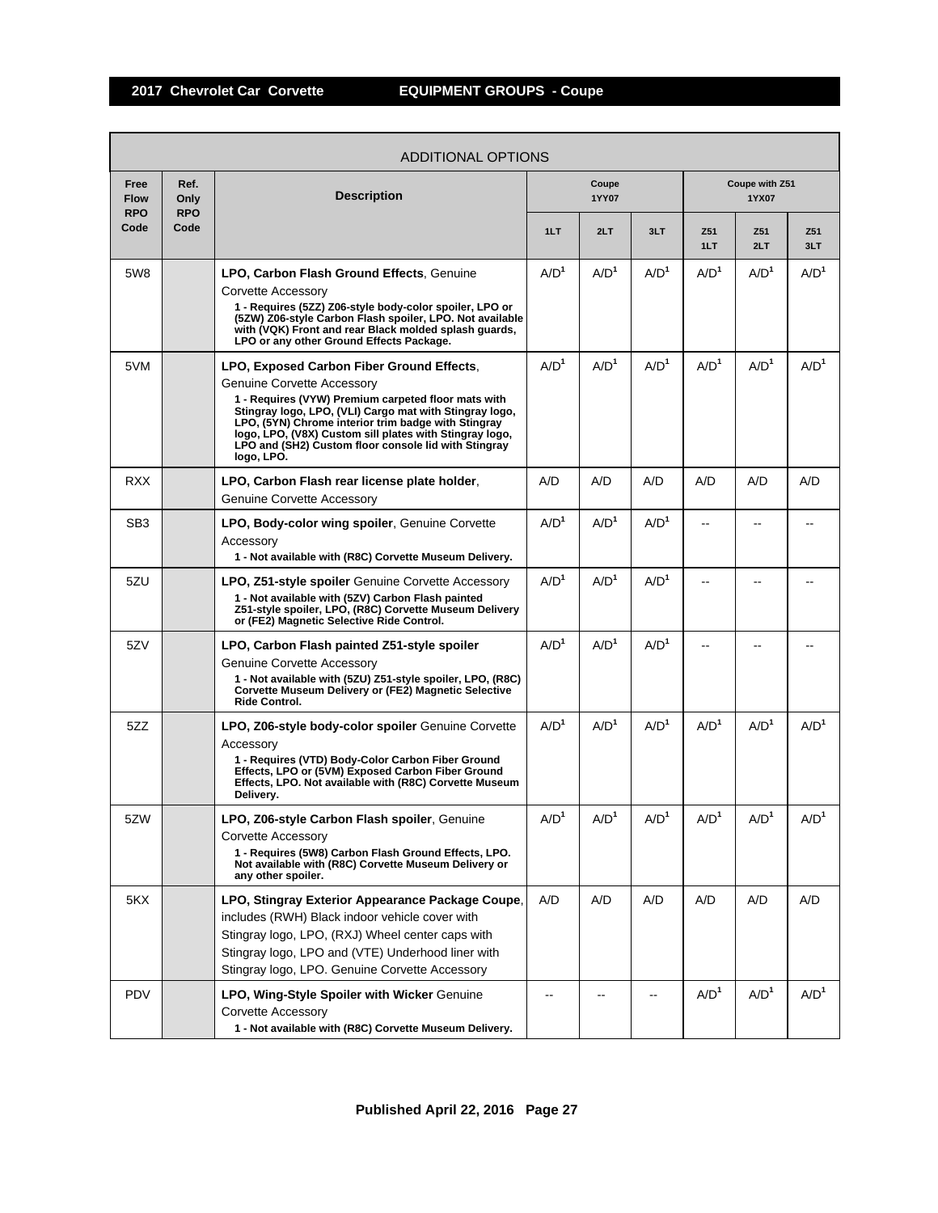## 2017 Chevrolet Car Corvette — EQUIPMENT GROUPS - Coupe

| ADDITIONAL OPTIONS | | | | | | | | |
|---|---|---|---|---|---|---|---|---|
| Free Flow RPO Code | Ref. Only RPO Code | Description | Coupe 1YY07 | | | Coupe with Z51 1YX07 | | |
| | | | 1LT | 2LT | 3LT | Z51 1LT | Z51 2LT | Z51 3LT |
| 5W8 | | **LPO, Carbon Flash Ground Effects**, Genuine Corvette Accessory<br>**1 - Requires (5ZZ) Z06-style body-color spoiler, LPO or (5ZW) Z06-style Carbon Flash spoiler, LPO. Not available with (VQK) Front and rear Black molded splash guards, LPO or any other Ground Effects Package.** | A/D[1] | A/D[1] | A/D[1] | A/D[1] | A/D[1] | A/D[1] |
| 5VM | | **LPO, Exposed Carbon Fiber Ground Effects**, Genuine Corvette Accessory<br>**1 - Requires (VYW) Premium carpeted floor mats with Stingray logo, LPO, (VLI) Cargo mat with Stingray logo, LPO, (5YN) Chrome interior trim badge with Stingray logo, LPO, (V8X) Custom sill plates with Stingray logo, LPO and (SH2) Custom floor console lid with Stingray logo, LPO.** | A/D[1] | A/D[1] | A/D[1] | A/D[1] | A/D[1] | A/D[1] |
| RXX | | **LPO, Carbon Flash rear license plate holder**, Genuine Corvette Accessory | A/D | A/D | A/D | A/D | A/D | A/D |
| SB3 | | **LPO, Body-color wing spoiler**, Genuine Corvette Accessory<br>**1 - Not available with (R8C) Corvette Museum Delivery.** | A/D[1] | A/D[1] | A/D[1] | -- | -- | -- |
| 5ZU | | **LPO, Z51-style spoiler** Genuine Corvette Accessory<br>**1 - Not available with (5ZV) Carbon Flash painted Z51-style spoiler, LPO, (R8C) Corvette Museum Delivery or (FE2) Magnetic Selective Ride Control.** | A/D[1] | A/D[1] | A/D[1] | -- | -- | -- |
| 5ZV | | **LPO, Carbon Flash painted Z51-style spoiler** Genuine Corvette Accessory<br>**1 - Not available with (5ZU) Z51-style spoiler, LPO, (R8C) Corvette Museum Delivery or (FE2) Magnetic Selective Ride Control.** | A/D[1] | A/D[1] | A/D[1] | -- | -- | -- |
| 5ZZ | | **LPO, Z06-style body-color spoiler** Genuine Corvette Accessory<br>**1 - Requires (VTD) Body-Color Carbon Fiber Ground Effects, LPO or (5VM) Exposed Carbon Fiber Ground Effects, LPO. Not available with (R8C) Corvette Museum Delivery.** | A/D[1] | A/D[1] | A/D[1] | A/D[1] | A/D[1] | A/D[1] |
| 5ZW | | **LPO, Z06-style Carbon Flash spoiler**, Genuine Corvette Accessory<br>**1 - Requires (5W8) Carbon Flash Ground Effects, LPO. Not available with (R8C) Corvette Museum Delivery or any other spoiler.** | A/D[1] | A/D[1] | A/D[1] | A/D[1] | A/D[1] | A/D[1] |
| 5KX | | **LPO, Stingray Exterior Appearance Package Coupe**, includes (RWH) Black indoor vehicle cover with Stingray logo, LPO, (RXJ) Wheel center caps with Stingray logo, LPO and (VTE) Underhood liner with Stingray logo, LPO. Genuine Corvette Accessory | A/D | A/D | A/D | A/D | A/D | A/D |
| PDV | | **LPO, Wing-Style Spoiler with Wicker** Genuine Corvette Accessory<br>**1 - Not available with (R8C) Corvette Museum Delivery.** | -- | -- | -- | A/D[1] | A/D[1] | A/D[1] |

**Published April 22, 2016**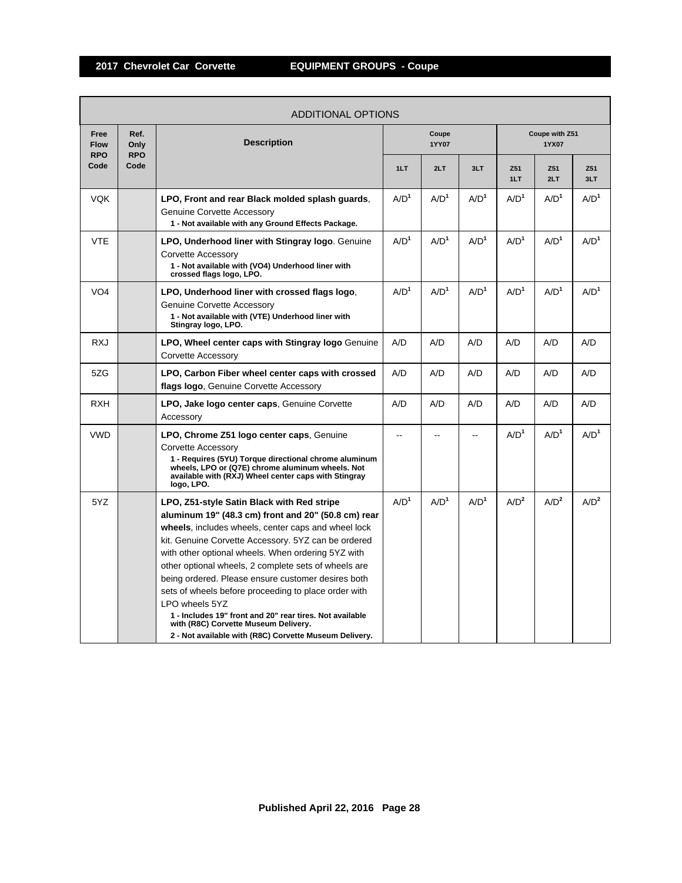## 2017 Chevrolet Car Corvette EQUIPMENT GROUPS - Coupe

| ADDITIONAL OPTIONS | | | | | | | | |
|---|---|---|---|---|---|---|---|---|
| Free Flow RPO Code | Ref. Only RPO Code | Description | Coupe 1YY07 | | | Coupe with Z51 1YX07 | | |
| | | | 1LT | 2LT | 3LT | Z51 1LT | Z51 2LT | Z51 3LT |
| VQK | | **LPO, Front and rear Black molded splash guards**, Genuine Corvette Accessory<br>**1 - Not available with any Ground Effects Package.** | A/D[1] | A/D[1] | A/D[1] | A/D[1] | A/D[1] | A/D[1] |
| VTE | | **LPO, Underhood liner with Stingray logo**. Genuine Corvette Accessory<br>**1 - Not available with (VO4) Underhood liner with crossed flags logo, LPO.** | A/D[1] | A/D[1] | A/D[1] | A/D[1] | A/D[1] | A/D[1] |
| VO4 | | **LPO, Underhood liner with crossed flags logo**, Genuine Corvette Accessory<br>**1 - Not available with (VTE) Underhood liner with Stingray logo, LPO.** | A/D[1] | A/D[1] | A/D[1] | A/D[1] | A/D[1] | A/D[1] |
| RXJ | | **LPO, Wheel center caps with Stingray logo** Genuine Corvette Accessory | A/D | A/D | A/D | A/D | A/D | A/D |
| 5ZG | | **LPO, Carbon Fiber wheel center caps with crossed flags logo**, Genuine Corvette Accessory | A/D | A/D | A/D | A/D | A/D | A/D |
| RXH | | **LPO, Jake logo center caps**, Genuine Corvette Accessory | A/D | A/D | A/D | A/D | A/D | A/D |
| VWD | | **LPO, Chrome Z51 logo center caps**, Genuine Corvette Accessory<br>**1 - Requires (5YU) Torque directional chrome aluminum wheels, LPO or (Q7E) chrome aluminum wheels. Not available with (RXJ) Wheel center caps with Stingray logo, LPO.** | -- | -- | -- | A/D[1] | A/D[1] | A/D[1] |
| 5YZ | | **LPO, Z51-style Satin Black with Red stripe aluminum 19" (48.3 cm) front and 20" (50.8 cm) rear wheels**, includes wheels, center caps and wheel lock kit. Genuine Corvette Accessory. 5YZ can be ordered with other optional wheels. When ordering 5YZ with other optional wheels, 2 complete sets of wheels are being ordered. Please ensure customer desires both sets of wheels before proceeding to place order with LPO wheels 5YZ<br>**1 - Includes 19" front and 20" rear tires. Not available with (R8C) Corvette Museum Delivery.**<br>**2 - Not available with (R8C) Corvette Museum Delivery.** | A/D[1] | A/D[1] | A/D[1] | A/D[2] | A/D[2] | A/D[2] |

**Published April 22, 2016**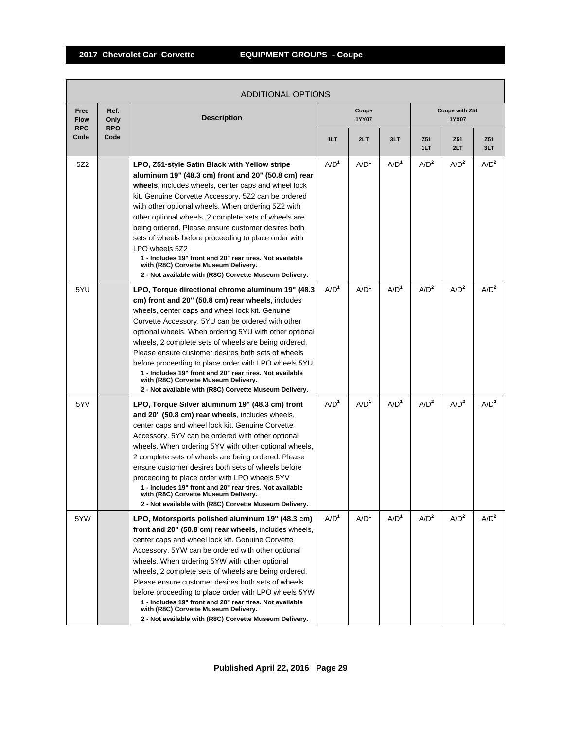## 2017 Chevrolet Car Corvette — EQUIPMENT GROUPS - Coupe

| ADDITIONAL OPTIONS | | | | | | | | |
|---|---|---|---|---|---|---|---|---|
| Free Flow RPO Code | Ref. Only RPO Code | Description | Coupe 1YY07 | | | Coupe with Z51 1YX07 | | |
| | | | 1LT | 2LT | 3LT | Z51 1LT | Z51 2LT | Z51 3LT |
| 5Z2 | | **LPO, Z51-style Satin Black with Yellow stripe aluminum 19" (48.3 cm) front and 20" (50.8 cm) rear wheels**, includes wheels, center caps and wheel lock kit. Genuine Corvette Accessory. 5Z2 can be ordered with other optional wheels. When ordering 5Z2 with other optional wheels, 2 complete sets of wheels are being ordered. Please ensure customer desires both sets of wheels before proceeding to place order with LPO wheels 5Z2 **1 - Includes 19" front and 20" rear tires. Not available with (R8C) Corvette Museum Delivery. 2 - Not available with (R8C) Corvette Museum Delivery.** | A/D[1] | A/D[1] | A/D[1] | A/D[2] | A/D[2] | A/D[2] |
| 5YU | | **LPO, Torque directional chrome aluminum 19" (48.3 cm) front and 20" (50.8 cm) rear wheels**, includes wheels, center caps and wheel lock kit. Genuine Corvette Accessory. 5YU can be ordered with other optional wheels. When ordering 5YU with other optional wheels, 2 complete sets of wheels are being ordered. Please ensure customer desires both sets of wheels before proceeding to place order with LPO wheels 5YU **1 - Includes 19" front and 20" rear tires. Not available with (R8C) Corvette Museum Delivery. 2 - Not available with (R8C) Corvette Museum Delivery.** | A/D[1] | A/D[1] | A/D[1] | A/D[2] | A/D[2] | A/D[2] |
| 5YV | | **LPO, Torque Silver aluminum 19" (48.3 cm) front and 20" (50.8 cm) rear wheels**, includes wheels, center caps and wheel lock kit. Genuine Corvette Accessory. 5YV can be ordered with other optional wheels. When ordering 5YV with other optional wheels, 2 complete sets of wheels are being ordered. Please ensure customer desires both sets of wheels before proceeding to place order with LPO wheels 5YV **1 - Includes 19" front and 20" rear tires. Not available with (R8C) Corvette Museum Delivery. 2 - Not available with (R8C) Corvette Museum Delivery.** | A/D[1] | A/D[1] | A/D[1] | A/D[2] | A/D[2] | A/D[2] |
| 5YW | | **LPO, Motorsports polished aluminum 19" (48.3 cm) front and 20" (50.8 cm) rear wheels**, includes wheels, center caps and wheel lock kit. Genuine Corvette Accessory. 5YW can be ordered with other optional wheels. When ordering 5YW with other optional wheels, 2 complete sets of wheels are being ordered. Please ensure customer desires both sets of wheels before proceeding to place order with LPO wheels 5YW **1 - Includes 19" front and 20" rear tires. Not available with (R8C) Corvette Museum Delivery. 2 - Not available with (R8C) Corvette Museum Delivery.** | A/D[1] | A/D[1] | A/D[1] | A/D[2] | A/D[2] | A/D[2] |

Published April 22, 2016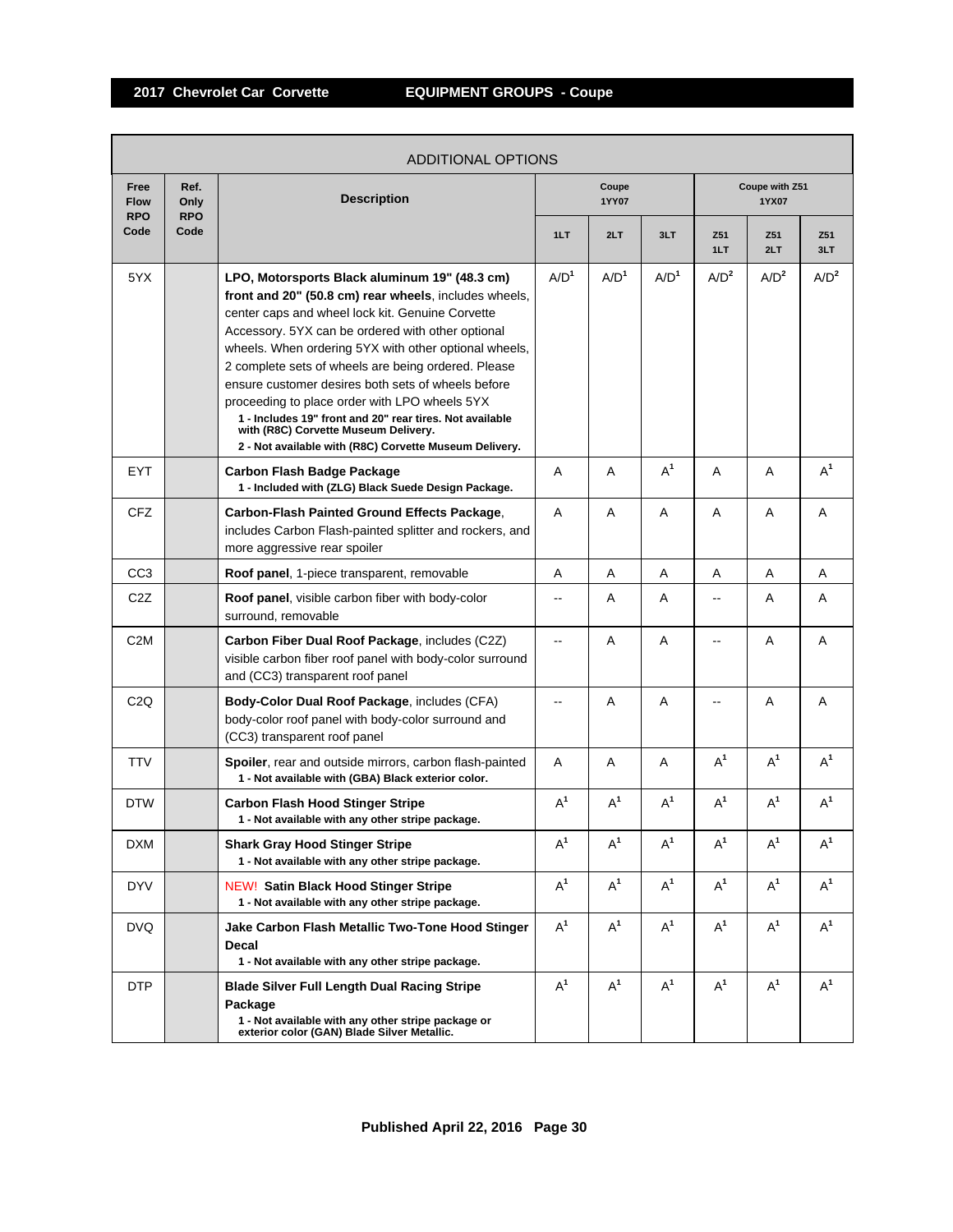## 2017 Chevrolet Car Corvette — EQUIPMENT GROUPS - Coupe

ADDITIONAL OPTIONS

| Free Flow RPO Code | Ref. Only RPO Code | Description | Coupe 1YY07 | | | Coupe with Z51 1YX07 | | |
|---|---|---|---|---|---|---|---|---|
| | | | 1LT | 2LT | 3LT | Z51 1LT | Z51 2LT | Z51 3LT |
| 5YX | | **LPO, Motorsports Black aluminum 19" (48.3 cm) front and 20" (50.8 cm) rear wheels**, includes wheels, center caps and wheel lock kit. Genuine Corvette Accessory. 5YX can be ordered with other optional wheels. When ordering 5YX with other optional wheels, 2 complete sets of wheels are being ordered. Please ensure customer desires both sets of wheels before proceeding to place order with LPO wheels 5YX<br>**1 - Includes 19" front and 20" rear tires. Not available with (R8C) Corvette Museum Delivery.**<br>**2 - Not available with (R8C) Corvette Museum Delivery.** | A/D[1] | A/D[1] | A/D[1] | A/D[2] | A/D[2] | A/D[2] |
| EYT | | **Carbon Flash Badge Package**<br>**1 - Included with (ZLG) Black Suede Design Package.** | A | A | A[1] | A | A | A[1] |
| CFZ | | **Carbon-Flash Painted Ground Effects Package**, includes Carbon Flash-painted splitter and rockers, and more aggressive rear spoiler | A | A | A | A | A | A |
| CC3 | | **Roof panel**, 1-piece transparent, removable | A | A | A | A | A | A |
| C2Z | | **Roof panel**, visible carbon fiber with body-color surround, removable | -- | A | A | -- | A | A |
| C2M | | **Carbon Fiber Dual Roof Package**, includes (C2Z) visible carbon fiber roof panel with body-color surround and (CC3) transparent roof panel | -- | A | A | -- | A | A |
| C2Q | | **Body-Color Dual Roof Package**, includes (CFA) body-color roof panel with body-color surround and (CC3) transparent roof panel | -- | A | A | -- | A | A |
| TTV | | **Spoiler**, rear and outside mirrors, carbon flash-painted<br>**1 - Not available with (GBA) Black exterior color.** | A | A | A | A[1] | A[1] | A[1] |
| DTW | | **Carbon Flash Hood Stinger Stripe**<br>**1 - Not available with any other stripe package.** | A[1] | A[1] | A[1] | A[1] | A[1] | A[1] |
| DXM | | **Shark Gray Hood Stinger Stripe**<br>**1 - Not available with any other stripe package.** | A[1] | A[1] | A[1] | A[1] | A[1] | A[1] |
| DYV | | NEW! **Satin Black Hood Stinger Stripe**<br>**1 - Not available with any other stripe package.** | A[1] | A[1] | A[1] | A[1] | A[1] | A[1] |
| DVQ | | **Jake Carbon Flash Metallic Two-Tone Hood Stinger Decal**<br>**1 - Not available with any other stripe package.** | A[1] | A[1] | A[1] | A[1] | A[1] | A[1] |
| DTP | | **Blade Silver Full Length Dual Racing Stripe Package**<br>**1 - Not available with any other stripe package or exterior color (GAN) Blade Silver Metallic.** | A[1] | A[1] | A[1] | A[1] | A[1] | A[1] |

Published April 22, 2016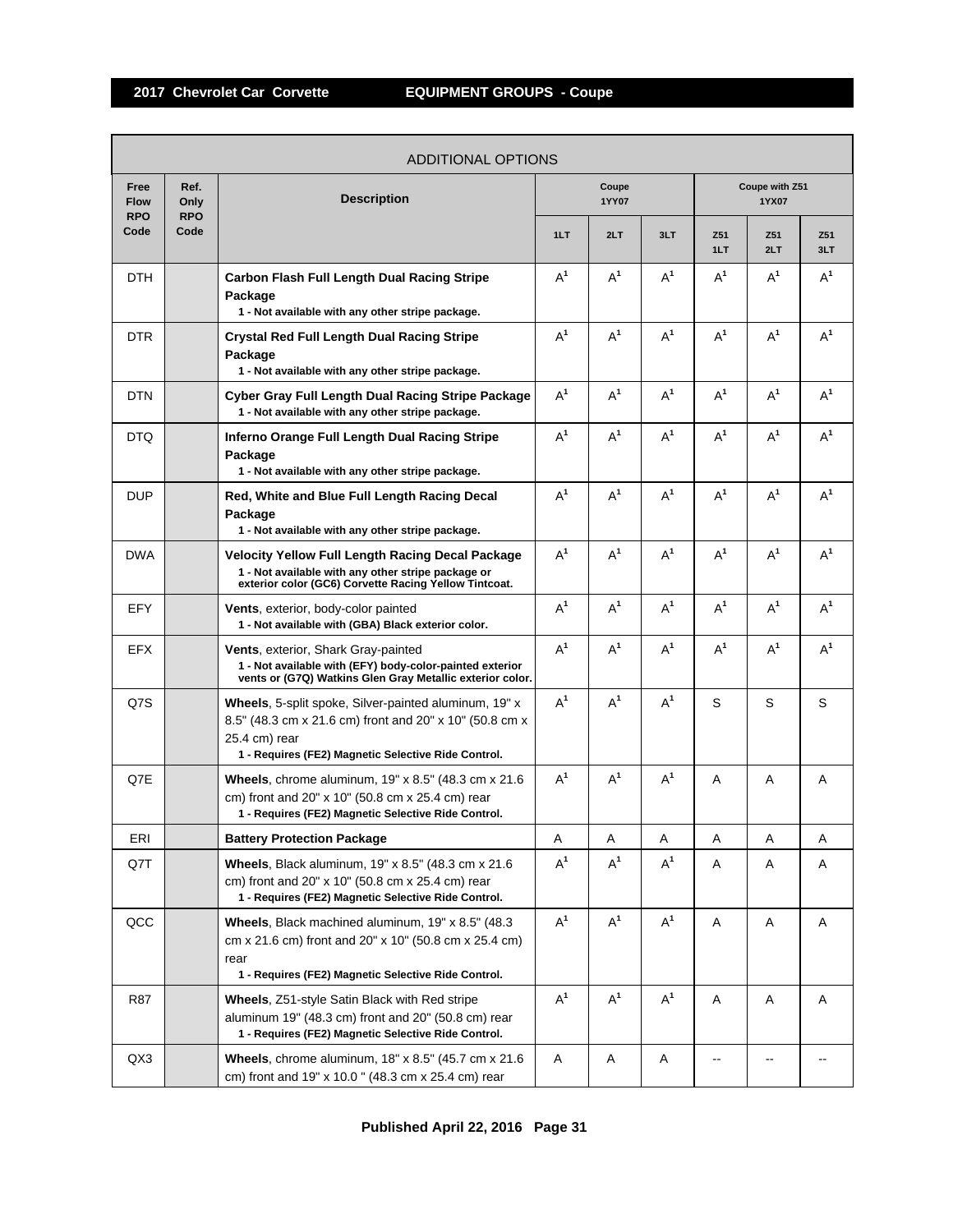## 2017 Chevrolet Car Corvette — EQUIPMENT GROUPS - Coupe

| ADDITIONAL OPTIONS | | | | | | | | |
|---|---|---|---|---|---|---|---|---|
| Free Flow RPO Code | Ref. Only RPO Code | Description | Coupe 1YY07 | | | Coupe with Z51 1YX07 | | |
| | | | 1LT | 2LT | 3LT | Z51 1LT | Z51 2LT | Z51 3LT |
| DTH | | **Carbon Flash Full Length Dual Racing Stripe Package** **1 - Not available with any other stripe package.** | A[1] | A[1] | A[1] | A[1] | A[1] | A[1] |
| DTR | | **Crystal Red Full Length Dual Racing Stripe Package** **1 - Not available with any other stripe package.** | A[1] | A[1] | A[1] | A[1] | A[1] | A[1] |
| DTN | | **Cyber Gray Full Length Dual Racing Stripe Package** **1 - Not available with any other stripe package.** | A[1] | A[1] | A[1] | A[1] | A[1] | A[1] |
| DTQ | | **Inferno Orange Full Length Dual Racing Stripe Package** **1 - Not available with any other stripe package.** | A[1] | A[1] | A[1] | A[1] | A[1] | A[1] |
| DUP | | **Red, White and Blue Full Length Racing Decal Package** **1 - Not available with any other stripe package.** | A[1] | A[1] | A[1] | A[1] | A[1] | A[1] |
| DWA | | **Velocity Yellow Full Length Racing Decal Package** **1 - Not available with any other stripe package or exterior color (GC6) Corvette Racing Yellow Tintcoat.** | A[1] | A[1] | A[1] | A[1] | A[1] | A[1] |
| EFY | | **Vents**, exterior, body-color painted **1 - Not available with (GBA) Black exterior color.** | A[1] | A[1] | A[1] | A[1] | A[1] | A[1] |
| EFX | | **Vents**, exterior, Shark Gray-painted **1 - Not available with (EFY) body-color-painted exterior vents or (G7Q) Watkins Glen Gray Metallic exterior color.** | A[1] | A[1] | A[1] | A[1] | A[1] | A[1] |
| Q7S | | **Wheels**, 5-split spoke, Silver-painted aluminum, 19" x 8.5" (48.3 cm x 21.6 cm) front and 20" x 10" (50.8 cm x 25.4 cm) rear **1 - Requires (FE2) Magnetic Selective Ride Control.** | A[1] | A[1] | A[1] | S | S | S |
| Q7E | | **Wheels**, chrome aluminum, 19" x 8.5" (48.3 cm x 21.6 cm) front and 20" x 10" (50.8 cm x 25.4 cm) rear **1 - Requires (FE2) Magnetic Selective Ride Control.** | A[1] | A[1] | A[1] | A | A | A |
| ERI | | **Battery Protection Package** | A | A | A | A | A | A |
| Q7T | | **Wheels**, Black aluminum, 19" x 8.5" (48.3 cm x 21.6 cm) front and 20" x 10" (50.8 cm x 25.4 cm) rear **1 - Requires (FE2) Magnetic Selective Ride Control.** | A[1] | A[1] | A[1] | A | A | A |
| QCC | | **Wheels**, Black machined aluminum, 19" x 8.5" (48.3 cm x 21.6 cm) front and 20" x 10" (50.8 cm x 25.4 cm) rear **1 - Requires (FE2) Magnetic Selective Ride Control.** | A[1] | A[1] | A[1] | A | A | A |
| R87 | | **Wheels**, Z51-style Satin Black with Red stripe aluminum 19" (48.3 cm) front and 20" (50.8 cm) rear **1 - Requires (FE2) Magnetic Selective Ride Control.** | A[1] | A[1] | A[1] | A | A | A |
| QX3 | | **Wheels**, chrome aluminum, 18" x 8.5" (45.7 cm x 21.6 cm) front and 19" x 10.0 " (48.3 cm x 25.4 cm) rear | A | A | A | -- | -- | -- |

**Published April 22, 2016**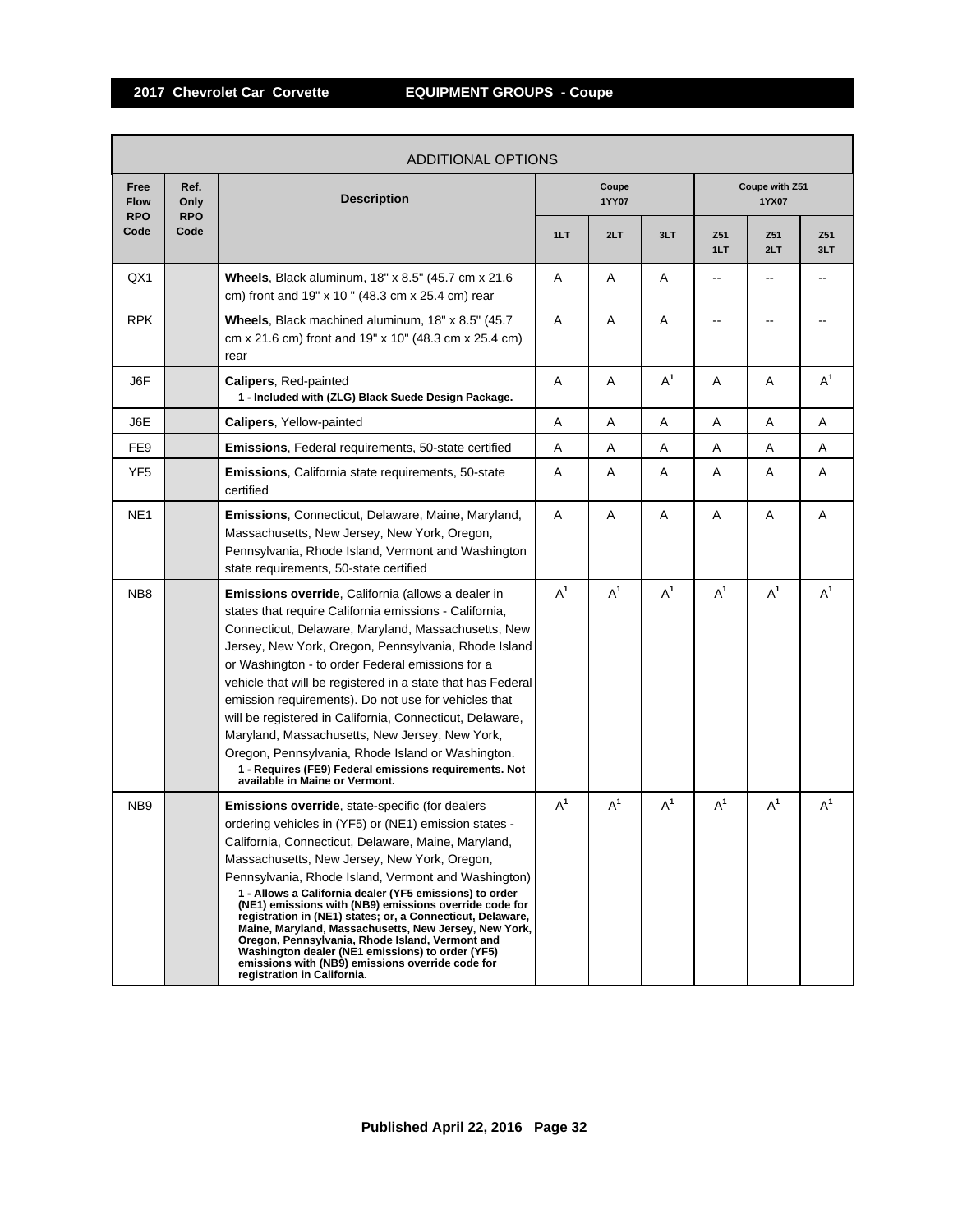# 2017 Chevrolet Car Corvette — EQUIPMENT GROUPS - Coupe

| ADDITIONAL OPTIONS | | | | | | | | |
|---|---|---|---|---|---|---|---|---|
| Free Flow RPO Code | Ref. Only RPO Code | Description | Coupe 1YY07 | | | Coupe with Z51 1YX07 | | |
| | | | 1LT | 2LT | 3LT | Z51 1LT | Z51 2LT | Z51 3LT |
| QX1 | | **Wheels**, Black aluminum, 18" x 8.5" (45.7 cm x 21.6 cm) front and 19" x 10 " (48.3 cm x 25.4 cm) rear | A | A | A | -- | -- | -- |
| RPK | | **Wheels**, Black machined aluminum, 18" x 8.5" (45.7 cm x 21.6 cm) front and 19" x 10" (48.3 cm x 25.4 cm) rear | A | A | A | -- | -- | -- |
| J6F | | **Calipers**, Red-painted **1 - Included with (ZLG) Black Suede Design Package.** | A | A | A[1] | A | A | A[1] |
| J6E | | **Calipers**, Yellow-painted | A | A | A | A | A | A |
| FE9 | | **Emissions**, Federal requirements, 50-state certified | A | A | A | A | A | A |
| YF5 | | **Emissions**, California state requirements, 50-state certified | A | A | A | A | A | A |
| NE1 | | **Emissions**, Connecticut, Delaware, Maine, Maryland, Massachusetts, New Jersey, New York, Oregon, Pennsylvania, Rhode Island, Vermont and Washington state requirements, 50-state certified | A | A | A | A | A | A |
| NB8 | | **Emissions override**, California (allows a dealer in states that require California emissions - California, Connecticut, Delaware, Maryland, Massachusetts, New Jersey, New York, Oregon, Pennsylvania, Rhode Island or Washington - to order Federal emissions for a vehicle that will be registered in a state that has Federal emission requirements). Do not use for vehicles that will be registered in California, Connecticut, Delaware, Maryland, Massachusetts, New Jersey, New York, Oregon, Pennsylvania, Rhode Island or Washington. **1 - Requires (FE9) Federal emissions requirements. Not available in Maine or Vermont.** | A[1] | A[1] | A[1] | A[1] | A[1] | A[1] |
| NB9 | | **Emissions override**, state-specific (for dealers ordering vehicles in (YF5) or (NE1) emission states - California, Connecticut, Delaware, Maine, Maryland, Massachusetts, New Jersey, New York, Oregon, Pennsylvania, Rhode Island, Vermont and Washington) **1 - Allows a California dealer (YF5 emissions) to order (NE1) emissions with (NB9) emissions override code for registration in (NE1) states; or, a Connecticut, Delaware, Maine, Maryland, Massachusetts, New Jersey, New York, Oregon, Pennsylvania, Rhode Island, Vermont and Washington dealer (NE1 emissions) to order (YF5) emissions with (NB9) emissions override code for registration in California.** | A[1] | A[1] | A[1] | A[1] | A[1] | A[1] |

Published April 22, 2016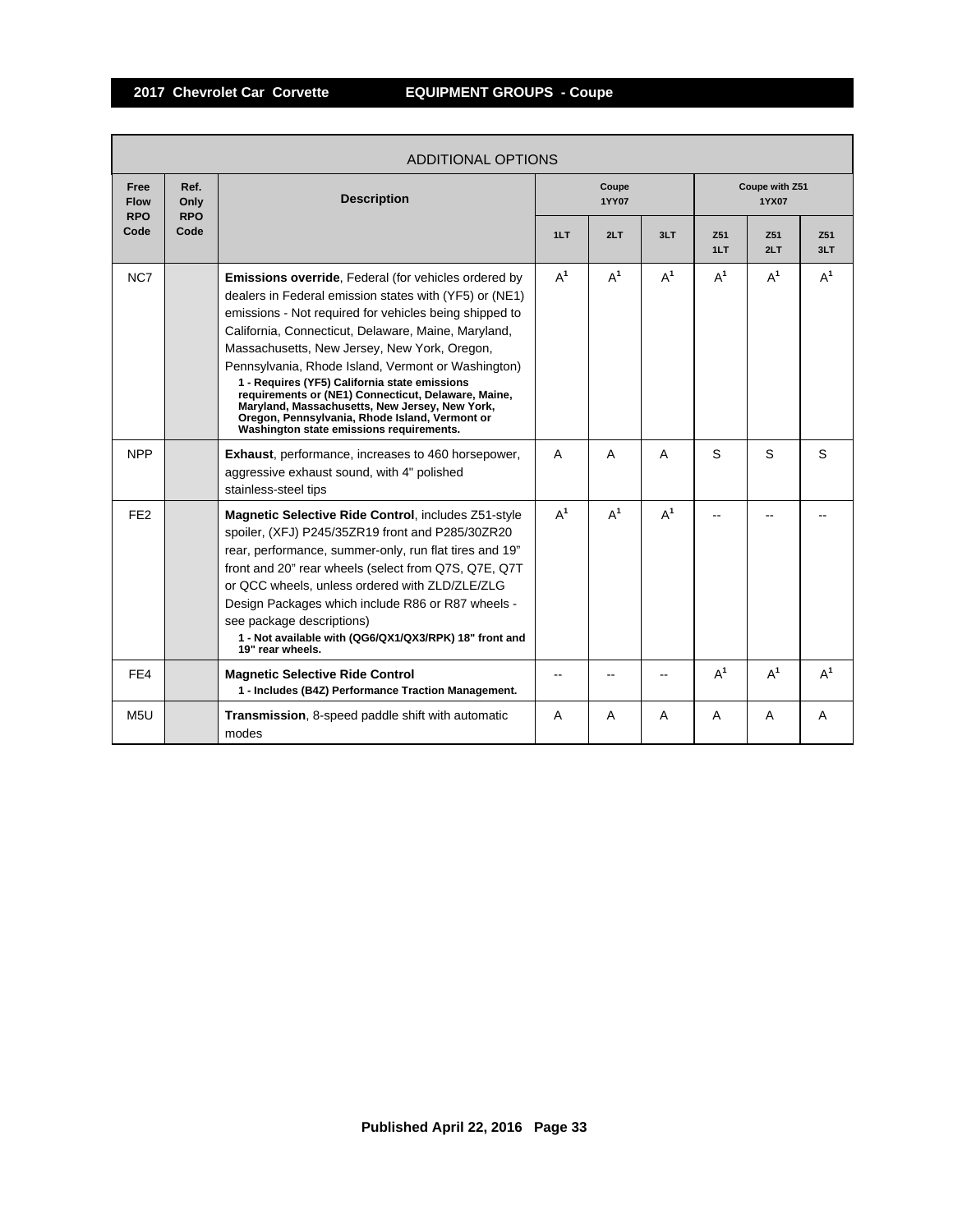## 2017 Chevrolet Car Corvette — EQUIPMENT GROUPS - Coupe

| ADDITIONAL OPTIONS | | | | | | | | |
|---|---|---|---|---|---|---|---|---|
| Free Flow RPO Code | Ref. Only RPO Code | Description | Coupe 1YY07 | | | Coupe with Z51 1YX07 | | |
| | | | 1LT | 2LT | 3LT | Z51 1LT | Z51 2LT | Z51 3LT |
| NC7 | | **Emissions override**, Federal (for vehicles ordered by dealers in Federal emission states with (YF5) or (NE1) emissions - Not required for vehicles being shipped to California, Connecticut, Delaware, Maine, Maryland, Massachusetts, New Jersey, New York, Oregon, Pennsylvania, Rhode Island, Vermont or Washington) **1 - Requires (YF5) California state emissions requirements or (NE1) Connecticut, Delaware, Maine, Maryland, Massachusetts, New Jersey, New York, Oregon, Pennsylvania, Rhode Island, Vermont or Washington state emissions requirements.** | A[1] | A[1] | A[1] | A[1] | A[1] | A[1] |
| NPP | | **Exhaust**, performance, increases to 460 horsepower, aggressive exhaust sound, with 4" polished stainless-steel tips | A | A | A | S | S | S |
| FE2 | | **Magnetic Selective Ride Control**, includes Z51-style spoiler, (XFJ) P245/35ZR19 front and P285/30ZR20 rear, performance, summer-only, run flat tires and 19" front and 20" rear wheels (select from Q7S, Q7E, Q7T or QCC wheels, unless ordered with ZLD/ZLE/ZLG Design Packages which include R86 or R87 wheels - see package descriptions) **1 - Not available with (QG6/QX1/QX3/RPK) 18" front and 19" rear wheels.** | A[1] | A[1] | A[1] | -- | -- | -- |
| FE4 | | **Magnetic Selective Ride Control** **1 - Includes (B4Z) Performance Traction Management.** | -- | -- | -- | A[1] | A[1] | A[1] |
| M5U | | **Transmission**, 8-speed paddle shift with automatic modes | A | A | A | A | A | A |

Published April 22, 2016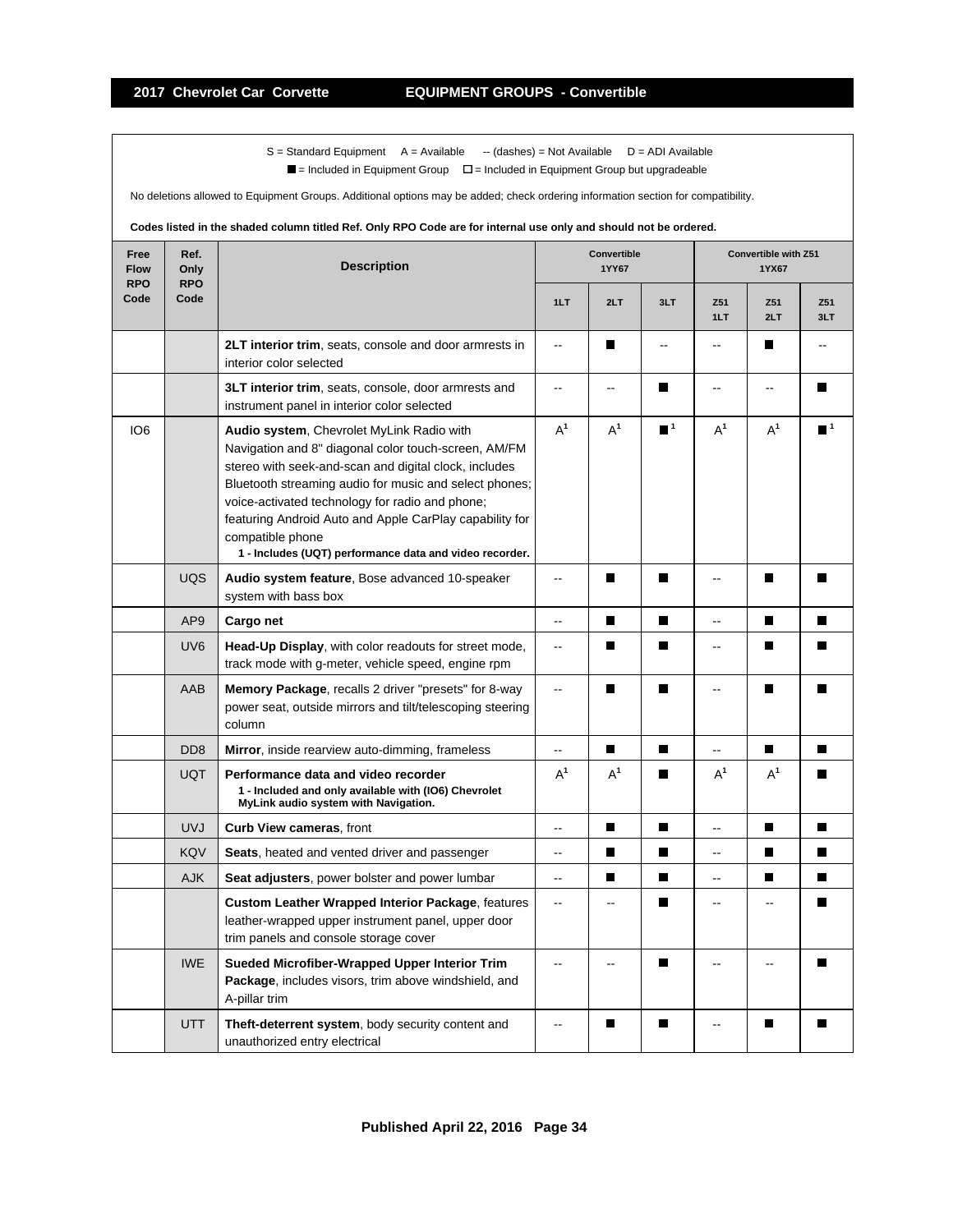S = Standard Equipment A = Available -- (dashes) = Not Available D = ADI Available

■ = Included in Equipment Group □ = Included in Equipment Group but upgradeable

No deletions allowed to Equipment Groups. Additional options may be added; check ordering information section for compatibility.

**Codes listed in the shaded column titled Ref. Only RPO Code are for internal use only and should not be ordered.**

| Free Flow RPO Code | Ref. Only RPO Code | Description | Convertible 1YY67 | | | Convertible with Z51 1YX67 | | |
|---|---|---|---|---|---|---|---|---|
| | | | 1LT | 2LT | 3LT | Z51 1LT | Z51 2LT | Z51 3LT |
| | | **2LT interior trim**, seats, console and door armrests in interior color selected | -- | ■ | -- | -- | ■ | -- |
| | | **3LT interior trim**, seats, console, door armrests and instrument panel in interior color selected | -- | -- | ■ | -- | -- | ■ |
| IO6 | | **Audio system**, Chevrolet MyLink Radio with Navigation and 8" diagonal color touch-screen, AM/FM stereo with seek-and-scan and digital clock, includes Bluetooth streaming audio for music and select phones; voice-activated technology for radio and phone; featuring Android Auto and Apple CarPlay capability for compatible phone **1 - Includes (UQT) performance data and video recorder.** | A[1] | A[1] | ■[1] | A[1] | A[1] | ■[1] |
| | UQS | **Audio system feature**, Bose advanced 10-speaker system with bass box | -- | ■ | ■ | -- | ■ | ■ |
| | AP9 | **Cargo net** | -- | ■ | ■ | -- | ■ | ■ |
| | UV6 | **Head-Up Display**, with color readouts for street mode, track mode with g-meter, vehicle speed, engine rpm | -- | ■ | ■ | -- | ■ | ■ |
| | AAB | **Memory Package**, recalls 2 driver "presets" for 8-way power seat, outside mirrors and tilt/telescoping steering column | -- | ■ | ■ | -- | ■ | ■ |
| | DD8 | **Mirror**, inside rearview auto-dimming, frameless | -- | ■ | ■ | -- | ■ | ■ |
| | UQT | **Performance data and video recorder** **1 - Included and only available with (IO6) Chevrolet MyLink audio system with Navigation.** | A[1] | A[1] | ■ | A[1] | A[1] | ■ |
| | UVJ | **Curb View cameras**, front | -- | ■ | ■ | -- | ■ | ■ |
| | KQV | **Seats**, heated and vented driver and passenger | -- | ■ | ■ | -- | ■ | ■ |
| | AJK | **Seat adjusters**, power bolster and power lumbar | -- | ■ | ■ | -- | ■ | ■ |
| | | **Custom Leather Wrapped Interior Package**, features leather-wrapped upper instrument panel, upper door trim panels and console storage cover | -- | -- | ■ | -- | -- | ■ |
| | IWE | **Sueded Microfiber-Wrapped Upper Interior Trim Package**, includes visors, trim above windshield, and A-pillar trim | -- | -- | ■ | -- | -- | ■ |
| | UTT | **Theft-deterrent system**, body security content and unauthorized entry electrical | -- | ■ | ■ | -- | ■ | ■ |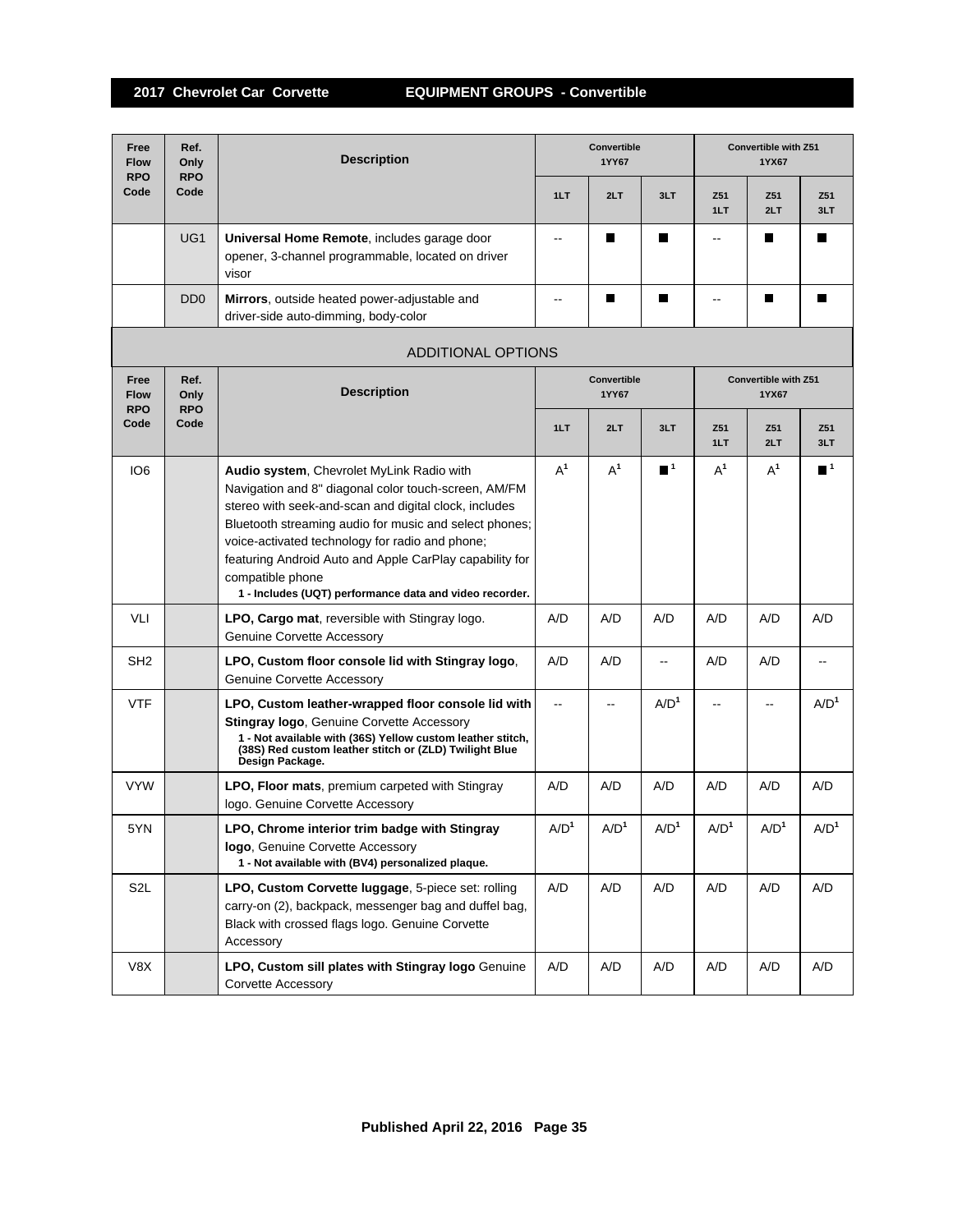## 2017 Chevrolet Car Corvette — EQUIPMENT GROUPS - Convertible

| Free Flow RPO Code | Ref. Only RPO Code | Description | Convertible 1YY67 | | | Convertible with Z51 1YX67 | | |
|---|---|---|---|---|---|---|---|---|
| | | | 1LT | 2LT | 3LT | Z51 1LT | Z51 2LT | Z51 3LT |
| | UG1 | **Universal Home Remote**, includes garage door opener, 3-channel programmable, located on driver visor | -- | ■ | ■ | -- | ■ | ■ |
| | DD0 | **Mirrors**, outside heated power-adjustable and driver-side auto-dimming, body-color | -- | ■ | ■ | -- | ■ | ■ |

### ADDITIONAL OPTIONS

| Free Flow RPO Code | Ref. Only RPO Code | Description | Convertible 1YY67 | | | Convertible with Z51 1YX67 | | |
|---|---|---|---|---|---|---|---|---|
| | | | 1LT | 2LT | 3LT | Z51 1LT | Z51 2LT | Z51 3LT |
| IO6 | | **Audio system**, Chevrolet MyLink Radio with Navigation and 8" diagonal color touch-screen, AM/FM stereo with seek-and-scan and digital clock, includes Bluetooth streaming audio for music and select phones; voice-activated technology for radio and phone; featuring Android Auto and Apple CarPlay capability for compatible phone **1 - Includes (UQT) performance data and video recorder.** | A[1] | A[1] | ■[1] | A[1] | A[1] | ■[1] |
| VLI | | **LPO, Cargo mat**, reversible with Stingray logo. Genuine Corvette Accessory | A/D | A/D | A/D | A/D | A/D | A/D |
| SH2 | | **LPO, Custom floor console lid with Stingray logo**, Genuine Corvette Accessory | A/D | A/D | -- | A/D | A/D | -- |
| VTF | | **LPO, Custom leather-wrapped floor console lid with Stingray logo**, Genuine Corvette Accessory **1 - Not available with (36S) Yellow custom leather stitch, (38S) Red custom leather stitch or (ZLD) Twilight Blue Design Package.** | -- | -- | A/D[1] | -- | -- | A/D[1] |
| VYW | | **LPO, Floor mats**, premium carpeted with Stingray logo. Genuine Corvette Accessory | A/D | A/D | A/D | A/D | A/D | A/D |
| 5YN | | **LPO, Chrome interior trim badge with Stingray logo**, Genuine Corvette Accessory **1 - Not available with (BV4) personalized plaque.** | A/D[1] | A/D[1] | A/D[1] | A/D[1] | A/D[1] | A/D[1] |
| S2L | | **LPO, Custom Corvette luggage**, 5-piece set: rolling carry-on (2), backpack, messenger bag and duffel bag, Black with crossed flags logo. Genuine Corvette Accessory | A/D | A/D | A/D | A/D | A/D | A/D |
| V8X | | **LPO, Custom sill plates with Stingray logo** Genuine Corvette Accessory | A/D | A/D | A/D | A/D | A/D | A/D |

Published April 22, 2016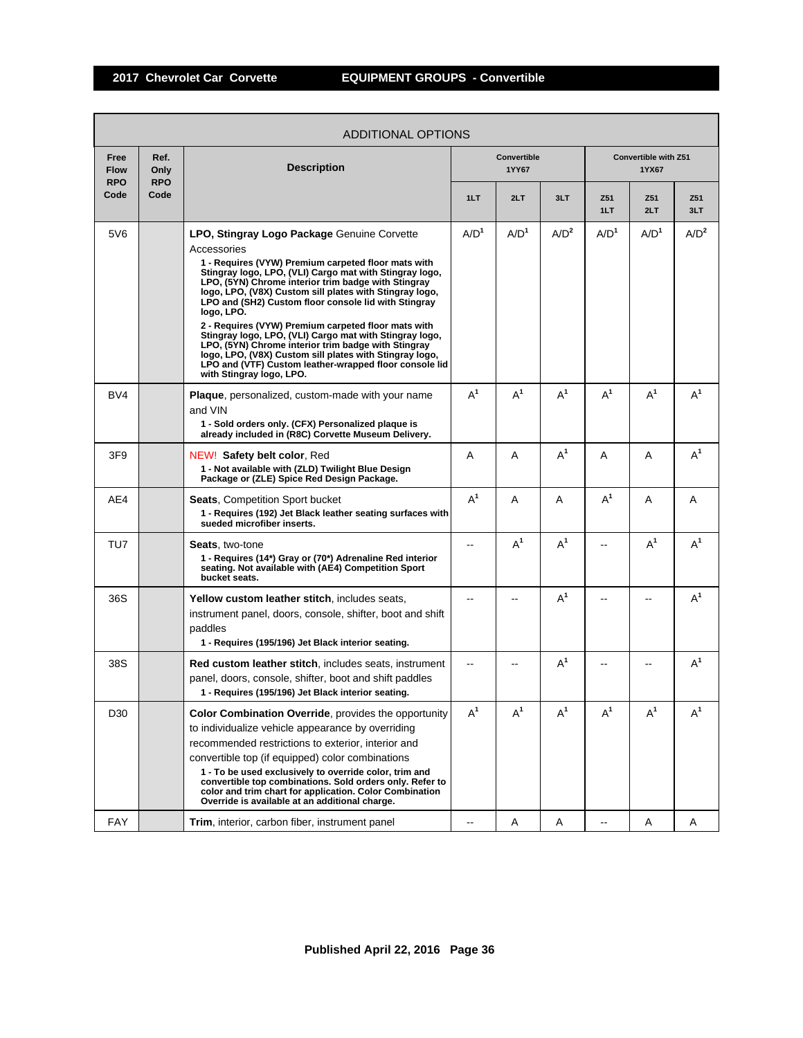## ADDITIONAL OPTIONS

| Free Flow RPO Code | Ref. Only RPO Code | Description | Convertible 1YY67 | | | Convertible with Z51 1YX67 | | |
|---|---|---|---|---|---|---|---|---|
| | | | 1LT | 2LT | 3LT | Z51 1LT | Z51 2LT | Z51 3LT |
| 5V6 | | **LPO, Stingray Logo Package** Genuine Corvette Accessories<br>**1 - Requires (VYW) Premium carpeted floor mats with Stingray logo, LPO, (VLI) Cargo mat with Stingray logo, LPO, (5YN) Chrome interior trim badge with Stingray logo, LPO, (V8X) Custom sill plates with Stingray logo, LPO and (SH2) Custom floor console lid with Stingray logo, LPO.**<br>**2 - Requires (VYW) Premium carpeted floor mats with Stingray logo, LPO, (VLI) Cargo mat with Stingray logo, LPO, (5YN) Chrome interior trim badge with Stingray logo, LPO, (V8X) Custom sill plates with Stingray logo, LPO and (VTF) Custom leather-wrapped floor console lid with Stingray logo, LPO.** | A/D[1] | A/D[1] | A/D[2] | A/D[1] | A/D[1] | A/D[2] |
| BV4 | | **Plaque**, personalized, custom-made with your name and VIN<br>**1 - Sold orders only. (CFX) Personalized plaque is already included in (R8C) Corvette Museum Delivery.** | A[1] | A[1] | A[1] | A[1] | A[1] | A[1] |
| 3F9 | | NEW! **Safety belt color**, Red<br>**1 - Not available with (ZLD) Twilight Blue Design Package or (ZLE) Spice Red Design Package.** | A | A | A[1] | A | A | A[1] |
| AE4 | | **Seats**, Competition Sport bucket<br>**1 - Requires (192) Jet Black leather seating surfaces with sueded microfiber inserts.** | A[1] | A | A | A[1] | A | A |
| TU7 | | **Seats**, two-tone<br>**1 - Requires (14*) Gray or (70*) Adrenaline Red interior seating. Not available with (AE4) Competition Sport bucket seats.** | -- | A[1] | A[1] | -- | A[1] | A[1] |
| 36S | | **Yellow custom leather stitch**, includes seats, instrument panel, doors, console, shifter, boot and shift paddles<br>**1 - Requires (195/196) Jet Black interior seating.** | -- | -- | A[1] | -- | -- | A[1] |
| 38S | | **Red custom leather stitch**, includes seats, instrument panel, doors, console, shifter, boot and shift paddles<br>**1 - Requires (195/196) Jet Black interior seating.** | -- | -- | A[1] | -- | -- | A[1] |
| D30 | | **Color Combination Override**, provides the opportunity to individualize vehicle appearance by overriding recommended restrictions to exterior, interior and convertible top (if equipped) color combinations<br>**1 - To be used exclusively to override color, trim and convertible top combinations. Sold orders only. Refer to color and trim chart for application. Color Combination Override is available at an additional charge.** | A[1] | A[1] | A[1] | A[1] | A[1] | A[1] |
| FAY | | **Trim**, interior, carbon fiber, instrument panel | -- | A | A | -- | A | A |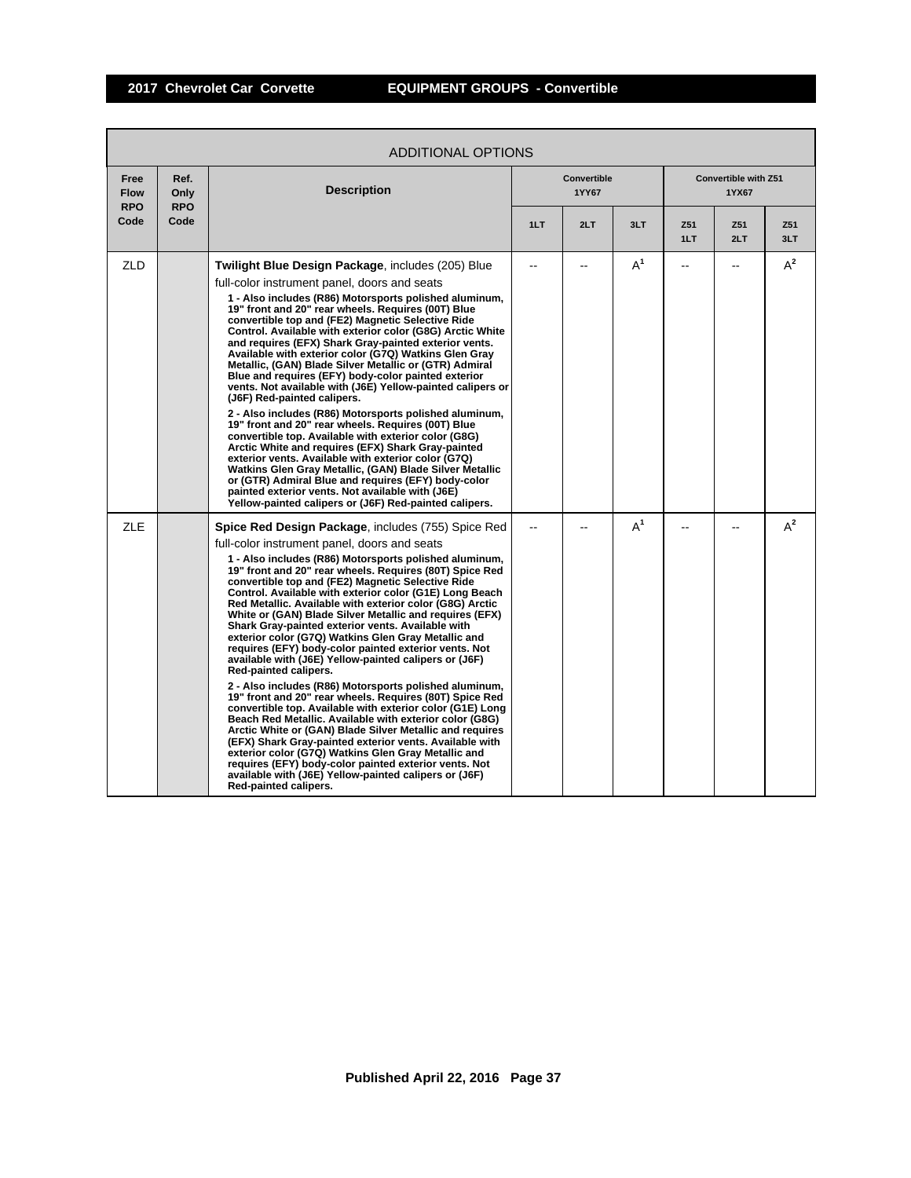## ADDITIONAL OPTIONS

| Free Flow RPO Code | Ref. Only RPO Code | Description | Convertible 1YY67 | | | Convertible with Z51 1YX67 | | |
|---|---|---|---|---|---|---|---|---|
| | | | 1LT | 2LT | 3LT | Z51 1LT | Z51 2LT | Z51 3LT |
| ZLD | | **Twilight Blue Design Package**, includes (205) Blue full-color instrument panel, doors and seats<br>**1 - Also includes (R86) Motorsports polished aluminum, 19" front and 20" rear wheels. Requires (00T) Blue convertible top and (FE2) Magnetic Selective Ride Control. Available with exterior color (G8G) Arctic White and requires (EFX) Shark Gray-painted exterior vents. Available with exterior color (G7Q) Watkins Glen Gray Metallic, (GAN) Blade Silver Metallic or (GTR) Admiral Blue and requires (EFY) body-color painted exterior vents. Not available with (J6E) Yellow-painted calipers or (J6F) Red-painted calipers.**<br>**2 - Also includes (R86) Motorsports polished aluminum, 19" front and 20" rear wheels. Requires (00T) Blue convertible top. Available with exterior color (G8G) Arctic White and requires (EFX) Shark Gray-painted exterior vents. Available with exterior color (G7Q) Watkins Glen Gray Metallic, (GAN) Blade Silver Metallic or (GTR) Admiral Blue and requires (EFY) body-color painted exterior vents. Not available with (J6E) Yellow-painted calipers or (J6F) Red-painted calipers.** | -- | -- | A[1] | -- | -- | A[2] |
| ZLE | | **Spice Red Design Package**, includes (755) Spice Red full-color instrument panel, doors and seats<br>**1 - Also includes (R86) Motorsports polished aluminum, 19" front and 20" rear wheels. Requires (80T) Spice Red convertible top and (FE2) Magnetic Selective Ride Control. Available with exterior color (G1E) Long Beach Red Metallic. Available with exterior color (G8G) Arctic White or (GAN) Blade Silver Metallic and requires (EFX) Shark Gray-painted exterior vents. Available with exterior color (G7Q) Watkins Glen Gray Metallic and requires (EFY) body-color painted exterior vents. Not available with (J6E) Yellow-painted calipers or (J6F) Red-painted calipers.**<br>**2 - Also includes (R86) Motorsports polished aluminum, 19" front and 20" rear wheels. Requires (80T) Spice Red convertible top. Available with exterior color (G1E) Long Beach Red Metallic. Available with exterior color (G8G) Arctic White or (GAN) Blade Silver Metallic and requires (EFX) Shark Gray-painted exterior vents. Available with exterior color (G7Q) Watkins Glen Gray Metallic and requires (EFY) body-color painted exterior vents. Not available with (J6E) Yellow-painted calipers or (J6F) Red-painted calipers.** | -- | -- | A[1] | -- | -- | A[2] |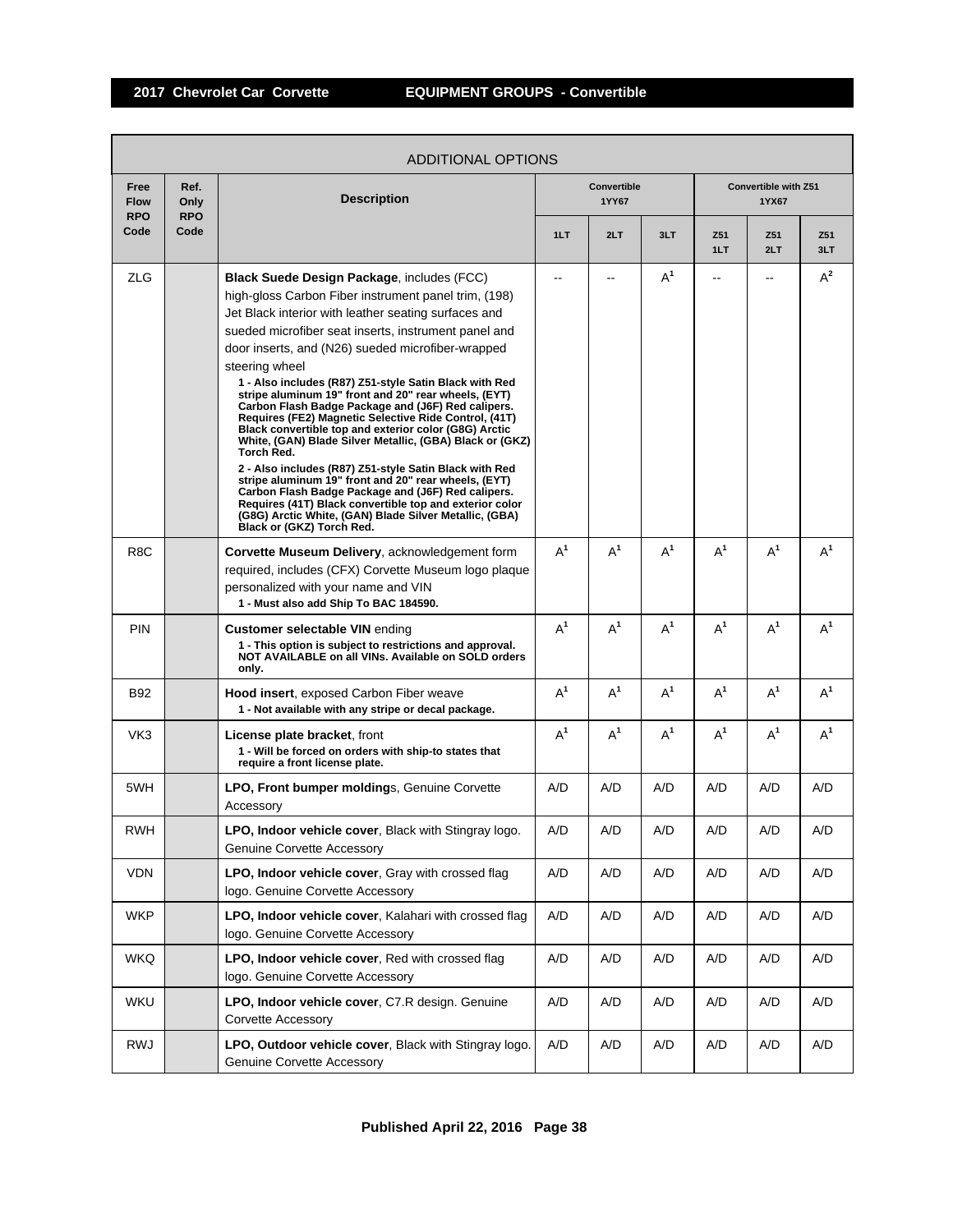## 2017 Chevrolet Car Corvette EQUIPMENT GROUPS - Convertible

| ADDITIONAL OPTIONS | | | | | | | | | |
|---|---|---|---|---|---|---|---|---|---|
| Free Flow RPO Code | Ref. Only RPO Code | Description | Convertible 1YY67 | | | Convertible with Z51 1YX67 | | | |
| | | | 1LT | 2LT | 3LT | Z51 1LT | Z51 2LT | Z51 3LT |
| ZLG | | **Black Suede Design Package**, includes (FCC) high-gloss Carbon Fiber instrument panel trim, (198) Jet Black interior with leather seating surfaces and sueded microfiber seat inserts, instrument panel and door inserts, and (N26) sueded microfiber-wrapped steering wheel<br>**1 - Also includes (R87) Z51-style Satin Black with Red stripe aluminum 19" front and 20" rear wheels, (EYT) Carbon Flash Badge Package and (J6F) Red calipers. Requires (FE2) Magnetic Selective Ride Control, (41T) Black convertible top and exterior color (G8G) Arctic White, (GAN) Blade Silver Metallic, (GBA) Black or (GKZ) Torch Red.**<br>**2 - Also includes (R87) Z51-style Satin Black with Red stripe aluminum 19" front and 20" rear wheels, (EYT) Carbon Flash Badge Package and (J6F) Red calipers. Requires (41T) Black convertible top and exterior color (G8G) Arctic White, (GAN) Blade Silver Metallic, (GBA) Black or (GKZ) Torch Red.** | -- | -- | A[1] | -- | -- | A[2] |
| R8C | | **Corvette Museum Delivery**, acknowledgement form required, includes (CFX) Corvette Museum logo plaque personalized with your name and VIN<br>**1 - Must also add Ship To BAC 184590.** | A[1] | A[1] | A[1] | A[1] | A[1] | A[1] |
| PIN | | **Customer selectable VIN** ending<br>**1 - This option is subject to restrictions and approval. NOT AVAILABLE on all VINs. Available on SOLD orders only.** | A[1] | A[1] | A[1] | A[1] | A[1] | A[1] |
| B92 | | **Hood insert**, exposed Carbon Fiber weave<br>**1 - Not available with any stripe or decal package.** | A[1] | A[1] | A[1] | A[1] | A[1] | A[1] |
| VK3 | | **License plate bracket**, front<br>**1 - Will be forced on orders with ship-to states that require a front license plate.** | A[1] | A[1] | A[1] | A[1] | A[1] | A[1] |
| 5WH | | **LPO, Front bumper moldings**, Genuine Corvette Accessory | A/D | A/D | A/D | A/D | A/D | A/D |
| RWH | | **LPO, Indoor vehicle cover**, Black with Stingray logo. Genuine Corvette Accessory | A/D | A/D | A/D | A/D | A/D | A/D |
| VDN | | **LPO, Indoor vehicle cover**, Gray with crossed flag logo. Genuine Corvette Accessory | A/D | A/D | A/D | A/D | A/D | A/D |
| WKP | | **LPO, Indoor vehicle cover**, Kalahari with crossed flag logo. Genuine Corvette Accessory | A/D | A/D | A/D | A/D | A/D | A/D |
| WKQ | | **LPO, Indoor vehicle cover**, Red with crossed flag logo. Genuine Corvette Accessory | A/D | A/D | A/D | A/D | A/D | A/D |
| WKU | | **LPO, Indoor vehicle cover**, C7.R design. Genuine Corvette Accessory | A/D | A/D | A/D | A/D | A/D | A/D |
| RWJ | | **LPO, Outdoor vehicle cover**, Black with Stingray logo. Genuine Corvette Accessory | A/D | A/D | A/D | A/D | A/D | A/D |

**Published April 22, 2016**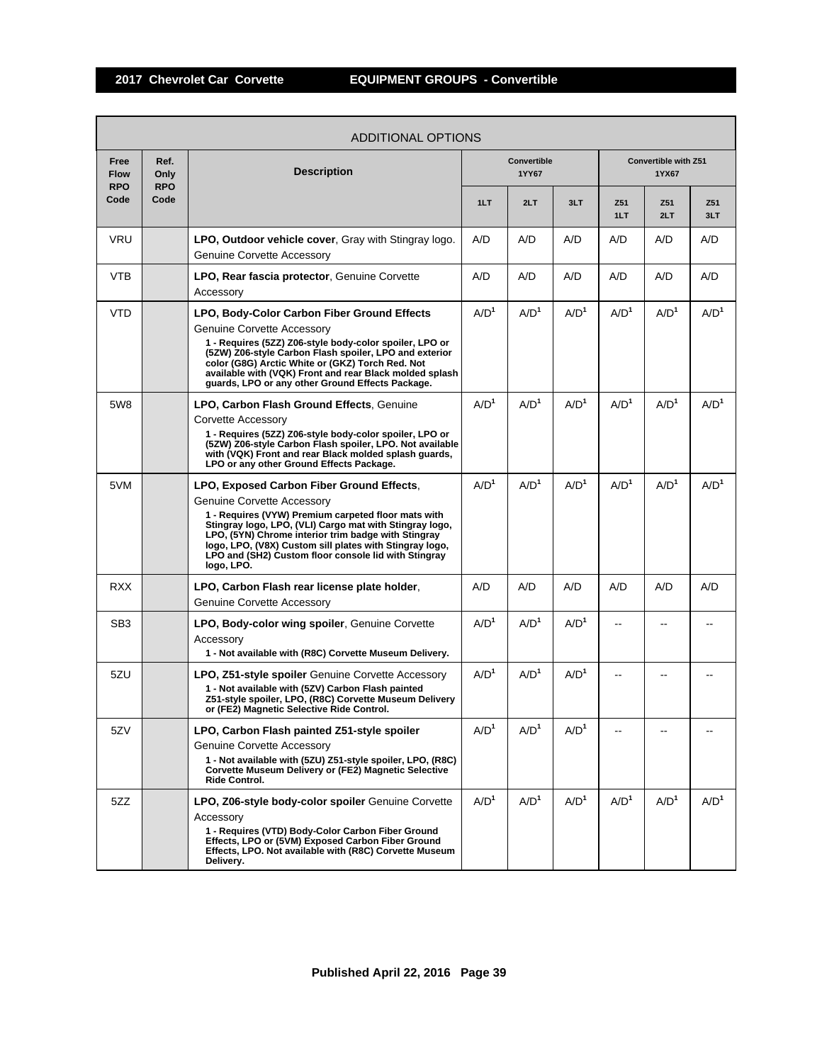## 2017 Chevrolet Car Corvette — EQUIPMENT GROUPS - Convertible

| ADDITIONAL OPTIONS | | | | | | | | |
|---|---|---|---|---|---|---|---|---|
| Free Flow RPO Code | Ref. Only RPO Code | Description | Convertible 1YY67 | | | Convertible with Z51 1YX67 | | |
| | | | 1LT | 2LT | 3LT | Z51 1LT | Z51 2LT | Z51 3LT |
| VRU | | **LPO, Outdoor vehicle cover**, Gray with Stingray logo. Genuine Corvette Accessory | A/D | A/D | A/D | A/D | A/D | A/D |
| VTB | | **LPO, Rear fascia protector**, Genuine Corvette Accessory | A/D | A/D | A/D | A/D | A/D | A/D |
| VTD | | **LPO, Body-Color Carbon Fiber Ground Effects** Genuine Corvette Accessory **1 - Requires (5ZZ) Z06-style body-color spoiler, LPO or (5ZW) Z06-style Carbon Flash spoiler, LPO and exterior color (G8G) Arctic White or (GKZ) Torch Red. Not available with (VQK) Front and rear Black molded splash guards, LPO or any other Ground Effects Package.** | A/D[1] | A/D[1] | A/D[1] | A/D[1] | A/D[1] | A/D[1] |
| 5W8 | | **LPO, Carbon Flash Ground Effects**, Genuine Corvette Accessory **1 - Requires (5ZZ) Z06-style body-color spoiler, LPO or (5ZW) Z06-style Carbon Flash spoiler, LPO. Not available with (VQK) Front and rear Black molded splash guards, LPO or any other Ground Effects Package.** | A/D[1] | A/D[1] | A/D[1] | A/D[1] | A/D[1] | A/D[1] |
| 5VM | | **LPO, Exposed Carbon Fiber Ground Effects**, Genuine Corvette Accessory **1 - Requires (VYW) Premium carpeted floor mats with Stingray logo, LPO, (VLI) Cargo mat with Stingray logo, LPO, (5YN) Chrome interior trim badge with Stingray logo, LPO, (V8X) Custom sill plates with Stingray logo, LPO and (SH2) Custom floor console lid with Stingray logo, LPO.** | A/D[1] | A/D[1] | A/D[1] | A/D[1] | A/D[1] | A/D[1] |
| RXX | | **LPO, Carbon Flash rear license plate holder**, Genuine Corvette Accessory | A/D | A/D | A/D | A/D | A/D | A/D |
| SB3 | | **LPO, Body-color wing spoiler**, Genuine Corvette Accessory **1 - Not available with (R8C) Corvette Museum Delivery.** | A/D[1] | A/D[1] | A/D[1] | -- | -- | -- |
| 5ZU | | **LPO, Z51-style spoiler** Genuine Corvette Accessory **1 - Not available with (5ZV) Carbon Flash painted Z51-style spoiler, LPO, (R8C) Corvette Museum Delivery or (FE2) Magnetic Selective Ride Control.** | A/D[1] | A/D[1] | A/D[1] | -- | -- | -- |
| 5ZV | | **LPO, Carbon Flash painted Z51-style spoiler** Genuine Corvette Accessory **1 - Not available with (5ZU) Z51-style spoiler, LPO, (R8C) Corvette Museum Delivery or (FE2) Magnetic Selective Ride Control.** | A/D[1] | A/D[1] | A/D[1] | -- | -- | -- |
| 5ZZ | | **LPO, Z06-style body-color spoiler** Genuine Corvette Accessory **1 - Requires (VTD) Body-Color Carbon Fiber Ground Effects, LPO or (5VM) Exposed Carbon Fiber Ground Effects, LPO. Not available with (R8C) Corvette Museum Delivery.** | A/D[1] | A/D[1] | A/D[1] | A/D[1] | A/D[1] | A/D[1] |

Published April 22, 2016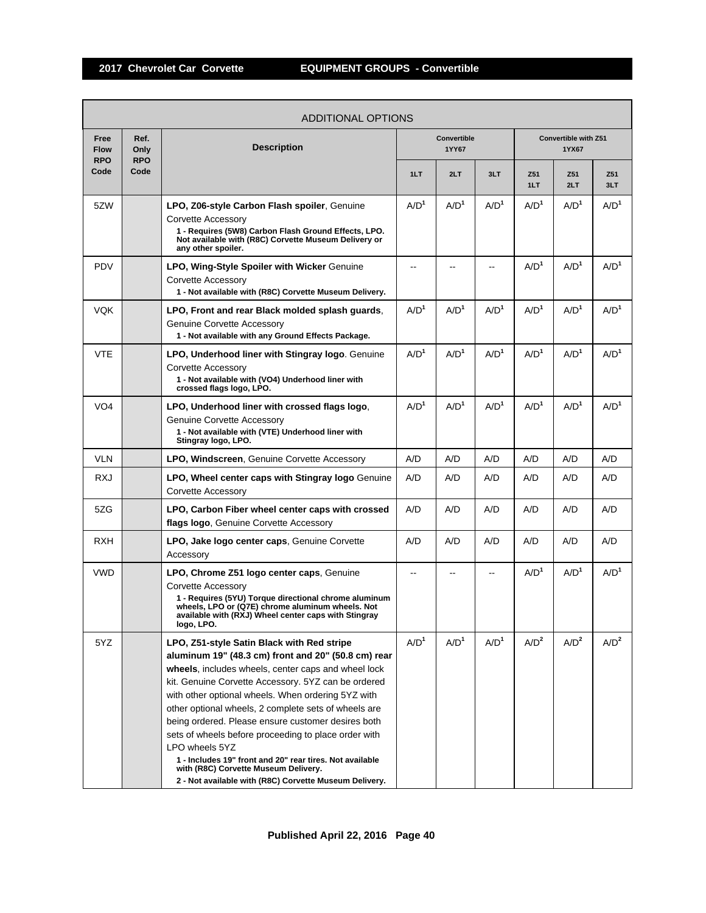## 2017 Chevrolet Car Corvette — EQUIPMENT GROUPS - Convertible

| ADDITIONAL OPTIONS | | | | | | | | | |
|---|---|---|---|---|---|---|---|---|---|
| Free Flow RPO Code | Ref. Only RPO Code | Description | Convertible 1YY67 | | | Convertible with Z51 1YX67 | | | |
| | | | 1LT | 2LT | 3LT | Z51 1LT | Z51 2LT | Z51 3LT | |
| 5ZW | | **LPO, Z06-style Carbon Flash spoiler**, Genuine Corvette Accessory<br>**1 - Requires (5W8) Carbon Flash Ground Effects, LPO. Not available with (R8C) Corvette Museum Delivery or any other spoiler.** | A/D[1] | A/D[1] | A/D[1] | A/D[1] | A/D[1] | A/D[1] | |
| PDV | | **LPO, Wing-Style Spoiler with Wicker** Genuine Corvette Accessory<br>**1 - Not available with (R8C) Corvette Museum Delivery.** | -- | -- | -- | A/D[1] | A/D[1] | A/D[1] | |
| VQK | | **LPO, Front and rear Black molded splash guards**, Genuine Corvette Accessory<br>**1 - Not available with any Ground Effects Package.** | A/D[1] | A/D[1] | A/D[1] | A/D[1] | A/D[1] | A/D[1] | |
| VTE | | **LPO, Underhood liner with Stingray logo**. Genuine Corvette Accessory<br>**1 - Not available with (VO4) Underhood liner with crossed flags logo, LPO.** | A/D[1] | A/D[1] | A/D[1] | A/D[1] | A/D[1] | A/D[1] | |
| VO4 | | **LPO, Underhood liner with crossed flags logo**, Genuine Corvette Accessory<br>**1 - Not available with (VTE) Underhood liner with Stingray logo, LPO.** | A/D[1] | A/D[1] | A/D[1] | A/D[1] | A/D[1] | A/D[1] | |
| VLN | | **LPO, Windscreen**, Genuine Corvette Accessory | A/D | A/D | A/D | A/D | A/D | A/D | |
| RXJ | | **LPO, Wheel center caps with Stingray logo** Genuine Corvette Accessory | A/D | A/D | A/D | A/D | A/D | A/D | |
| 5ZG | | **LPO, Carbon Fiber wheel center caps with crossed flags logo**, Genuine Corvette Accessory | A/D | A/D | A/D | A/D | A/D | A/D | |
| RXH | | **LPO, Jake logo center caps**, Genuine Corvette Accessory | A/D | A/D | A/D | A/D | A/D | A/D | |
| VWD | | **LPO, Chrome Z51 logo center caps**, Genuine Corvette Accessory<br>**1 - Requires (5YU) Torque directional chrome aluminum wheels, LPO or (Q7E) chrome aluminum wheels. Not available with (RXJ) Wheel center caps with Stingray logo, LPO.** | -- | -- | -- | A/D[1] | A/D[1] | A/D[1] | |
| 5YZ | | **LPO, Z51-style Satin Black with Red stripe aluminum 19" (48.3 cm) front and 20" (50.8 cm) rear wheels**, includes wheels, center caps and wheel lock kit. Genuine Corvette Accessory. 5YZ can be ordered with other optional wheels. When ordering 5YZ with other optional wheels, 2 complete sets of wheels are being ordered. Please ensure customer desires both sets of wheels before proceeding to place order with LPO wheels 5YZ<br>**1 - Includes 19" front and 20" rear tires. Not available with (R8C) Corvette Museum Delivery.**<br>**2 - Not available with (R8C) Corvette Museum Delivery.** | A/D[1] | A/D[1] | A/D[1] | A/D[2] | A/D[2] | A/D[2] | |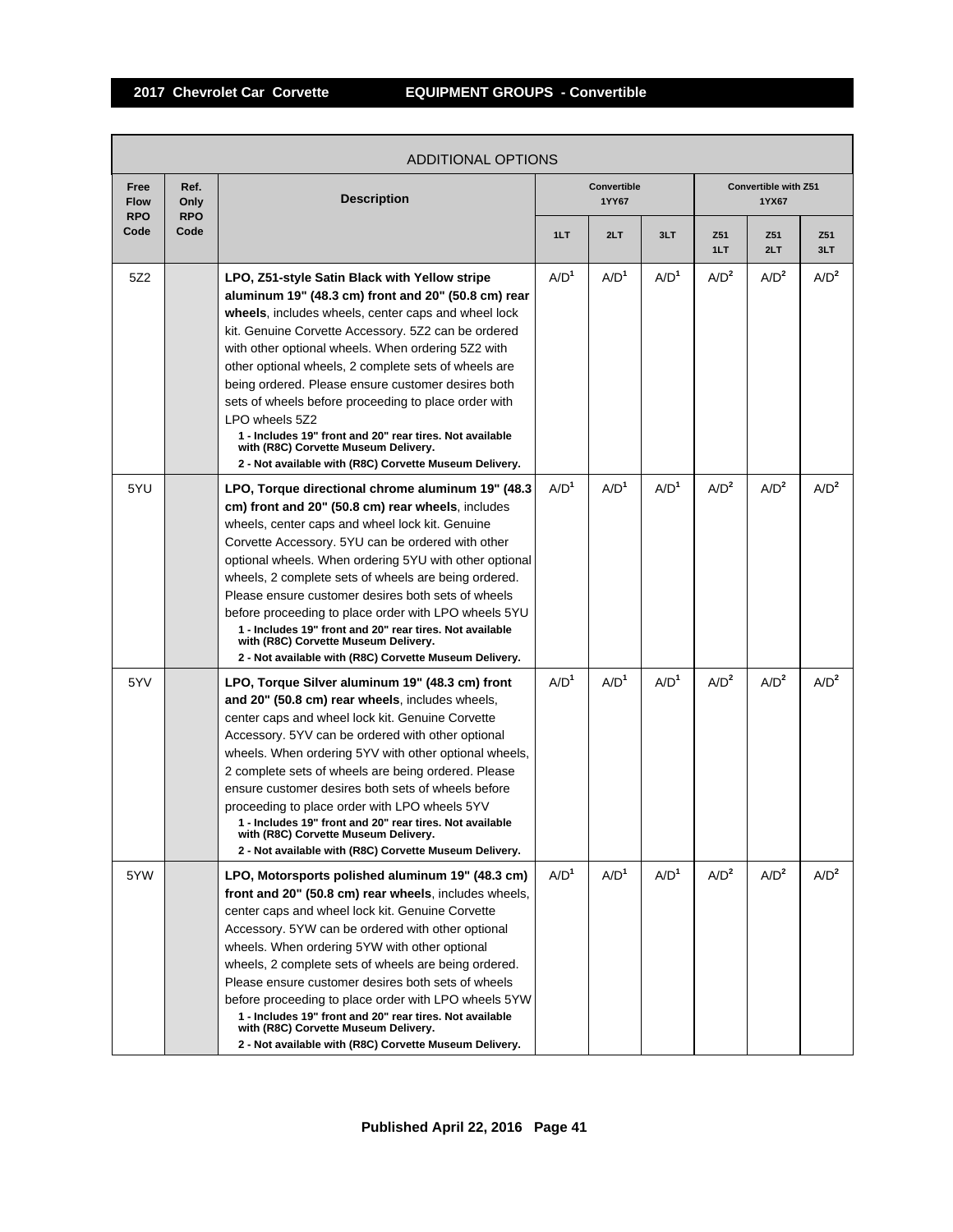## 2017 Chevrolet Car Corvette — EQUIPMENT GROUPS - Convertible

| ADDITIONAL OPTIONS | | | | | | | | |
|---|---|---|---|---|---|---|---|---|
| Free Flow RPO Code | Ref. Only RPO Code | Description | Convertible 1YY67 | | | Convertible with Z51 1YX67 | | |
| | | | 1LT | 2LT | 3LT | Z51 1LT | Z51 2LT | Z51 3LT |
| 5Z2 | | **LPO, Z51-style Satin Black with Yellow stripe aluminum 19" (48.3 cm) front and 20" (50.8 cm) rear wheels**, includes wheels, center caps and wheel lock kit. Genuine Corvette Accessory. 5Z2 can be ordered with other optional wheels. When ordering 5Z2 with other optional wheels, 2 complete sets of wheels are being ordered. Please ensure customer desires both sets of wheels before proceeding to place order with LPO wheels 5Z2 **1 - Includes 19" front and 20" rear tires. Not available with (R8C) Corvette Museum Delivery. 2 - Not available with (R8C) Corvette Museum Delivery.** | A/D[1] | A/D[1] | A/D[1] | A/D[2] | A/D[2] | A/D[2] |
| 5YU | | **LPO, Torque directional chrome aluminum 19" (48.3 cm) front and 20" (50.8 cm) rear wheels**, includes wheels, center caps and wheel lock kit. Genuine Corvette Accessory. 5YU can be ordered with other optional wheels. When ordering 5YU with other optional wheels, 2 complete sets of wheels are being ordered. Please ensure customer desires both sets of wheels before proceeding to place order with LPO wheels 5YU **1 - Includes 19" front and 20" rear tires. Not available with (R8C) Corvette Museum Delivery. 2 - Not available with (R8C) Corvette Museum Delivery.** | A/D[1] | A/D[1] | A/D[1] | A/D[2] | A/D[2] | A/D[2] |
| 5YV | | **LPO, Torque Silver aluminum 19" (48.3 cm) front and 20" (50.8 cm) rear wheels**, includes wheels, center caps and wheel lock kit. Genuine Corvette Accessory. 5YV can be ordered with other optional wheels. When ordering 5YV with other optional wheels, 2 complete sets of wheels are being ordered. Please ensure customer desires both sets of wheels before proceeding to place order with LPO wheels 5YV **1 - Includes 19" front and 20" rear tires. Not available with (R8C) Corvette Museum Delivery. 2 - Not available with (R8C) Corvette Museum Delivery.** | A/D[1] | A/D[1] | A/D[1] | A/D[2] | A/D[2] | A/D[2] |
| 5YW | | **LPO, Motorsports polished aluminum 19" (48.3 cm) front and 20" (50.8 cm) rear wheels**, includes wheels, center caps and wheel lock kit. Genuine Corvette Accessory. 5YW can be ordered with other optional wheels. When ordering 5YW with other optional wheels, 2 complete sets of wheels are being ordered. Please ensure customer desires both sets of wheels before proceeding to place order with LPO wheels 5YW **1 - Includes 19" front and 20" rear tires. Not available with (R8C) Corvette Museum Delivery. 2 - Not available with (R8C) Corvette Museum Delivery.** | A/D[1] | A/D[1] | A/D[1] | A/D[2] | A/D[2] | A/D[2] |

Published April 22, 2016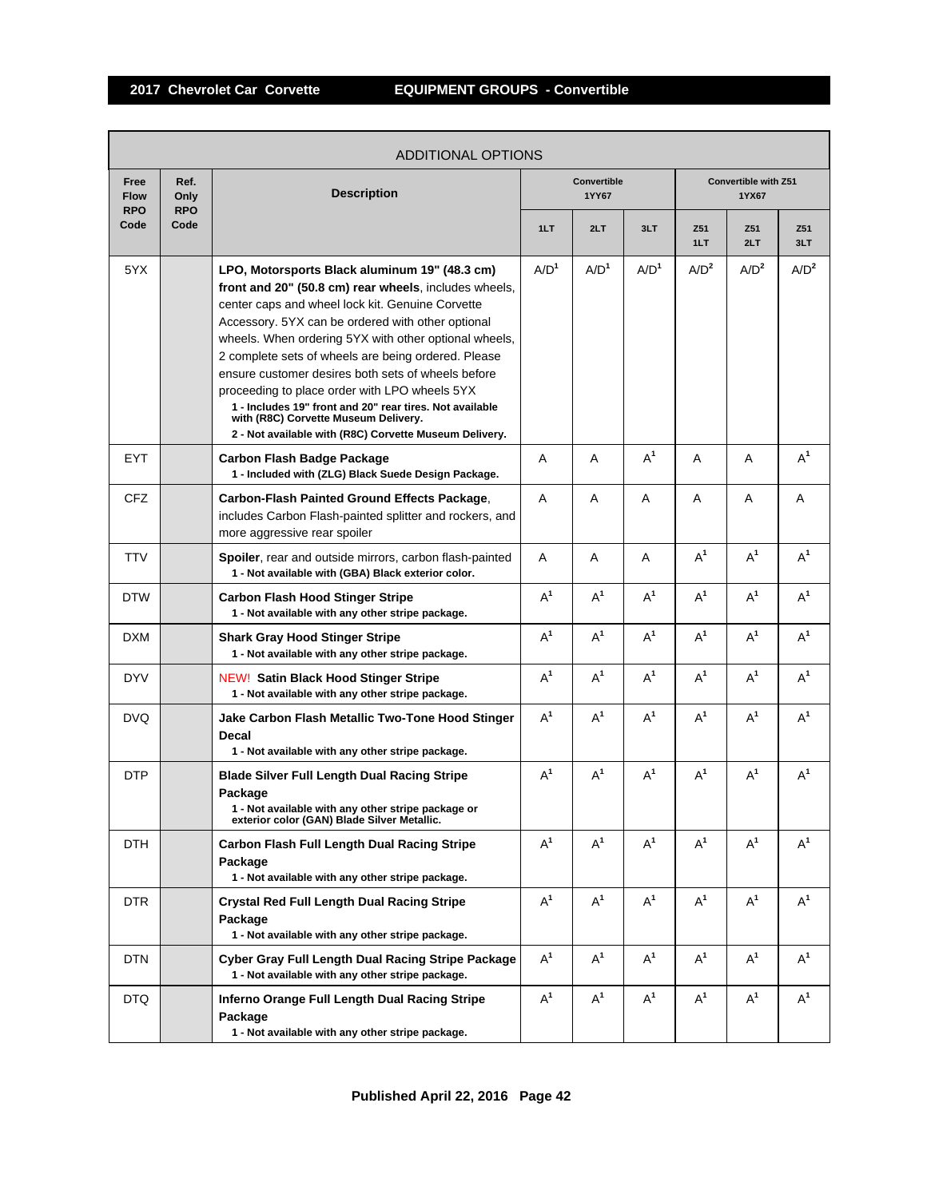## ADDITIONAL OPTIONS

| Free Flow RPO Code | Ref. Only RPO Code | Description | Convertible 1YY67 | | | Convertible with Z51 1YX67 | | |
|---|---|---|---|---|---|---|---|---|
| | | | 1LT | 2LT | 3LT | Z51 1LT | Z51 2LT | Z51 3LT |
| 5YX | | **LPO, Motorsports Black aluminum 19" (48.3 cm) front and 20" (50.8 cm) rear wheels**, includes wheels, center caps and wheel lock kit. Genuine Corvette Accessory. 5YX can be ordered with other optional wheels. When ordering 5YX with other optional wheels, 2 complete sets of wheels are being ordered. Please ensure customer desires both sets of wheels before proceeding to place order with LPO wheels 5YX<br>**1 - Includes 19" front and 20" rear tires. Not available with (R8C) Corvette Museum Delivery.**<br>**2 - Not available with (R8C) Corvette Museum Delivery.** | A/D[1] | A/D[1] | A/D[1] | A/D[2] | A/D[2] | A/D[2] |
| EYT | | **Carbon Flash Badge Package**<br>**1 - Included with (ZLG) Black Suede Design Package.** | A | A | A[1] | A | A | A[1] |
| CFZ | | **Carbon-Flash Painted Ground Effects Package**, includes Carbon Flash-painted splitter and rockers, and more aggressive rear spoiler | A | A | A | A | A | A |
| TTV | | **Spoiler**, rear and outside mirrors, carbon flash-painted<br>**1 - Not available with (GBA) Black exterior color.** | A | A | A | A[1] | A[1] | A[1] |
| DTW | | **Carbon Flash Hood Stinger Stripe**<br>**1 - Not available with any other stripe package.** | A[1] | A[1] | A[1] | A[1] | A[1] | A[1] |
| DXM | | **Shark Gray Hood Stinger Stripe**<br>**1 - Not available with any other stripe package.** | A[1] | A[1] | A[1] | A[1] | A[1] | A[1] |
| DYV | | NEW! **Satin Black Hood Stinger Stripe**<br>**1 - Not available with any other stripe package.** | A[1] | A[1] | A[1] | A[1] | A[1] | A[1] |
| DVQ | | **Jake Carbon Flash Metallic Two-Tone Hood Stinger Decal**<br>**1 - Not available with any other stripe package.** | A[1] | A[1] | A[1] | A[1] | A[1] | A[1] |
| DTP | | **Blade Silver Full Length Dual Racing Stripe Package**<br>**1 - Not available with any other stripe package or exterior color (GAN) Blade Silver Metallic.** | A[1] | A[1] | A[1] | A[1] | A[1] | A[1] |
| DTH | | **Carbon Flash Full Length Dual Racing Stripe Package**<br>**1 - Not available with any other stripe package.** | A[1] | A[1] | A[1] | A[1] | A[1] | A[1] |
| DTR | | **Crystal Red Full Length Dual Racing Stripe Package**<br>**1 - Not available with any other stripe package.** | A[1] | A[1] | A[1] | A[1] | A[1] | A[1] |
| DTN | | **Cyber Gray Full Length Dual Racing Stripe Package**<br>**1 - Not available with any other stripe package.** | A[1] | A[1] | A[1] | A[1] | A[1] | A[1] |
| DTQ | | **Inferno Orange Full Length Dual Racing Stripe Package**<br>**1 - Not available with any other stripe package.** | A[1] | A[1] | A[1] | A[1] | A[1] | A[1] |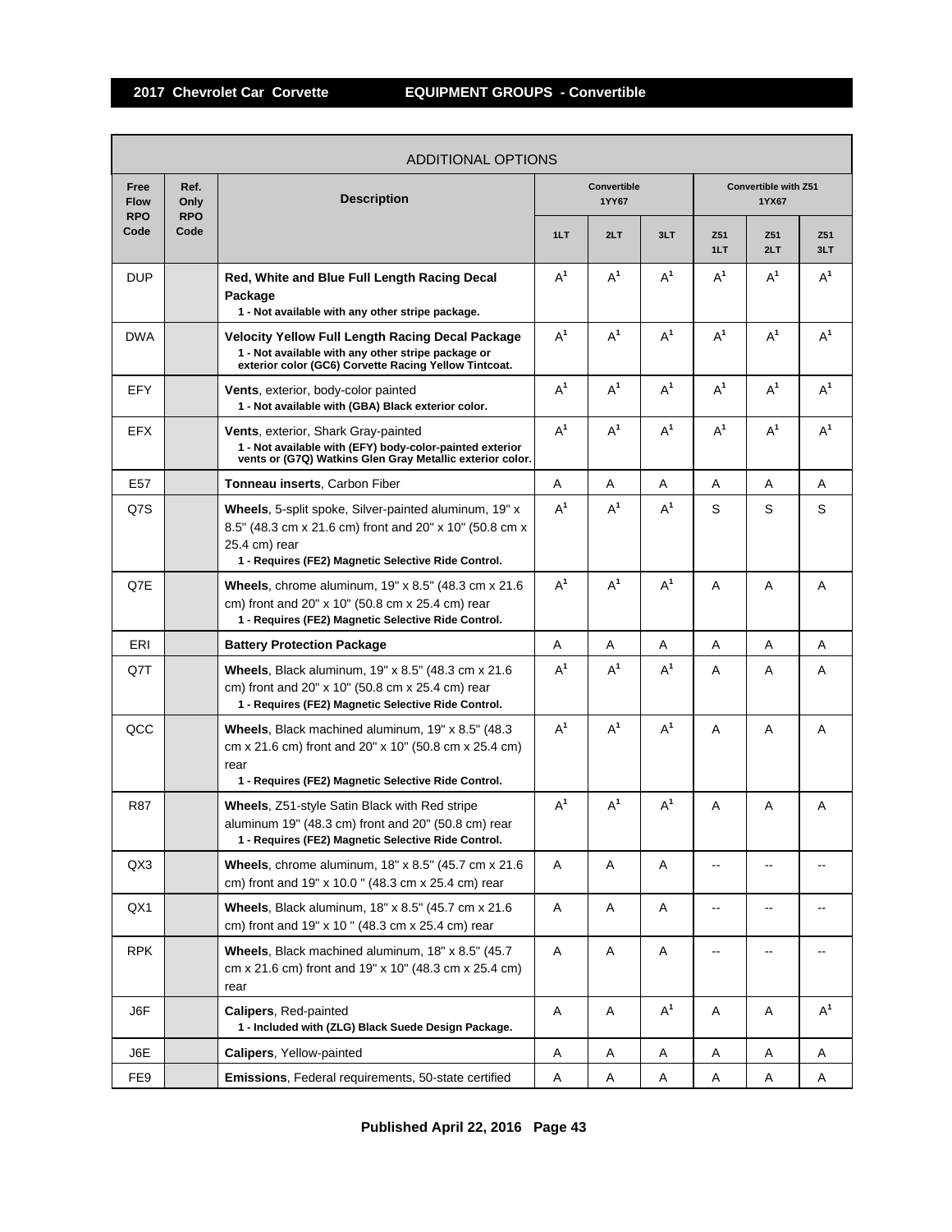## 2017 Chevrolet Car Corvette — EQUIPMENT GROUPS - Convertible

| ADDITIONAL OPTIONS | | | | | | | | |
|---|---|---|---|---|---|---|---|---|
| Free Flow RPO Code | Ref. Only RPO Code | Description | Convertible 1YY67 | | | Convertible with Z51 1YX67 | | |
| | | | 1LT | 2LT | 3LT | Z51 1LT | Z51 2LT | Z51 3LT |
| DUP | | **Red, White and Blue Full Length Racing Decal Package** 1 - Not available with any other stripe package. | A[1] | A[1] | A[1] | A[1] | A[1] | A[1] |
| DWA | | **Velocity Yellow Full Length Racing Decal Package** 1 - Not available with any other stripe package or exterior color (GC6) Corvette Racing Yellow Tintcoat. | A[1] | A[1] | A[1] | A[1] | A[1] | A[1] |
| EFY | | **Vents**, exterior, body-color painted 1 - Not available with (GBA) Black exterior color. | A[1] | A[1] | A[1] | A[1] | A[1] | A[1] |
| EFX | | **Vents**, exterior, Shark Gray-painted 1 - Not available with (EFY) body-color-painted exterior vents or (G7Q) Watkins Glen Gray Metallic exterior color. | A[1] | A[1] | A[1] | A[1] | A[1] | A[1] |
| E57 | | **Tonneau inserts**, Carbon Fiber | A | A | A | A | A | A |
| Q7S | | **Wheels**, 5-split spoke, Silver-painted aluminum, 19" x 8.5" (48.3 cm x 21.6 cm) front and 20" x 10" (50.8 cm x 25.4 cm) rear 1 - Requires (FE2) Magnetic Selective Ride Control. | A[1] | A[1] | A[1] | S | S | S |
| Q7E | | **Wheels**, chrome aluminum, 19" x 8.5" (48.3 cm x 21.6 cm) front and 20" x 10" (50.8 cm x 25.4 cm) rear 1 - Requires (FE2) Magnetic Selective Ride Control. | A[1] | A[1] | A[1] | A | A | A |
| ERI | | **Battery Protection Package** | A | A | A | A | A | A |
| Q7T | | **Wheels**, Black aluminum, 19" x 8.5" (48.3 cm x 21.6 cm) front and 20" x 10" (50.8 cm x 25.4 cm) rear 1 - Requires (FE2) Magnetic Selective Ride Control. | A[1] | A[1] | A[1] | A | A | A |
| QCC | | **Wheels**, Black machined aluminum, 19" x 8.5" (48.3 cm x 21.6 cm) front and 20" x 10" (50.8 cm x 25.4 cm) rear 1 - Requires (FE2) Magnetic Selective Ride Control. | A[1] | A[1] | A[1] | A | A | A |
| R87 | | **Wheels**, Z51-style Satin Black with Red stripe aluminum 19" (48.3 cm) front and 20" (50.8 cm) rear 1 - Requires (FE2) Magnetic Selective Ride Control. | A[1] | A[1] | A[1] | A | A | A |
| QX3 | | **Wheels**, chrome aluminum, 18" x 8.5" (45.7 cm x 21.6 cm) front and 19" x 10.0 " (48.3 cm x 25.4 cm) rear | A | A | A | -- | -- | -- |
| QX1 | | **Wheels**, Black aluminum, 18" x 8.5" (45.7 cm x 21.6 cm) front and 19" x 10 " (48.3 cm x 25.4 cm) rear | A | A | A | -- | -- | -- |
| RPK | | **Wheels**, Black machined aluminum, 18" x 8.5" (45.7 cm x 21.6 cm) front and 19" x 10" (48.3 cm x 25.4 cm) rear | A | A | A | -- | -- | -- |
| J6F | | **Calipers**, Red-painted 1 - Included with (ZLG) Black Suede Design Package. | A | A | A[1] | A | A | A[1] |
| J6E | | **Calipers**, Yellow-painted | A | A | A | A | A | A |
| FE9 | | **Emissions**, Federal requirements, 50-state certified | A | A | A | A | A | A |

Published April 22, 2016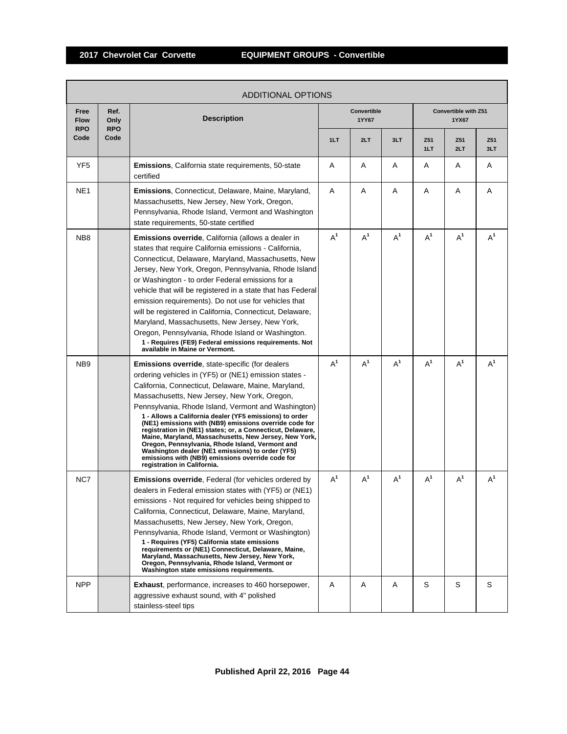## 2017 Chevrolet Car Corvette — EQUIPMENT GROUPS - Convertible

| ADDITIONAL OPTIONS | | | | | | | | | |
|---|---|---|---|---|---|---|---|---|---|
| Free Flow RPO Code | Ref. Only RPO Code | Description | Convertible 1YY67 | | | Convertible with Z51 1YX67 | | | |
| | | | 1LT | 2LT | 3LT | Z51 1LT | Z51 2LT | Z51 3LT | |
| YF5 | | **Emissions**, California state requirements, 50-state certified | A | A | A | A | A | A | |
| NE1 | | **Emissions**, Connecticut, Delaware, Maine, Maryland, Massachusetts, New Jersey, New York, Oregon, Pennsylvania, Rhode Island, Vermont and Washington state requirements, 50-state certified | A | A | A | A | A | A | |
| NB8 | | **Emissions override**, California (allows a dealer in states that require California emissions - California, Connecticut, Delaware, Maryland, Massachusetts, New Jersey, New York, Oregon, Pennsylvania, Rhode Island or Washington - to order Federal emissions for a vehicle that will be registered in a state that has Federal emission requirements). Do not use for vehicles that will be registered in California, Connecticut, Delaware, Maryland, Massachusetts, New Jersey, New York, Oregon, Pennsylvania, Rhode Island or Washington. **1 - Requires (FE9) Federal emissions requirements. Not available in Maine or Vermont.** | A[1] | A[1] | A[1] | A[1] | A[1] | A[1] | |
| NB9 | | **Emissions override**, state-specific (for dealers ordering vehicles in (YF5) or (NE1) emission states - California, Connecticut, Delaware, Maine, Maryland, Massachusetts, New Jersey, New York, Oregon, Pennsylvania, Rhode Island, Vermont and Washington) **1 - Allows a California dealer (YF5 emissions) to order (NE1) emissions with (NB9) emissions override code for registration in (NE1) states; or, a Connecticut, Delaware, Maine, Maryland, Massachusetts, New Jersey, New York, Oregon, Pennsylvania, Rhode Island, Vermont and Washington dealer (NE1 emissions) to order (YF5) emissions with (NB9) emissions override code for registration in California.** | A[1] | A[1] | A[1] | A[1] | A[1] | A[1] | |
| NC7 | | **Emissions override**, Federal (for vehicles ordered by dealers in Federal emission states with (YF5) or (NE1) emissions - Not required for vehicles being shipped to California, Connecticut, Delaware, Maine, Maryland, Massachusetts, New Jersey, New York, Oregon, Pennsylvania, Rhode Island, Vermont or Washington) **1 - Requires (YF5) California state emissions requirements or (NE1) Connecticut, Delaware, Maine, Maryland, Massachusetts, New Jersey, New York, Oregon, Pennsylvania, Rhode Island, Vermont or Washington state emissions requirements.** | A[1] | A[1] | A[1] | A[1] | A[1] | A[1] | |
| NPP | | **Exhaust**, performance, increases to 460 horsepower, aggressive exhaust sound, with 4" polished stainless-steel tips | A | A | A | S | S | S | |

Published April 22, 2016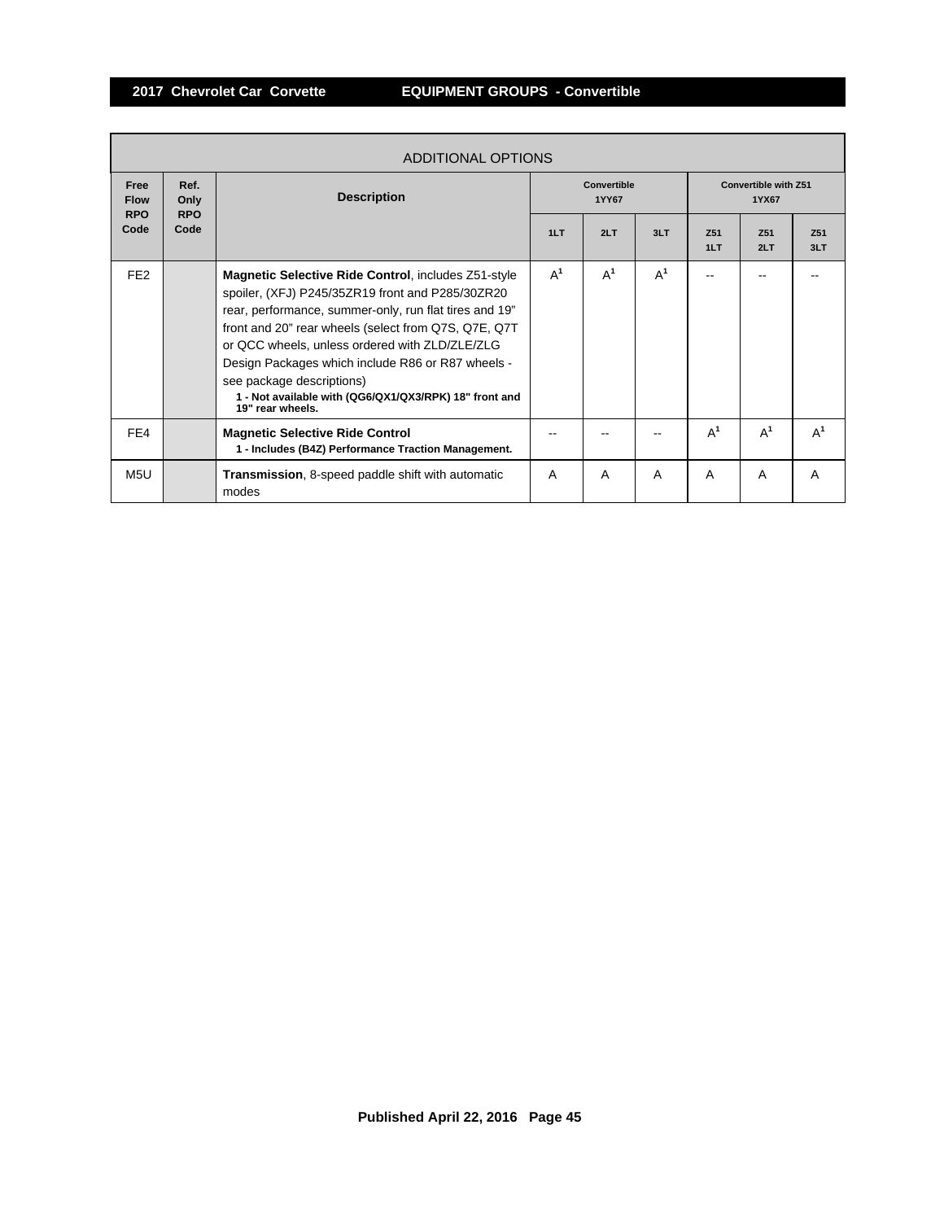## ADDITIONAL OPTIONS

| Free Flow RPO Code | Ref. Only RPO Code | Description | Convertible 1YY67 | | | Convertible with Z51 1YX67 | | |
|---|---|---|---|---|---|---|---|---|
| | | | 1LT | 2LT | 3LT | Z51 1LT | Z51 2LT | Z51 3LT |
| FE2 | | **Magnetic Selective Ride Control**, includes Z51-style spoiler, (XFJ) P245/35ZR19 front and P285/30ZR20 rear, performance, summer-only, run flat tires and 19" front and 20" rear wheels (select from Q7S, Q7E, Q7T or QCC wheels, unless ordered with ZLD/ZLE/ZLG Design Packages which include R86 or R87 wheels - see package descriptions) **1 - Not available with (QG6/QX1/QX3/RPK) 18" front and 19" rear wheels.** | A[1] | A[1] | A[1] | -- | -- | -- |
| FE4 | | **Magnetic Selective Ride Control** **1 - Includes (B4Z) Performance Traction Management.** | -- | -- | -- | A[1] | A[1] | A[1] |
| M5U | | **Transmission**, 8-speed paddle shift with automatic modes | A | A | A | A | A | A |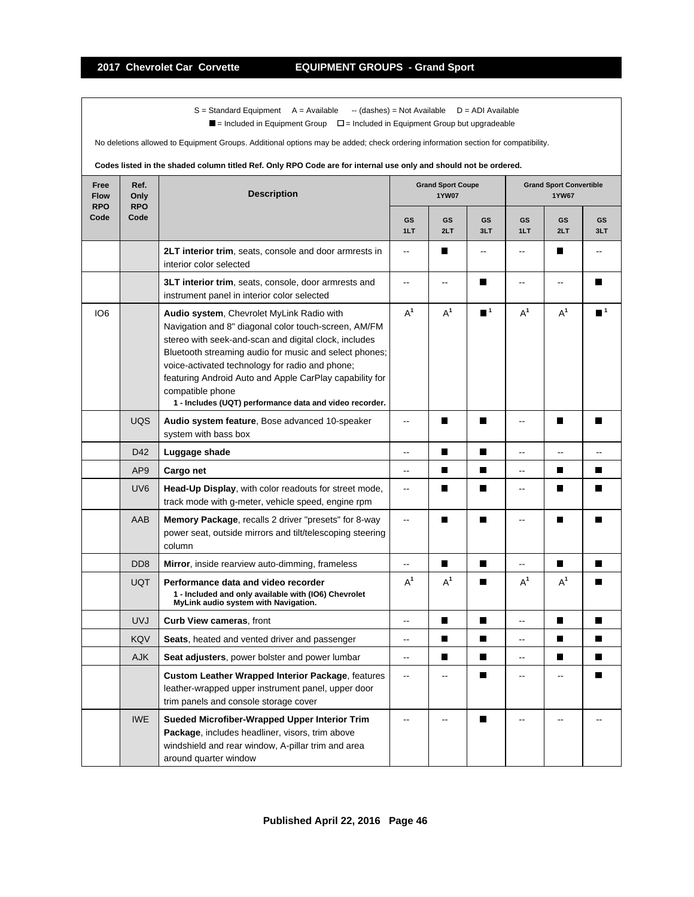## 2017 Chevrolet Car Corvette — EQUIPMENT GROUPS - Grand Sport

S = Standard Equipment A = Available -- (dashes) = Not Available D = ADI Available

■ = Included in Equipment Group □ = Included in Equipment Group but upgradeable

No deletions allowed to Equipment Groups. Additional options may be added; check ordering information section for compatibility.

**Codes listed in the shaded column titled Ref. Only RPO Code are for internal use only and should not be ordered.**

| Free Flow RPO Code | Ref. Only RPO Code | Description | Grand Sport Coupe 1YW07 | | | Grand Sport Convertible 1YW67 | | |
|---|---|---|---|---|---|---|---|---|
| | | | GS 1LT | GS 2LT | GS 3LT | GS 1LT | GS 2LT | GS 3LT |
| | | **2LT interior trim**, seats, console and door armrests in interior color selected | -- | ■ | -- | -- | ■ | -- |
| | | **3LT interior trim**, seats, console, door armrests and instrument panel in interior color selected | -- | -- | ■ | -- | -- | ■ |
| IO6 | | **Audio system**, Chevrolet MyLink Radio with Navigation and 8" diagonal color touch-screen, AM/FM stereo with seek-and-scan and digital clock, includes Bluetooth streaming audio for music and select phones; voice-activated technology for radio and phone; featuring Android Auto and Apple CarPlay capability for compatible phone **1 - Includes (UQT) performance data and video recorder.** | A[1] | A[1] | ■[1] | A[1] | A[1] | ■[1] |
| | UQS | **Audio system feature**, Bose advanced 10-speaker system with bass box | -- | ■ | ■ | -- | ■ | ■ |
| | D42 | **Luggage shade** | -- | ■ | ■ | -- | -- | -- |
| | AP9 | **Cargo net** | -- | ■ | ■ | -- | ■ | ■ |
| | UV6 | **Head-Up Display**, with color readouts for street mode, track mode with g-meter, vehicle speed, engine rpm | -- | ■ | ■ | -- | ■ | ■ |
| | AAB | **Memory Package**, recalls 2 driver "presets" for 8-way power seat, outside mirrors and tilt/telescoping steering column | -- | ■ | ■ | -- | ■ | ■ |
| | DD8 | **Mirror**, inside rearview auto-dimming, frameless | -- | ■ | ■ | -- | ■ | ■ |
| | UQT | **Performance data and video recorder** **1 - Included and only available with (IO6) Chevrolet MyLink audio system with Navigation.** | A[1] | A[1] | ■ | A[1] | A[1] | ■ |
| | UVJ | **Curb View cameras**, front | -- | ■ | ■ | -- | ■ | ■ |
| | KQV | **Seats**, heated and vented driver and passenger | -- | ■ | ■ | -- | ■ | ■ |
| | AJK | **Seat adjusters**, power bolster and power lumbar | -- | ■ | ■ | -- | ■ | ■ |
| | | **Custom Leather Wrapped Interior Package**, features leather-wrapped upper instrument panel, upper door trim panels and console storage cover | -- | -- | ■ | -- | -- | ■ |
| | IWE | **Sueded Microfiber-Wrapped Upper Interior Trim Package**, includes headliner, visors, trim above windshield and rear window, A-pillar trim and area around quarter window | -- | -- | ■ | -- | -- | -- |

Published April 22, 2016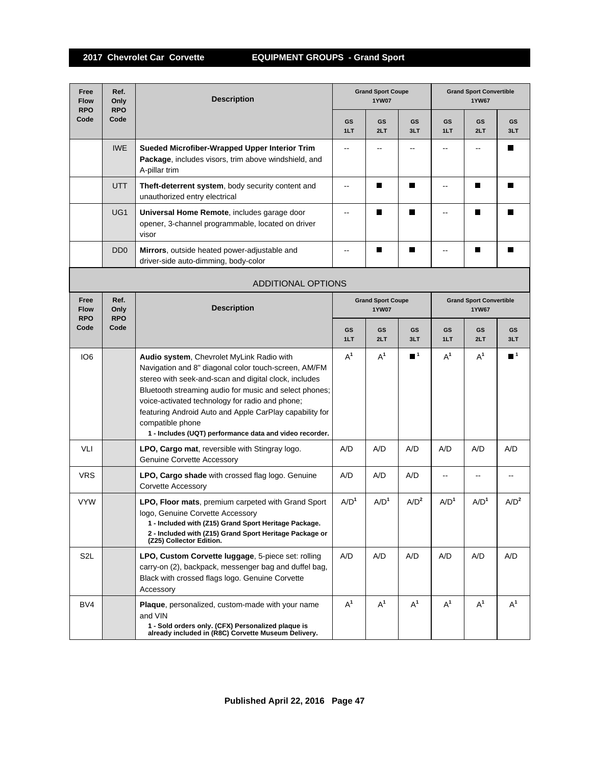## 2017 Chevrolet Car Corvette — EQUIPMENT GROUPS - Grand Sport

| Free Flow RPO Code | Ref. Only RPO Code | Description | Grand Sport Coupe 1YW07 | | | Grand Sport Convertible 1YW67 | | |
|---|---|---|---|---|---|---|---|---|
| | | | GS 1LT | GS 2LT | GS 3LT | GS 1LT | GS 2LT | GS 3LT |
| | IWE | **Sueded Microfiber-Wrapped Upper Interior Trim Package**, includes visors, trim above windshield, and A-pillar trim | -- | -- | -- | -- | -- | ■ |
| | UTT | **Theft-deterrent system**, body security content and unauthorized entry electrical | -- | ■ | ■ | -- | ■ | ■ |
| | UG1 | **Universal Home Remote**, includes garage door opener, 3-channel programmable, located on driver visor | -- | ■ | ■ | -- | ■ | ■ |
| | DD0 | **Mirrors**, outside heated power-adjustable and driver-side auto-dimming, body-color | -- | ■ | ■ | -- | ■ | ■ |

### ADDITIONAL OPTIONS

| Free Flow RPO Code | Ref. Only RPO Code | Description | Grand Sport Coupe 1YW07 | | | Grand Sport Convertible 1YW67 | | |
|---|---|---|---|---|---|---|---|---|
| | | | GS 1LT | GS 2LT | GS 3LT | GS 1LT | GS 2LT | GS 3LT |
| IO6 | | **Audio system**, Chevrolet MyLink Radio with Navigation and 8" diagonal color touch-screen, AM/FM stereo with seek-and-scan and digital clock, includes Bluetooth streaming audio for music and select phones; voice-activated technology for radio and phone; featuring Android Auto and Apple CarPlay capability for compatible phone **1 - Includes (UQT) performance data and video recorder.** | A[1] | A[1] | ■[1] | A[1] | A[1] | ■[1] |
| VLI | | **LPO, Cargo mat**, reversible with Stingray logo. Genuine Corvette Accessory | A/D | A/D | A/D | A/D | A/D | A/D |
| VRS | | **LPO, Cargo shade** with crossed flag logo. Genuine Corvette Accessory | A/D | A/D | A/D | -- | -- | -- |
| VYW | | **LPO, Floor mats**, premium carpeted with Grand Sport logo, Genuine Corvette Accessory **1 - Included with (Z15) Grand Sport Heritage Package.** **2 - Included with (Z15) Grand Sport Heritage Package or (Z25) Collector Edition.** | A/D[1] | A/D[1] | A/D[2] | A/D[1] | A/D[1] | A/D[2] |
| S2L | | **LPO, Custom Corvette luggage**, 5-piece set: rolling carry-on (2), backpack, messenger bag and duffel bag, Black with crossed flags logo. Genuine Corvette Accessory | A/D | A/D | A/D | A/D | A/D | A/D |
| BV4 | | **Plaque**, personalized, custom-made with your name and VIN **1 - Sold orders only. (CFX) Personalized plaque is already included in (R8C) Corvette Museum Delivery.** | A[1] | A[1] | A[1] | A[1] | A[1] | A[1] |

Published April 22, 2016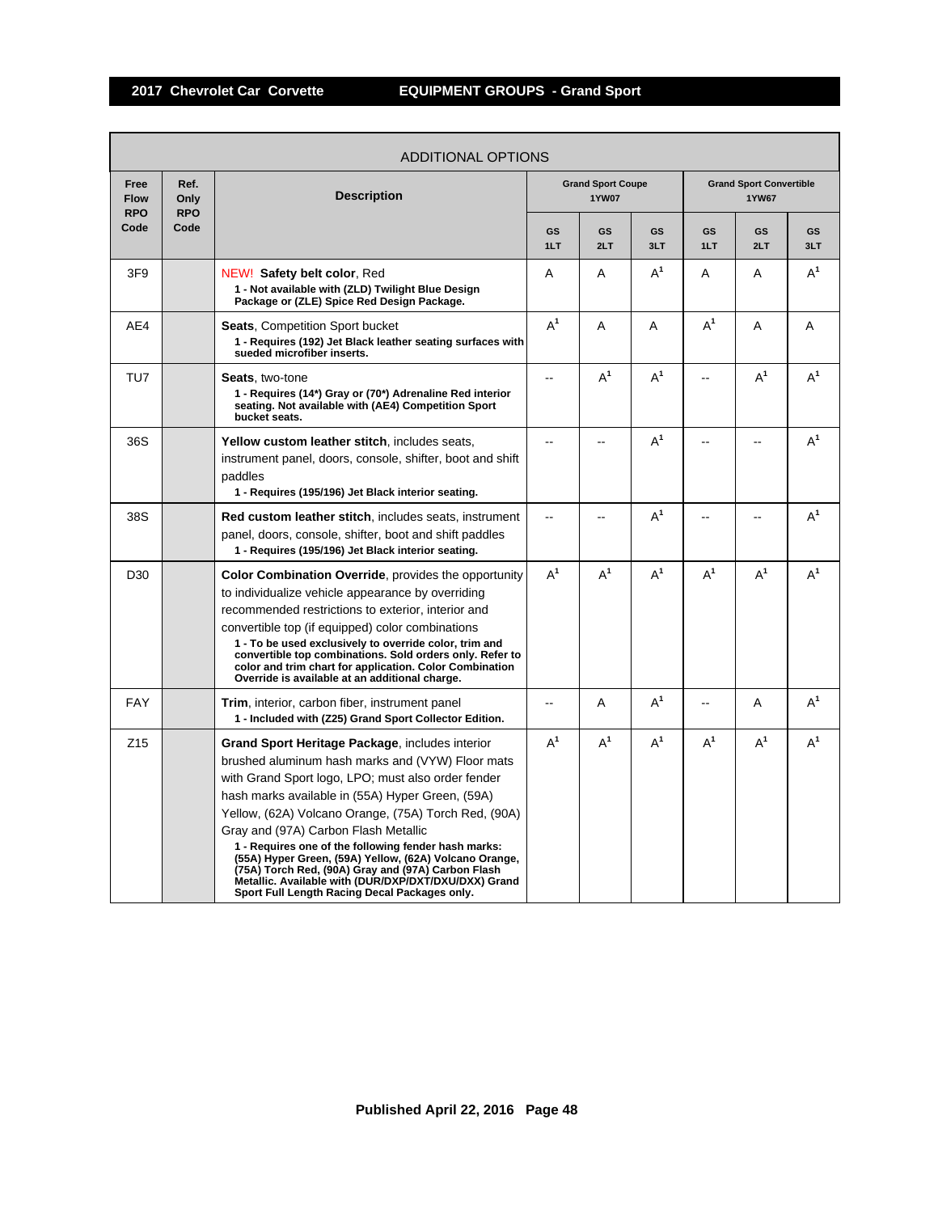## ADDITIONAL OPTIONS

| Free Flow RPO Code | Ref. Only RPO Code | Description | Grand Sport Coupe 1YW07 | | | Grand Sport Convertible 1YW67 | | |
|---|---|---|---|---|---|---|---|---|
| | | | GS 1LT | GS 2LT | GS 3LT | GS 1LT | GS 2LT | GS 3LT |
| 3F9 | | NEW! **Safety belt color**, Red<br>**1 - Not available with (ZLD) Twilight Blue Design Package or (ZLE) Spice Red Design Package.** | A | A | A[1] | A | A | A[1] |
| AE4 | | **Seats**, Competition Sport bucket<br>**1 - Requires (192) Jet Black leather seating surfaces with sueded microfiber inserts.** | A[1] | A | A | A[1] | A | A |
| TU7 | | **Seats**, two-tone<br>**1 - Requires (14*) Gray or (70*) Adrenaline Red interior seating. Not available with (AE4) Competition Sport bucket seats.** | -- | A[1] | A[1] | -- | A[1] | A[1] |
| 36S | | **Yellow custom leather stitch**, includes seats, instrument panel, doors, console, shifter, boot and shift paddles<br>**1 - Requires (195/196) Jet Black interior seating.** | -- | -- | A[1] | -- | -- | A[1] |
| 38S | | **Red custom leather stitch**, includes seats, instrument panel, doors, console, shifter, boot and shift paddles<br>**1 - Requires (195/196) Jet Black interior seating.** | -- | -- | A[1] | -- | -- | A[1] |
| D30 | | **Color Combination Override**, provides the opportunity to individualize vehicle appearance by overriding recommended restrictions to exterior, interior and convertible top (if equipped) color combinations<br>**1 - To be used exclusively to override color, trim and convertible top combinations. Sold orders only. Refer to color and trim chart for application. Color Combination Override is available at an additional charge.** | A[1] | A[1] | A[1] | A[1] | A[1] | A[1] |
| FAY | | **Trim**, interior, carbon fiber, instrument panel<br>**1 - Included with (Z25) Grand Sport Collector Edition.** | -- | A | A[1] | -- | A | A[1] |
| Z15 | | **Grand Sport Heritage Package**, includes interior brushed aluminum hash marks and (VYW) Floor mats with Grand Sport logo, LPO; must also order fender hash marks available in (55A) Hyper Green, (59A) Yellow, (62A) Volcano Orange, (75A) Torch Red, (90A) Gray and (97A) Carbon Flash Metallic<br>**1 - Requires one of the following fender hash marks: (55A) Hyper Green, (59A) Yellow, (62A) Volcano Orange, (75A) Torch Red, (90A) Gray and (97A) Carbon Flash Metallic. Available with (DUR/DXP/DXT/DXU/DXX) Grand Sport Full Length Racing Decal Packages only.** | A[1] | A[1] | A[1] | A[1] | A[1] | A[1] |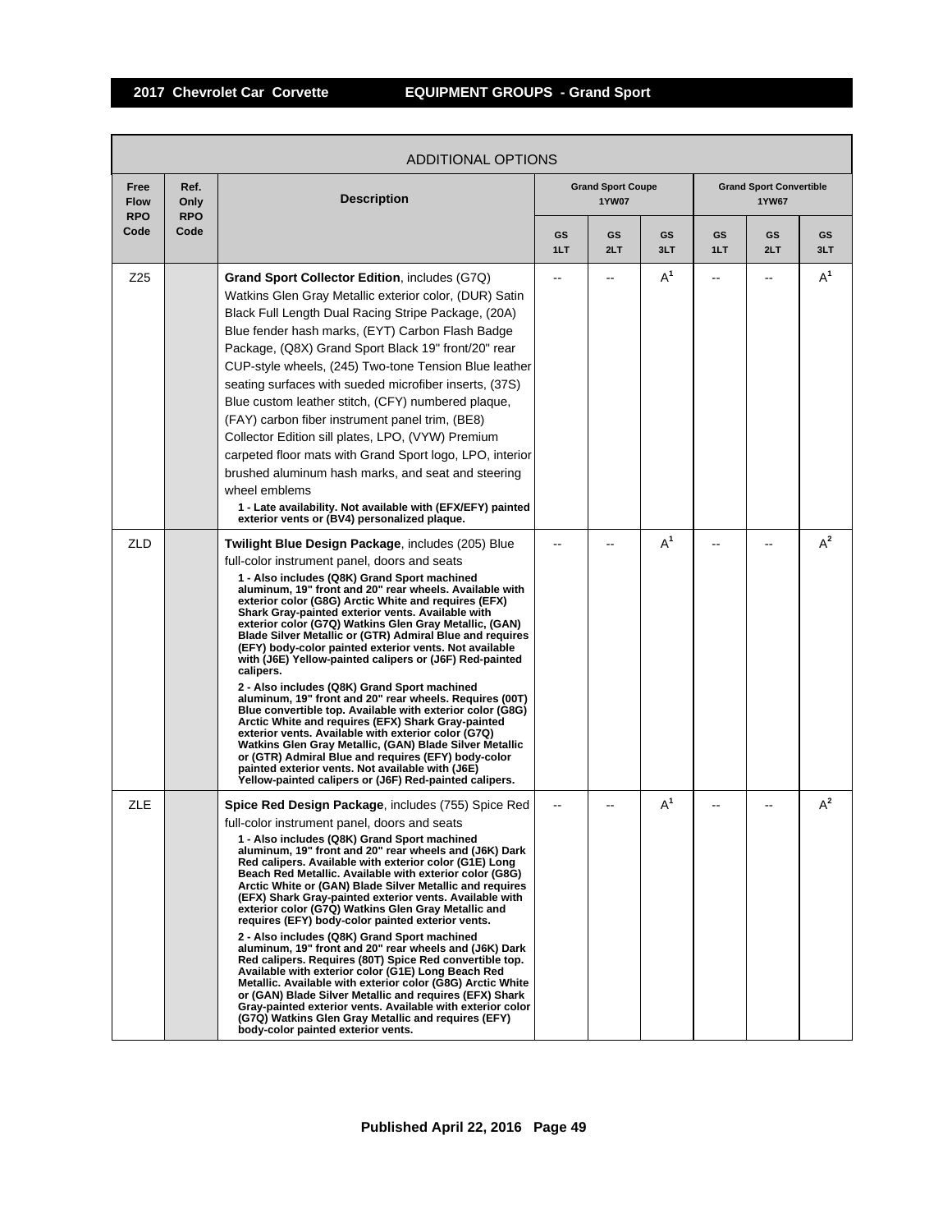## 2017 Chevrolet Car Corvette — EQUIPMENT GROUPS - Grand Sport

| ADDITIONAL OPTIONS | | | | | | | | |
|---|---|---|---|---|---|---|---|---|
| **Free Flow RPO Code** | **Ref. Only RPO Code** | **Description** | **Grand Sport Coupe 1YW07** | | | **Grand Sport Convertible 1YW67** | | |
| | | | **GS 1LT** | **GS 2LT** | **GS 3LT** | **GS 1LT** | **GS 2LT** | **GS 3LT** |
| Z25 | | **Grand Sport Collector Edition**, includes (G7Q) Watkins Glen Gray Metallic exterior color, (DUR) Satin Black Full Length Dual Racing Stripe Package, (20A) Blue fender hash marks, (EYT) Carbon Flash Badge Package, (Q8X) Grand Sport Black 19" front/20" rear CUP-style wheels, (245) Two-tone Tension Blue leather seating surfaces with sueded microfiber inserts, (37S) Blue custom leather stitch, (CFY) numbered plaque, (FAY) carbon fiber instrument panel trim, (BE8) Collector Edition sill plates, LPO, (VYW) Premium carpeted floor mats with Grand Sport logo, LPO, interior brushed aluminum hash marks, and seat and steering wheel emblems<br>**1 - Late availability. Not available with (EFX/EFY) painted exterior vents or (BV4) personalized plaque.** | -- | -- | A[1] | -- | -- | A[1] |
| ZLD | | **Twilight Blue Design Package**, includes (205) Blue full-color instrument panel, doors and seats<br>**1 - Also includes (Q8K) Grand Sport machined aluminum, 19" front and 20" rear wheels. Available with exterior color (G8G) Arctic White and requires (EFX) Shark Gray-painted exterior vents. Available with exterior color (G7Q) Watkins Glen Gray Metallic, (GAN) Blade Silver Metallic or (GTR) Admiral Blue and requires (EFY) body-color painted exterior vents. Not available with (J6E) Yellow-painted calipers or (J6F) Red-painted calipers.**<br>**2 - Also includes (Q8K) Grand Sport machined aluminum, 19" front and 20" rear wheels. Requires (00T) Blue convertible top. Available with exterior color (G8G) Arctic White and requires (EFX) Shark Gray-painted exterior vents. Available with exterior color (G7Q) Watkins Glen Gray Metallic, (GAN) Blade Silver Metallic or (GTR) Admiral Blue and requires (EFY) body-color painted exterior vents. Not available with (J6E) Yellow-painted calipers or (J6F) Red-painted calipers.** | -- | -- | A[1] | -- | -- | A[2] |
| ZLE | | **Spice Red Design Package**, includes (755) Spice Red full-color instrument panel, doors and seats<br>**1 - Also includes (Q8K) Grand Sport machined aluminum, 19" front and 20" rear wheels and (J6K) Dark Red calipers. Available with exterior color (G1E) Long Beach Red Metallic. Available with exterior color (G8G) Arctic White or (GAN) Blade Silver Metallic and requires (EFX) Shark Gray-painted exterior vents. Available with exterior color (G7Q) Watkins Glen Gray Metallic and requires (EFY) body-color painted exterior vents.**<br>**2 - Also includes (Q8K) Grand Sport machined aluminum, 19" front and 20" rear wheels and (J6K) Dark Red calipers. Requires (80T) Spice Red convertible top. Available with exterior color (G1E) Long Beach Red Metallic. Available with exterior color (G8G) Arctic White or (GAN) Blade Silver Metallic and requires (EFX) Shark Gray-painted exterior vents. Available with exterior color (G7Q) Watkins Glen Gray Metallic and requires (EFY) body-color painted exterior vents.** | -- | -- | A[1] | -- | -- | A[2] |

**Published April 22, 2016**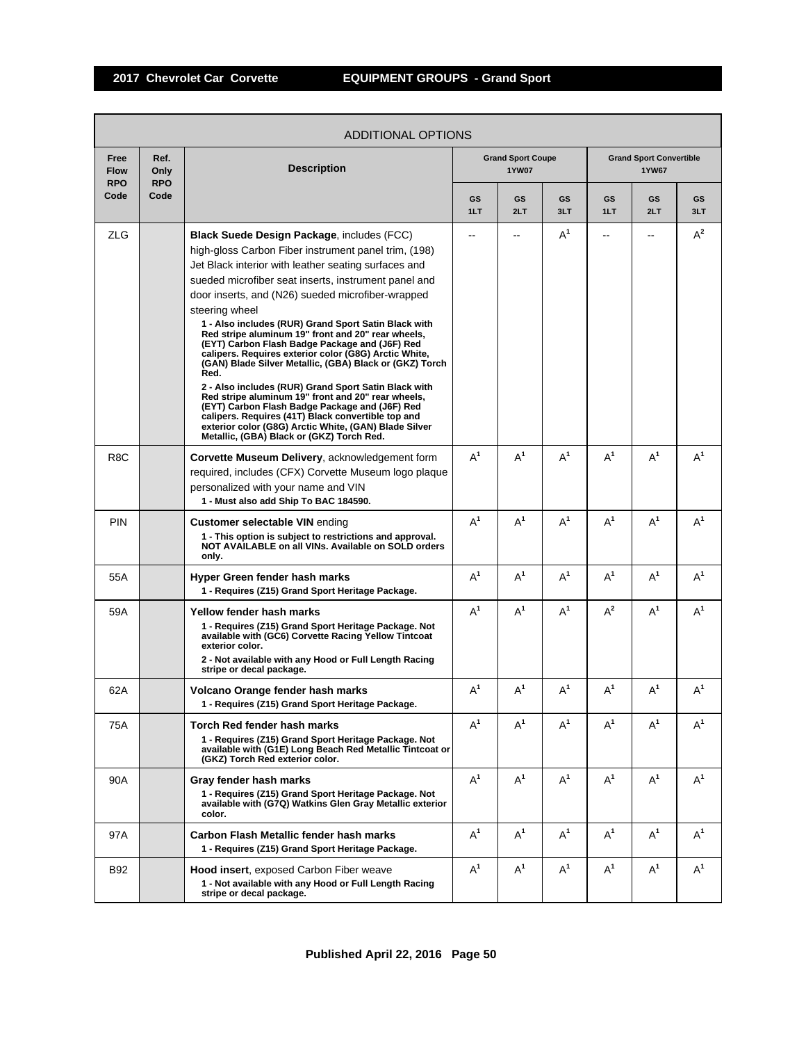## 2017 Chevrolet Car Corvette — EQUIPMENT GROUPS - Grand Sport

| ADDITIONAL OPTIONS | | | | | | | | |
|---|---|---|---|---|---|---|---|---|
| Free Flow RPO Code | Ref. Only RPO Code | Description | Grand Sport Coupe 1YW07 | | | Grand Sport Convertible 1YW67 | | |
| | | | GS 1LT | GS 2LT | GS 3LT | GS 1LT | GS 2LT | GS 3LT |
| ZLG | | **Black Suede Design Package**, includes (FCC) high-gloss Carbon Fiber instrument panel trim, (198) Jet Black interior with leather seating surfaces and sueded microfiber seat inserts, instrument panel and door inserts, and (N26) sueded microfiber-wrapped steering wheel<br>**1 - Also includes (RUR) Grand Sport Satin Black with Red stripe aluminum 19" front and 20" rear wheels, (EYT) Carbon Flash Badge Package and (J6F) Red calipers. Requires exterior color (G8G) Arctic White, (GAN) Blade Silver Metallic, (GBA) Black or (GKZ) Torch Red.**<br>**2 - Also includes (RUR) Grand Sport Satin Black with Red stripe aluminum 19" front and 20" rear wheels, (EYT) Carbon Flash Badge Package and (J6F) Red calipers. Requires (41T) Black convertible top and exterior color (G8G) Arctic White, (GAN) Blade Silver Metallic, (GBA) Black or (GKZ) Torch Red.** | -- | -- | A[1] | -- | -- | A[2] |
| R8C | | **Corvette Museum Delivery**, acknowledgement form required, includes (CFX) Corvette Museum logo plaque personalized with your name and VIN<br>**1 - Must also add Ship To BAC 184590.** | A[1] | A[1] | A[1] | A[1] | A[1] | A[1] |
| PIN | | **Customer selectable VIN** ending<br>**1 - This option is subject to restrictions and approval. NOT AVAILABLE on all VINs. Available on SOLD orders only.** | A[1] | A[1] | A[1] | A[1] | A[1] | A[1] |
| 55A | | **Hyper Green fender hash marks**<br>**1 - Requires (Z15) Grand Sport Heritage Package.** | A[1] | A[1] | A[1] | A[1] | A[1] | A[1] |
| 59A | | **Yellow fender hash marks**<br>**1 - Requires (Z15) Grand Sport Heritage Package. Not available with (GC6) Corvette Racing Yellow Tintcoat exterior color.**<br>**2 - Not available with any Hood or Full Length Racing stripe or decal package.** | A[1] | A[1] | A[1] | A[2] | A[1] | A[1] |
| 62A | | **Volcano Orange fender hash marks**<br>**1 - Requires (Z15) Grand Sport Heritage Package.** | A[1] | A[1] | A[1] | A[1] | A[1] | A[1] |
| 75A | | **Torch Red fender hash marks**<br>**1 - Requires (Z15) Grand Sport Heritage Package. Not available with (G1E) Long Beach Red Metallic Tintcoat or (GKZ) Torch Red exterior color.** | A[1] | A[1] | A[1] | A[1] | A[1] | A[1] |
| 90A | | **Gray fender hash marks**<br>**1 - Requires (Z15) Grand Sport Heritage Package. Not available with (G7Q) Watkins Glen Gray Metallic exterior color.** | A[1] | A[1] | A[1] | A[1] | A[1] | A[1] |
| 97A | | **Carbon Flash Metallic fender hash marks**<br>**1 - Requires (Z15) Grand Sport Heritage Package.** | A[1] | A[1] | A[1] | A[1] | A[1] | A[1] |
| B92 | | **Hood insert**, exposed Carbon Fiber weave<br>**1 - Not available with any Hood or Full Length Racing stripe or decal package.** | A[1] | A[1] | A[1] | A[1] | A[1] | A[1] |

**Published April 22, 2016**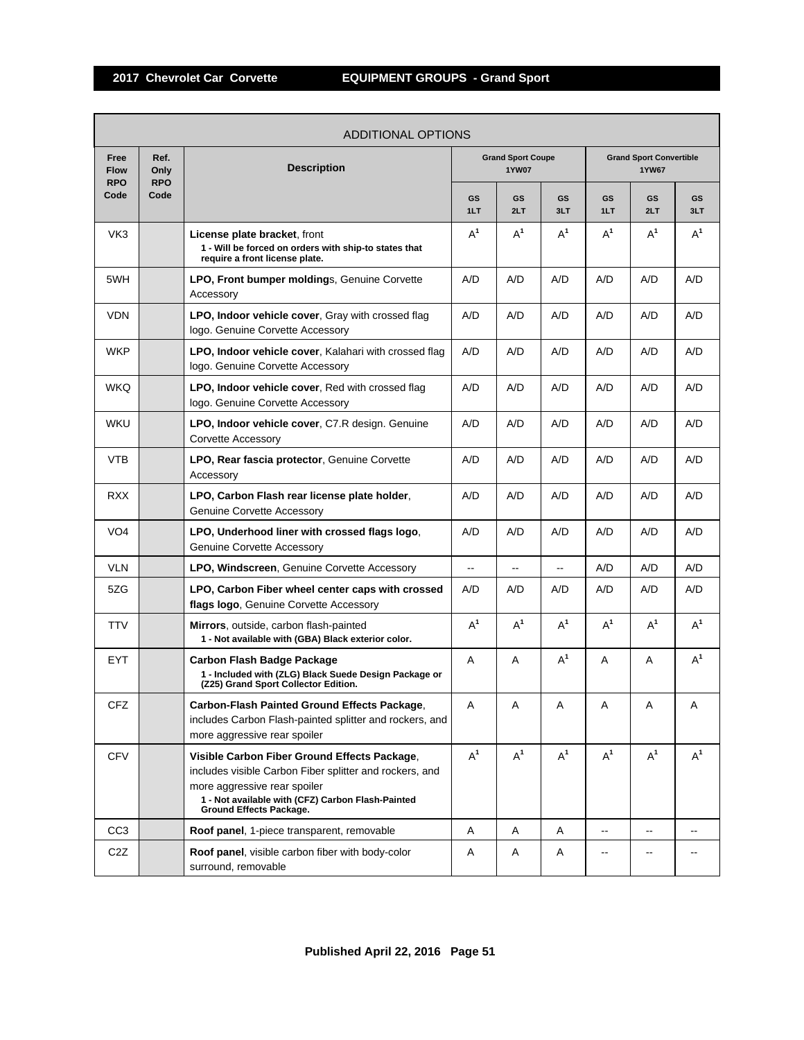## ADDITIONAL OPTIONS

| Free Flow RPO Code | Ref. Only RPO Code | Description | Grand Sport Coupe 1YW07 | | | Grand Sport Convertible 1YW67 | | |
|---|---|---|---|---|---|---|---|---|
| | | | GS 1LT | GS 2LT | GS 3LT | GS 1LT | GS 2LT | GS 3LT |
| VK3 | | **License plate bracket**, front<br>**1 - Will be forced on orders with ship-to states that require a front license plate.** | A[1] | A[1] | A[1] | A[1] | A[1] | A[1] |
| 5WH | | **LPO, Front bumper molding**s, Genuine Corvette Accessory | A/D | A/D | A/D | A/D | A/D | A/D |
| VDN | | **LPO, Indoor vehicle cover**, Gray with crossed flag logo. Genuine Corvette Accessory | A/D | A/D | A/D | A/D | A/D | A/D |
| WKP | | **LPO, Indoor vehicle cover**, Kalahari with crossed flag logo. Genuine Corvette Accessory | A/D | A/D | A/D | A/D | A/D | A/D |
| WKQ | | **LPO, Indoor vehicle cover**, Red with crossed flag logo. Genuine Corvette Accessory | A/D | A/D | A/D | A/D | A/D | A/D |
| WKU | | **LPO, Indoor vehicle cover**, C7.R design. Genuine Corvette Accessory | A/D | A/D | A/D | A/D | A/D | A/D |
| VTB | | **LPO, Rear fascia protector**, Genuine Corvette Accessory | A/D | A/D | A/D | A/D | A/D | A/D |
| RXX | | **LPO, Carbon Flash rear license plate holder**, Genuine Corvette Accessory | A/D | A/D | A/D | A/D | A/D | A/D |
| VO4 | | **LPO, Underhood liner with crossed flags logo**, Genuine Corvette Accessory | A/D | A/D | A/D | A/D | A/D | A/D |
| VLN | | **LPO, Windscreen**, Genuine Corvette Accessory | -- | -- | -- | A/D | A/D | A/D |
| 5ZG | | **LPO, Carbon Fiber wheel center caps with crossed flags logo**, Genuine Corvette Accessory | A/D | A/D | A/D | A/D | A/D | A/D |
| TTV | | **Mirrors**, outside, carbon flash-painted<br>**1 - Not available with (GBA) Black exterior color.** | A[1] | A[1] | A[1] | A[1] | A[1] | A[1] |
| EYT | | **Carbon Flash Badge Package**<br>**1 - Included with (ZLG) Black Suede Design Package or (Z25) Grand Sport Collector Edition.** | A | A | A[1] | A | A | A[1] |
| CFZ | | **Carbon-Flash Painted Ground Effects Package**, includes Carbon Flash-painted splitter and rockers, and more aggressive rear spoiler | A | A | A | A | A | A |
| CFV | | **Visible Carbon Fiber Ground Effects Package**, includes visible Carbon Fiber splitter and rockers, and more aggressive rear spoiler<br>**1 - Not available with (CFZ) Carbon Flash-Painted Ground Effects Package.** | A[1] | A[1] | A[1] | A[1] | A[1] | A[1] |
| CC3 | | **Roof panel**, 1-piece transparent, removable | A | A | A | -- | -- | -- |
| C2Z | | **Roof panel**, visible carbon fiber with body-color surround, removable | A | A | A | -- | -- | -- |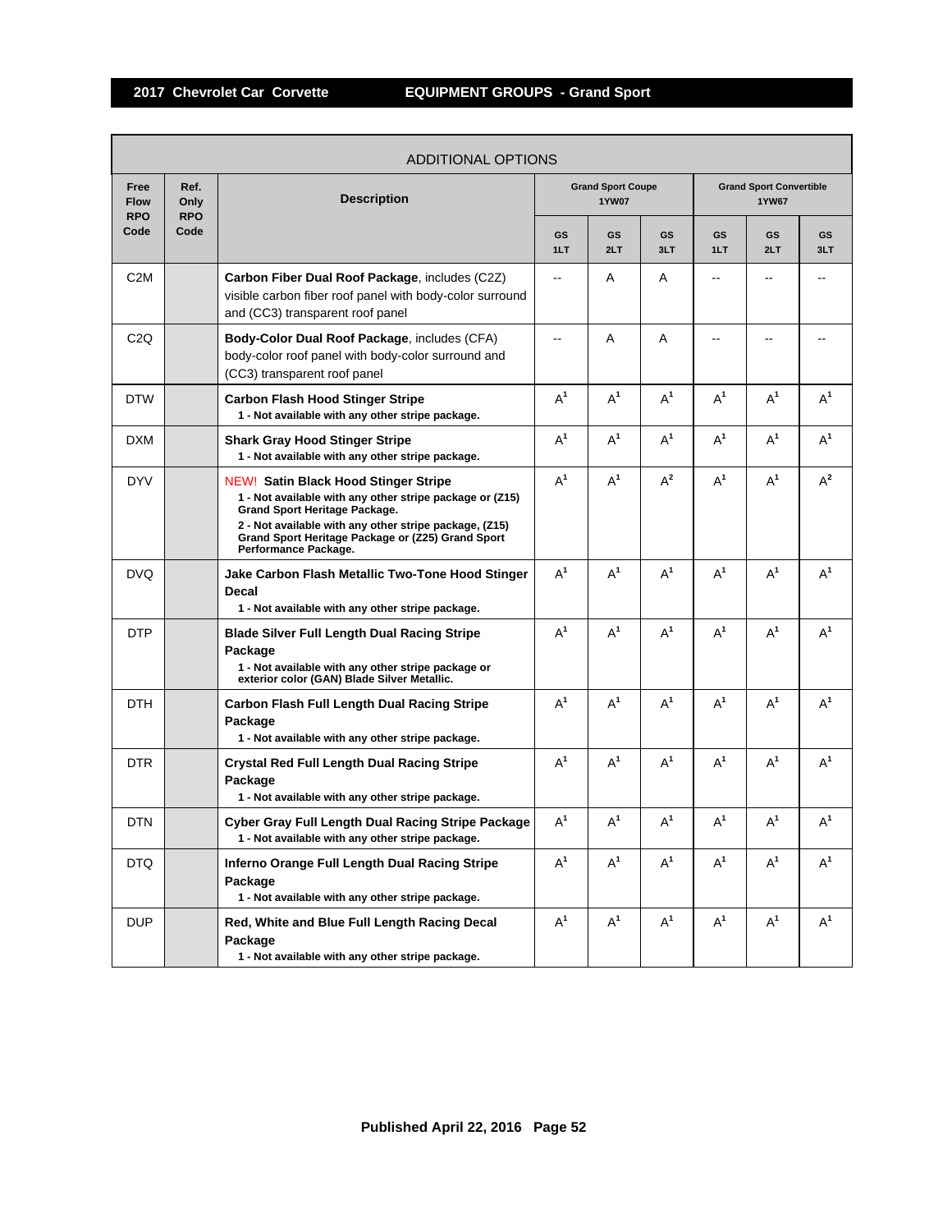## 2017 Chevrolet Car Corvette — EQUIPMENT GROUPS - Grand Sport

| Free Flow RPO Code | Ref. Only RPO Code | Description | Grand Sport Coupe 1YW07 | | | Grand Sport Convertible 1YW67 | | |
|---|---|---|---|---|---|---|---|---|
| | | | GS 1LT | GS 2LT | GS 3LT | GS 1LT | GS 2LT | GS 3LT |
| | | **ADDITIONAL OPTIONS** | | | | | | |
| C2M | | **Carbon Fiber Dual Roof Package**, includes (C2Z) visible carbon fiber roof panel with body-color surround and (CC3) transparent roof panel | -- | A | A | -- | -- | -- |
| C2Q | | **Body-Color Dual Roof Package**, includes (CFA) body-color roof panel with body-color surround and (CC3) transparent roof panel | -- | A | A | -- | -- | -- |
| DTW | | **Carbon Flash Hood Stinger Stripe** 1 - Not available with any other stripe package. | A[1] | A[1] | A[1] | A[1] | A[1] | A[1] |
| DXM | | **Shark Gray Hood Stinger Stripe** 1 - Not available with any other stripe package. | A[1] | A[1] | A[1] | A[1] | A[1] | A[1] |
| DYV | | NEW! **Satin Black Hood Stinger Stripe** 1 - Not available with any other stripe package or (Z15) Grand Sport Heritage Package. 2 - Not available with any other stripe package, (Z15) Grand Sport Heritage Package or (Z25) Grand Sport Performance Package. | A[1] | A[1] | A[2] | A[1] | A[1] | A[2] |
| DVQ | | **Jake Carbon Flash Metallic Two-Tone Hood Stinger Decal** 1 - Not available with any other stripe package. | A[1] | A[1] | A[1] | A[1] | A[1] | A[1] |
| DTP | | **Blade Silver Full Length Dual Racing Stripe Package** 1 - Not available with any other stripe package or exterior color (GAN) Blade Silver Metallic. | A[1] | A[1] | A[1] | A[1] | A[1] | A[1] |
| DTH | | **Carbon Flash Full Length Dual Racing Stripe Package** 1 - Not available with any other stripe package. | A[1] | A[1] | A[1] | A[1] | A[1] | A[1] |
| DTR | | **Crystal Red Full Length Dual Racing Stripe Package** 1 - Not available with any other stripe package. | A[1] | A[1] | A[1] | A[1] | A[1] | A[1] |
| DTN | | **Cyber Gray Full Length Dual Racing Stripe Package** 1 - Not available with any other stripe package. | A[1] | A[1] | A[1] | A[1] | A[1] | A[1] |
| DTQ | | **Inferno Orange Full Length Dual Racing Stripe Package** 1 - Not available with any other stripe package. | A[1] | A[1] | A[1] | A[1] | A[1] | A[1] |
| DUP | | **Red, White and Blue Full Length Racing Decal Package** 1 - Not available with any other stripe package. | A[1] | A[1] | A[1] | A[1] | A[1] | A[1] |

Published April 22, 2016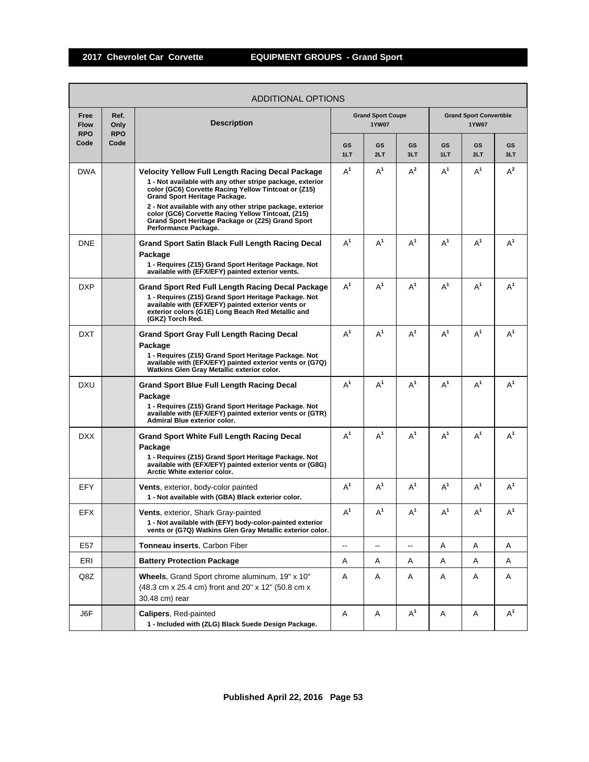## 2017 Chevrolet Car Corvette — EQUIPMENT GROUPS - Grand Sport

| ADDITIONAL OPTIONS | | | | | | | | |
|---|---|---|---|---|---|---|---|---|
| Free Flow RPO Code | Ref. Only RPO Code | Description | Grand Sport Coupe 1YW07 | | | Grand Sport Convertible 1YW67 | | |
| | | | GS 1LT | GS 2LT | GS 3LT | GS 1LT | GS 2LT | GS 3LT |
| DWA | | **Velocity Yellow Full Length Racing Decal Package**<br>**1 - Not available with any other stripe package, exterior color (GC6) Corvette Racing Yellow Tintcoat or (Z15) Grand Sport Heritage Package.**<br>**2 - Not available with any other stripe package, exterior color (GC6) Corvette Racing Yellow Tintcoat, (Z15) Grand Sport Heritage Package or (Z25) Grand Sport Performance Package.** | A[1] | A[1] | A[2] | A[1] | A[1] | A[2] |
| DNE | | **Grand Sport Satin Black Full Length Racing Decal Package**<br>**1 - Requires (Z15) Grand Sport Heritage Package. Not available with (EFX/EFY) painted exterior vents.** | A[1] | A[1] | A[1] | A[1] | A[1] | A[1] |
| DXP | | **Grand Sport Red Full Length Racing Decal Package**<br>**1 - Requires (Z15) Grand Sport Heritage Package. Not available with (EFX/EFY) painted exterior vents or exterior colors (G1E) Long Beach Red Metallic and (GKZ) Torch Red.** | A[1] | A[1] | A[1] | A[1] | A[1] | A[1] |
| DXT | | **Grand Sport Gray Full Length Racing Decal Package**<br>**1 - Requires (Z15) Grand Sport Heritage Package. Not available with (EFX/EFY) painted exterior vents or (G7Q) Watkins Glen Gray Metallic exterior color.** | A[1] | A[1] | A[1] | A[1] | A[1] | A[1] |
| DXU | | **Grand Sport Blue Full Length Racing Decal Package**<br>**1 - Requires (Z15) Grand Sport Heritage Package. Not available with (EFX/EFY) painted exterior vents or (GTR) Admiral Blue exterior color.** | A[1] | A[1] | A[1] | A[1] | A[1] | A[1] |
| DXX | | **Grand Sport White Full Length Racing Decal Package**<br>**1 - Requires (Z15) Grand Sport Heritage Package. Not available with (EFX/EFY) painted exterior vents or (G8G) Arctic White exterior color.** | A[1] | A[1] | A[1] | A[1] | A[1] | A[1] |
| EFY | | **Vents**, exterior, body-color painted<br>**1 - Not available with (GBA) Black exterior color.** | A[1] | A[1] | A[1] | A[1] | A[1] | A[1] |
| EFX | | **Vents**, exterior, Shark Gray-painted<br>**1 - Not available with (EFY) body-color-painted exterior vents or (G7Q) Watkins Glen Gray Metallic exterior color.** | A[1] | A[1] | A[1] | A[1] | A[1] | A[1] |
| E57 | | **Tonneau inserts**, Carbon Fiber | -- | -- | -- | A | A | A |
| ERI | | **Battery Protection Package** | A | A | A | A | A | A |
| Q8Z | | **Wheels**, Grand Sport chrome aluminum, 19" x 10" (48.3 cm x 25.4 cm) front and 20" x 12" (50.8 cm x 30.48 cm) rear | A | A | A | A | A | A |
| J6F | | **Calipers**, Red-painted<br>**1 - Included with (ZLG) Black Suede Design Package.** | A | A | A[1] | A | A | A[1] |

Published April 22, 2016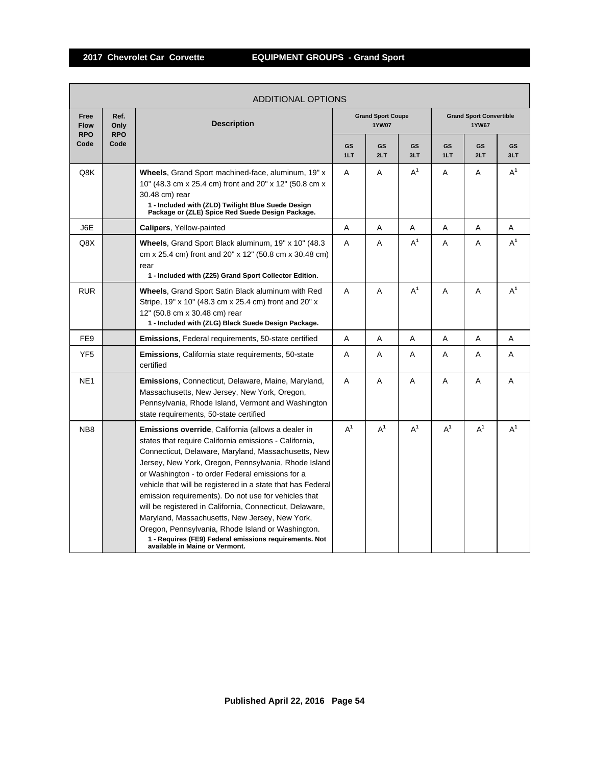## 2017 Chevrolet Car Corvette — EQUIPMENT GROUPS - Grand Sport

| ADDITIONAL OPTIONS | | | | | | | | |
|---|---|---|---|---|---|---|---|---|
| Free Flow RPO Code | Ref. Only RPO Code | Description | Grand Sport Coupe 1YW07 | | | Grand Sport Convertible 1YW67 | | |
| | | | GS 1LT | GS 2LT | GS 3LT | GS 1LT | GS 2LT | GS 3LT |
| Q8K | | **Wheels**, Grand Sport machined-face, aluminum, 19" x 10" (48.3 cm x 25.4 cm) front and 20" x 12" (50.8 cm x 30.48 cm) rear<br>**1 - Included with (ZLD) Twilight Blue Suede Design Package or (ZLE) Spice Red Suede Design Package.** | A | A | A[1] | A | A | A[1] |
| J6E | | **Calipers**, Yellow-painted | A | A | A | A | A | A |
| Q8X | | **Wheels**, Grand Sport Black aluminum, 19" x 10" (48.3 cm x 25.4 cm) front and 20" x 12" (50.8 cm x 30.48 cm) rear<br>**1 - Included with (Z25) Grand Sport Collector Edition.** | A | A | A[1] | A | A | A[1] |
| RUR | | **Wheels**, Grand Sport Satin Black aluminum with Red Stripe, 19" x 10" (48.3 cm x 25.4 cm) front and 20" x 12" (50.8 cm x 30.48 cm) rear<br>**1 - Included with (ZLG) Black Suede Design Package.** | A | A | A[1] | A | A | A[1] |
| FE9 | | **Emissions**, Federal requirements, 50-state certified | A | A | A | A | A | A |
| YF5 | | **Emissions**, California state requirements, 50-state certified | A | A | A | A | A | A |
| NE1 | | **Emissions**, Connecticut, Delaware, Maine, Maryland, Massachusetts, New Jersey, New York, Oregon, Pennsylvania, Rhode Island, Vermont and Washington state requirements, 50-state certified | A | A | A | A | A | A |
| NB8 | | **Emissions override**, California (allows a dealer in states that require California emissions - California, Connecticut, Delaware, Maryland, Massachusetts, New Jersey, New York, Oregon, Pennsylvania, Rhode Island or Washington - to order Federal emissions for a vehicle that will be registered in a state that has Federal emission requirements). Do not use for vehicles that will be registered in California, Connecticut, Delaware, Maryland, Massachusetts, New Jersey, New York, Oregon, Pennsylvania, Rhode Island or Washington.<br>**1 - Requires (FE9) Federal emissions requirements. Not available in Maine or Vermont.** | A[1] | A[1] | A[1] | A[1] | A[1] | A[1] |

**Published April 22, 2016**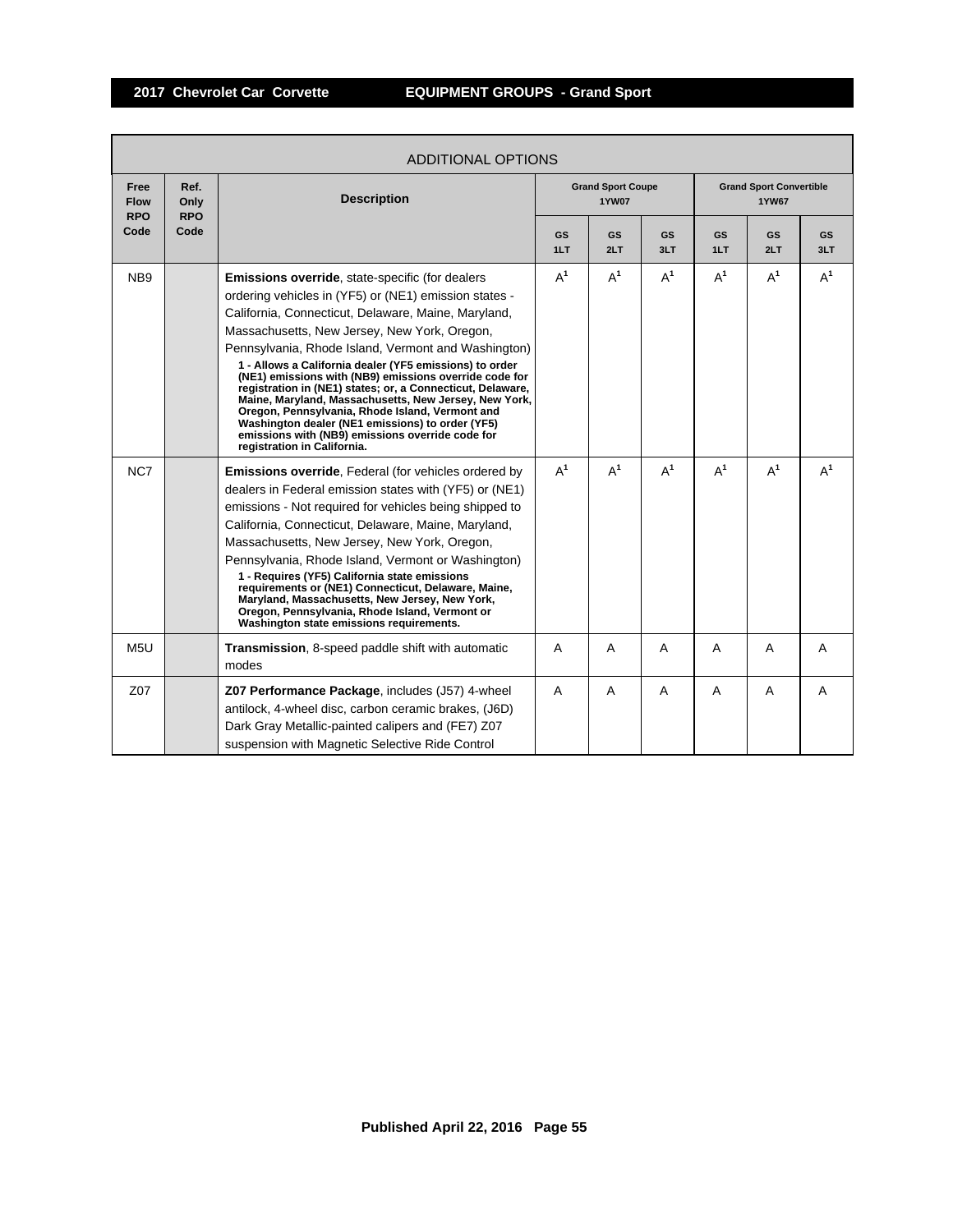| ADDITIONAL OPTIONS | | | | | | | | |
|---|---|---|---|---|---|---|---|---|
| Free Flow RPO Code | Ref. Only RPO Code | Description | Grand Sport Coupe 1YW07 | | | Grand Sport Convertible 1YW67 | | |
| | | | GS 1LT | GS 2LT | GS 3LT | GS 1LT | GS 2LT | GS 3LT |
| NB9 | | **Emissions override**, state-specific (for dealers ordering vehicles in (YF5) or (NE1) emission states - California, Connecticut, Delaware, Maine, Maryland, Massachusetts, New Jersey, New York, Oregon, Pennsylvania, Rhode Island, Vermont and Washington) **1 - Allows a California dealer (YF5 emissions) to order (NE1) emissions with (NB9) emissions override code for registration in (NE1) states; or, a Connecticut, Delaware, Maine, Maryland, Massachusetts, New Jersey, New York, Oregon, Pennsylvania, Rhode Island, Vermont and Washington dealer (NE1 emissions) to order (YF5) emissions with (NB9) emissions override code for registration in California.** | A[1] | A[1] | A[1] | A[1] | A[1] | A[1] |
| NC7 | | **Emissions override**, Federal (for vehicles ordered by dealers in Federal emission states with (YF5) or (NE1) emissions - Not required for vehicles being shipped to California, Connecticut, Delaware, Maine, Maryland, Massachusetts, New Jersey, New York, Oregon, Pennsylvania, Rhode Island, Vermont or Washington) **1 - Requires (YF5) California state emissions requirements or (NE1) Connecticut, Delaware, Maine, Maryland, Massachusetts, New Jersey, New York, Oregon, Pennsylvania, Rhode Island, Vermont or Washington state emissions requirements.** | A[1] | A[1] | A[1] | A[1] | A[1] | A[1] |
| M5U | | **Transmission**, 8-speed paddle shift with automatic modes | A | A | A | A | A | A |
| Z07 | | **Z07 Performance Package**, includes (J57) 4-wheel antilock, 4-wheel disc, carbon ceramic brakes, (J6D) Dark Gray Metallic-painted calipers and (FE7) Z07 suspension with Magnetic Selective Ride Control | A | A | A | A | A | A |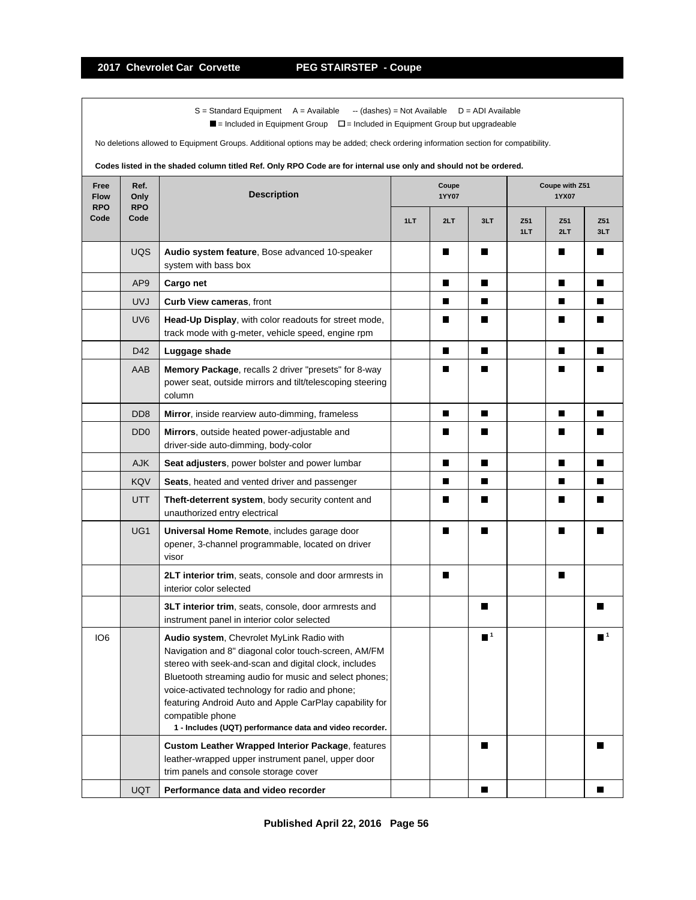## 2017 Chevrolet Car Corvette — PEG STAIRSTEP - Coupe

S = Standard Equipment  A = Available  -- (dashes) = Not Available  D = ADI Available

■ = Included in Equipment Group  □ = Included in Equipment Group but upgradeable

No deletions allowed to Equipment Groups. Additional options may be added; check ordering information section for compatibility.

**Codes listed in the shaded column titled Ref. Only RPO Code are for internal use only and should not be ordered.**

| Free Flow RPO Code | Ref. Only RPO Code | Description | Coupe 1YY07 | | | Coupe with Z51 1YX07 | | |
|---|---|---|---|---|---|---|---|---|
| | | | 1LT | 2LT | 3LT | Z51 1LT | Z51 2LT | Z51 3LT |
| | UQS | **Audio system feature**, Bose advanced 10-speaker system with bass box | | ■ | ■ | | ■ | ■ |
| | AP9 | **Cargo net** | | ■ | ■ | | ■ | ■ |
| | UVJ | **Curb View cameras**, front | | ■ | ■ | | ■ | ■ |
| | UV6 | **Head-Up Display**, with color readouts for street mode, track mode with g-meter, vehicle speed, engine rpm | | ■ | ■ | | ■ | ■ |
| | D42 | **Luggage shade** | | ■ | ■ | | ■ | ■ |
| | AAB | **Memory Package**, recalls 2 driver "presets" for 8-way power seat, outside mirrors and tilt/telescoping steering column | | ■ | ■ | | ■ | ■ |
| | DD8 | **Mirror**, inside rearview auto-dimming, frameless | | ■ | ■ | | ■ | ■ |
| | DD0 | **Mirrors**, outside heated power-adjustable and driver-side auto-dimming, body-color | | ■ | ■ | | ■ | ■ |
| | AJK | **Seat adjusters**, power bolster and power lumbar | | ■ | ■ | | ■ | ■ |
| | KQV | **Seats**, heated and vented driver and passenger | | ■ | ■ | | ■ | ■ |
| | UTT | **Theft-deterrent system**, body security content and unauthorized entry electrical | | ■ | ■ | | ■ | ■ |
| | UG1 | **Universal Home Remote**, includes garage door opener, 3-channel programmable, located on driver visor | | ■ | ■ | | ■ | ■ |
| | | **2LT interior trim**, seats, console and door armrests in interior color selected | | ■ | | | ■ | |
| | | **3LT interior trim**, seats, console, door armrests and instrument panel in interior color selected | | | ■ | | | ■ |
| IO6 | | **Audio system**, Chevrolet MyLink Radio with Navigation and 8" diagonal color touch-screen, AM/FM stereo with seek-and-scan and digital clock, includes Bluetooth streaming audio for music and select phones; voice-activated technology for radio and phone; featuring Android Auto and Apple CarPlay capability for compatible phone<br>**1 - Includes (UQT) performance data and video recorder.** | | | ■[1] | | | ■[1] |
| | | **Custom Leather Wrapped Interior Package**, features leather-wrapped upper instrument panel, upper door trim panels and console storage cover | | | ■ | | | ■ |
| | UQT | **Performance data and video recorder** | | | ■ | | | ■ |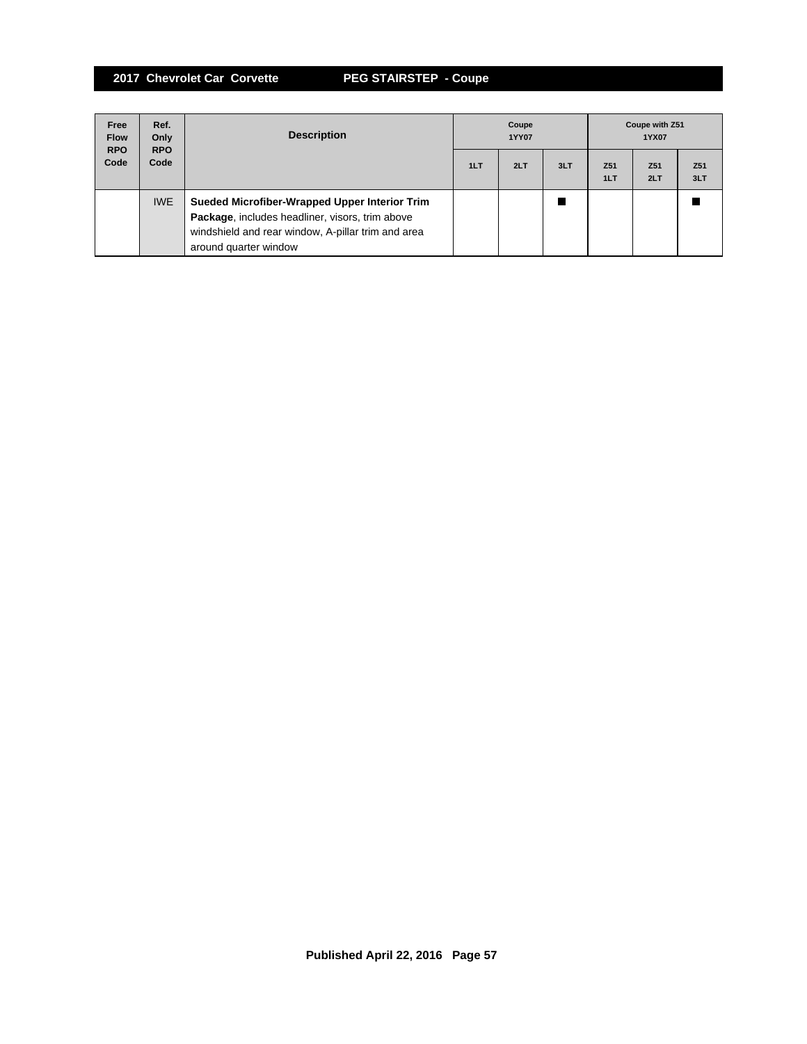| Free Flow RPO Code | Ref. Only RPO Code | Description | Coupe 1YY07 | | | Coupe with Z51 1YX07 | | |
|---|---|---|---|---|---|---|---|---|
| | | | 1LT | 2LT | 3LT | Z51 1LT | Z51 2LT | Z51 3LT |
| | IWE | **Sueded Microfiber-Wrapped Upper Interior Trim Package**, includes headliner, visors, trim above windshield and rear window, A-pillar trim and area around quarter window | | | ■ | | | ■ |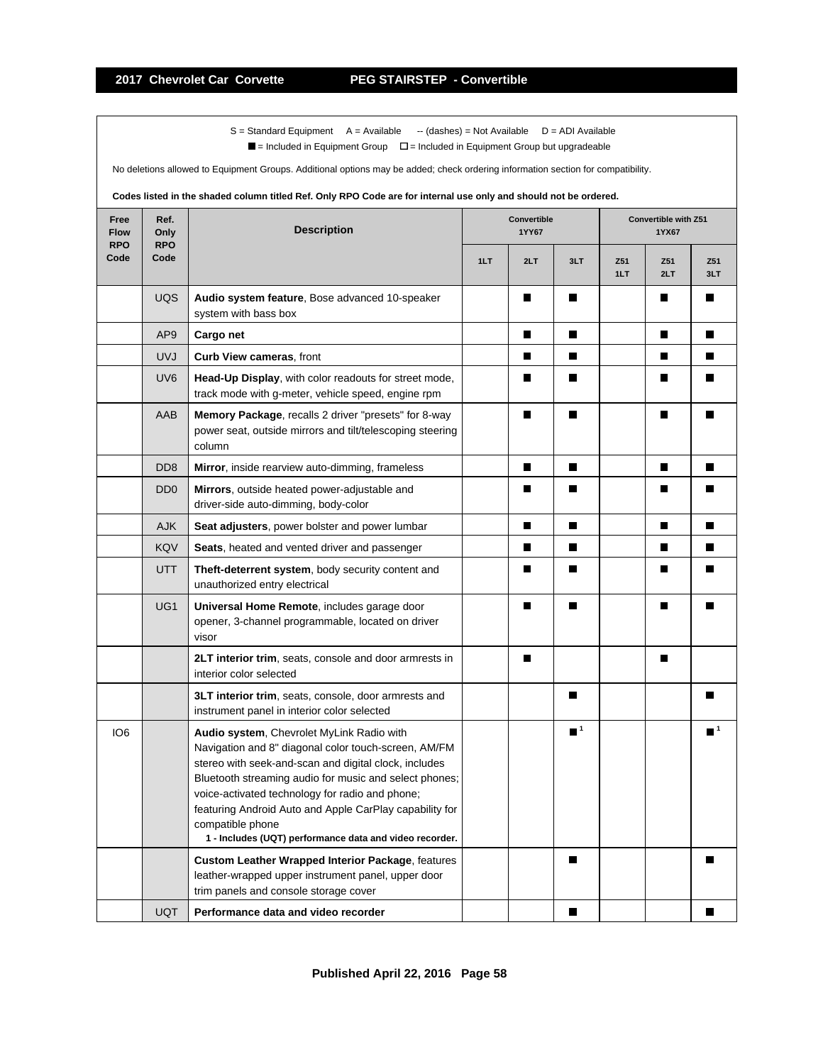## 2017 Chevrolet Car Corvette PEG STAIRSTEP - Convertible

S = Standard Equipment A = Available -- (dashes) = Not Available D = ADI Available

■ = Included in Equipment Group □ = Included in Equipment Group but upgradeable

No deletions allowed to Equipment Groups. Additional options may be added; check ordering information section for compatibility.

**Codes listed in the shaded column titled Ref. Only RPO Code are for internal use only and should not be ordered.**

| Free Flow RPO Code | Ref. Only RPO Code | Description | Convertible 1YY67 | | | Convertible with Z51 1YX67 | | |
|---|---|---|---|---|---|---|---|---|
| | | | 1LT | 2LT | 3LT | Z51 1LT | Z51 2LT | Z51 3LT |
| | UQS | **Audio system feature**, Bose advanced 10-speaker system with bass box | | ■ | ■ | | ■ | ■ |
| | AP9 | **Cargo net** | | ■ | ■ | | ■ | ■ |
| | UVJ | **Curb View cameras**, front | | ■ | ■ | | ■ | ■ |
| | UV6 | **Head-Up Display**, with color readouts for street mode, track mode with g-meter, vehicle speed, engine rpm | | ■ | ■ | | ■ | ■ |
| | AAB | **Memory Package**, recalls 2 driver "presets" for 8-way power seat, outside mirrors and tilt/telescoping steering column | | ■ | ■ | | ■ | ■ |
| | DD8 | **Mirror**, inside rearview auto-dimming, frameless | | ■ | ■ | | ■ | ■ |
| | DD0 | **Mirrors**, outside heated power-adjustable and driver-side auto-dimming, body-color | | ■ | ■ | | ■ | ■ |
| | AJK | **Seat adjusters**, power bolster and power lumbar | | ■ | ■ | | ■ | ■ |
| | KQV | **Seats**, heated and vented driver and passenger | | ■ | ■ | | ■ | ■ |
| | UTT | **Theft-deterrent system**, body security content and unauthorized entry electrical | | ■ | ■ | | ■ | ■ |
| | UG1 | **Universal Home Remote**, includes garage door opener, 3-channel programmable, located on driver visor | | ■ | ■ | | ■ | ■ |
| | | **2LT interior trim**, seats, console and door armrests in interior color selected | | ■ | | | ■ | |
| | | **3LT interior trim**, seats, console, door armrests and instrument panel in interior color selected | | | ■ | | | ■ |
| IO6 | | **Audio system**, Chevrolet MyLink Radio with Navigation and 8" diagonal color touch-screen, AM/FM stereo with seek-and-scan and digital clock, includes Bluetooth streaming audio for music and select phones; voice-activated technology for radio and phone; featuring Android Auto and Apple CarPlay capability for compatible phone **1 - Includes (UQT) performance data and video recorder.** | | | ■[1] | | | ■[1] |
| | | **Custom Leather Wrapped Interior Package**, features leather-wrapped upper instrument panel, upper door trim panels and console storage cover | | | ■ | | | ■ |
| | UQT | **Performance data and video recorder** | | | ■ | | | ■ |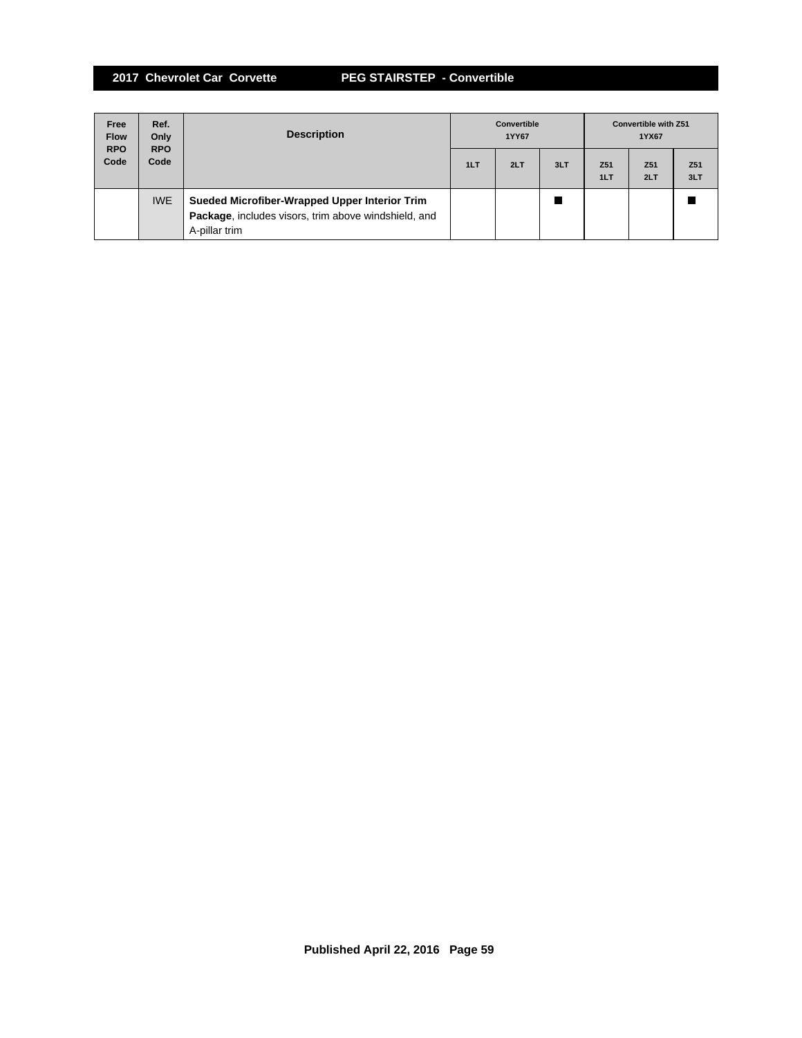## 2017 Chevrolet Car Corvette — PEG STAIRSTEP - Convertible

| Free Flow RPO Code | Ref. Only RPO Code | Description | Convertible 1YY67 | | | Convertible with Z51 1YX67 | | |
|---|---|---|---|---|---|---|---|---|
| | | | 1LT | 2LT | 3LT | Z51 1LT | Z51 2LT | Z51 3LT |
| | IWE | **Sueded Microfiber-Wrapped Upper Interior Trim Package**, includes visors, trim above windshield, and A-pillar trim | | | ■ | | | ■ |

**Published April 22, 2016**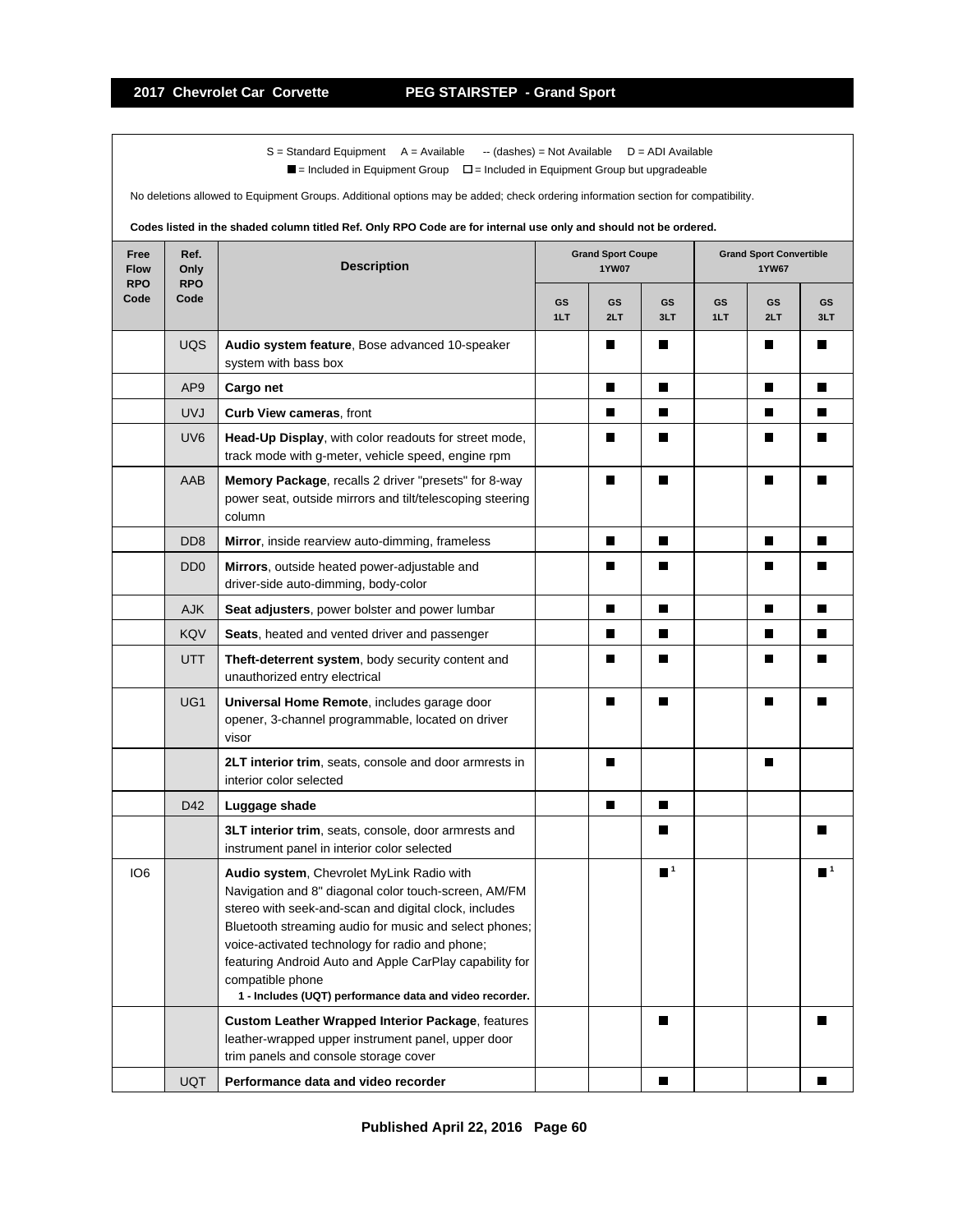## 2017 Chevrolet Car Corvette — PEG STAIRSTEP - Grand Sport

S = Standard Equipment A = Available -- (dashes) = Not Available D = ADI Available

■ = Included in Equipment Group □ = Included in Equipment Group but upgradeable

No deletions allowed to Equipment Groups. Additional options may be added; check ordering information section for compatibility.

**Codes listed in the shaded column titled Ref. Only RPO Code are for internal use only and should not be ordered.**

| Free Flow RPO Code | Ref. Only RPO Code | Description | Grand Sport Coupe 1YW07 | | | Grand Sport Convertible 1YW67 | | |
|---|---|---|---|---|---|---|---|---|
| | | | GS 1LT | GS 2LT | GS 3LT | GS 1LT | GS 2LT | GS 3LT |
| | UQS | **Audio system feature**, Bose advanced 10-speaker system with bass box | | ■ | ■ | | ■ | ■ |
| | AP9 | **Cargo net** | | ■ | ■ | | ■ | ■ |
| | UVJ | **Curb View cameras**, front | | ■ | ■ | | ■ | ■ |
| | UV6 | **Head-Up Display**, with color readouts for street mode, track mode with g-meter, vehicle speed, engine rpm | | ■ | ■ | | ■ | ■ |
| | AAB | **Memory Package**, recalls 2 driver "presets" for 8-way power seat, outside mirrors and tilt/telescoping steering column | | ■ | ■ | | ■ | ■ |
| | DD8 | **Mirror**, inside rearview auto-dimming, frameless | | ■ | ■ | | ■ | ■ |
| | DD0 | **Mirrors**, outside heated power-adjustable and driver-side auto-dimming, body-color | | ■ | ■ | | ■ | ■ |
| | AJK | **Seat adjusters**, power bolster and power lumbar | | ■ | ■ | | ■ | ■ |
| | KQV | **Seats**, heated and vented driver and passenger | | ■ | ■ | | ■ | ■ |
| | UTT | **Theft-deterrent system**, body security content and unauthorized entry electrical | | ■ | ■ | | ■ | ■ |
| | UG1 | **Universal Home Remote**, includes garage door opener, 3-channel programmable, located on driver visor | | ■ | ■ | | ■ | ■ |
| | | **2LT interior trim**, seats, console and door armrests in interior color selected | | ■ | | | ■ | |
| | D42 | **Luggage shade** | | ■ | ■ | | | |
| | | **3LT interior trim**, seats, console, door armrests and instrument panel in interior color selected | | | ■ | | | ■ |
| IO6 | | **Audio system**, Chevrolet MyLink Radio with Navigation and 8" diagonal color touch-screen, AM/FM stereo with seek-and-scan and digital clock, includes Bluetooth streaming audio for music and select phones; voice-activated technology for radio and phone; featuring Android Auto and Apple CarPlay capability for compatible phone **1 - Includes (UQT) performance data and video recorder.** | | | ■[1] | | | ■[1] |
| | | **Custom Leather Wrapped Interior Package**, features leather-wrapped upper instrument panel, upper door trim panels and console storage cover | | | ■ | | | ■ |
| | UQT | **Performance data and video recorder** | | | ■ | | | ■ |

**Published April 22, 2016**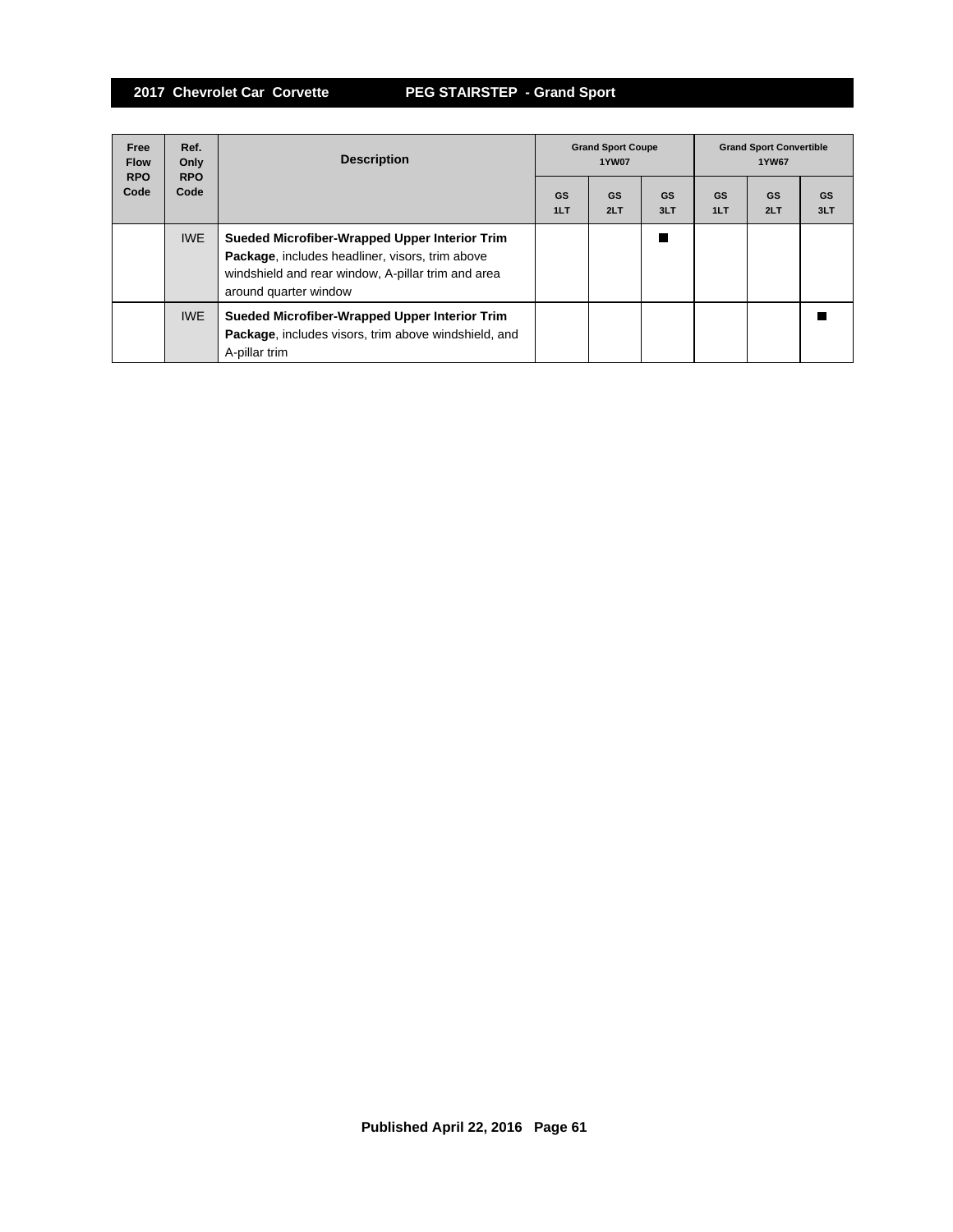| Free Flow RPO Code | Ref. Only RPO Code | Description | Grand Sport Coupe 1YW07 | | | Grand Sport Convertible 1YW67 | | |
|---|---|---|---|---|---|---|---|---|
| | | | GS 1LT | GS 2LT | GS 3LT | GS 1LT | GS 2LT | GS 3LT |
| | IWE | **Sueded Microfiber-Wrapped Upper Interior Trim Package**, includes headliner, visors, trim above windshield and rear window, A-pillar trim and area around quarter window | | | ■ | | | |
| | IWE | **Sueded Microfiber-Wrapped Upper Interior Trim Package**, includes visors, trim above windshield, and A-pillar trim | | | | | | ■ |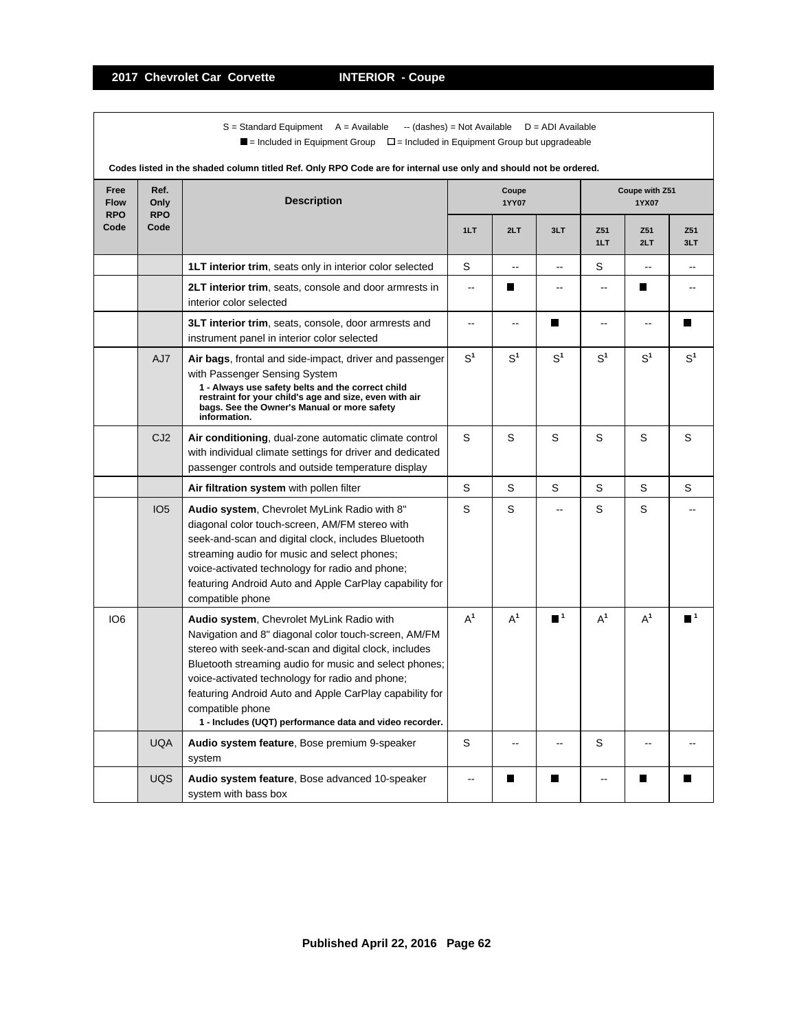## INTERIOR - Coupe

S = Standard Equipment  A = Available  -- (dashes) = Not Available  D = ADI Available

■ = Included in Equipment Group  □ = Included in Equipment Group but upgradeable

**Codes listed in the shaded column titled Ref. Only RPO Code are for internal use only and should not be ordered.**

| Free Flow RPO Code | Ref. Only RPO Code | Description | Coupe 1YY07 | | | Coupe with Z51 1YX07 | | |
|---|---|---|---|---|---|---|---|---|
| | | | 1LT | 2LT | 3LT | Z51 1LT | Z51 2LT | Z51 3LT |
| | | **1LT interior trim**, seats only in interior color selected | S | -- | -- | S | -- | -- |
| | | **2LT interior trim**, seats, console and door armrests in interior color selected | -- | ■ | -- | -- | ■ | -- |
| | | **3LT interior trim**, seats, console, door armrests and instrument panel in interior color selected | -- | -- | ■ | -- | -- | ■ |
| | AJ7 | **Air bags**, frontal and side-impact, driver and passenger with Passenger Sensing System<br>**1 - Always use safety belts and the correct child restraint for your child's age and size, even with air bags. See the Owner's Manual or more safety information.** | S[1] | S[1] | S[1] | S[1] | S[1] | S[1] |
| | CJ2 | **Air conditioning**, dual-zone automatic climate control with individual climate settings for driver and dedicated passenger controls and outside temperature display | S | S | S | S | S | S |
| | | **Air filtration system** with pollen filter | S | S | S | S | S | S |
| | IO5 | **Audio system**, Chevrolet MyLink Radio with 8" diagonal color touch-screen, AM/FM stereo with seek-and-scan and digital clock, includes Bluetooth streaming audio for music and select phones; voice-activated technology for radio and phone; featuring Android Auto and Apple CarPlay capability for compatible phone | S | S | -- | S | S | -- |
| IO6 | | **Audio system**, Chevrolet MyLink Radio with Navigation and 8" diagonal color touch-screen, AM/FM stereo with seek-and-scan and digital clock, includes Bluetooth streaming audio for music and select phones; voice-activated technology for radio and phone; featuring Android Auto and Apple CarPlay capability for compatible phone<br>**1 - Includes (UQT) performance data and video recorder.** | A[1] | A[1] | ■[1] | A[1] | A[1] | ■[1] |
| | UQA | **Audio system feature**, Bose premium 9-speaker system | S | -- | -- | S | -- | -- |
| | UQS | **Audio system feature**, Bose advanced 10-speaker system with bass box | -- | ■ | ■ | -- | ■ | ■ |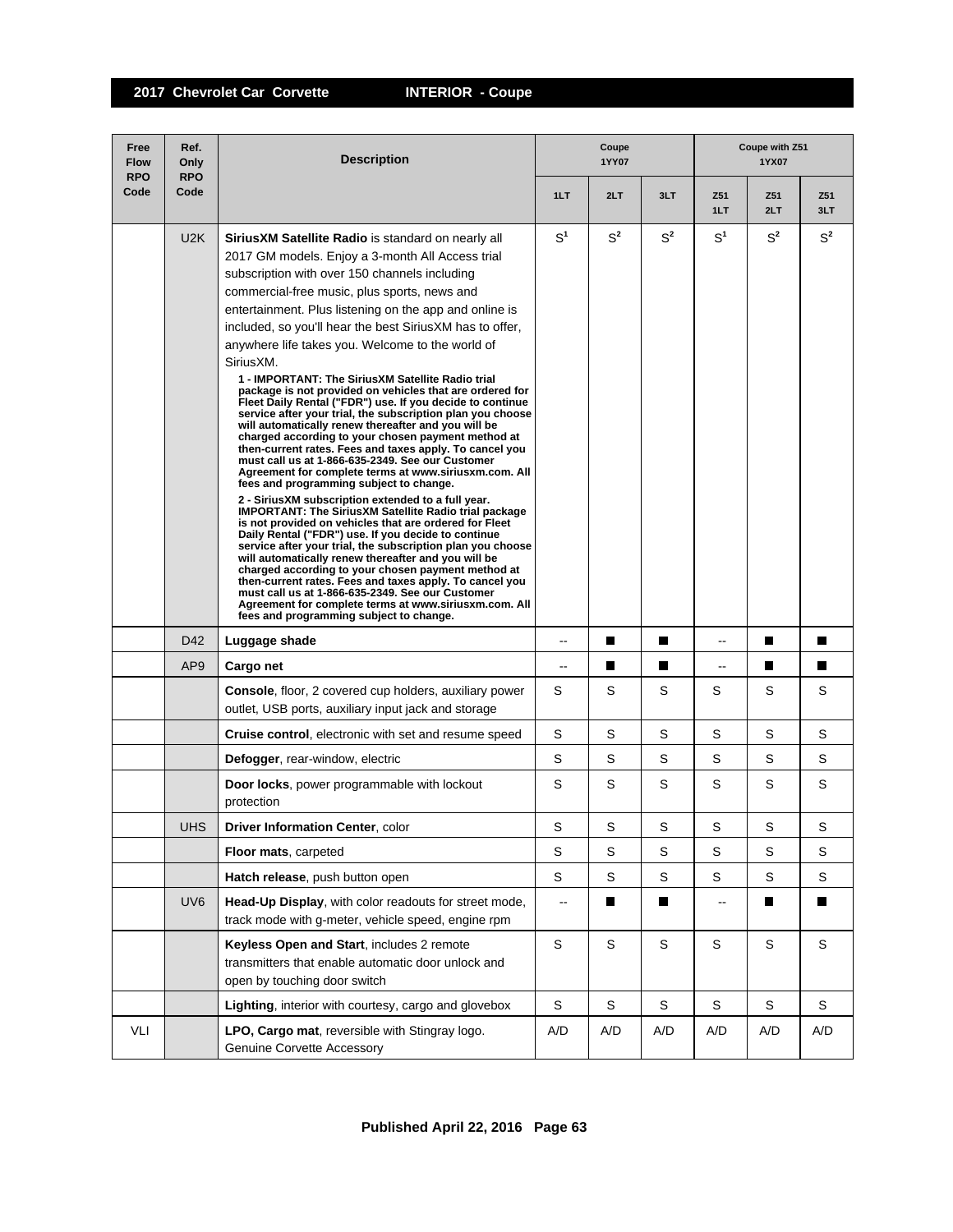## 2017 Chevrolet Car Corvette — INTERIOR - Coupe

| Free Flow RPO Code | Ref. Only RPO Code | Description | Coupe 1YY07 | | | Coupe with Z51 1YX07 | | |
|---|---|---|---|---|---|---|---|---|
| | | | 1LT | 2LT | 3LT | Z51 1LT | Z51 2LT | Z51 3LT |
| | U2K | **SiriusXM Satellite Radio** is standard on nearly all 2017 GM models. Enjoy a 3-month All Access trial subscription with over 150 channels including commercial-free music, plus sports, news and entertainment. Plus listening on the app and online is included, so you'll hear the best SiriusXM has to offer, anywhere life takes you. Welcome to the world of SiriusXM. **1 - IMPORTANT: The SiriusXM Satellite Radio trial package is not provided on vehicles that are ordered for Fleet Daily Rental ("FDR") use. If you decide to continue service after your trial, the subscription plan you choose will automatically renew thereafter and you will be charged according to your chosen payment method at then-current rates. Fees and taxes apply. To cancel you must call us at 1-866-635-2349. See our Customer Agreement for complete terms at www.siriusxm.com. All fees and programming subject to change.** **2 - SiriusXM subscription extended to a full year. IMPORTANT: The SiriusXM Satellite Radio trial package is not provided on vehicles that are ordered for Fleet Daily Rental ("FDR") use. If you decide to continue service after your trial, the subscription plan you choose will automatically renew thereafter and you will be charged according to your chosen payment method at then-current rates. Fees and taxes apply. To cancel you must call us at 1-866-635-2349. See our Customer Agreement for complete terms at www.siriusxm.com. All fees and programming subject to change.** | S[1] | S[2] | S[2] | S[1] | S[2] | S[2] |
| | D42 | **Luggage shade** | -- | ■ | ■ | -- | ■ | ■ |
| | AP9 | **Cargo net** | -- | ■ | ■ | -- | ■ | ■ |
| | | **Console**, floor, 2 covered cup holders, auxiliary power outlet, USB ports, auxiliary input jack and storage | S | S | S | S | S | S |
| | | **Cruise control**, electronic with set and resume speed | S | S | S | S | S | S |
| | | **Defogger**, rear-window, electric | S | S | S | S | S | S |
| | | **Door locks**, power programmable with lockout protection | S | S | S | S | S | S |
| | UHS | **Driver Information Center**, color | S | S | S | S | S | S |
| | | **Floor mats**, carpeted | S | S | S | S | S | S |
| | | **Hatch release**, push button open | S | S | S | S | S | S |
| | UV6 | **Head-Up Display**, with color readouts for street mode, track mode with g-meter, vehicle speed, engine rpm | -- | ■ | ■ | -- | ■ | ■ |
| | | **Keyless Open and Start**, includes 2 remote transmitters that enable automatic door unlock and open by touching door switch | S | S | S | S | S | S |
| | | **Lighting**, interior with courtesy, cargo and glovebox | S | S | S | S | S | S |
| VLI | | **LPO, Cargo mat**, reversible with Stingray logo. Genuine Corvette Accessory | A/D | A/D | A/D | A/D | A/D | A/D |

Published April 22, 2016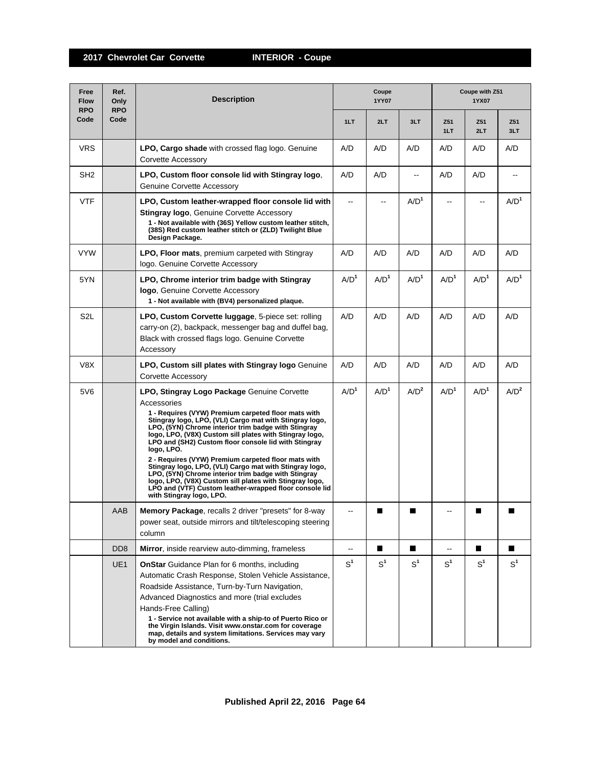# 2017 Chevrolet Car Corvette — INTERIOR - Coupe

| Free Flow RPO Code | Ref. Only RPO Code | Description | Coupe 1YY07 | | | Coupe with Z51 1YX07 | | |
|---|---|---|---|---|---|---|---|---|
| | | | 1LT | 2LT | 3LT | Z51 1LT | Z51 2LT | Z51 3LT |
| VRS | | **LPO, Cargo shade** with crossed flag logo. Genuine Corvette Accessory | A/D | A/D | A/D | A/D | A/D | A/D |
| SH2 | | **LPO, Custom floor console lid with Stingray logo**, Genuine Corvette Accessory | A/D | A/D | -- | A/D | A/D | -- |
| VTF | | **LPO, Custom leather-wrapped floor console lid with Stingray logo**, Genuine Corvette Accessory<br>**1 - Not available with (36S) Yellow custom leather stitch, (38S) Red custom leather stitch or (ZLD) Twilight Blue Design Package.** | -- | -- | A/D[1] | -- | -- | A/D[1] |
| VYW | | **LPO, Floor mats**, premium carpeted with Stingray logo. Genuine Corvette Accessory | A/D | A/D | A/D | A/D | A/D | A/D |
| 5YN | | **LPO, Chrome interior trim badge with Stingray logo**, Genuine Corvette Accessory<br>**1 - Not available with (BV4) personalized plaque.** | A/D[1] | A/D[1] | A/D[1] | A/D[1] | A/D[1] | A/D[1] |
| S2L | | **LPO, Custom Corvette luggage**, 5-piece set: rolling carry-on (2), backpack, messenger bag and duffel bag, Black with crossed flags logo. Genuine Corvette Accessory | A/D | A/D | A/D | A/D | A/D | A/D |
| V8X | | **LPO, Custom sill plates with Stingray logo** Genuine Corvette Accessory | A/D | A/D | A/D | A/D | A/D | A/D |
| 5V6 | | **LPO, Stingray Logo Package** Genuine Corvette Accessories<br>**1 - Requires (VYW) Premium carpeted floor mats with Stingray logo, LPO, (VLI) Cargo mat with Stingray logo, LPO, (5YN) Chrome interior trim badge with Stingray logo, LPO, (V8X) Custom sill plates with Stingray logo, LPO and (SH2) Custom floor console lid with Stingray logo, LPO.**<br>**2 - Requires (VYW) Premium carpeted floor mats with Stingray logo, LPO, (VLI) Cargo mat with Stingray logo, LPO, (5YN) Chrome interior trim badge with Stingray logo, LPO, (V8X) Custom sill plates with Stingray logo, LPO and (VTF) Custom leather-wrapped floor console lid with Stingray logo, LPO.** | A/D[1] | A/D[1] | A/D[2] | A/D[1] | A/D[1] | A/D[2] |
| | AAB | **Memory Package**, recalls 2 driver "presets" for 8-way power seat, outside mirrors and tilt/telescoping steering column | -- | ■ | ■ | -- | ■ | ■ |
| | DD8 | **Mirror**, inside rearview auto-dimming, frameless | -- | ■ | ■ | -- | ■ | ■ |
| | UE1 | **OnStar** Guidance Plan for 6 months, including Automatic Crash Response, Stolen Vehicle Assistance, Roadside Assistance, Turn-by-Turn Navigation, Advanced Diagnostics and more (trial excludes Hands-Free Calling)<br>**1 - Service not available with a ship-to of Puerto Rico or the Virgin Islands. Visit www.onstar.com for coverage map, details and system limitations. Services may vary by model and conditions.** | S[1] | S[1] | S[1] | S[1] | S[1] | S[1] |

Published April 22, 2016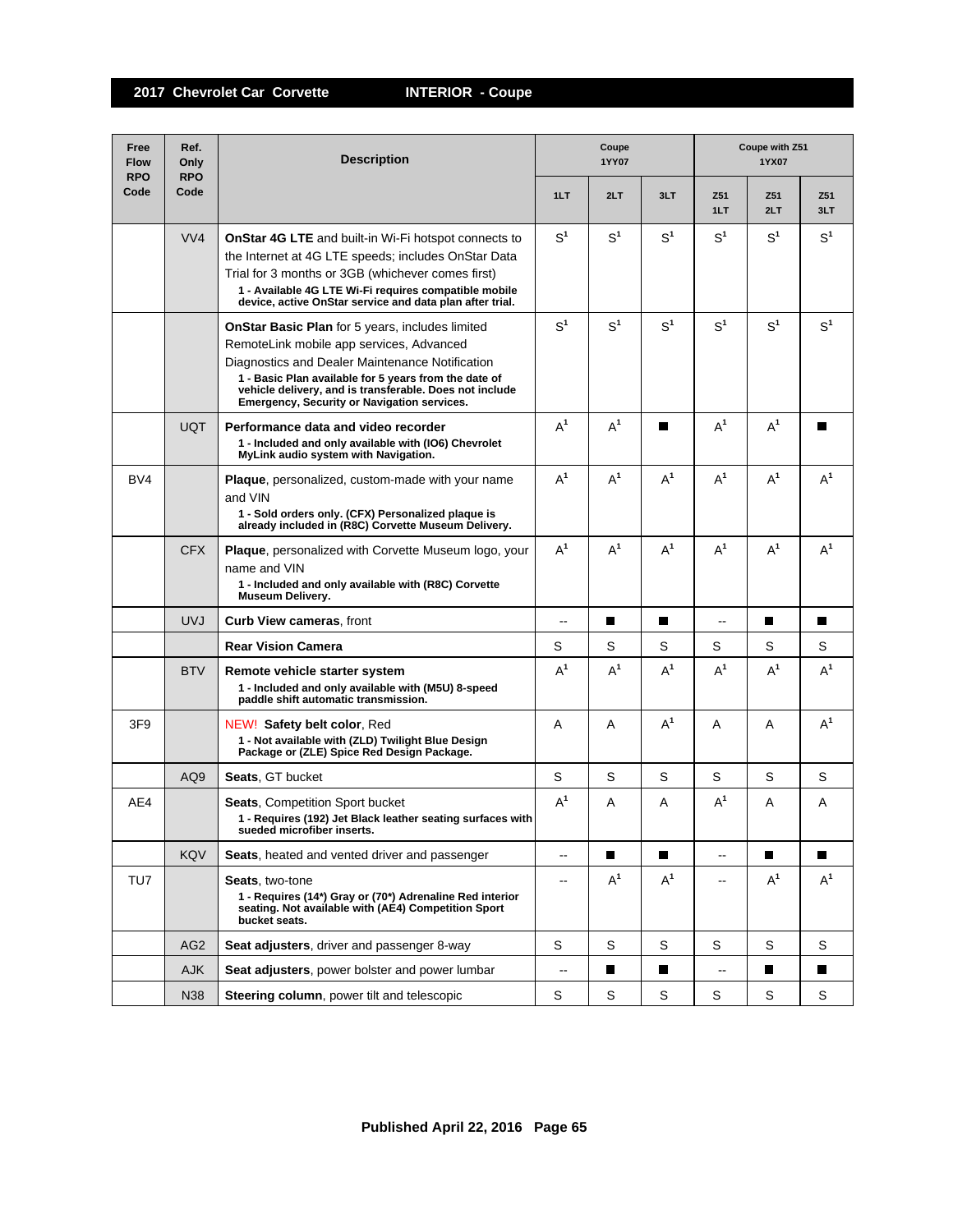## 2017 Chevrolet Car Corvette — INTERIOR - Coupe

| Free Flow RPO Code | Ref. Only RPO Code | Description | Coupe 1YY07 | | | Coupe with Z51 1YX07 | | |
|---|---|---|---|---|---|---|---|---|
| | | | 1LT | 2LT | 3LT | Z51 1LT | Z51 2LT | Z51 3LT |
| | VV4 | **OnStar 4G LTE** and built-in Wi-Fi hotspot connects to the Internet at 4G LTE speeds; includes OnStar Data Trial for 3 months or 3GB (whichever comes first)<br>**1 - Available 4G LTE Wi-Fi requires compatible mobile device, active OnStar service and data plan after trial.** | S[1] | S[1] | S[1] | S[1] | S[1] | S[1] |
| | | **OnStar Basic Plan** for 5 years, includes limited RemoteLink mobile app services, Advanced Diagnostics and Dealer Maintenance Notification<br>**1 - Basic Plan available for 5 years from the date of vehicle delivery, and is transferable. Does not include Emergency, Security or Navigation services.** | S[1] | S[1] | S[1] | S[1] | S[1] | S[1] |
| | UQT | **Performance data and video recorder**<br>**1 - Included and only available with (IO6) Chevrolet MyLink audio system with Navigation.** | A[1] | A[1] | ■ | A[1] | A[1] | ■ |
| BV4 | | **Plaque**, personalized, custom-made with your name and VIN<br>**1 - Sold orders only. (CFX) Personalized plaque is already included in (R8C) Corvette Museum Delivery.** | A[1] | A[1] | A[1] | A[1] | A[1] | A[1] |
| | CFX | **Plaque**, personalized with Corvette Museum logo, your name and VIN<br>**1 - Included and only available with (R8C) Corvette Museum Delivery.** | A[1] | A[1] | A[1] | A[1] | A[1] | A[1] |
| | UVJ | **Curb View cameras**, front | -- | ■ | ■ | -- | ■ | ■ |
| | | **Rear Vision Camera** | S | S | S | S | S | S |
| | BTV | **Remote vehicle starter system**<br>**1 - Included and only available with (M5U) 8-speed paddle shift automatic transmission.** | A[1] | A[1] | A[1] | A[1] | A[1] | A[1] |
| 3F9 | | NEW! **Safety belt color**, Red<br>**1 - Not available with (ZLD) Twilight Blue Design Package or (ZLE) Spice Red Design Package.** | A | A | A[1] | A | A | A[1] |
| | AQ9 | **Seats**, GT bucket | S | S | S | S | S | S |
| AE4 | | **Seats**, Competition Sport bucket<br>**1 - Requires (192) Jet Black leather seating surfaces with sueded microfiber inserts.** | A[1] | A | A | A[1] | A | A |
| | KQV | **Seats**, heated and vented driver and passenger | -- | ■ | ■ | -- | ■ | ■ |
| TU7 | | **Seats**, two-tone<br>**1 - Requires (14*) Gray or (70*) Adrenaline Red interior seating. Not available with (AE4) Competition Sport bucket seats.** | -- | A[1] | A[1] | -- | A[1] | A[1] |
| | AG2 | **Seat adjusters**, driver and passenger 8-way | S | S | S | S | S | S |
| | AJK | **Seat adjusters**, power bolster and power lumbar | -- | ■ | ■ | -- | ■ | ■ |
| | N38 | **Steering column**, power tilt and telescopic | S | S | S | S | S | S |

Published April 22, 2016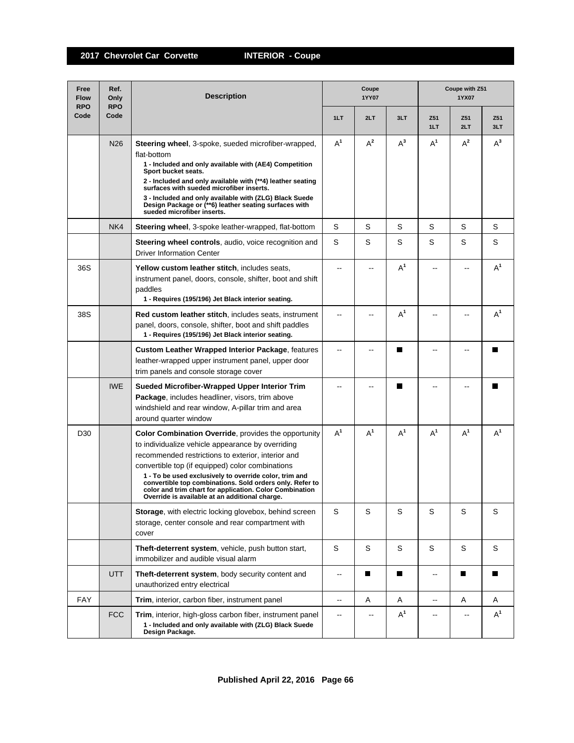## 2017 Chevrolet Car Corvette — INTERIOR - Coupe

| Free Flow RPO Code | Ref. Only RPO Code | Description | Coupe 1YY07 | | | Coupe with Z51 1YX07 | | |
|---|---|---|---|---|---|---|---|---|
| | | | 1LT | 2LT | 3LT | Z51 1LT | Z51 2LT | Z51 3LT |
| | N26 | **Steering wheel**, 3-spoke, sueded microfiber-wrapped, flat-bottom<br>**1 - Included and only available with (AE4) Competition Sport bucket seats.**<br>**2 - Included and only available with (**4) leather seating surfaces with sueded microfiber inserts.**<br>**3 - Included and only available with (ZLG) Black Suede Design Package or (**6) leather seating surfaces with sueded microfiber inserts.** | A[1] | A[2] | A[3] | A[1] | A[2] | A[3] |
| | NK4 | **Steering wheel**, 3-spoke leather-wrapped, flat-bottom | S | S | S | S | S | S |
| | | **Steering wheel controls**, audio, voice recognition and Driver Information Center | S | S | S | S | S | S |
| 36S | | **Yellow custom leather stitch**, includes seats, instrument panel, doors, console, shifter, boot and shift paddles<br>**1 - Requires (195/196) Jet Black interior seating.** | -- | -- | A[1] | -- | -- | A[1] |
| 38S | | **Red custom leather stitch**, includes seats, instrument panel, doors, console, shifter, boot and shift paddles<br>**1 - Requires (195/196) Jet Black interior seating.** | -- | -- | A[1] | -- | -- | A[1] |
| | | **Custom Leather Wrapped Interior Package**, features leather-wrapped upper instrument panel, upper door trim panels and console storage cover | -- | -- | ■ | -- | -- | ■ |
| | IWE | **Sueded Microfiber-Wrapped Upper Interior Trim Package**, includes headliner, visors, trim above windshield and rear window, A-pillar trim and area around quarter window | -- | -- | ■ | -- | -- | ■ |
| D30 | | **Color Combination Override**, provides the opportunity to individualize vehicle appearance by overriding recommended restrictions to exterior, interior and convertible top (if equipped) color combinations<br>**1 - To be used exclusively to override color, trim and convertible top combinations. Sold orders only. Refer to color and trim chart for application. Color Combination Override is available at an additional charge.** | A[1] | A[1] | A[1] | A[1] | A[1] | A[1] |
| | | **Storage**, with electric locking glovebox, behind screen storage, center console and rear compartment with cover | S | S | S | S | S | S |
| | | **Theft-deterrent system**, vehicle, push button start, immobilizer and audible visual alarm | S | S | S | S | S | S |
| | UTT | **Theft-deterrent system**, body security content and unauthorized entry electrical | -- | ■ | ■ | -- | ■ | ■ |
| FAY | | **Trim**, interior, carbon fiber, instrument panel | -- | A | A | -- | A | A |
| | FCC | **Trim**, interior, high-gloss carbon fiber, instrument panel<br>**1 - Included and only available with (ZLG) Black Suede Design Package.** | -- | -- | A[1] | -- | -- | A[1] |

Published April 22, 2016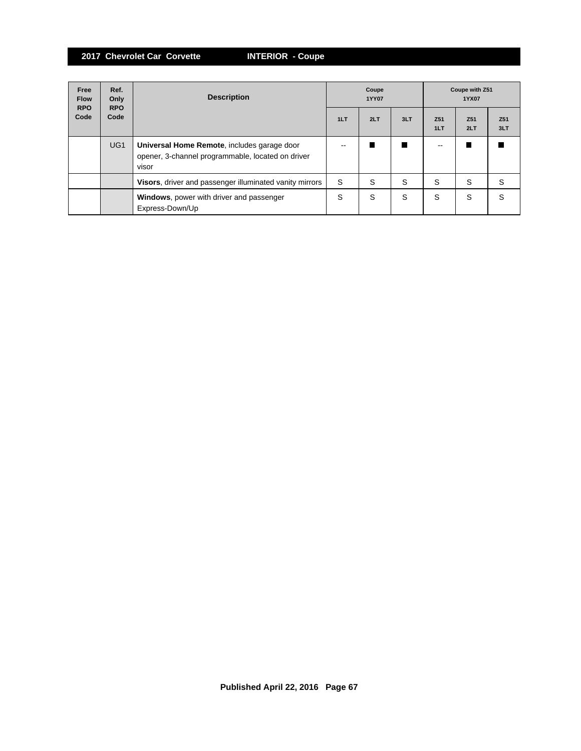## 2017 Chevrolet Car Corvette — INTERIOR - Coupe

| Free Flow RPO Code | Ref. Only RPO Code | Description | Coupe 1YY07 | | | Coupe with Z51 1YX07 | | |
|---|---|---|---|---|---|---|---|---|
| | | | 1LT | 2LT | 3LT | Z51 1LT | Z51 2LT | Z51 3LT |
| | UG1 | **Universal Home Remote**, includes garage door opener, 3-channel programmable, located on driver visor | -- | ■ | ■ | -- | ■ | ■ |
| | | **Visors**, driver and passenger illuminated vanity mirrors | S | S | S | S | S | S |
| | | **Windows**, power with driver and passenger Express-Down/Up | S | S | S | S | S | S |

Published April 22, 2016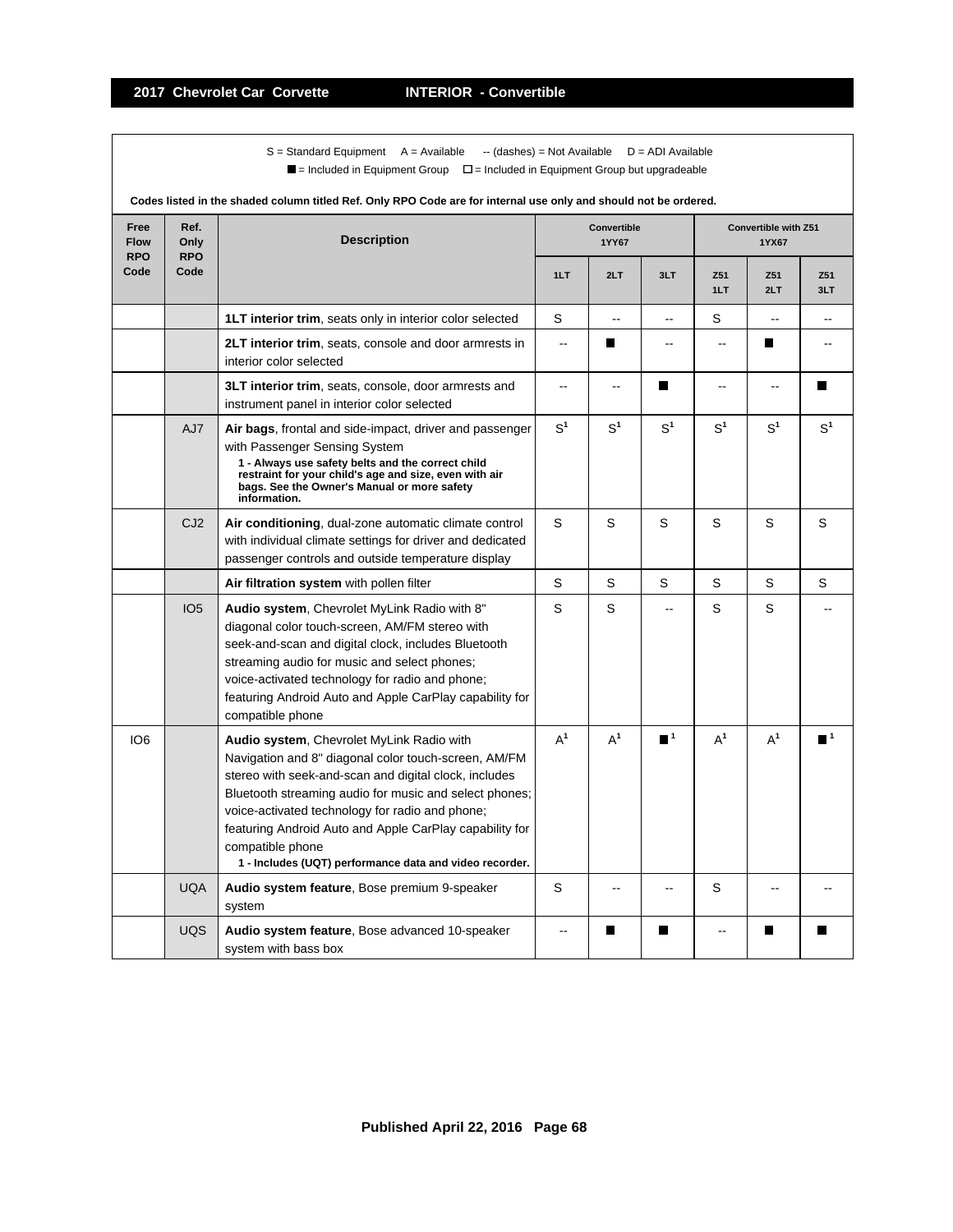S = Standard Equipment  A = Available  -- (dashes) = Not Available  D = ADI Available

■ = Included in Equipment Group  □ = Included in Equipment Group but upgradeable

**Codes listed in the shaded column titled Ref. Only RPO Code are for internal use only and should not be ordered.**

| Free Flow RPO Code | Ref. Only RPO Code | Description | Convertible 1YY67 | | | Convertible with Z51 1YX67 | | |
|---|---|---|---|---|---|---|---|---|
| | | | 1LT | 2LT | 3LT | Z51 1LT | Z51 2LT | Z51 3LT |
| | | **1LT interior trim**, seats only in interior color selected | S | -- | -- | S | -- | -- |
| | | **2LT interior trim**, seats, console and door armrests in interior color selected | -- | ■ | -- | -- | ■ | -- |
| | | **3LT interior trim**, seats, console, door armrests and instrument panel in interior color selected | -- | -- | ■ | -- | -- | ■ |
| | AJ7 | **Air bags**, frontal and side-impact, driver and passenger with Passenger Sensing System **1 - Always use safety belts and the correct child restraint for your child's age and size, even with air bags. See the Owner's Manual or more safety information.** | S[1] | S[1] | S[1] | S[1] | S[1] | S[1] |
| | CJ2 | **Air conditioning**, dual-zone automatic climate control with individual climate settings for driver and dedicated passenger controls and outside temperature display | S | S | S | S | S | S |
| | | **Air filtration system** with pollen filter | S | S | S | S | S | S |
| | IO5 | **Audio system**, Chevrolet MyLink Radio with 8" diagonal color touch-screen, AM/FM stereo with seek-and-scan and digital clock, includes Bluetooth streaming audio for music and select phones; voice-activated technology for radio and phone; featuring Android Auto and Apple CarPlay capability for compatible phone | S | S | -- | S | S | -- |
| IO6 | | **Audio system**, Chevrolet MyLink Radio with Navigation and 8" diagonal color touch-screen, AM/FM stereo with seek-and-scan and digital clock, includes Bluetooth streaming audio for music and select phones; voice-activated technology for radio and phone; featuring Android Auto and Apple CarPlay capability for compatible phone **1 - Includes (UQT) performance data and video recorder.** | A[1] | A[1] | ■[1] | A[1] | A[1] | ■[1] |
| | UQA | **Audio system feature**, Bose premium 9-speaker system | S | -- | -- | S | -- | -- |
| | UQS | **Audio system feature**, Bose advanced 10-speaker system with bass box | -- | ■ | ■ | -- | ■ | ■ |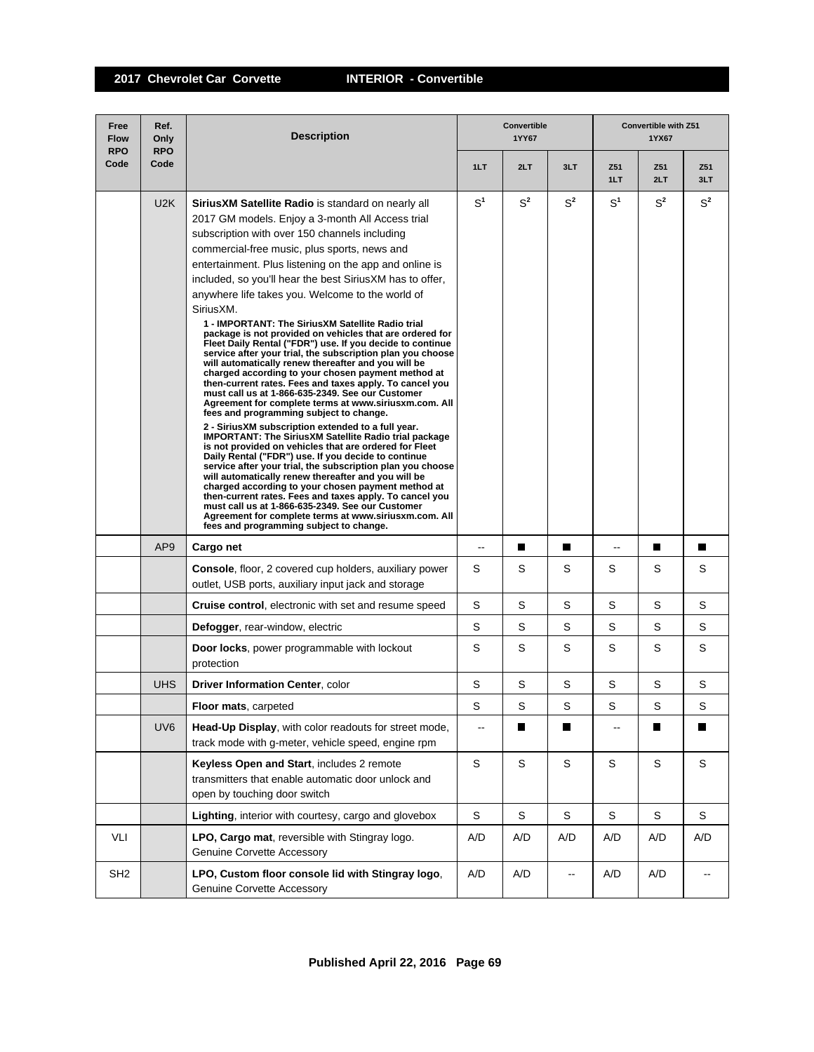## 2017 Chevrolet Car Corvette INTERIOR - Convertible

| Free Flow RPO Code | Ref. Only RPO Code | Description | Convertible 1YY67 | | | Convertible with Z51 1YX67 | | |
|---|---|---|---|---|---|---|---|---|
| | | | 1LT | 2LT | 3LT | Z51 1LT | Z51 2LT | Z51 3LT |
| | U2K | **SiriusXM Satellite Radio** is standard on nearly all 2017 GM models. Enjoy a 3-month All Access trial subscription with over 150 channels including commercial-free music, plus sports, news and entertainment. Plus listening on the app and online is included, so you'll hear the best SiriusXM has to offer, anywhere life takes you. Welcome to the world of SiriusXM. **1 - IMPORTANT: The SiriusXM Satellite Radio trial package is not provided on vehicles that are ordered for Fleet Daily Rental ("FDR") use. If you decide to continue service after your trial, the subscription plan you choose will automatically renew thereafter and you will be charged according to your chosen payment method at then-current rates. Fees and taxes apply. To cancel you must call us at 1-866-635-2349. See our Customer Agreement for complete terms at www.siriusxm.com. All fees and programming subject to change.** **2 - SiriusXM subscription extended to a full year. IMPORTANT: The SiriusXM Satellite Radio trial package is not provided on vehicles that are ordered for Fleet Daily Rental ("FDR") use. If you decide to continue service after your trial, the subscription plan you choose will automatically renew thereafter and you will be charged according to your chosen payment method at then-current rates. Fees and taxes apply. To cancel you must call us at 1-866-635-2349. See our Customer Agreement for complete terms at www.siriusxm.com. All fees and programming subject to change.** | S[1] | S[2] | S[2] | S[1] | S[2] | S[2] |
| | AP9 | **Cargo net** | -- | ■ | ■ | -- | ■ | ■ |
| | | **Console**, floor, 2 covered cup holders, auxiliary power outlet, USB ports, auxiliary input jack and storage | S | S | S | S | S | S |
| | | **Cruise control**, electronic with set and resume speed | S | S | S | S | S | S |
| | | **Defogger**, rear-window, electric | S | S | S | S | S | S |
| | | **Door locks**, power programmable with lockout protection | S | S | S | S | S | S |
| | UHS | **Driver Information Center**, color | S | S | S | S | S | S |
| | | **Floor mats**, carpeted | S | S | S | S | S | S |
| | UV6 | **Head-Up Display**, with color readouts for street mode, track mode with g-meter, vehicle speed, engine rpm | -- | ■ | ■ | -- | ■ | ■ |
| | | **Keyless Open and Start**, includes 2 remote transmitters that enable automatic door unlock and open by touching door switch | S | S | S | S | S | S |
| | | **Lighting**, interior with courtesy, cargo and glovebox | S | S | S | S | S | S |
| VLI | | **LPO, Cargo mat**, reversible with Stingray logo. Genuine Corvette Accessory | A/D | A/D | A/D | A/D | A/D | A/D |
| SH2 | | **LPO, Custom floor console lid with Stingray logo**, Genuine Corvette Accessory | A/D | A/D | -- | A/D | A/D | -- |

Published April 22, 2016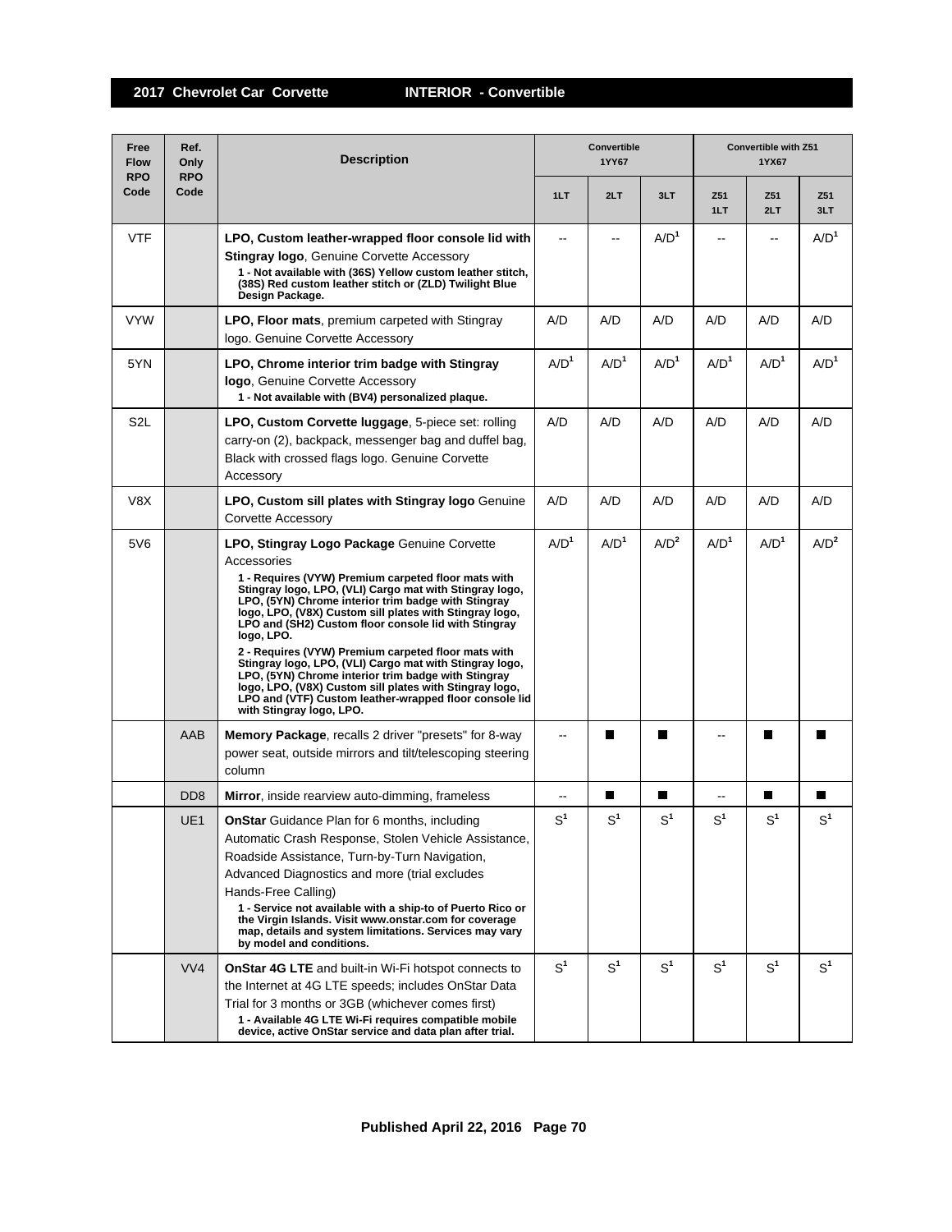## 2017 Chevrolet Car Corvette — INTERIOR - Convertible

| Free Flow RPO Code | Ref. Only RPO Code | Description | Convertible 1YY67 | | | Convertible with Z51 1YX67 | | |
|---|---|---|---|---|---|---|---|---|
| | | | 1LT | 2LT | 3LT | Z51 1LT | Z51 2LT | Z51 3LT |
| VTF | | **LPO, Custom leather-wrapped floor console lid with Stingray logo**, Genuine Corvette Accessory<br>**1 - Not available with (36S) Yellow custom leather stitch, (38S) Red custom leather stitch or (ZLD) Twilight Blue Design Package.** | -- | -- | A/D[1] | -- | -- | A/D[1] |
| VYW | | **LPO, Floor mats**, premium carpeted with Stingray logo. Genuine Corvette Accessory | A/D | A/D | A/D | A/D | A/D | A/D |
| 5YN | | **LPO, Chrome interior trim badge with Stingray logo**, Genuine Corvette Accessory<br>**1 - Not available with (BV4) personalized plaque.** | A/D[1] | A/D[1] | A/D[1] | A/D[1] | A/D[1] | A/D[1] |
| S2L | | **LPO, Custom Corvette luggage**, 5-piece set: rolling carry-on (2), backpack, messenger bag and duffel bag, Black with crossed flags logo. Genuine Corvette Accessory | A/D | A/D | A/D | A/D | A/D | A/D |
| V8X | | **LPO, Custom sill plates with Stingray logo** Genuine Corvette Accessory | A/D | A/D | A/D | A/D | A/D | A/D |
| 5V6 | | **LPO, Stingray Logo Package** Genuine Corvette Accessories<br>**1 - Requires (VYW) Premium carpeted floor mats with Stingray logo, LPO, (VLI) Cargo mat with Stingray logo, LPO, (5YN) Chrome interior trim badge with Stingray logo, LPO, (V8X) Custom sill plates with Stingray logo, LPO and (SH2) Custom floor console lid with Stingray logo, LPO.**<br>**2 - Requires (VYW) Premium carpeted floor mats with Stingray logo, LPO, (VLI) Cargo mat with Stingray logo, LPO, (5YN) Chrome interior trim badge with Stingray logo, LPO, (V8X) Custom sill plates with Stingray logo, LPO and (VTF) Custom leather-wrapped floor console lid with Stingray logo, LPO.** | A/D[1] | A/D[1] | A/D[2] | A/D[1] | A/D[1] | A/D[2] |
| | AAB | **Memory Package**, recalls 2 driver "presets" for 8-way power seat, outside mirrors and tilt/telescoping steering column | -- | ■ | ■ | -- | ■ | ■ |
| | DD8 | **Mirror**, inside rearview auto-dimming, frameless | -- | ■ | ■ | -- | ■ | ■ |
| | UE1 | **OnStar** Guidance Plan for 6 months, including Automatic Crash Response, Stolen Vehicle Assistance, Roadside Assistance, Turn-by-Turn Navigation, Advanced Diagnostics and more (trial excludes Hands-Free Calling)<br>**1 - Service not available with a ship-to of Puerto Rico or the Virgin Islands. Visit www.onstar.com for coverage map, details and system limitations. Services may vary by model and conditions.** | S[1] | S[1] | S[1] | S[1] | S[1] | S[1] |
| | VV4 | **OnStar 4G LTE** and built-in Wi-Fi hotspot connects to the Internet at 4G LTE speeds; includes OnStar Data Trial for 3 months or 3GB (whichever comes first)<br>**1 - Available 4G LTE Wi-Fi requires compatible mobile device, active OnStar service and data plan after trial.** | S[1] | S[1] | S[1] | S[1] | S[1] | S[1] |

Published April 22, 2016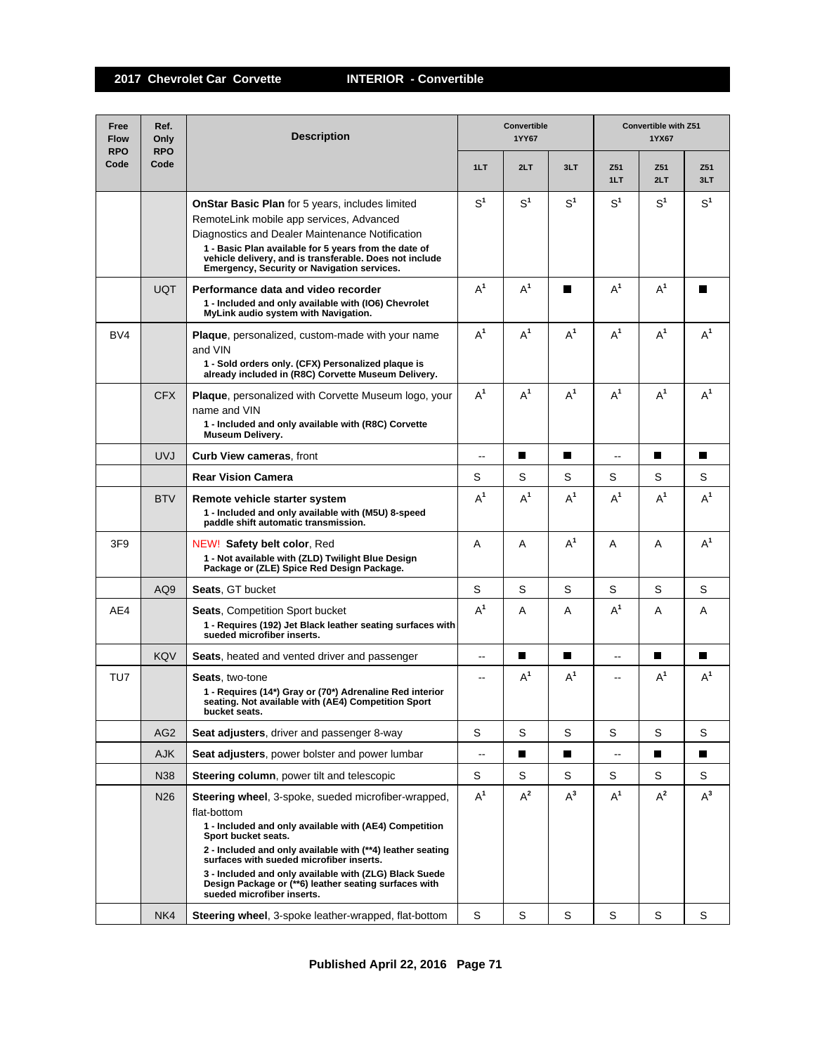## 2017 Chevrolet Car Corvette — INTERIOR - Convertible

| Free Flow RPO Code | Ref. Only RPO Code | Description | Convertible 1YY67 | | | Convertible with Z51 1YX67 | | |
|---|---|---|---|---|---|---|---|---|
| | | | 1LT | 2LT | 3LT | Z51 1LT | Z51 2LT | Z51 3LT |
| | | **OnStar Basic Plan** for 5 years, includes limited RemoteLink mobile app services, Advanced Diagnostics and Dealer Maintenance Notification<br>**1 - Basic Plan available for 5 years from the date of vehicle delivery, and is transferable. Does not include Emergency, Security or Navigation services.** | S[1] | S[1] | S[1] | S[1] | S[1] | S[1] |
| | UQT | **Performance data and video recorder**<br>**1 - Included and only available with (IO6) Chevrolet MyLink audio system with Navigation.** | A[1] | A[1] | ■ | A[1] | A[1] | ■ |
| BV4 | | **Plaque**, personalized, custom-made with your name and VIN<br>**1 - Sold orders only. (CFX) Personalized plaque is already included in (R8C) Corvette Museum Delivery.** | A[1] | A[1] | A[1] | A[1] | A[1] | A[1] |
| | CFX | **Plaque**, personalized with Corvette Museum logo, your name and VIN<br>**1 - Included and only available with (R8C) Corvette Museum Delivery.** | A[1] | A[1] | A[1] | A[1] | A[1] | A[1] |
| | UVJ | **Curb View cameras**, front | -- | ■ | ■ | -- | ■ | ■ |
| | | **Rear Vision Camera** | S | S | S | S | S | S |
| | BTV | **Remote vehicle starter system**<br>**1 - Included and only available with (M5U) 8-speed paddle shift automatic transmission.** | A[1] | A[1] | A[1] | A[1] | A[1] | A[1] |
| 3F9 | | NEW! **Safety belt color**, Red<br>**1 - Not available with (ZLD) Twilight Blue Design Package or (ZLE) Spice Red Design Package.** | A | A | A[1] | A | A | A[1] |
| | AQ9 | **Seats**, GT bucket | S | S | S | S | S | S |
| AE4 | | **Seats**, Competition Sport bucket<br>**1 - Requires (192) Jet Black leather seating surfaces with sueded microfiber inserts.** | A[1] | A | A | A[1] | A | A |
| | KQV | **Seats**, heated and vented driver and passenger | -- | ■ | ■ | -- | ■ | ■ |
| TU7 | | **Seats**, two-tone<br>**1 - Requires (14*) Gray or (70*) Adrenaline Red interior seating. Not available with (AE4) Competition Sport bucket seats.** | -- | A[1] | A[1] | -- | A[1] | A[1] |
| | AG2 | **Seat adjusters**, driver and passenger 8-way | S | S | S | S | S | S |
| | AJK | **Seat adjusters**, power bolster and power lumbar | -- | ■ | ■ | -- | ■ | ■ |
| | N38 | **Steering column**, power tilt and telescopic | S | S | S | S | S | S |
| | N26 | **Steering wheel**, 3-spoke, sueded microfiber-wrapped, flat-bottom<br>**1 - Included and only available with (AE4) Competition Sport bucket seats.**<br>**2 - Included and only available with (**4) leather seating surfaces with sueded microfiber inserts.**<br>**3 - Included and only available with (ZLG) Black Suede Design Package or (**6) leather seating surfaces with sueded microfiber inserts.** | A[1] | A[2] | A[3] | A[1] | A[2] | A[3] |
| | NK4 | **Steering wheel**, 3-spoke leather-wrapped, flat-bottom | S | S | S | S | S | S |

Published April 22, 2016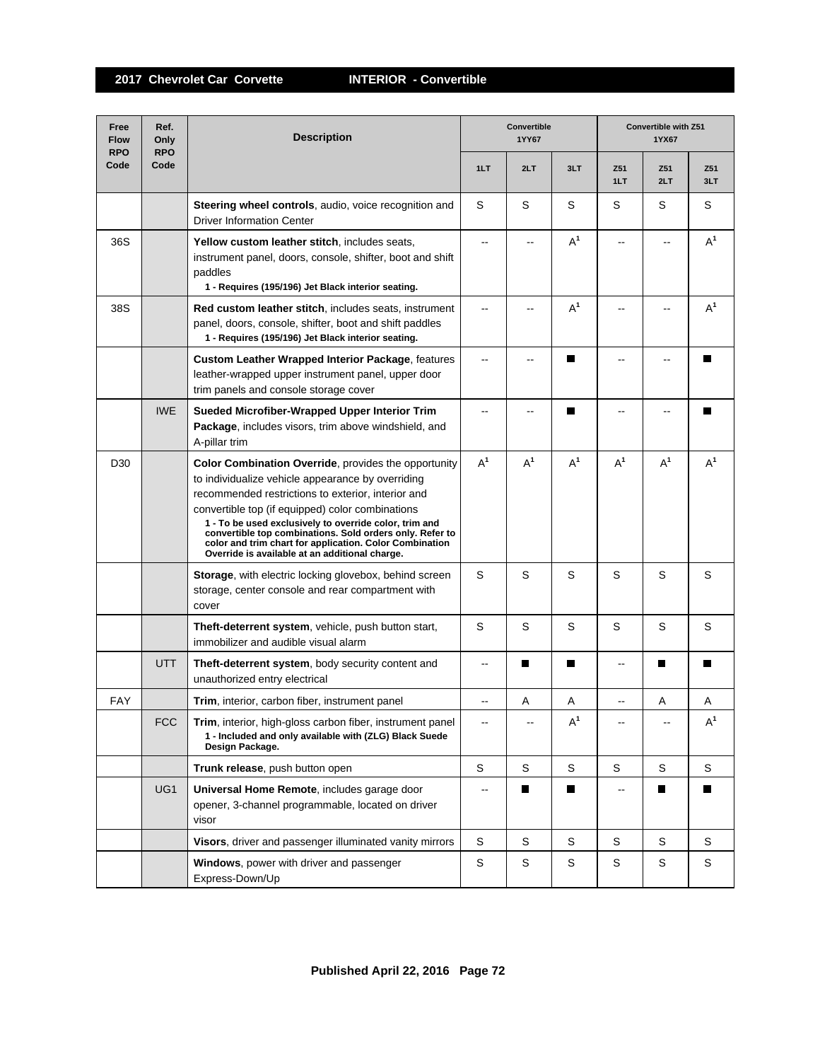## 2017 Chevrolet Car Corvette — INTERIOR - Convertible

| Free Flow RPO Code | Ref. Only RPO Code | Description | Convertible 1YY67 | | | Convertible with Z51 1YX67 | | |
|---|---|---|---|---|---|---|---|---|
| | | | 1LT | 2LT | 3LT | Z51 1LT | Z51 2LT | Z51 3LT |
| | | **Steering wheel controls**, audio, voice recognition and Driver Information Center | S | S | S | S | S | S |
| 36S | | **Yellow custom leather stitch**, includes seats, instrument panel, doors, console, shifter, boot and shift paddles<br>**1 - Requires (195/196) Jet Black interior seating.** | -- | -- | A[1] | -- | -- | A[1] |
| 38S | | **Red custom leather stitch**, includes seats, instrument panel, doors, console, shifter, boot and shift paddles<br>**1 - Requires (195/196) Jet Black interior seating.** | -- | -- | ■ A[1] | -- | -- | A[1] |
| | | **Custom Leather Wrapped Interior Package**, features leather-wrapped upper instrument panel, upper door trim panels and console storage cover | -- | -- | ■ | -- | -- | ■ |
| | IWE | **Sueded Microfiber-Wrapped Upper Interior Trim Package**, includes visors, trim above windshield, and A-pillar trim | -- | -- | ■ | -- | -- | ■ |
| D30 | | **Color Combination Override**, provides the opportunity to individualize vehicle appearance by overriding recommended restrictions to exterior, interior and convertible top (if equipped) color combinations<br>**1 - To be used exclusively to override color, trim and convertible top combinations. Sold orders only. Refer to color and trim chart for application. Color Combination Override is available at an additional charge.** | A[1] | A[1] | A[1] | A[1] | A[1] | A[1] |
| | | **Storage**, with electric locking glovebox, behind screen storage, center console and rear compartment with cover | S | S | S | S | S | S |
| | | **Theft-deterrent system**, vehicle, push button start, immobilizer and audible visual alarm | S | S | S | S | S | S |
| | UTT | **Theft-deterrent system**, body security content and unauthorized entry electrical | -- | ■ | ■ | -- | ■ | ■ |
| FAY | | **Trim**, interior, carbon fiber, instrument panel | -- | A | A | -- | A | A |
| | FCC | **Trim**, interior, high-gloss carbon fiber, instrument panel<br>**1 - Included and only available with (ZLG) Black Suede Design Package.** | -- | -- | A[1] | -- | -- | A[1] |
| | | **Trunk release**, push button open | S | S | S | S | S | S |
| | UG1 | **Universal Home Remote**, includes garage door opener, 3-channel programmable, located on driver visor | -- | ■ | ■ | -- | ■ | ■ |
| | | **Visors**, driver and passenger illuminated vanity mirrors | S | S | S | S | S | S |
| | | **Windows**, power with driver and passenger Express-Down/Up | S | S | S | S | S | S |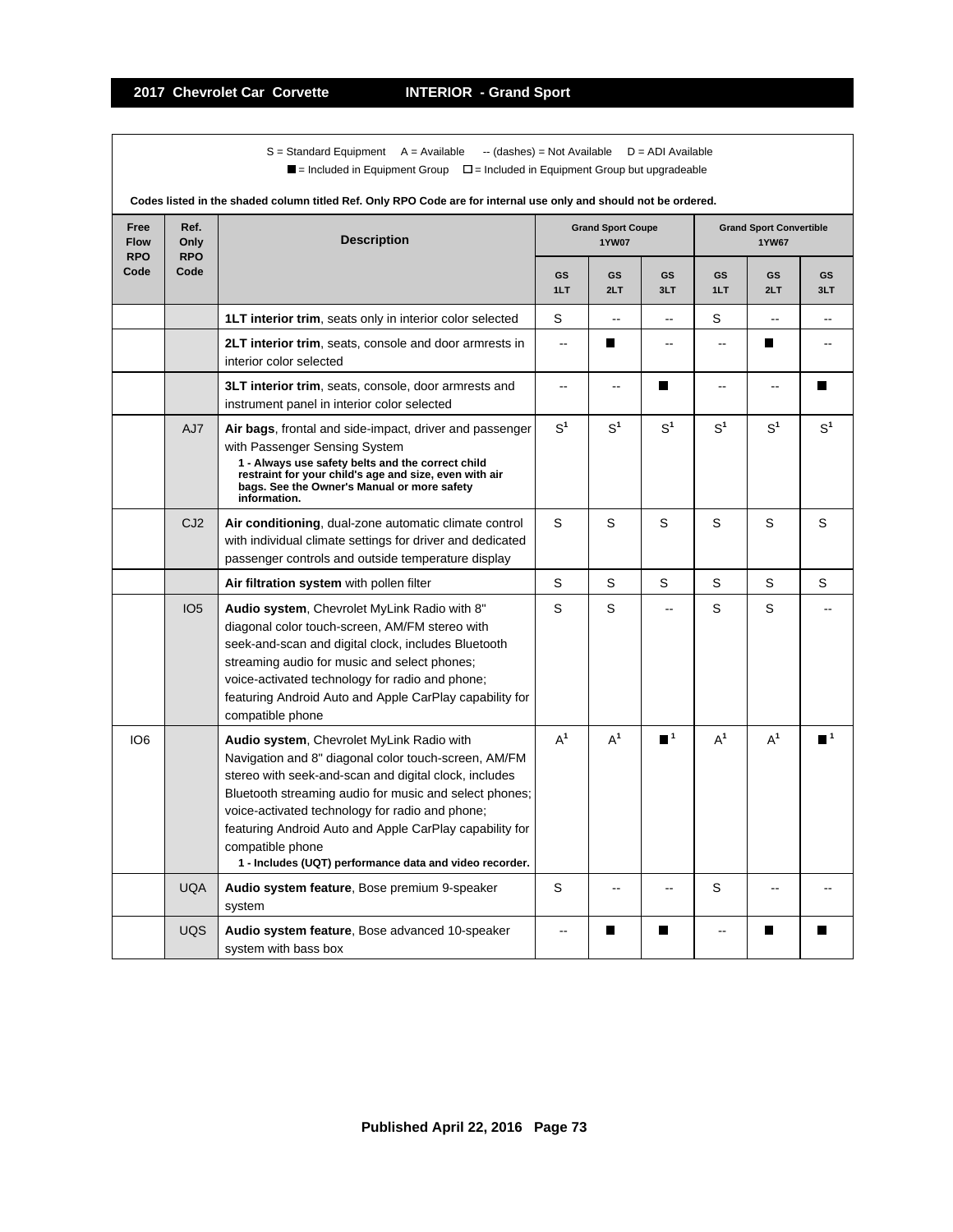S = Standard Equipment    A = Available    -- (dashes) = Not Available    D = ADI Available

■ = Included in Equipment Group    □ = Included in Equipment Group but upgradeable

**Codes listed in the shaded column titled Ref. Only RPO Code are for internal use only and should not be ordered.**

| Free Flow RPO Code | Ref. Only RPO Code | Description | Grand Sport Coupe 1YW07 | | | Grand Sport Convertible 1YW67 | | |
|---|---|---|---|---|---|---|---|---|
| | | | GS 1LT | GS 2LT | GS 3LT | GS 1LT | GS 2LT | GS 3LT |
| | | **1LT interior trim**, seats only in interior color selected | S | -- | -- | S | -- | -- |
| | | **2LT interior trim**, seats, console and door armrests in interior color selected | -- | ■ | -- | -- | ■ | -- |
| | | **3LT interior trim**, seats, console, door armrests and instrument panel in interior color selected | -- | -- | ■ | -- | -- | ■ |
| | AJ7 | **Air bags**, frontal and side-impact, driver and passenger with Passenger Sensing System **1 - Always use safety belts and the correct child restraint for your child's age and size, even with air bags. See the Owner's Manual or more safety information.** | S[1] | S[1] | S[1] | S[1] | S[1] | S[1] |
| | CJ2 | **Air conditioning**, dual-zone automatic climate control with individual climate settings for driver and dedicated passenger controls and outside temperature display | S | S | S | S | S | S |
| | | **Air filtration system** with pollen filter | S | S | S | S | S | S |
| | IO5 | **Audio system**, Chevrolet MyLink Radio with 8" diagonal color touch-screen, AM/FM stereo with seek-and-scan and digital clock, includes Bluetooth streaming audio for music and select phones; voice-activated technology for radio and phone; featuring Android Auto and Apple CarPlay capability for compatible phone | S | S | -- | S | S | -- |
| IO6 | | **Audio system**, Chevrolet MyLink Radio with Navigation and 8" diagonal color touch-screen, AM/FM stereo with seek-and-scan and digital clock, includes Bluetooth streaming audio for music and select phones; voice-activated technology for radio and phone; featuring Android Auto and Apple CarPlay capability for compatible phone **1 - Includes (UQT) performance data and video recorder.** | A[1] | A[1] | ■[1] | A[1] | A[1] | ■[1] |
| | UQA | **Audio system feature**, Bose premium 9-speaker system | S | -- | -- | S | -- | -- |
| | UQS | **Audio system feature**, Bose advanced 10-speaker system with bass box | -- | ■ | ■ | -- | ■ | ■ |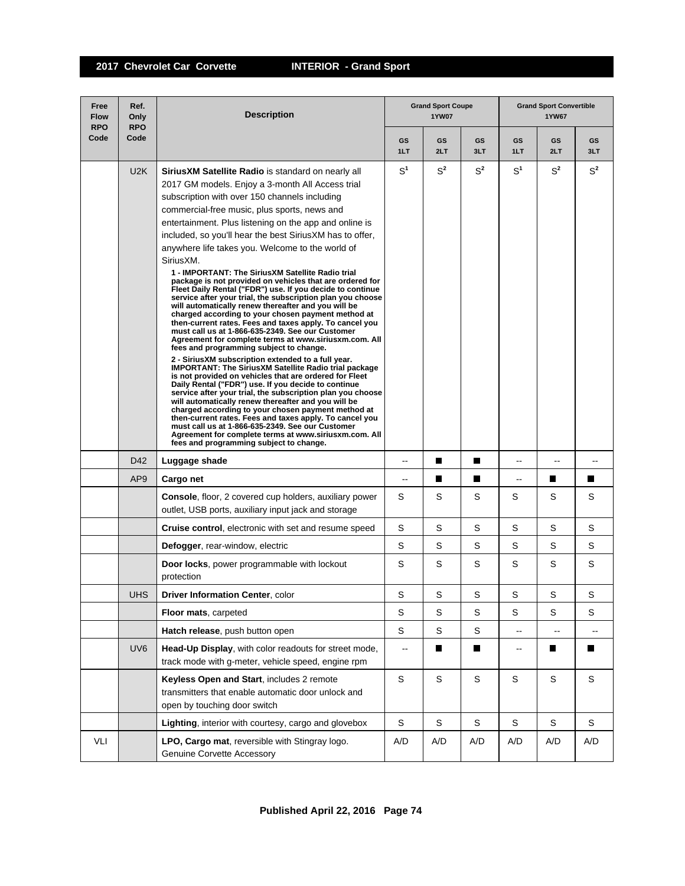## 2017 Chevrolet Car Corvette — INTERIOR - Grand Sport

| Free Flow RPO Code | Ref. Only RPO Code | Description | Grand Sport Coupe 1YW07 | | | Grand Sport Convertible 1YW67 | | |
|---|---|---|---|---|---|---|---|---|
| | | | GS 1LT | GS 2LT | GS 3LT | GS 1LT | GS 2LT | GS 3LT |
| | U2K | **SiriusXM Satellite Radio** is standard on nearly all 2017 GM models. Enjoy a 3-month All Access trial subscription with over 150 channels including commercial-free music, plus sports, news and entertainment. Plus listening on the app and online is included, so you'll hear the best SiriusXM has to offer, anywhere life takes you. Welcome to the world of SiriusXM.<br>**1 - IMPORTANT: The SiriusXM Satellite Radio trial package is not provided on vehicles that are ordered for Fleet Daily Rental ("FDR") use. If you decide to continue service after your trial, the subscription plan you choose will automatically renew thereafter and you will be charged according to your chosen payment method at then-current rates. Fees and taxes apply. To cancel you must call us at 1-866-635-2349. See our Customer Agreement for complete terms at www.siriusxm.com. All fees and programming subject to change.**<br>**2 - SiriusXM subscription extended to a full year. IMPORTANT: The SiriusXM Satellite Radio trial package is not provided on vehicles that are ordered for Fleet Daily Rental ("FDR") use. If you decide to continue service after your trial, the subscription plan you choose will automatically renew thereafter and you will be charged according to your chosen payment method at then-current rates. Fees and taxes apply. To cancel you must call us at 1-866-635-2349. See our Customer Agreement for complete terms at www.siriusxm.com. All fees and programming subject to change.** | S[1] | S[2] | S[2] | S[1] | S[2] | S[2] |
| | D42 | **Luggage shade** | -- | ■ | ■ | -- | -- | -- |
| | AP9 | **Cargo net** | -- | ■ | ■ | -- | ■ | ■ |
| | | **Console**, floor, 2 covered cup holders, auxiliary power outlet, USB ports, auxiliary input jack and storage | S | S | S | S | S | S |
| | | **Cruise control**, electronic with set and resume speed | S | S | S | S | S | S |
| | | **Defogger**, rear-window, electric | S | S | S | S | S | S |
| | | **Door locks**, power programmable with lockout protection | S | S | S | S | S | S |
| | UHS | **Driver Information Center**, color | S | S | S | S | S | S |
| | | **Floor mats**, carpeted | S | S | S | S | S | S |
| | | **Hatch release**, push button open | S | S | S | -- | -- | -- |
| | UV6 | **Head-Up Display**, with color readouts for street mode, track mode with g-meter, vehicle speed, engine rpm | -- | ■ | ■ | -- | ■ | ■ |
| | | **Keyless Open and Start**, includes 2 remote transmitters that enable automatic door unlock and open by touching door switch | S | S | S | S | S | S |
| | | **Lighting**, interior with courtesy, cargo and glovebox | S | S | S | S | S | S |
| VLI | | **LPO, Cargo mat**, reversible with Stingray logo. Genuine Corvette Accessory | A/D | A/D | A/D | A/D | A/D | A/D |

**Published April 22, 2016**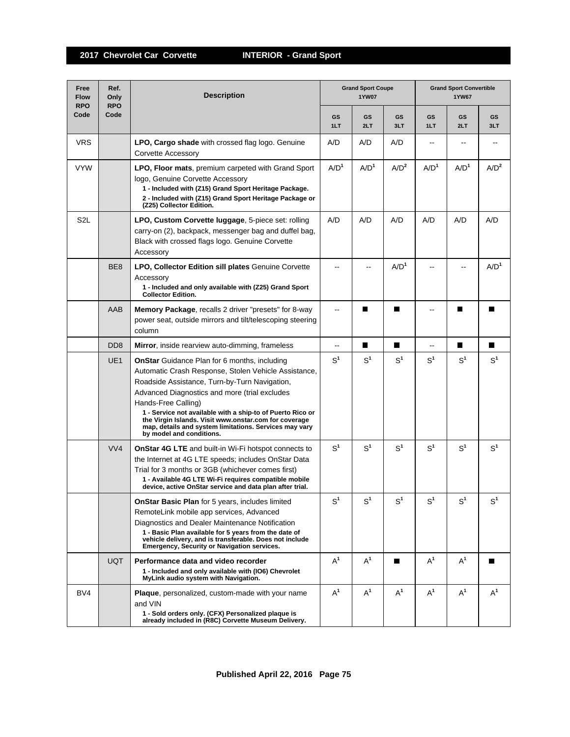## 2017 Chevrolet Car Corvette — INTERIOR - Grand Sport

| Free Flow RPO Code | Ref. Only RPO Code | Description | Grand Sport Coupe 1YW07 | | | Grand Sport Convertible 1YW67 | | |
|---|---|---|---|---|---|---|---|---|
| | | | GS 1LT | GS 2LT | GS 3LT | GS 1LT | GS 2LT | GS 3LT |
| VRS | | **LPO, Cargo shade** with crossed flag logo. Genuine Corvette Accessory | A/D | A/D | A/D | -- | -- | -- |
| VYW | | **LPO, Floor mats**, premium carpeted with Grand Sport logo, Genuine Corvette Accessory<br>**1 - Included with (Z15) Grand Sport Heritage Package.**<br>**2 - Included with (Z15) Grand Sport Heritage Package or (Z25) Collector Edition.** | A/D[1] | A/D[1] | A/D[2] | A/D[1] | A/D[1] | A/D[2] |
| S2L | | **LPO, Custom Corvette luggage**, 5-piece set: rolling carry-on (2), backpack, messenger bag and duffel bag, Black with crossed flags logo. Genuine Corvette Accessory | A/D | A/D | A/D | A/D | A/D | A/D |
| | BE8 | **LPO, Collector Edition sill plates** Genuine Corvette Accessory<br>**1 - Included and only available with (Z25) Grand Sport Collector Edition.** | -- | -- | A/D[1] | -- | -- | A/D[1] |
| | AAB | **Memory Package**, recalls 2 driver "presets" for 8-way power seat, outside mirrors and tilt/telescoping steering column | -- | ■ | ■ | -- | ■ | ■ |
| | DD8 | **Mirror**, inside rearview auto-dimming, frameless | -- | ■ | ■ | -- | ■ | ■ |
| | UE1 | **OnStar** Guidance Plan for 6 months, including Automatic Crash Response, Stolen Vehicle Assistance, Roadside Assistance, Turn-by-Turn Navigation, Advanced Diagnostics and more (trial excludes Hands-Free Calling)<br>**1 - Service not available with a ship-to of Puerto Rico or the Virgin Islands. Visit www.onstar.com for coverage map, details and system limitations. Services may vary by model and conditions.** | S[1] | S[1] | S[1] | S[1] | S[1] | S[1] |
| | VV4 | **OnStar 4G LTE** and built-in Wi-Fi hotspot connects to the Internet at 4G LTE speeds; includes OnStar Data Trial for 3 months or 3GB (whichever comes first)<br>**1 - Available 4G LTE Wi-Fi requires compatible mobile device, active OnStar service and data plan after trial.** | S[1] | S[1] | S[1] | S[1] | S[1] | S[1] |
| | | **OnStar Basic Plan** for 5 years, includes limited RemoteLink mobile app services, Advanced Diagnostics and Dealer Maintenance Notification<br>**1 - Basic Plan available for 5 years from the date of vehicle delivery, and is transferable. Does not include Emergency, Security or Navigation services.** | S[1] | S[1] | S[1] | S[1] | S[1] | S[1] |
| | UQT | **Performance data and video recorder**<br>**1 - Included and only available with (IO6) Chevrolet MyLink audio system with Navigation.** | A[1] | A[1] | ■ | A[1] | A[1] | ■ |
| BV4 | | **Plaque**, personalized, custom-made with your name and VIN<br>**1 - Sold orders only. (CFX) Personalized plaque is already included in (R8C) Corvette Museum Delivery.** | A[1] | A[1] | A[1] | A[1] | A[1] | A[1] |

Published April 22, 2016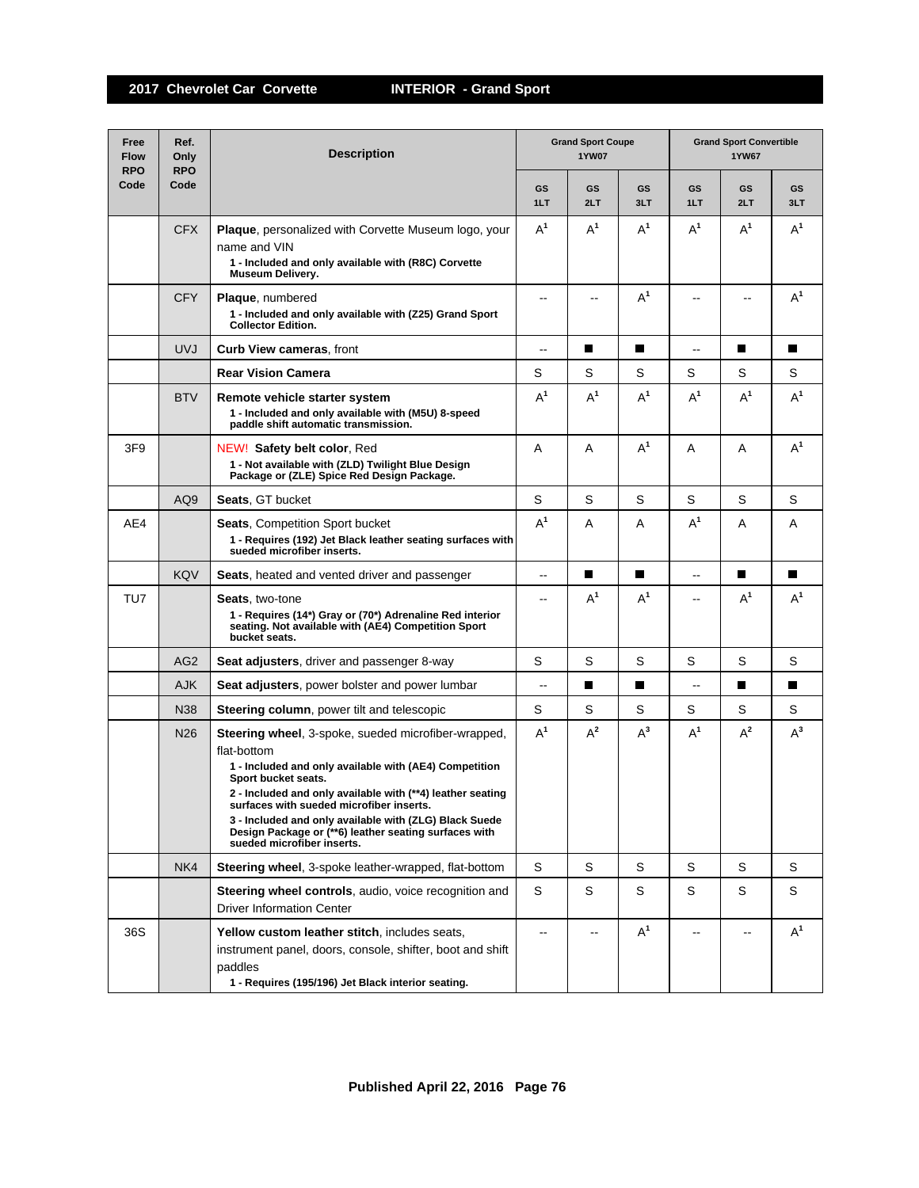## 2017 Chevrolet Car Corvette — INTERIOR - Grand Sport

| Free Flow RPO Code | Ref. Only RPO Code | Description | Grand Sport Coupe 1YW07 | | | Grand Sport Convertible 1YW67 | | |
|---|---|---|---|---|---|---|---|---|
| | | | GS 1LT | GS 2LT | GS 3LT | GS 1LT | GS 2LT | GS 3LT |
| | CFX | **Plaque**, personalized with Corvette Museum logo, your name and VIN<br>**1 - Included and only available with (R8C) Corvette Museum Delivery.** | A[1] | A[1] | A[1] | A[1] | A[1] | A[1] |
| | CFY | **Plaque**, numbered<br>**1 - Included and only available with (Z25) Grand Sport Collector Edition.** | -- | -- | A[1] | -- | -- | A[1] |
| | UVJ | **Curb View cameras**, front | -- | ■ | ■ | -- | ■ | ■ |
| | | **Rear Vision Camera** | S | S | S | S | S | S |
| | BTV | **Remote vehicle starter system**<br>**1 - Included and only available with (M5U) 8-speed paddle shift automatic transmission.** | A[1] | A[1] | A[1] | A[1] | A[1] | A[1] |
| 3F9 | | NEW! **Safety belt color**, Red<br>**1 - Not available with (ZLD) Twilight Blue Design Package or (ZLE) Spice Red Design Package.** | A | A | A[1] | A | A | A[1] |
| | AQ9 | **Seats**, GT bucket | S | S | S | S | S | S |
| AE4 | | **Seats**, Competition Sport bucket<br>**1 - Requires (192) Jet Black leather seating surfaces with sueded microfiber inserts.** | A[1] | A | A | A[1] | A | A |
| | KQV | **Seats**, heated and vented driver and passenger | -- | ■ | ■ | -- | ■ | ■ |
| TU7 | | **Seats**, two-tone<br>**1 - Requires (14*) Gray or (70*) Adrenaline Red interior seating. Not available with (AE4) Competition Sport bucket seats.** | -- | A[1] | A[1] | -- | A[1] | A[1] |
| | AG2 | **Seat adjusters**, driver and passenger 8-way | S | S | S | S | S | S |
| | AJK | **Seat adjusters**, power bolster and power lumbar | -- | ■ | ■ | -- | ■ | ■ |
| | N38 | **Steering column**, power tilt and telescopic | S | S | S | S | S | S |
| | N26 | **Steering wheel**, 3-spoke, sueded microfiber-wrapped, flat-bottom<br>**1 - Included and only available with (AE4) Competition Sport bucket seats.**<br>**2 - Included and only available with (**4) leather seating surfaces with sueded microfiber inserts.**<br>**3 - Included and only available with (ZLG) Black Suede Design Package or (**6) leather seating surfaces with sueded microfiber inserts.** | A[1] | A[2] | A[3] | A[1] | A[2] | A[3] |
| | NK4 | **Steering wheel**, 3-spoke leather-wrapped, flat-bottom | S | S | S | S | S | S |
| | | **Steering wheel controls**, audio, voice recognition and Driver Information Center | S | S | S | S | S | S |
| 36S | | **Yellow custom leather stitch**, includes seats, instrument panel, doors, console, shifter, boot and shift paddles<br>**1 - Requires (195/196) Jet Black interior seating.** | -- | -- | A[1] | -- | -- | A[1] |

**Published April 22, 2016**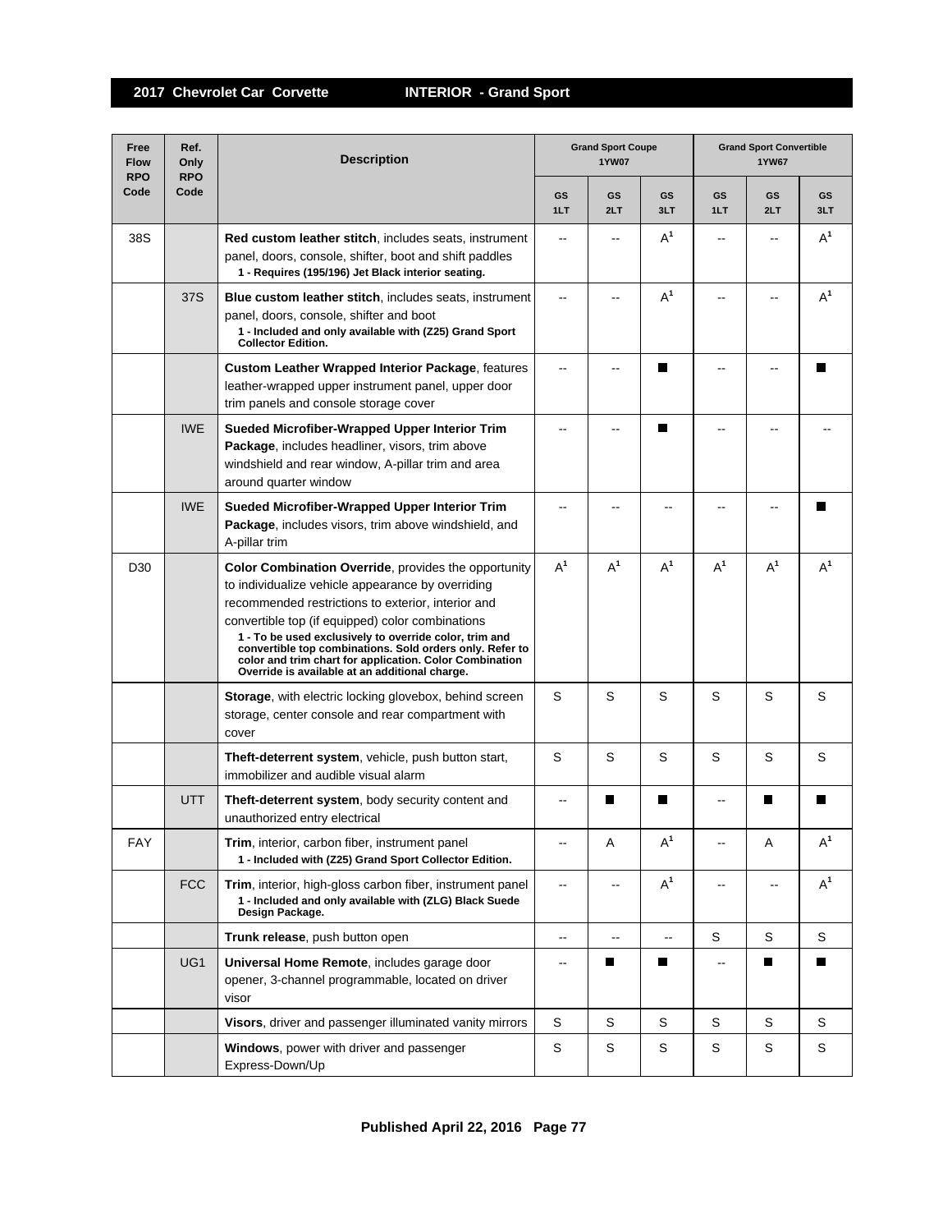## 2017 Chevrolet Car Corvette — INTERIOR - Grand Sport

| Free Flow RPO Code | Ref. Only RPO Code | Description | Grand Sport Coupe 1YW07 | | | Grand Sport Convertible 1YW67 | | |
|---|---|---|---|---|---|---|---|---|
| | | | GS 1LT | GS 2LT | GS 3LT | GS 1LT | GS 2LT | GS 3LT |
| 38S | | **Red custom leather stitch**, includes seats, instrument panel, doors, console, shifter, boot and shift paddles<br>**1 - Requires (195/196) Jet Black interior seating.** | -- | -- | A[1] | -- | -- | A[1] |
| | 37S | **Blue custom leather stitch**, includes seats, instrument panel, doors, console, shifter and boot<br>**1 - Included and only available with (Z25) Grand Sport Collector Edition.** | -- | -- | A[1] | -- | -- | A[1] |
| | | **Custom Leather Wrapped Interior Package**, features leather-wrapped upper instrument panel, upper door trim panels and console storage cover | -- | -- | ■ | -- | -- | ■ |
| | IWE | **Sueded Microfiber-Wrapped Upper Interior Trim Package**, includes headliner, visors, trim above windshield and rear window, A-pillar trim and area around quarter window | -- | -- | ■ | -- | -- | -- |
| | IWE | **Sueded Microfiber-Wrapped Upper Interior Trim Package**, includes visors, trim above windshield, and A-pillar trim | -- | -- | -- | -- | -- | ■ |
| D30 | | **Color Combination Override**, provides the opportunity to individualize vehicle appearance by overriding recommended restrictions to exterior, interior and convertible top (if equipped) color combinations<br>**1 - To be used exclusively to override color, trim and convertible top combinations. Sold orders only. Refer to color and trim chart for application. Color Combination Override is available at an additional charge.** | A[1] | A[1] | A[1] | A[1] | A[1] | A[1] |
| | | **Storage**, with electric locking glovebox, behind screen storage, center console and rear compartment with cover | S | S | S | S | S | S |
| | | **Theft-deterrent system**, vehicle, push button start, immobilizer and audible visual alarm | S | S | S | S | S | S |
| | UTT | **Theft-deterrent system**, body security content and unauthorized entry electrical | -- | ■ | ■ | -- | ■ | ■ |
| FAY | | **Trim**, interior, carbon fiber, instrument panel<br>**1 - Included with (Z25) Grand Sport Collector Edition.** | -- | A | A[1] | -- | A | A[1] |
| | FCC | **Trim**, interior, high-gloss carbon fiber, instrument panel<br>**1 - Included and only available with (ZLG) Black Suede Design Package.** | -- | -- | A[1] | -- | -- | A[1] |
| | | **Trunk release**, push button open | -- | -- | -- | S | S | S |
| | UG1 | **Universal Home Remote**, includes garage door opener, 3-channel programmable, located on driver visor | -- | ■ | ■ | -- | ■ | ■ |
| | | **Visors**, driver and passenger illuminated vanity mirrors | S | S | S | S | S | S |
| | | **Windows**, power with driver and passenger Express-Down/Up | S | S | S | S | S | S |

**Published April 22, 2016 Page 77**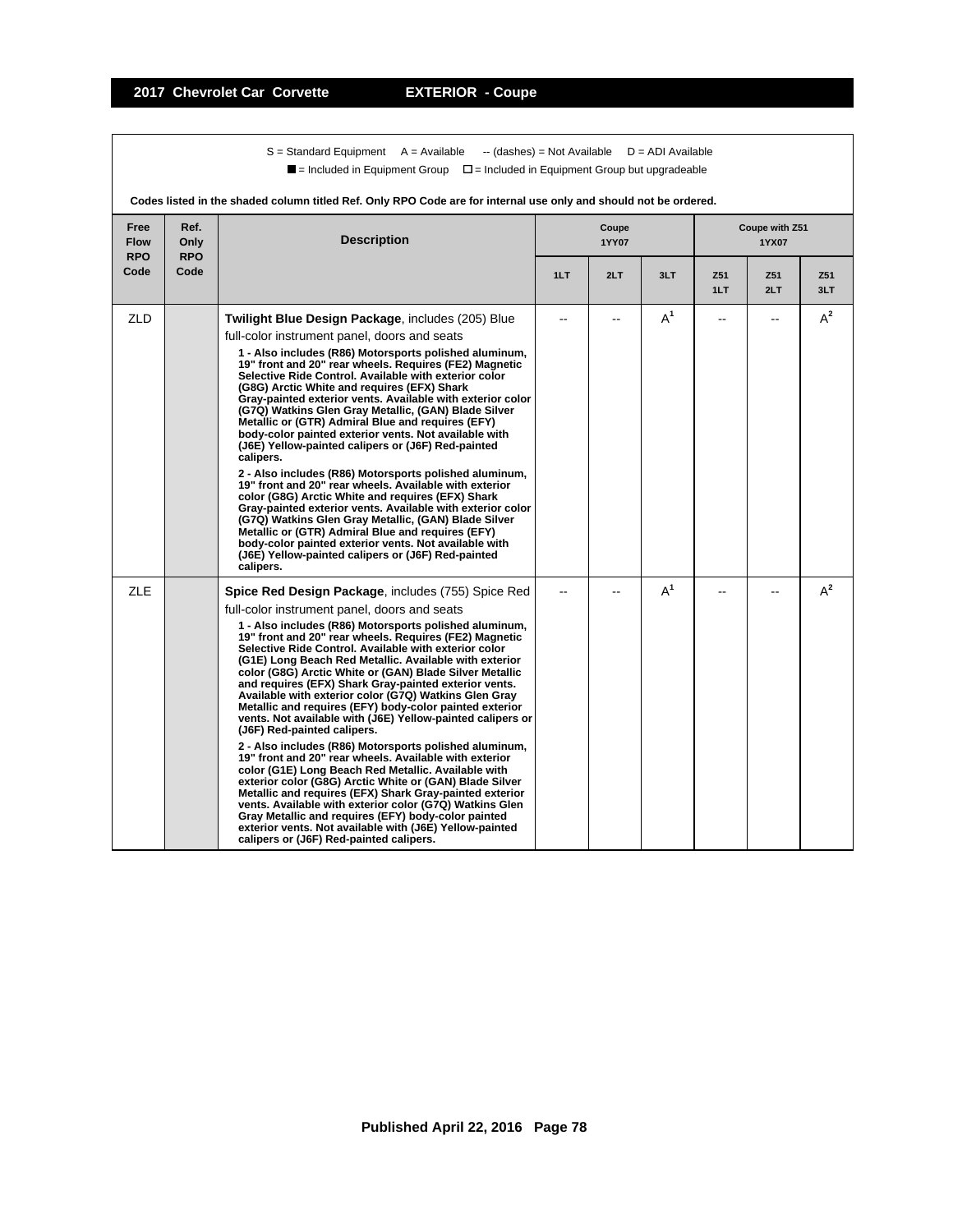# 2017 Chevrolet Car Corvette — EXTERIOR - Coupe

S = Standard Equipment  A = Available  -- (dashes) = Not Available  D = ADI Available

■ = Included in Equipment Group  □ = Included in Equipment Group but upgradeable

**Codes listed in the shaded column titled Ref. Only RPO Code are for internal use only and should not be ordered.**

| Free Flow RPO Code | Ref. Only RPO Code | Description | Coupe 1YY07 | | | Coupe with Z51 1YX07 | | |
|---|---|---|---|---|---|---|---|---|
| | | | 1LT | 2LT | 3LT | Z51 1LT | Z51 2LT | Z51 3LT |
| ZLD | | **Twilight Blue Design Package**, includes (205) Blue full-color instrument panel, doors and seats<br>**1 - Also includes (R86) Motorsports polished aluminum, 19" front and 20" rear wheels. Requires (FE2) Magnetic Selective Ride Control. Available with exterior color (G8G) Arctic White and requires (EFX) Shark Gray-painted exterior vents. Available with exterior color (G7Q) Watkins Glen Gray Metallic, (GAN) Blade Silver Metallic or (GTR) Admiral Blue and requires (EFY) body-color painted exterior vents. Not available with (J6E) Yellow-painted calipers or (J6F) Red-painted calipers.**<br>**2 - Also includes (R86) Motorsports polished aluminum, 19" front and 20" rear wheels. Available with exterior color (G8G) Arctic White and requires (EFX) Shark Gray-painted exterior vents. Available with exterior color (G7Q) Watkins Glen Gray Metallic, (GAN) Blade Silver Metallic or (GTR) Admiral Blue and requires (EFY) body-color painted exterior vents. Not available with (J6E) Yellow-painted calipers or (J6F) Red-painted calipers.** | -- | -- | A[1] | -- | -- | A[2] |
| ZLE | | **Spice Red Design Package**, includes (755) Spice Red full-color instrument panel, doors and seats<br>**1 - Also includes (R86) Motorsports polished aluminum, 19" front and 20" rear wheels. Requires (FE2) Magnetic Selective Ride Control. Available with exterior color (G1E) Long Beach Red Metallic. Available with exterior color (G8G) Arctic White or (GAN) Blade Silver Metallic and requires (EFX) Shark Gray-painted exterior vents. Available with exterior color (G7Q) Watkins Glen Gray Metallic and requires (EFY) body-color painted exterior vents. Not available with (J6E) Yellow-painted calipers or (J6F) Red-painted calipers.**<br>**2 - Also includes (R86) Motorsports polished aluminum, 19" front and 20" rear wheels. Available with exterior color (G1E) Long Beach Red Metallic. Available with exterior color (G8G) Arctic White or (GAN) Blade Silver Metallic and requires (EFX) Shark Gray-painted exterior vents. Available with exterior color (G7Q) Watkins Glen Gray Metallic and requires (EFY) body-color painted exterior vents. Not available with (J6E) Yellow-painted calipers or (J6F) Red-painted calipers.** | -- | -- | A[1] | -- | -- | A[2] |

Published April 22, 2016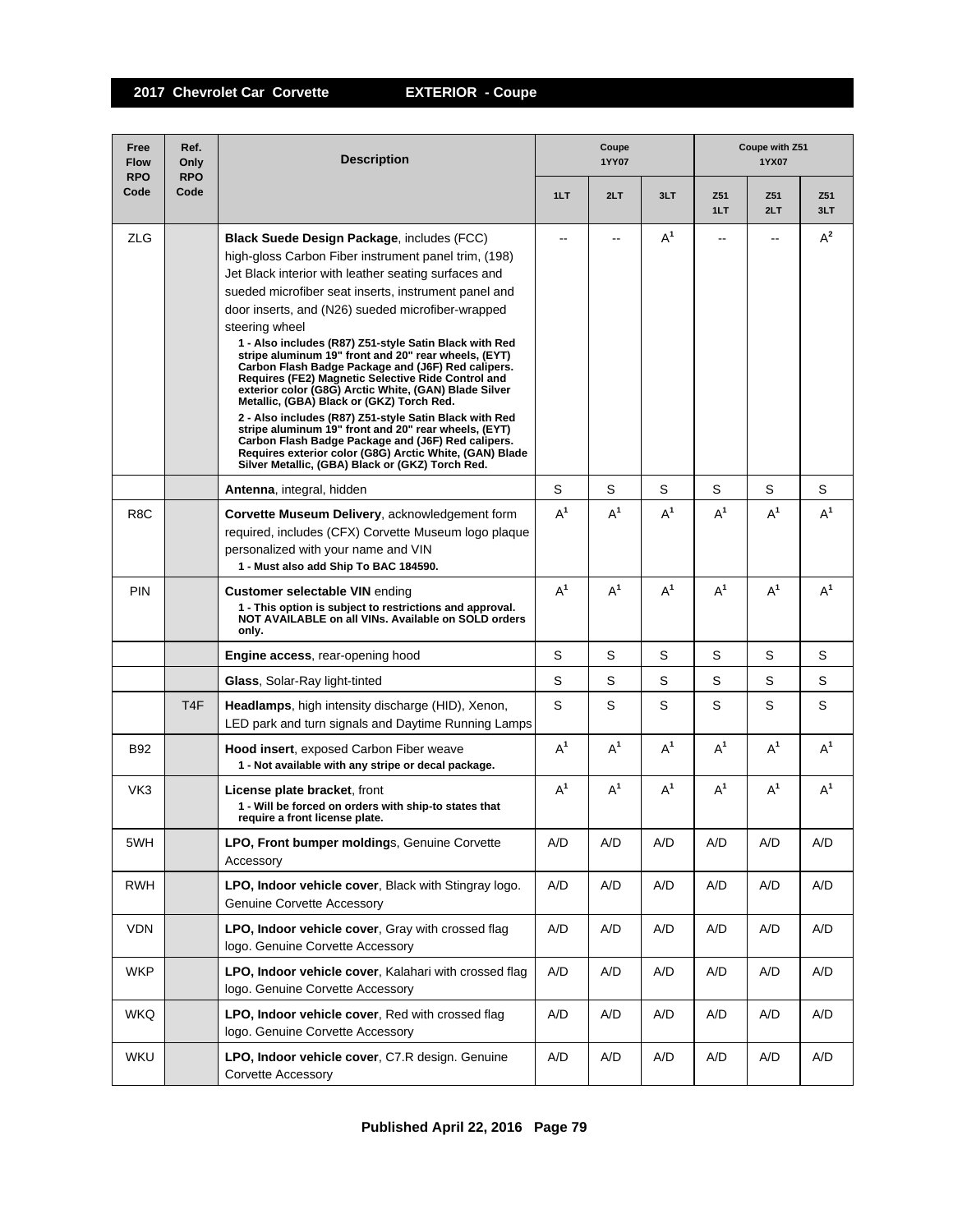## 2017 Chevrolet Car Corvette — EXTERIOR - Coupe

| Free Flow RPO Code | Ref. Only RPO Code | Description | Coupe 1YY07 | | | Coupe with Z51 1YX07 | | |
|---|---|---|---|---|---|---|---|---|
| | | | 1LT | 2LT | 3LT | Z51 1LT | Z51 2LT | Z51 3LT |
| ZLG | | **Black Suede Design Package**, includes (FCC) high-gloss Carbon Fiber instrument panel trim, (198) Jet Black interior with leather seating surfaces and sueded microfiber seat inserts, instrument panel and door inserts, and (N26) sueded microfiber-wrapped steering wheel<br>**1 - Also includes (R87) Z51-style Satin Black with Red stripe aluminum 19" front and 20" rear wheels, (EYT) Carbon Flash Badge Package and (J6F) Red calipers. Requires (FE2) Magnetic Selective Ride Control and exterior color (G8G) Arctic White, (GAN) Blade Silver Metallic, (GBA) Black or (GKZ) Torch Red.**<br>**2 - Also includes (R87) Z51-style Satin Black with Red stripe aluminum 19" front and 20" rear wheels, (EYT) Carbon Flash Badge Package and (J6F) Red calipers. Requires exterior color (G8G) Arctic White, (GAN) Blade Silver Metallic, (GBA) Black or (GKZ) Torch Red.** | -- | -- | A[1] | -- | -- | A[2] |
| | | **Antenna**, integral, hidden | S | S | S | S | S | S |
| R8C | | **Corvette Museum Delivery**, acknowledgement form required, includes (CFX) Corvette Museum logo plaque personalized with your name and VIN<br>**1 - Must also add Ship To BAC 184590.** | A[1] | A[1] | A[1] | A[1] | A[1] | A[1] |
| PIN | | **Customer selectable VIN** ending<br>**1 - This option is subject to restrictions and approval. NOT AVAILABLE on all VINs. Available on SOLD orders only.** | A[1] | A[1] | A[1] | A[1] | A[1] | A[1] |
| | | **Engine access**, rear-opening hood | S | S | S | S | S | S |
| | | **Glass**, Solar-Ray light-tinted | S | S | S | S | S | S |
| | T4F | **Headlamps**, high intensity discharge (HID), Xenon, LED park and turn signals and Daytime Running Lamps | S | S | S | S | S | S |
| B92 | | **Hood insert**, exposed Carbon Fiber weave<br>**1 - Not available with any stripe or decal package.** | A[1] | A[1] | A[1] | A[1] | A[1] | A[1] |
| VK3 | | **License plate bracket**, front<br>**1 - Will be forced on orders with ship-to states that require a front license plate.** | A[1] | A[1] | A[1] | A[1] | A[1] | A[1] |
| 5WH | | **LPO, Front bumper moldings**, Genuine Corvette Accessory | A/D | A/D | A/D | A/D | A/D | A/D |
| RWH | | **LPO, Indoor vehicle cover**, Black with Stingray logo. Genuine Corvette Accessory | A/D | A/D | A/D | A/D | A/D | A/D |
| VDN | | **LPO, Indoor vehicle cover**, Gray with crossed flag logo. Genuine Corvette Accessory | A/D | A/D | A/D | A/D | A/D | A/D |
| WKP | | **LPO, Indoor vehicle cover**, Kalahari with crossed flag logo. Genuine Corvette Accessory | A/D | A/D | A/D | A/D | A/D | A/D |
| WKQ | | **LPO, Indoor vehicle cover**, Red with crossed flag logo. Genuine Corvette Accessory | A/D | A/D | A/D | A/D | A/D | A/D |
| WKU | | **LPO, Indoor vehicle cover**, C7.R design. Genuine Corvette Accessory | A/D | A/D | A/D | A/D | A/D | A/D |

Published April 22, 2016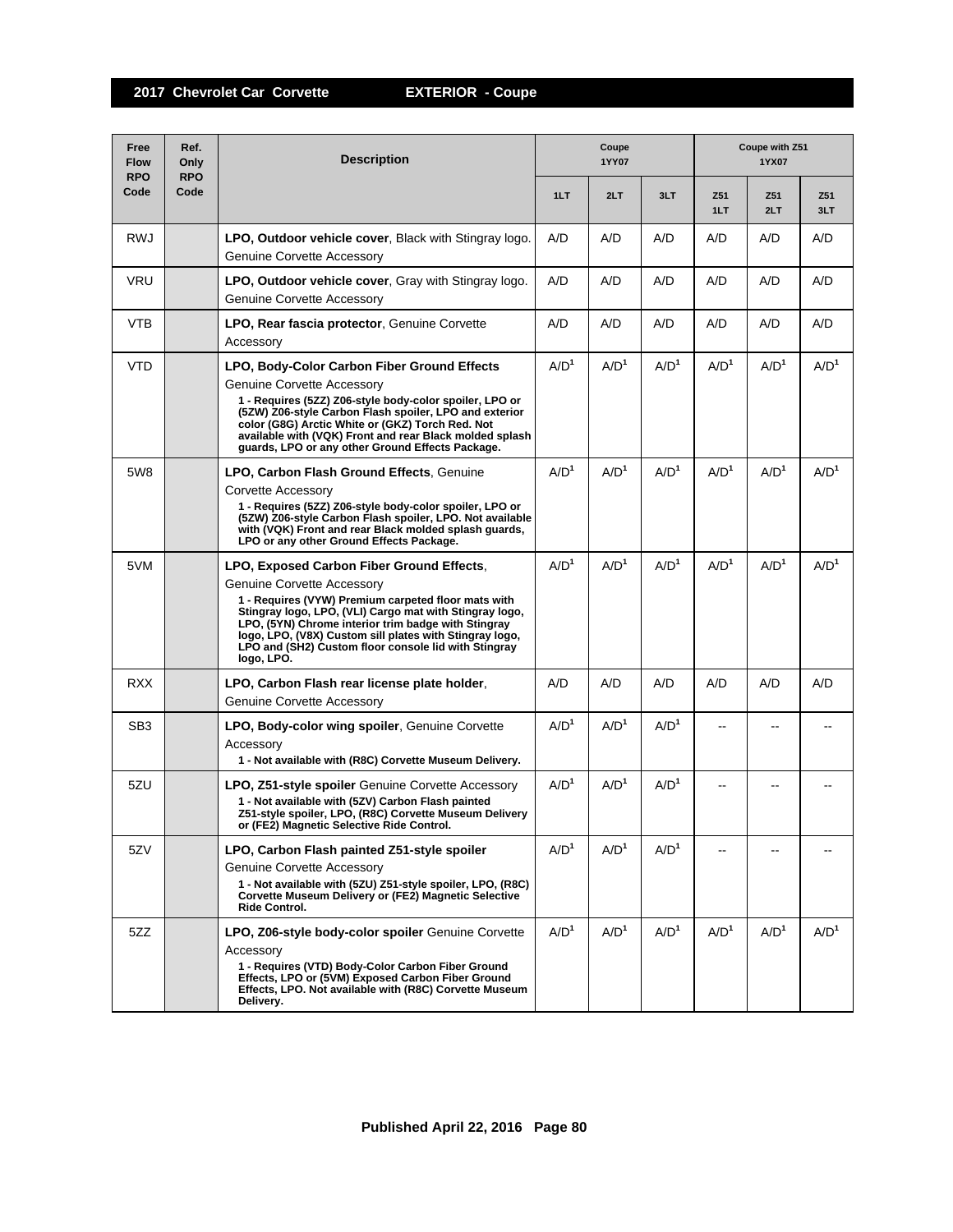# 2017 Chevrolet Car Corvette — EXTERIOR - Coupe

| Free Flow RPO Code | Ref. Only RPO Code | Description | Coupe 1YY07 | | | Coupe with Z51 1YX07 | | |
|---|---|---|---|---|---|---|---|---|
| | | | 1LT | 2LT | 3LT | Z51 1LT | Z51 2LT | Z51 3LT |
| RWJ | | **LPO, Outdoor vehicle cover**, Black with Stingray logo. Genuine Corvette Accessory | A/D | A/D | A/D | A/D | A/D | A/D |
| VRU | | **LPO, Outdoor vehicle cover**, Gray with Stingray logo. Genuine Corvette Accessory | A/D | A/D | A/D | A/D | A/D | A/D |
| VTB | | **LPO, Rear fascia protector**, Genuine Corvette Accessory | A/D | A/D | A/D | A/D | A/D | A/D |
| VTD | | **LPO, Body-Color Carbon Fiber Ground Effects** Genuine Corvette Accessory **1 - Requires (5ZZ) Z06-style body-color spoiler, LPO or (5ZW) Z06-style Carbon Flash spoiler, LPO and exterior color (G8G) Arctic White or (GKZ) Torch Red. Not available with (VQK) Front and rear Black molded splash guards, LPO or any other Ground Effects Package.** | A/D[1] | A/D[1] | A/D[1] | A/D[1] | A/D[1] | A/D[1] |
| 5W8 | | **LPO, Carbon Flash Ground Effects**, Genuine Corvette Accessory **1 - Requires (5ZZ) Z06-style body-color spoiler, LPO or (5ZW) Z06-style Carbon Flash spoiler, LPO. Not available with (VQK) Front and rear Black molded splash guards, LPO or any other Ground Effects Package.** | A/D[1] | A/D[1] | A/D[1] | A/D[1] | A/D[1] | A/D[1] |
| 5VM | | **LPO, Exposed Carbon Fiber Ground Effects**, Genuine Corvette Accessory **1 - Requires (VYW) Premium carpeted floor mats with Stingray logo, LPO, (VLI) Cargo mat with Stingray logo, LPO, (5YN) Chrome interior trim badge with Stingray logo, LPO, (V8X) Custom sill plates with Stingray logo, LPO and (SH2) Custom floor console lid with Stingray logo, LPO.** | A/D[1] | A/D[1] | A/D[1] | A/D[1] | A/D[1] | A/D[1] |
| RXX | | **LPO, Carbon Flash rear license plate holder**, Genuine Corvette Accessory | A/D | A/D | A/D | A/D | A/D | A/D |
| SB3 | | **LPO, Body-color wing spoiler**, Genuine Corvette Accessory **1 - Not available with (R8C) Corvette Museum Delivery.** | A/D[1] | A/D[1] | A/D[1] | -- | -- | -- |
| 5ZU | | **LPO, Z51-style spoiler** Genuine Corvette Accessory **1 - Not available with (5ZV) Carbon Flash painted Z51-style spoiler, LPO, (R8C) Corvette Museum Delivery or (FE2) Magnetic Selective Ride Control.** | A/D[1] | A/D[1] | A/D[1] | -- | -- | -- |
| 5ZV | | **LPO, Carbon Flash painted Z51-style spoiler** Genuine Corvette Accessory **1 - Not available with (5ZU) Z51-style spoiler, LPO, (R8C) Corvette Museum Delivery or (FE2) Magnetic Selective Ride Control.** | A/D[1] | A/D[1] | A/D[1] | -- | -- | -- |
| 5ZZ | | **LPO, Z06-style body-color spoiler** Genuine Corvette Accessory **1 - Requires (VTD) Body-Color Carbon Fiber Ground Effects, LPO or (5VM) Exposed Carbon Fiber Ground Effects, LPO. Not available with (R8C) Corvette Museum Delivery.** | A/D[1] | A/D[1] | A/D[1] | A/D[1] | A/D[1] | A/D[1] |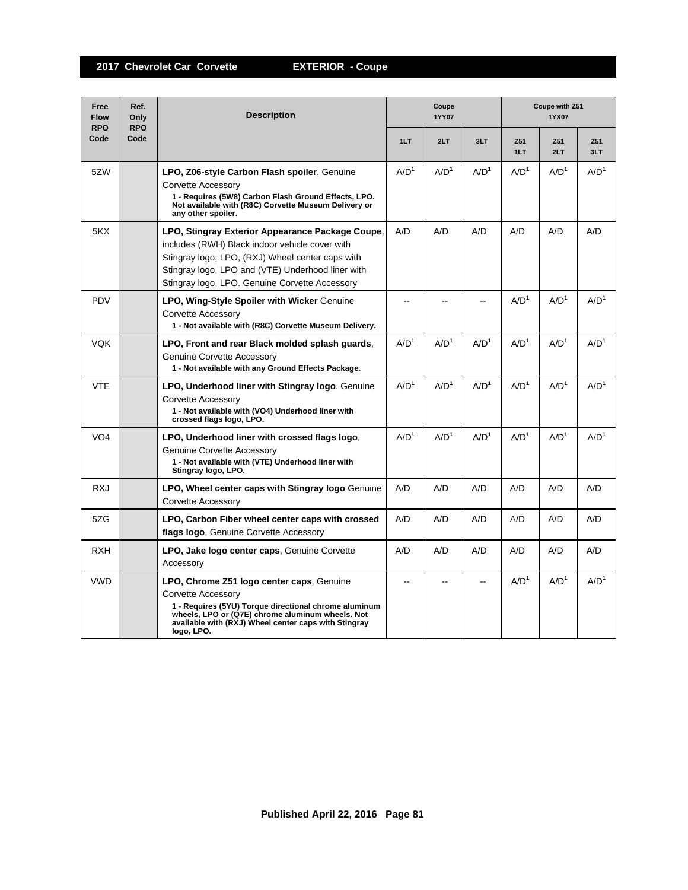## 2017 Chevrolet Car Corvette — EXTERIOR - Coupe

| Free Flow RPO Code | Ref. Only RPO Code | Description | Coupe 1YY07 | | | Coupe with Z51 1YX07 | | |
|---|---|---|---|---|---|---|---|---|
| | | | 1LT | 2LT | 3LT | Z51 1LT | Z51 2LT | Z51 3LT |
| 5ZW | | **LPO, Z06-style Carbon Flash spoiler**, Genuine Corvette Accessory<br>**1 - Requires (5W8) Carbon Flash Ground Effects, LPO. Not available with (R8C) Corvette Museum Delivery or any other spoiler.** | A/D[1] | A/D[1] | A/D[1] | A/D[1] | A/D[1] | A/D[1] |
| 5KX | | **LPO, Stingray Exterior Appearance Package Coupe**, includes (RWH) Black indoor vehicle cover with Stingray logo, LPO, (RXJ) Wheel center caps with Stingray logo, LPO and (VTE) Underhood liner with Stingray logo, LPO. Genuine Corvette Accessory | A/D | A/D | A/D | A/D | A/D | A/D |
| PDV | | **LPO, Wing-Style Spoiler with Wicker** Genuine Corvette Accessory<br>**1 - Not available with (R8C) Corvette Museum Delivery.** | -- | -- | -- | A/D[1] | A/D[1] | A/D[1] |
| VQK | | **LPO, Front and rear Black molded splash guards**, Genuine Corvette Accessory<br>**1 - Not available with any Ground Effects Package.** | A/D[1] | A/D[1] | A/D[1] | A/D[1] | A/D[1] | A/D[1] |
| VTE | | **LPO, Underhood liner with Stingray logo**. Genuine Corvette Accessory<br>**1 - Not available with (VO4) Underhood liner with crossed flags logo, LPO.** | A/D[1] | A/D[1] | A/D[1] | A/D[1] | A/D[1] | A/D[1] |
| VO4 | | **LPO, Underhood liner with crossed flags logo**, Genuine Corvette Accessory<br>**1 - Not available with (VTE) Underhood liner with Stingray logo, LPO.** | A/D[1] | A/D[1] | A/D[1] | A/D[1] | A/D[1] | A/D[1] |
| RXJ | | **LPO, Wheel center caps with Stingray logo** Genuine Corvette Accessory | A/D | A/D | A/D | A/D | A/D | A/D |
| 5ZG | | **LPO, Carbon Fiber wheel center caps with crossed flags logo**, Genuine Corvette Accessory | A/D | A/D | A/D | A/D | A/D | A/D |
| RXH | | **LPO, Jake logo center caps**, Genuine Corvette Accessory | A/D | A/D | A/D | A/D | A/D | A/D |
| VWD | | **LPO, Chrome Z51 logo center caps**, Genuine Corvette Accessory<br>**1 - Requires (5YU) Torque directional chrome aluminum wheels, LPO or (Q7E) chrome aluminum wheels. Not available with (RXJ) Wheel center caps with Stingray logo, LPO.** | -- | -- | -- | A/D[1] | A/D[1] | A/D[1] |

Published April 22, 2016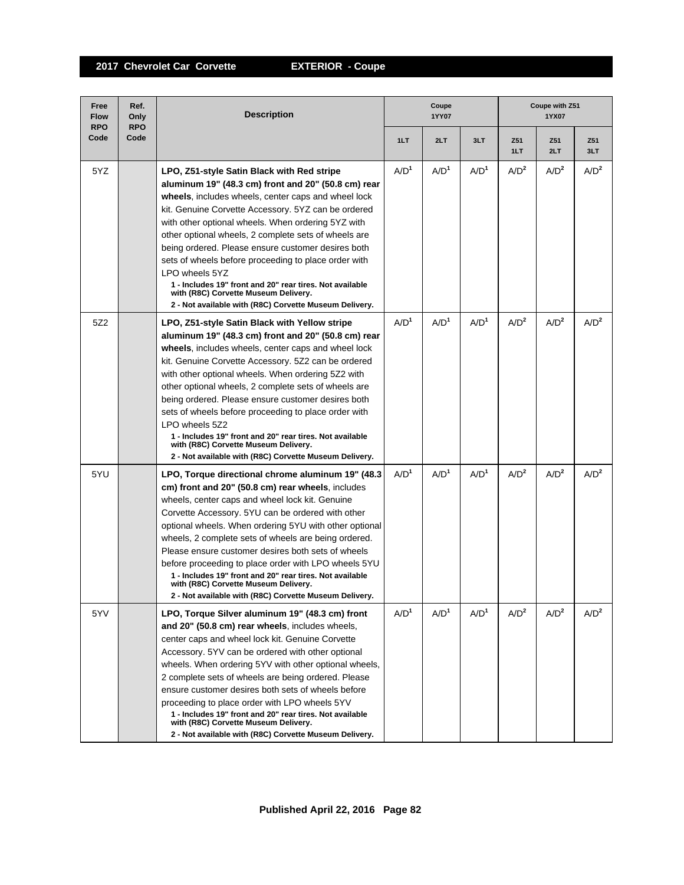| Free Flow RPO Code | Ref. Only RPO Code | Description | Coupe 1YY07 | | | Coupe with Z51 1YX07 | | |
|---|---|---|---|---|---|---|---|---|
| | | | 1LT | 2LT | 3LT | Z51 1LT | Z51 2LT | Z51 3LT |
| 5YZ | | **LPO, Z51-style Satin Black with Red stripe aluminum 19" (48.3 cm) front and 20" (50.8 cm) rear wheels**, includes wheels, center caps and wheel lock kit. Genuine Corvette Accessory. 5YZ can be ordered with other optional wheels. When ordering 5YZ with other optional wheels, 2 complete sets of wheels are being ordered. Please ensure customer desires both sets of wheels before proceeding to place order with LPO wheels 5YZ **1 - Includes 19" front and 20" rear tires. Not available with (R8C) Corvette Museum Delivery. 2 - Not available with (R8C) Corvette Museum Delivery.** | A/D[1] | A/D[1] | A/D[1] | A/D[2] | A/D[2] | A/D[2] |
| 5Z2 | | **LPO, Z51-style Satin Black with Yellow stripe aluminum 19" (48.3 cm) front and 20" (50.8 cm) rear wheels**, includes wheels, center caps and wheel lock kit. Genuine Corvette Accessory. 5Z2 can be ordered with other optional wheels. When ordering 5Z2 with other optional wheels, 2 complete sets of wheels are being ordered. Please ensure customer desires both sets of wheels before proceeding to place order with LPO wheels 5Z2 **1 - Includes 19" front and 20" rear tires. Not available with (R8C) Corvette Museum Delivery. 2 - Not available with (R8C) Corvette Museum Delivery.** | A/D[1] | A/D[1] | A/D[1] | A/D[2] | A/D[2] | A/D[2] |
| 5YU | | **LPO, Torque directional chrome aluminum 19" (48.3 cm) front and 20" (50.8 cm) rear wheels**, includes wheels, center caps and wheel lock kit. Genuine Corvette Accessory. 5YU can be ordered with other optional wheels. When ordering 5YU with other optional wheels, 2 complete sets of wheels are being ordered. Please ensure customer desires both sets of wheels before proceeding to place order with LPO wheels 5YU **1 - Includes 19" front and 20" rear tires. Not available with (R8C) Corvette Museum Delivery. 2 - Not available with (R8C) Corvette Museum Delivery.** | A/D[1] | A/D[1] | A/D[1] | A/D[2] | A/D[2] | A/D[2] |
| 5YV | | **LPO, Torque Silver aluminum 19" (48.3 cm) front and 20" (50.8 cm) rear wheels**, includes wheels, center caps and wheel lock kit. Genuine Corvette Accessory. 5YV can be ordered with other optional wheels. When ordering 5YV with other optional wheels, 2 complete sets of wheels are being ordered. Please ensure customer desires both sets of wheels before proceeding to place order with LPO wheels 5YV **1 - Includes 19" front and 20" rear tires. Not available with (R8C) Corvette Museum Delivery. 2 - Not available with (R8C) Corvette Museum Delivery.** | A/D[1] | A/D[1] | A/D[1] | A/D[2] | A/D[2] | A/D[2] |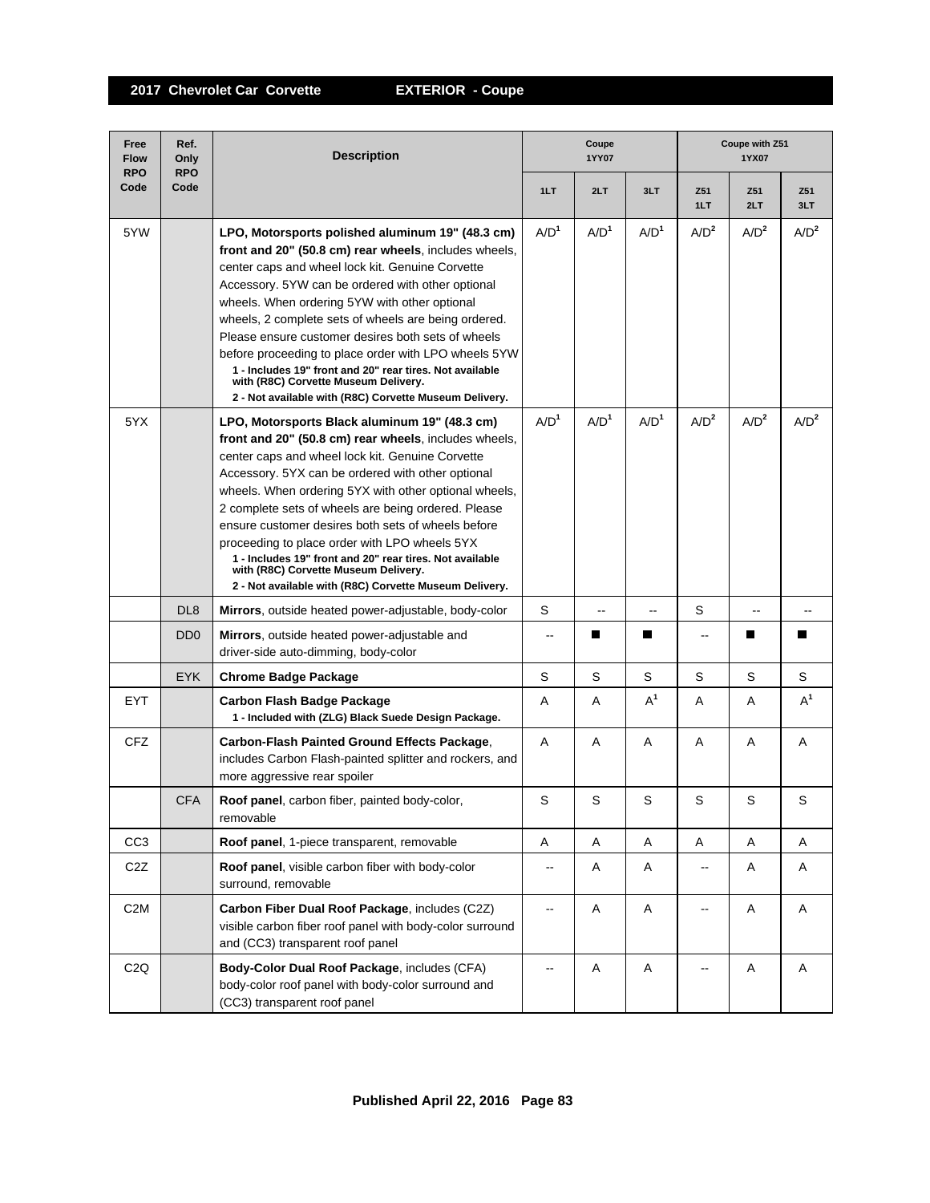## 2017 Chevrolet Car Corvette EXTERIOR - Coupe

| Free Flow RPO Code | Ref. Only RPO Code | Description | Coupe 1YY07 | | | Coupe with Z51 1YX07 | | |
|---|---|---|---|---|---|---|---|---|
| | | | 1LT | 2LT | 3LT | Z51 1LT | Z51 2LT | Z51 3LT |
| 5YW | | **LPO, Motorsports polished aluminum 19" (48.3 cm) front and 20" (50.8 cm) rear wheels**, includes wheels, center caps and wheel lock kit. Genuine Corvette Accessory. 5YW can be ordered with other optional wheels. When ordering 5YW with other optional wheels, 2 complete sets of wheels are being ordered. Please ensure customer desires both sets of wheels before proceeding to place order with LPO wheels 5YW **1 - Includes 19" front and 20" rear tires. Not available with (R8C) Corvette Museum Delivery.** **2 - Not available with (R8C) Corvette Museum Delivery.** | A/D[1] | A/D[1] | A/D[1] | A/D[2] | A/D[2] | A/D[2] |
| 5YX | | **LPO, Motorsports Black aluminum 19" (48.3 cm) front and 20" (50.8 cm) rear wheels**, includes wheels, center caps and wheel lock kit. Genuine Corvette Accessory. 5YX can be ordered with other optional wheels. When ordering 5YX with other optional wheels, 2 complete sets of wheels are being ordered. Please ensure customer desires both sets of wheels before proceeding to place order with LPO wheels 5YX **1 - Includes 19" front and 20" rear tires. Not available with (R8C) Corvette Museum Delivery.** **2 - Not available with (R8C) Corvette Museum Delivery.** | A/D[1] | A/D[1] | A/D[1] | A/D[2] | A/D[2] | A/D[2] |
| | DL8 | **Mirrors**, outside heated power-adjustable, body-color | S | -- | -- | S | -- | -- |
| | DD0 | **Mirrors**, outside heated power-adjustable and driver-side auto-dimming, body-color | -- | ■ | ■ | -- | ■ | ■ |
| | EYK | **Chrome Badge Package** | S | S | S | S | S | S |
| EYT | | **Carbon Flash Badge Package** **1 - Included with (ZLG) Black Suede Design Package.** | A | A | A[1] | A | A | A[1] |
| CFZ | | **Carbon-Flash Painted Ground Effects Package**, includes Carbon Flash-painted splitter and rockers, and more aggressive rear spoiler | A | A | A | A | A | A |
| | CFA | **Roof panel**, carbon fiber, painted body-color, removable | S | S | S | S | S | S |
| CC3 | | **Roof panel**, 1-piece transparent, removable | A | A | A | A | A | A |
| C2Z | | **Roof panel**, visible carbon fiber with body-color surround, removable | -- | A | A | -- | A | A |
| C2M | | **Carbon Fiber Dual Roof Package**, includes (C2Z) visible carbon fiber roof panel with body-color surround and (CC3) transparent roof panel | -- | A | A | -- | A | A |
| C2Q | | **Body-Color Dual Roof Package**, includes (CFA) body-color roof panel with body-color surround and (CC3) transparent roof panel | -- | A | A | -- | A | A |

Published April 22, 2016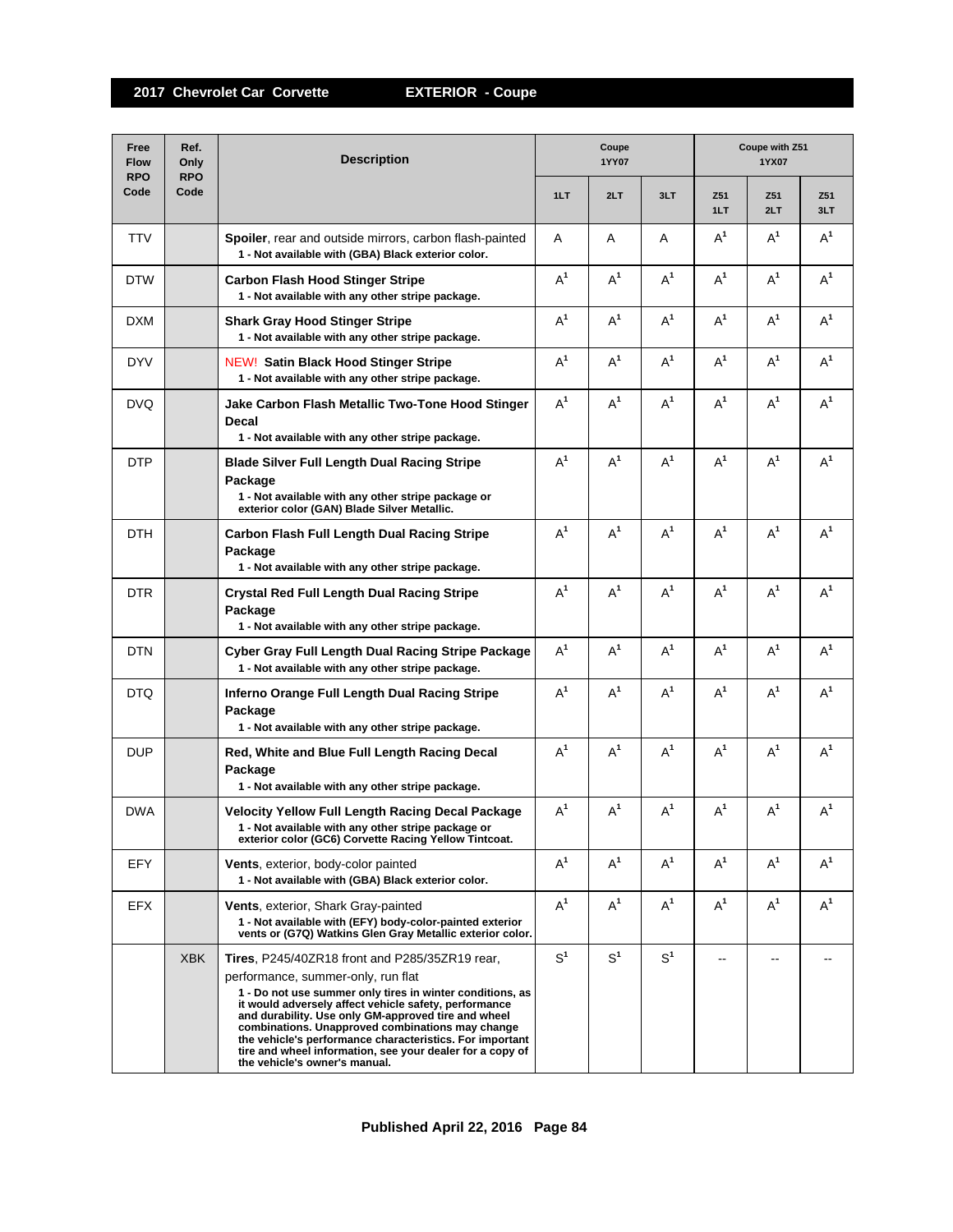## 2017 Chevrolet Car Corvette — EXTERIOR - Coupe

| Free Flow RPO Code | Ref. Only RPO Code | Description | Coupe 1YY07 | | | Coupe with Z51 1YX07 | | |
|---|---|---|---|---|---|---|---|---|
| | | | 1LT | 2LT | 3LT | Z51 1LT | Z51 2LT | Z51 3LT |
| TTV | | **Spoiler**, rear and outside mirrors, carbon flash-painted<br>**1 - Not available with (GBA) Black exterior color.** | A | A | A | A[1] | A[1] | A[1] |
| DTW | | **Carbon Flash Hood Stinger Stripe**<br>**1 - Not available with any other stripe package.** | A[1] | A[1] | A[1] | A[1] | A[1] | A[1] |
| DXM | | **Shark Gray Hood Stinger Stripe**<br>**1 - Not available with any other stripe package.** | A[1] | A[1] | A[1] | A[1] | A[1] | A[1] |
| DYV | | NEW! **Satin Black Hood Stinger Stripe**<br>**1 - Not available with any other stripe package.** | A[1] | A[1] | A[1] | A[1] | A[1] | A[1] |
| DVQ | | **Jake Carbon Flash Metallic Two-Tone Hood Stinger Decal**<br>**1 - Not available with any other stripe package.** | A[1] | A[1] | A[1] | A[1] | A[1] | A[1] |
| DTP | | **Blade Silver Full Length Dual Racing Stripe Package**<br>**1 - Not available with any other stripe package or exterior color (GAN) Blade Silver Metallic.** | A[1] | A[1] | A[1] | A[1] | A[1] | A[1] |
| DTH | | **Carbon Flash Full Length Dual Racing Stripe Package**<br>**1 - Not available with any other stripe package.** | A[1] | A[1] | A[1] | A[1] | A[1] | A[1] |
| DTR | | **Crystal Red Full Length Dual Racing Stripe Package**<br>**1 - Not available with any other stripe package.** | A[1] | A[1] | A[1] | A[1] | A[1] | A[1] |
| DTN | | **Cyber Gray Full Length Dual Racing Stripe Package**<br>**1 - Not available with any other stripe package.** | A[1] | A[1] | A[1] | A[1] | A[1] | A[1] |
| DTQ | | **Inferno Orange Full Length Dual Racing Stripe Package**<br>**1 - Not available with any other stripe package.** | A[1] | A[1] | A[1] | A[1] | A[1] | A[1] |
| DUP | | **Red, White and Blue Full Length Racing Decal Package**<br>**1 - Not available with any other stripe package.** | A[1] | A[1] | A[1] | A[1] | A[1] | A[1] |
| DWA | | **Velocity Yellow Full Length Racing Decal Package**<br>**1 - Not available with any other stripe package or exterior color (GC6) Corvette Racing Yellow Tintcoat.** | A[1] | A[1] | A[1] | A[1] | A[1] | A[1] |
| EFY | | **Vents**, exterior, body-color painted<br>**1 - Not available with (GBA) Black exterior color.** | A[1] | A[1] | A[1] | A[1] | A[1] | A[1] |
| EFX | | **Vents**, exterior, Shark Gray-painted<br>**1 - Not available with (EFY) body-color-painted exterior vents or (G7Q) Watkins Glen Gray Metallic exterior color.** | A[1] | A[1] | A[1] | A[1] | A[1] | A[1] |
| | XBK | **Tires**, P245/40ZR18 front and P285/35ZR19 rear, performance, summer-only, run flat<br>**1 - Do not use summer only tires in winter conditions, as it would adversely affect vehicle safety, performance and durability. Use only GM-approved tire and wheel combinations. Unapproved combinations may change the vehicle's performance characteristics. For important tire and wheel information, see your dealer for a copy of the vehicle's owner's manual.** | S[1] | S[1] | S[1] | -- | -- | -- |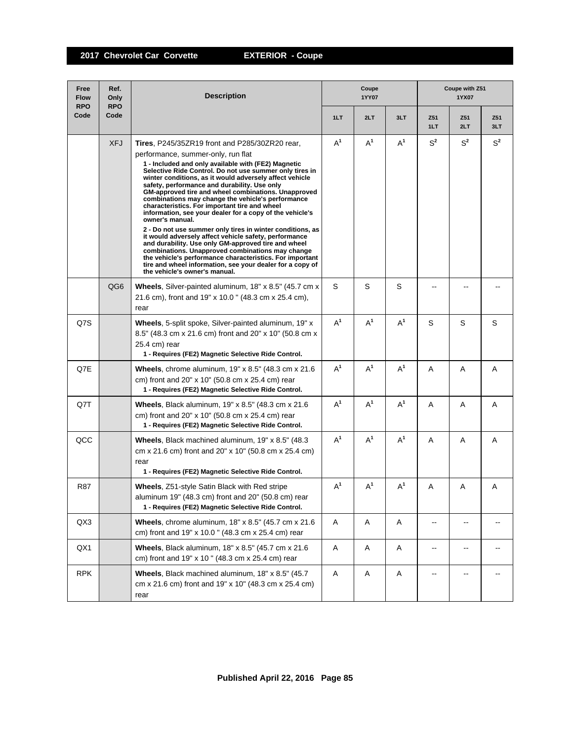## 2017 Chevrolet Car Corvette — EXTERIOR - Coupe

| Free Flow RPO Code | Ref. Only RPO Code | Description | Coupe 1YY07 | | | Coupe with Z51 1YX07 | | |
|---|---|---|---|---|---|---|---|---|
| | | | 1LT | 2LT | 3LT | Z51 1LT | Z51 2LT | Z51 3LT |
| | XFJ | **Tires**, P245/35ZR19 front and P285/30ZR20 rear, performance, summer-only, run flat<br>**1 - Included and only available with (FE2) Magnetic Selective Ride Control. Do not use summer only tires in winter conditions, as it would adversely affect vehicle safety, performance and durability. Use only GM-approved tire and wheel combinations. Unapproved combinations may change the vehicle's performance characteristics. For important tire and wheel information, see your dealer for a copy of the vehicle's owner's manual.**<br>**2 - Do not use summer only tires in winter conditions, as it would adversely affect vehicle safety, performance and durability. Use only GM-approved tire and wheel combinations. Unapproved combinations may change the vehicle's performance characteristics. For important tire and wheel information, see your dealer for a copy of the vehicle's owner's manual.** | A[1] | A[1] | A[1] | S[2] | S[2] | S[2] |
| | QG6 | **Wheels**, Silver-painted aluminum, 18" x 8.5" (45.7 cm x 21.6 cm), front and 19" x 10.0 " (48.3 cm x 25.4 cm), rear | S | S | S | -- | -- | -- |
| Q7S | | **Wheels**, 5-split spoke, Silver-painted aluminum, 19" x 8.5" (48.3 cm x 21.6 cm) front and 20" x 10" (50.8 cm x 25.4 cm) rear<br>**1 - Requires (FE2) Magnetic Selective Ride Control.** | A[1] | A[1] | A[1] | S | S | S |
| Q7E | | **Wheels**, chrome aluminum, 19" x 8.5" (48.3 cm x 21.6 cm) front and 20" x 10" (50.8 cm x 25.4 cm) rear<br>**1 - Requires (FE2) Magnetic Selective Ride Control.** | A[1] | A[1] | A[1] | A | A | A |
| Q7T | | **Wheels**, Black aluminum, 19" x 8.5" (48.3 cm x 21.6 cm) front and 20" x 10" (50.8 cm x 25.4 cm) rear<br>**1 - Requires (FE2) Magnetic Selective Ride Control.** | A[1] | A[1] | A[1] | A | A | A |
| QCC | | **Wheels**, Black machined aluminum, 19" x 8.5" (48.3 cm x 21.6 cm) front and 20" x 10" (50.8 cm x 25.4 cm) rear<br>**1 - Requires (FE2) Magnetic Selective Ride Control.** | A[1] | A[1] | A[1] | A | A | A |
| R87 | | **Wheels**, Z51-style Satin Black with Red stripe aluminum 19" (48.3 cm) front and 20" (50.8 cm) rear<br>**1 - Requires (FE2) Magnetic Selective Ride Control.** | A[1] | A[1] | A[1] | A | A | A |
| QX3 | | **Wheels**, chrome aluminum, 18" x 8.5" (45.7 cm x 21.6 cm) front and 19" x 10.0 " (48.3 cm x 25.4 cm) rear | A | A | A | -- | -- | -- |
| QX1 | | **Wheels**, Black aluminum, 18" x 8.5" (45.7 cm x 21.6 cm) front and 19" x 10 " (48.3 cm x 25.4 cm) rear | A | A | A | -- | -- | -- |
| RPK | | **Wheels**, Black machined aluminum, 18" x 8.5" (45.7 cm x 21.6 cm) front and 19" x 10" (48.3 cm x 25.4 cm) rear | A | A | A | -- | -- | -- |

Published April 22, 2016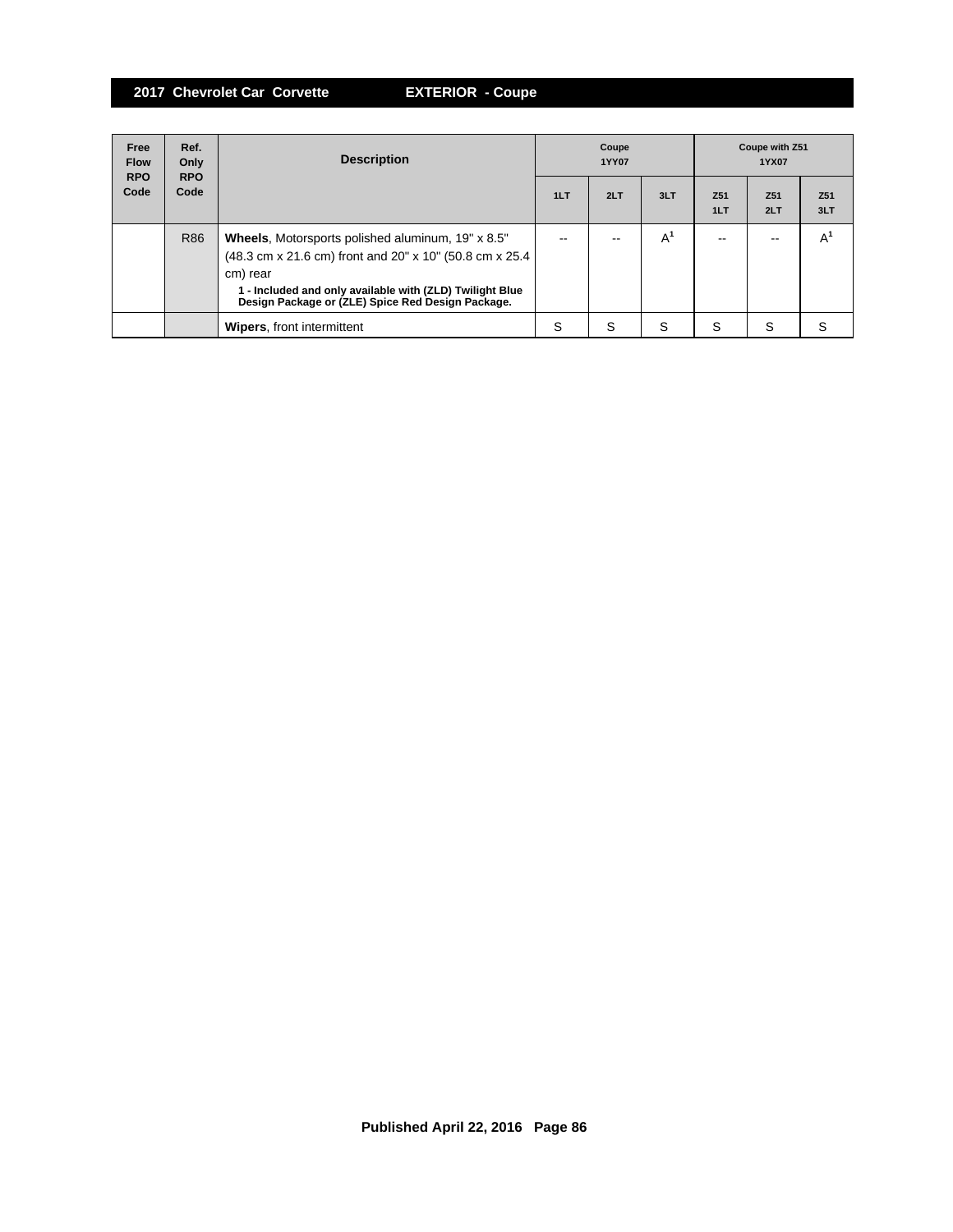## 2017 Chevrolet Car Corvette — EXTERIOR - Coupe

| Free Flow RPO Code | Ref. Only RPO Code | Description | Coupe 1YY07 | | | Coupe with Z51 1YX07 | | |
|---|---|---|---|---|---|---|---|---|
| | | | 1LT | 2LT | 3LT | Z51 1LT | Z51 2LT | Z51 3LT |
| | R86 | **Wheels**, Motorsports polished aluminum, 19" x 8.5" (48.3 cm x 21.6 cm) front and 20" x 10" (50.8 cm x 25.4 cm) rear<br>**1 - Included and only available with (ZLD) Twilight Blue Design Package or (ZLE) Spice Red Design Package.** | -- | -- | A[1] | -- | -- | A[1] |
| | | **Wipers**, front intermittent | S | S | S | S | S | S |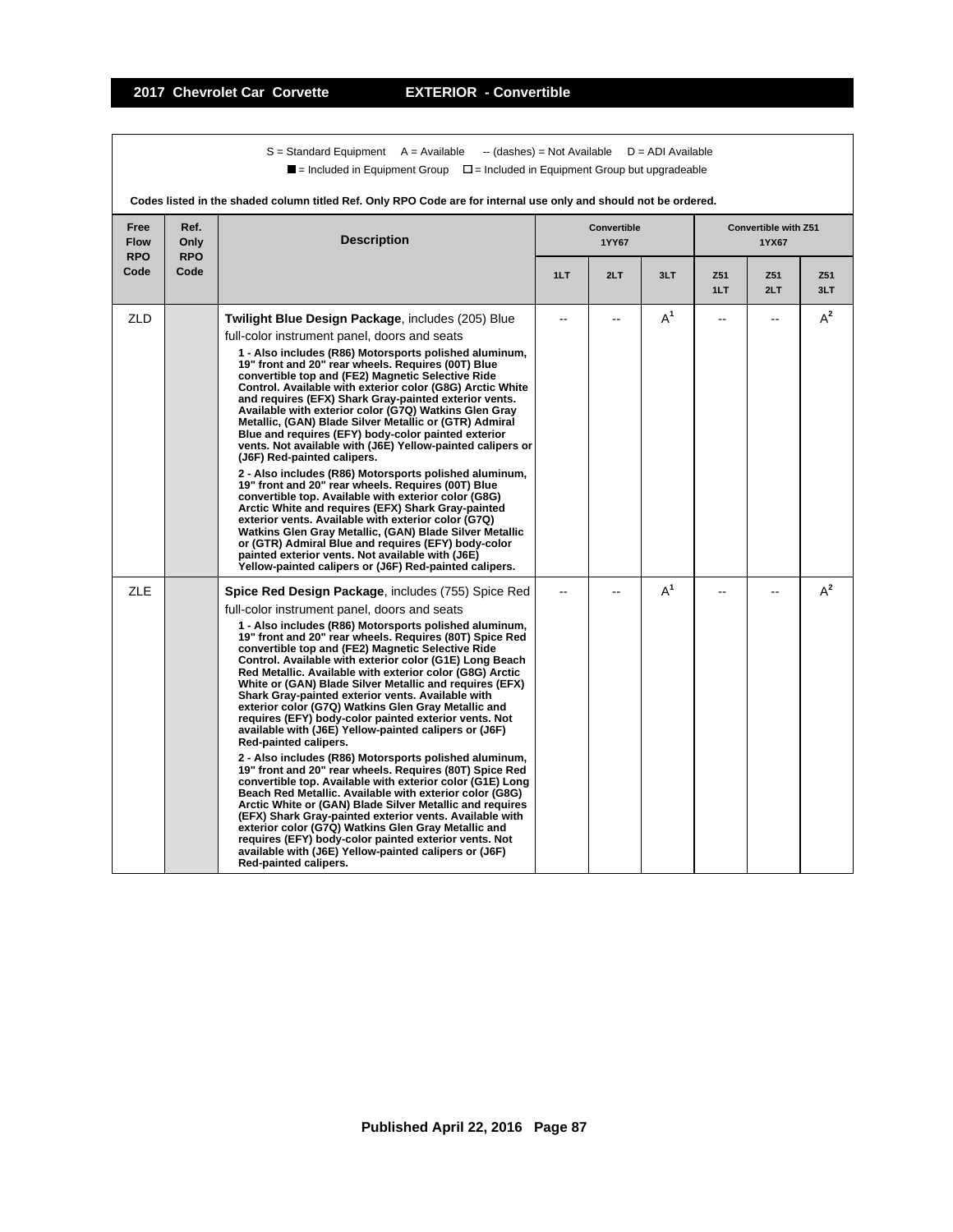S = Standard Equipment  A = Available  -- (dashes) = Not Available  D = ADI Available

■ = Included in Equipment Group  □ = Included in Equipment Group but upgradeable

**Codes listed in the shaded column titled Ref. Only RPO Code are for internal use only and should not be ordered.**

| Free Flow RPO Code | Ref. Only RPO Code | Description | Convertible 1YY67 | | | Convertible with Z51 1YX67 | | |
|---|---|---|---|---|---|---|---|---|
| | | | 1LT | 2LT | 3LT | Z51 1LT | Z51 2LT | Z51 3LT |
| ZLD | | **Twilight Blue Design Package**, includes (205) Blue full-color instrument panel, doors and seats<br>**1 - Also includes (R86) Motorsports polished aluminum, 19" front and 20" rear wheels. Requires (00T) Blue convertible top and (FE2) Magnetic Selective Ride Control. Available with exterior color (G8G) Arctic White and requires (EFX) Shark Gray-painted exterior vents. Available with exterior color (G7Q) Watkins Glen Gray Metallic, (GAN) Blade Silver Metallic or (GTR) Admiral Blue and requires (EFY) body-color painted exterior vents. Not available with (J6E) Yellow-painted calipers or (J6F) Red-painted calipers.**<br>**2 - Also includes (R86) Motorsports polished aluminum, 19" front and 20" rear wheels. Requires (00T) Blue convertible top. Available with exterior color (G8G) Arctic White and requires (EFX) Shark Gray-painted exterior vents. Available with exterior color (G7Q) Watkins Glen Gray Metallic, (GAN) Blade Silver Metallic or (GTR) Admiral Blue and requires (EFY) body-color painted exterior vents. Not available with (J6E) Yellow-painted calipers or (J6F) Red-painted calipers.** | -- | -- | A[1] | -- | -- | A[2] |
| ZLE | | **Spice Red Design Package**, includes (755) Spice Red full-color instrument panel, doors and seats<br>**1 - Also includes (R86) Motorsports polished aluminum, 19" front and 20" rear wheels. Requires (80T) Spice Red convertible top and (FE2) Magnetic Selective Ride Control. Available with exterior color (G1E) Long Beach Red Metallic. Available with exterior color (G8G) Arctic White or (GAN) Blade Silver Metallic and requires (EFX) Shark Gray-painted exterior vents. Available with exterior color (G7Q) Watkins Glen Gray Metallic and requires (EFY) body-color painted exterior vents. Not available with (J6E) Yellow-painted calipers or (J6F) Red-painted calipers.**<br>**2 - Also includes (R86) Motorsports polished aluminum, 19" front and 20" rear wheels. Requires (80T) Spice Red convertible top. Available with exterior color (G1E) Long Beach Red Metallic. Available with exterior color (G8G) Arctic White or (GAN) Blade Silver Metallic and requires (EFX) Shark Gray-painted exterior vents. Available with exterior color (G7Q) Watkins Glen Gray Metallic and requires (EFY) body-color painted exterior vents. Not available with (J6E) Yellow-painted calipers or (J6F) Red-painted calipers.** | -- | -- | A[1] | -- | -- | A[2] |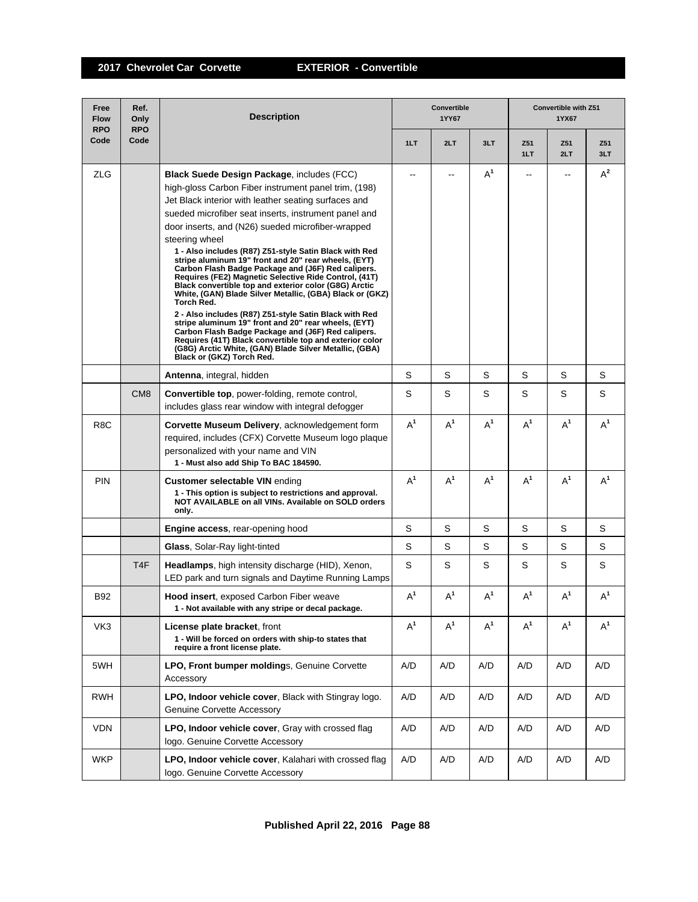## 2017 Chevrolet Car Corvette — EXTERIOR - Convertible

| Free Flow RPO Code | Ref. Only RPO Code | Description | Convertible 1YY67 | | | Convertible with Z51 1YX67 | | |
|---|---|---|---|---|---|---|---|---|
| | | | 1LT | 2LT | 3LT | Z51 1LT | Z51 2LT | Z51 3LT |
| ZLG | | **Black Suede Design Package**, includes (FCC) high-gloss Carbon Fiber instrument panel trim, (198) Jet Black interior with leather seating surfaces and sueded microfiber seat inserts, instrument panel and door inserts, and (N26) sueded microfiber-wrapped steering wheel<br>**1 - Also includes (R87) Z51-style Satin Black with Red stripe aluminum 19" front and 20" rear wheels, (EYT) Carbon Flash Badge Package and (J6F) Red calipers. Requires (FE2) Magnetic Selective Ride Control, (41T) Black convertible top and exterior color (G8G) Arctic White, (GAN) Blade Silver Metallic, (GBA) Black or (GKZ) Torch Red.**<br>**2 - Also includes (R87) Z51-style Satin Black with Red stripe aluminum 19" front and 20" rear wheels, (EYT) Carbon Flash Badge Package and (J6F) Red calipers. Requires (41T) Black convertible top and exterior color (G8G) Arctic White, (GAN) Blade Silver Metallic, (GBA) Black or (GKZ) Torch Red.** | -- | -- | A[1] | -- | -- | A[2] |
| | | **Antenna**, integral, hidden | S | S | S | S | S | S |
| | CM8 | **Convertible top**, power-folding, remote control, includes glass rear window with integral defogger | S | S | S | S | S | S |
| R8C | | **Corvette Museum Delivery**, acknowledgement form required, includes (CFX) Corvette Museum logo plaque personalized with your name and VIN<br>**1 - Must also add Ship To BAC 184590.** | A[1] | A[1] | A[1] | A[1] | A[1] | A[1] |
| PIN | | **Customer selectable VIN** ending<br>**1 - This option is subject to restrictions and approval. NOT AVAILABLE on all VINs. Available on SOLD orders only.** | A[1] | A[1] | A[1] | A[1] | A[1] | A[1] |
| | | **Engine access**, rear-opening hood | S | S | S | S | S | S |
| | | **Glass**, Solar-Ray light-tinted | S | S | S | S | S | S |
| | T4F | **Headlamps**, high intensity discharge (HID), Xenon, LED park and turn signals and Daytime Running Lamps | S | S | S | S | S | S |
| B92 | | **Hood insert**, exposed Carbon Fiber weave<br>**1 - Not available with any stripe or decal package.** | A[1] | A[1] | A[1] | A[1] | A[1] | A[1] |
| VK3 | | **License plate bracket**, front<br>**1 - Will be forced on orders with ship-to states that require a front license plate.** | A[1] | A[1] | A[1] | A[1] | A[1] | A[1] |
| 5WH | | **LPO, Front bumper moldings**, Genuine Corvette Accessory | A/D | A/D | A/D | A/D | A/D | A/D |
| RWH | | **LPO, Indoor vehicle cover**, Black with Stingray logo. Genuine Corvette Accessory | A/D | A/D | A/D | A/D | A/D | A/D |
| VDN | | **LPO, Indoor vehicle cover**, Gray with crossed flag logo. Genuine Corvette Accessory | A/D | A/D | A/D | A/D | A/D | A/D |
| WKP | | **LPO, Indoor vehicle cover**, Kalahari with crossed flag logo. Genuine Corvette Accessory | A/D | A/D | A/D | A/D | A/D | A/D |

Published April 22, 2016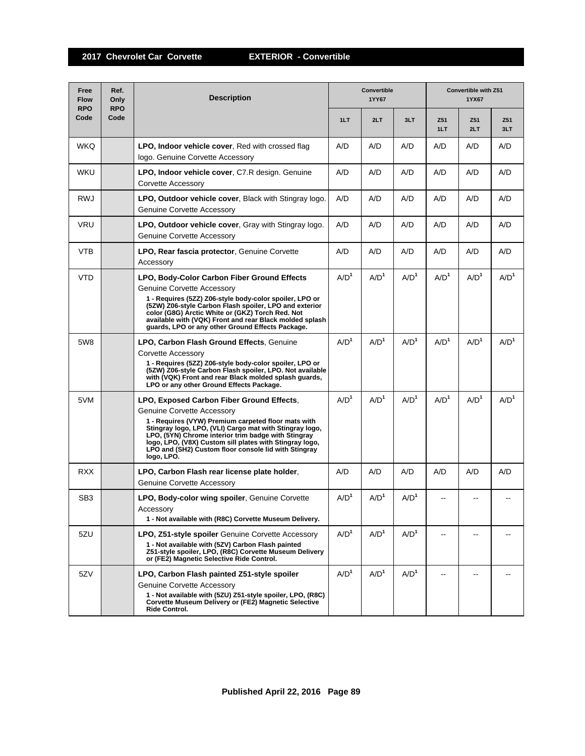## 2017 Chevrolet Car Corvette — EXTERIOR - Convertible

| Free Flow RPO Code | Ref. Only RPO Code | Description | Convertible 1YY67 | | | Convertible with Z51 1YX67 | | |
|---|---|---|---|---|---|---|---|---|
| | | | 1LT | 2LT | 3LT | Z51 1LT | Z51 2LT | Z51 3LT |
| WKQ | | **LPO, Indoor vehicle cover**, Red with crossed flag logo. Genuine Corvette Accessory | A/D | A/D | A/D | A/D | A/D | A/D |
| WKU | | **LPO, Indoor vehicle cover**, C7.R design. Genuine Corvette Accessory | A/D | A/D | A/D | A/D | A/D | A/D |
| RWJ | | **LPO, Outdoor vehicle cover**, Black with Stingray logo. Genuine Corvette Accessory | A/D | A/D | A/D | A/D | A/D | A/D |
| VRU | | **LPO, Outdoor vehicle cover**, Gray with Stingray logo. Genuine Corvette Accessory | A/D | A/D | A/D | A/D | A/D | A/D |
| VTB | | **LPO, Rear fascia protector**, Genuine Corvette Accessory | A/D | A/D | A/D | A/D | A/D | A/D |
| VTD | | **LPO, Body-Color Carbon Fiber Ground Effects** Genuine Corvette Accessory **1 - Requires (5ZZ) Z06-style body-color spoiler, LPO or (5ZW) Z06-style Carbon Flash spoiler, LPO and exterior color (G8G) Arctic White or (GKZ) Torch Red. Not available with (VQK) Front and rear Black molded splash guards, LPO or any other Ground Effects Package.** | A/D[1] | A/D[1] | A/D[1] | A/D[1] | A/D[1] | A/D[1] |
| 5W8 | | **LPO, Carbon Flash Ground Effects**, Genuine Corvette Accessory **1 - Requires (5ZZ) Z06-style body-color spoiler, LPO or (5ZW) Z06-style Carbon Flash spoiler, LPO. Not available with (VQK) Front and rear Black molded splash guards, LPO or any other Ground Effects Package.** | A/D[1] | A/D[1] | A/D[1] | A/D[1] | A/D[1] | A/D[1] |
| 5VM | | **LPO, Exposed Carbon Fiber Ground Effects**, Genuine Corvette Accessory **1 - Requires (VYW) Premium carpeted floor mats with Stingray logo, LPO, (VLI) Cargo mat with Stingray logo, LPO, (5YN) Chrome interior trim badge with Stingray logo, LPO, (V8X) Custom sill plates with Stingray logo, LPO and (SH2) Custom floor console lid with Stingray logo, LPO.** | A/D[1] | A/D[1] | A/D[1] | A/D[1] | A/D[1] | A/D[1] |
| RXX | | **LPO, Carbon Flash rear license plate holder**, Genuine Corvette Accessory | A/D | A/D | A/D | A/D | A/D | A/D |
| SB3 | | **LPO, Body-color wing spoiler**, Genuine Corvette Accessory **1 - Not available with (R8C) Corvette Museum Delivery.** | A/D[1] | A/D[1] | A/D[1] | -- | -- | -- |
| 5ZU | | **LPO, Z51-style spoiler** Genuine Corvette Accessory **1 - Not available with (5ZV) Carbon Flash painted Z51-style spoiler, LPO, (R8C) Corvette Museum Delivery or (FE2) Magnetic Selective Ride Control.** | A/D[1] | A/D[1] | A/D[1] | -- | -- | -- |
| 5ZV | | **LPO, Carbon Flash painted Z51-style spoiler** Genuine Corvette Accessory **1 - Not available with (5ZU) Z51-style spoiler, LPO, (R8C) Corvette Museum Delivery or (FE2) Magnetic Selective Ride Control.** | A/D[1] | A/D[1] | A/D[1] | -- | -- | -- |

Published April 22, 2016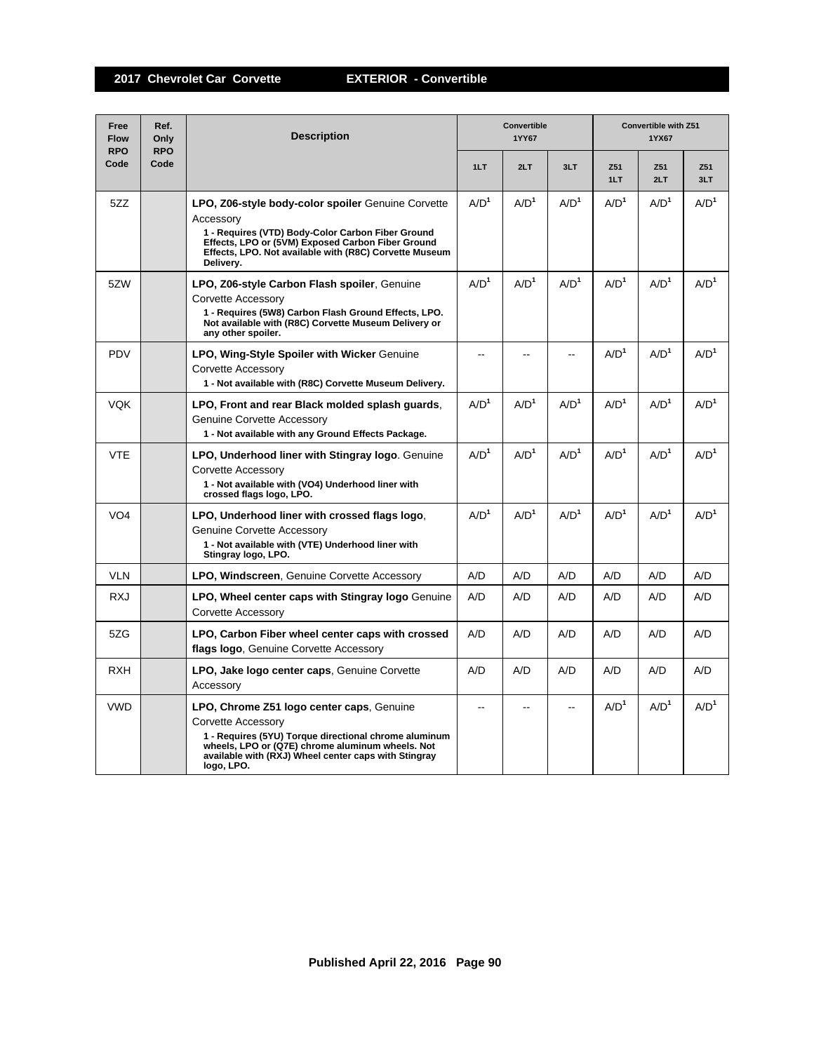## 2017 Chevrolet Car Corvette — EXTERIOR - Convertible

| Free Flow RPO Code | Ref. Only RPO Code | Description | Convertible 1YY67 | | | Convertible with Z51 1YX67 | | |
|---|---|---|---|---|---|---|---|---|
| | | | 1LT | 2LT | 3LT | Z51 1LT | Z51 2LT | Z51 3LT |
| 5ZZ | | **LPO, Z06-style body-color spoiler** Genuine Corvette Accessory **1 - Requires (VTD) Body-Color Carbon Fiber Ground Effects, LPO or (5VM) Exposed Carbon Fiber Ground Effects, LPO. Not available with (R8C) Corvette Museum Delivery.** | A/D[1] | A/D[1] | A/D[1] | A/D[1] | A/D[1] | A/D[1] |
| 5ZW | | **LPO, Z06-style Carbon Flash spoiler**, Genuine Corvette Accessory **1 - Requires (5W8) Carbon Flash Ground Effects, LPO. Not available with (R8C) Corvette Museum Delivery or any other spoiler.** | A/D[1] | A/D[1] | A/D[1] | A/D[1] | A/D[1] | A/D[1] |
| PDV | | **LPO, Wing-Style Spoiler with Wicker** Genuine Corvette Accessory **1 - Not available with (R8C) Corvette Museum Delivery.** | -- | -- | -- | A/D[1] | A/D[1] | A/D[1] |
| VQK | | **LPO, Front and rear Black molded splash guards**, Genuine Corvette Accessory **1 - Not available with any Ground Effects Package.** | A/D[1] | A/D[1] | A/D[1] | A/D[1] | A/D[1] | A/D[1] |
| VTE | | **LPO, Underhood liner with Stingray logo**. Genuine Corvette Accessory **1 - Not available with (VO4) Underhood liner with crossed flags logo, LPO.** | A/D[1] | A/D[1] | A/D[1] | A/D[1] | A/D[1] | A/D[1] |
| VO4 | | **LPO, Underhood liner with crossed flags logo**, Genuine Corvette Accessory **1 - Not available with (VTE) Underhood liner with Stingray logo, LPO.** | A/D[1] | A/D[1] | A/D[1] | A/D[1] | A/D[1] | A/D[1] |
| VLN | | **LPO, Windscreen**, Genuine Corvette Accessory | A/D | A/D | A/D | A/D | A/D | A/D |
| RXJ | | **LPO, Wheel center caps with Stingray logo** Genuine Corvette Accessory | A/D | A/D | A/D | A/D | A/D | A/D |
| 5ZG | | **LPO, Carbon Fiber wheel center caps with crossed flags logo**, Genuine Corvette Accessory | A/D | A/D | A/D | A/D | A/D | A/D |
| RXH | | **LPO, Jake logo center caps**, Genuine Corvette Accessory | A/D | A/D | A/D | A/D | A/D | A/D |
| VWD | | **LPO, Chrome Z51 logo center caps**, Genuine Corvette Accessory **1 - Requires (5YU) Torque directional chrome aluminum wheels, LPO or (Q7E) chrome aluminum wheels. Not available with (RXJ) Wheel center caps with Stingray logo, LPO.** | -- | -- | -- | A/D[1] | A/D[1] | A/D[1] |

Published April 22, 2016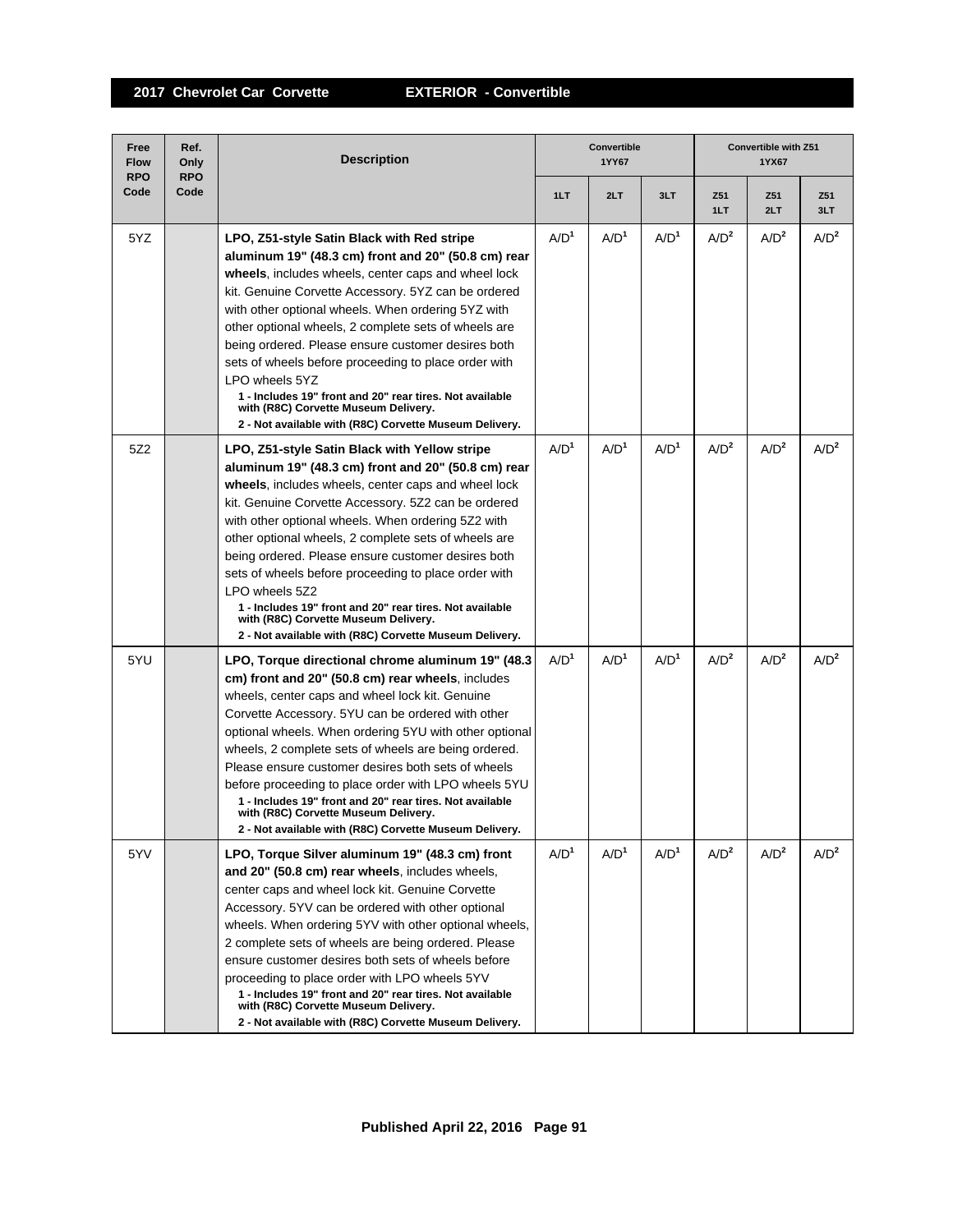## 2017 Chevrolet Car Corvette — EXTERIOR - Convertible

| Free Flow RPO Code | Ref. Only RPO Code | Description | Convertible 1YY67 | | | Convertible with Z51 1YX67 | | |
|---|---|---|---|---|---|---|---|---|
| | | | 1LT | 2LT | 3LT | Z51 1LT | Z51 2LT | Z51 3LT |
| 5YZ | | **LPO, Z51-style Satin Black with Red stripe aluminum 19" (48.3 cm) front and 20" (50.8 cm) rear wheels**, includes wheels, center caps and wheel lock kit. Genuine Corvette Accessory. 5YZ can be ordered with other optional wheels. When ordering 5YZ with other optional wheels, 2 complete sets of wheels are being ordered. Please ensure customer desires both sets of wheels before proceeding to place order with LPO wheels 5YZ<br>**1 - Includes 19" front and 20" rear tires. Not available with (R8C) Corvette Museum Delivery.**<br>**2 - Not available with (R8C) Corvette Museum Delivery.** | A/D[1] | A/D[1] | A/D[1] | A/D[2] | A/D[2] | A/D[2] |
| 5Z2 | | **LPO, Z51-style Satin Black with Yellow stripe aluminum 19" (48.3 cm) front and 20" (50.8 cm) rear wheels**, includes wheels, center caps and wheel lock kit. Genuine Corvette Accessory. 5Z2 can be ordered with other optional wheels. When ordering 5Z2 with other optional wheels, 2 complete sets of wheels are being ordered. Please ensure customer desires both sets of wheels before proceeding to place order with LPO wheels 5Z2<br>**1 - Includes 19" front and 20" rear tires. Not available with (R8C) Corvette Museum Delivery.**<br>**2 - Not available with (R8C) Corvette Museum Delivery.** | A/D[1] | A/D[1] | A/D[1] | A/D[2] | A/D[2] | A/D[2] |
| 5YU | | **LPO, Torque directional chrome aluminum 19" (48.3 cm) front and 20" (50.8 cm) rear wheels**, includes wheels, center caps and wheel lock kit. Genuine Corvette Accessory. 5YU can be ordered with other optional wheels. When ordering 5YU with other optional wheels, 2 complete sets of wheels are being ordered. Please ensure customer desires both sets of wheels before proceeding to place order with LPO wheels 5YU<br>**1 - Includes 19" front and 20" rear tires. Not available with (R8C) Corvette Museum Delivery.**<br>**2 - Not available with (R8C) Corvette Museum Delivery.** | A/D[1] | A/D[1] | A/D[1] | A/D[2] | A/D[2] | A/D[2] |
| 5YV | | **LPO, Torque Silver aluminum 19" (48.3 cm) front and 20" (50.8 cm) rear wheels**, includes wheels, center caps and wheel lock kit. Genuine Corvette Accessory. 5YV can be ordered with other optional wheels. When ordering 5YV with other optional wheels, 2 complete sets of wheels are being ordered. Please ensure customer desires both sets of wheels before proceeding to place order with LPO wheels 5YV<br>**1 - Includes 19" front and 20" rear tires. Not available with (R8C) Corvette Museum Delivery.**<br>**2 - Not available with (R8C) Corvette Museum Delivery.** | A/D[1] | A/D[1] | A/D[1] | A/D[2] | A/D[2] | A/D[2] |

Published April 22, 2016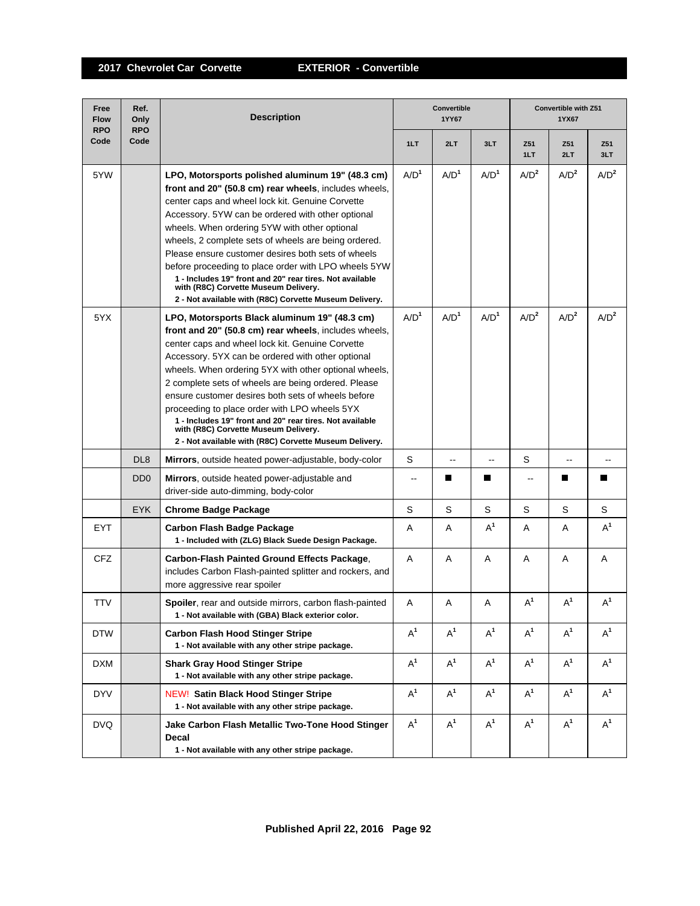## 2017 Chevrolet Car Corvette — EXTERIOR - Convertible

| Free Flow RPO Code | Ref. Only RPO Code | Description | Convertible 1YY67 | | | Convertible with Z51 1YX67 | | |
|---|---|---|---|---|---|---|---|---|
| | | | 1LT | 2LT | 3LT | Z51 1LT | Z51 2LT | Z51 3LT |
| 5YW | | **LPO, Motorsports polished aluminum 19" (48.3 cm) front and 20" (50.8 cm) rear wheels**, includes wheels, center caps and wheel lock kit. Genuine Corvette Accessory. 5YW can be ordered with other optional wheels. When ordering 5YW with other optional wheels, 2 complete sets of wheels are being ordered. Please ensure customer desires both sets of wheels before proceeding to place order with LPO wheels 5YW<br>**1 - Includes 19" front and 20" rear tires. Not available with (R8C) Corvette Museum Delivery.**<br>**2 - Not available with (R8C) Corvette Museum Delivery.** | A/D[1] | A/D[1] | A/D[1] | A/D[2] | A/D[2] | A/D[2] |
| 5YX | | **LPO, Motorsports Black aluminum 19" (48.3 cm) front and 20" (50.8 cm) rear wheels**, includes wheels, center caps and wheel lock kit. Genuine Corvette Accessory. 5YX can be ordered with other optional wheels. When ordering 5YX with other optional wheels, 2 complete sets of wheels are being ordered. Please ensure customer desires both sets of wheels before proceeding to place order with LPO wheels 5YX<br>**1 - Includes 19" front and 20" rear tires. Not available with (R8C) Corvette Museum Delivery.**<br>**2 - Not available with (R8C) Corvette Museum Delivery.** | A/D[1] | A/D[1] | A/D[1] | A/D[2] | A/D[2] | A/D[2] |
| | DL8 | **Mirrors**, outside heated power-adjustable, body-color | S | -- | -- | S | -- | -- |
| | DD0 | **Mirrors**, outside heated power-adjustable and driver-side auto-dimming, body-color | -- | ■ | ■ | -- | ■ | ■ |
| | EYK | **Chrome Badge Package** | S | S | S | S | S | S |
| EYT | | **Carbon Flash Badge Package**<br>**1 - Included with (ZLG) Black Suede Design Package.** | A | A | A[1] | A | A | A[1] |
| CFZ | | **Carbon-Flash Painted Ground Effects Package**, includes Carbon Flash-painted splitter and rockers, and more aggressive rear spoiler | A | A | A | A | A | A |
| TTV | | **Spoiler**, rear and outside mirrors, carbon flash-painted<br>**1 - Not available with (GBA) Black exterior color.** | A | A | A | A[1] | A[1] | A[1] |
| DTW | | **Carbon Flash Hood Stinger Stripe**<br>**1 - Not available with any other stripe package.** | A[1] | A[1] | A[1] | A[1] | A[1] | A[1] |
| DXM | | **Shark Gray Hood Stinger Stripe**<br>**1 - Not available with any other stripe package.** | A[1] | A[1] | A[1] | A[1] | A[1] | A[1] |
| DYV | | NEW! **Satin Black Hood Stinger Stripe**<br>**1 - Not available with any other stripe package.** | A[1] | A[1] | A[1] | A[1] | A[1] | A[1] |
| DVQ | | **Jake Carbon Flash Metallic Two-Tone Hood Stinger Decal**<br>**1 - Not available with any other stripe package.** | A[1] | A[1] | A[1] | A[1] | A[1] | A[1] |

**Published April 22, 2016**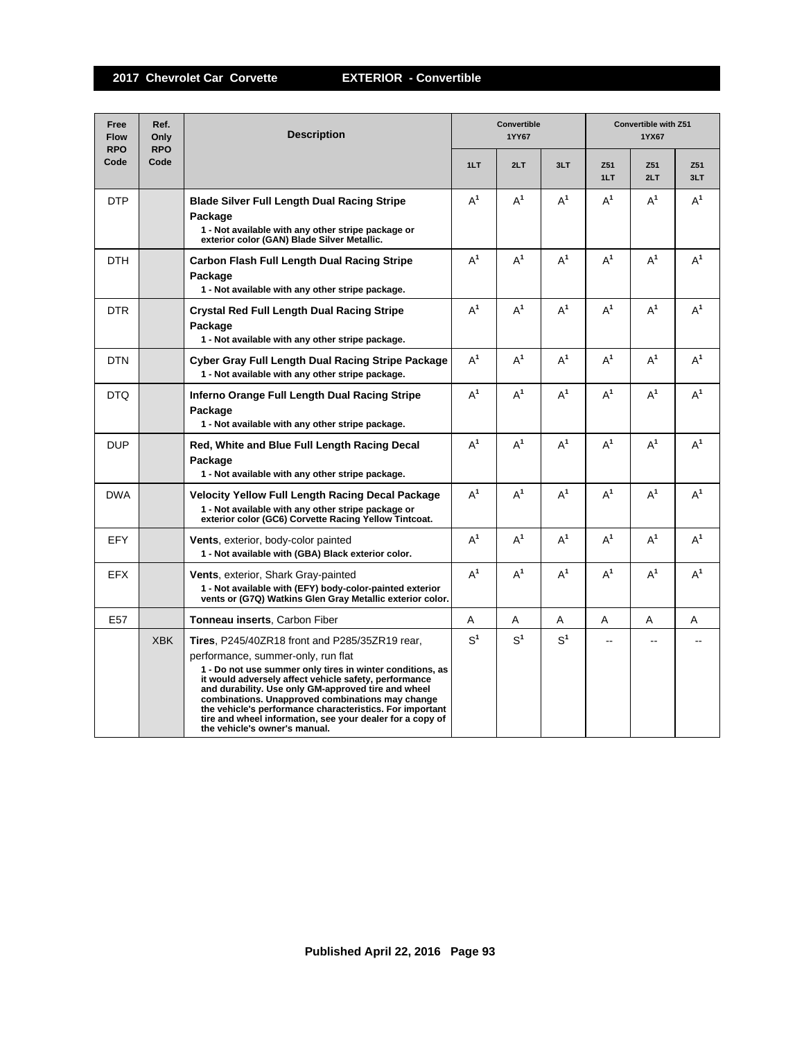## 2017 Chevrolet Car Corvette — EXTERIOR - Convertible

| Free Flow RPO Code | Ref. Only RPO Code | Description | Convertible 1YY67 | | | Convertible with Z51 1YX67 | | |
|---|---|---|---|---|---|---|---|---|
| | | | 1LT | 2LT | 3LT | Z51 1LT | Z51 2LT | Z51 3LT |
| DTP | | **Blade Silver Full Length Dual Racing Stripe Package**<br>**1 - Not available with any other stripe package or exterior color (GAN) Blade Silver Metallic.** | A[1] | A[1] | A[1] | A[1] | A[1] | A[1] |
| DTH | | **Carbon Flash Full Length Dual Racing Stripe Package**<br>**1 - Not available with any other stripe package.** | A[1] | A[1] | A[1] | A[1] | A[1] | A[1] |
| DTR | | **Crystal Red Full Length Dual Racing Stripe Package**<br>**1 - Not available with any other stripe package.** | A[1] | A[1] | A[1] | A[1] | A[1] | A[1] |
| DTN | | **Cyber Gray Full Length Dual Racing Stripe Package**<br>**1 - Not available with any other stripe package.** | A[1] | A[1] | A[1] | A[1] | A[1] | A[1] |
| DTQ | | **Inferno Orange Full Length Dual Racing Stripe Package**<br>**1 - Not available with any other stripe package.** | A[1] | A[1] | A[1] | A[1] | A[1] | A[1] |
| DUP | | **Red, White and Blue Full Length Racing Decal Package**<br>**1 - Not available with any other stripe package.** | A[1] | A[1] | A[1] | A[1] | A[1] | A[1] |
| DWA | | **Velocity Yellow Full Length Racing Decal Package**<br>**1 - Not available with any other stripe package or exterior color (GC6) Corvette Racing Yellow Tintcoat.** | A[1] | A[1] | A[1] | A[1] | A[1] | A[1] |
| EFY | | **Vents**, exterior, body-color painted<br>**1 - Not available with (GBA) Black exterior color.** | A[1] | A[1] | A[1] | A[1] | A[1] | A[1] |
| EFX | | **Vents**, exterior, Shark Gray-painted<br>**1 - Not available with (EFY) body-color-painted exterior vents or (G7Q) Watkins Glen Gray Metallic exterior color.** | A[1] | A[1] | A[1] | A[1] | A[1] | A[1] |
| E57 | | **Tonneau inserts**, Carbon Fiber | A | A | A | A | A | A |
| | XBK | **Tires**, P245/40ZR18 front and P285/35ZR19 rear, performance, summer-only, run flat<br>**1 - Do not use summer only tires in winter conditions, as it would adversely affect vehicle safety, performance and durability. Use only GM-approved tire and wheel combinations. Unapproved combinations may change the vehicle's performance characteristics. For important tire and wheel information, see your dealer for a copy of the vehicle's owner's manual.** | S[1] | S[1] | S[1] | -- | -- | -- |

Published April 22, 2016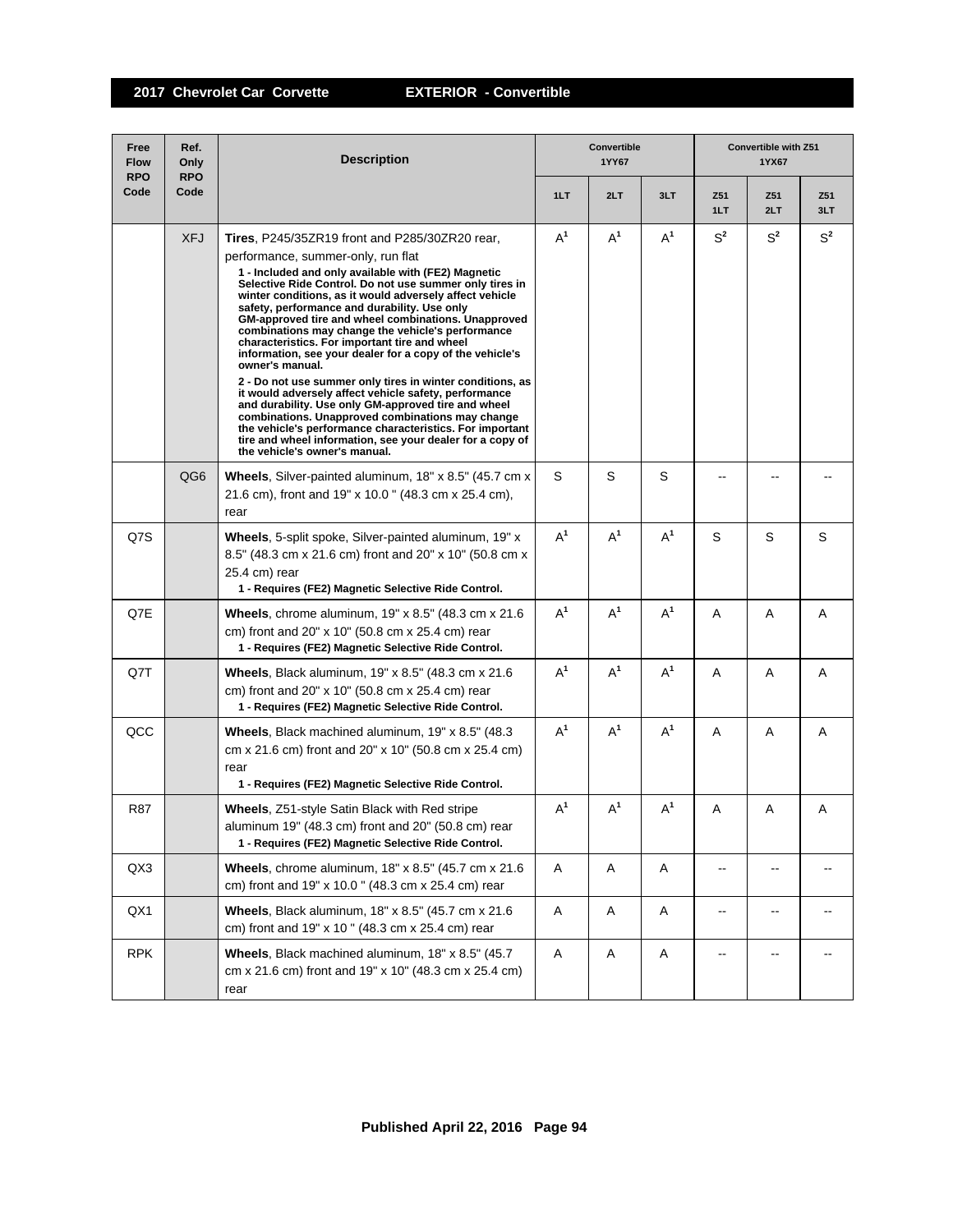## 2017 Chevrolet Car Corvette — EXTERIOR - Convertible

| Free Flow RPO Code | Ref. Only RPO Code | Description | Convertible 1YY67 | | | Convertible with Z51 1YX67 | | |
|---|---|---|---|---|---|---|---|---|
| | | | 1LT | 2LT | 3LT | Z51 1LT | Z51 2LT | Z51 3LT |
| | XFJ | **Tires**, P245/35ZR19 front and P285/30ZR20 rear, performance, summer-only, run flat<br>**1 - Included and only available with (FE2) Magnetic Selective Ride Control. Do not use summer only tires in winter conditions, as it would adversely affect vehicle safety, performance and durability. Use only GM-approved tire and wheel combinations. Unapproved combinations may change the vehicle's performance characteristics. For important tire and wheel information, see your dealer for a copy of the vehicle's owner's manual.**<br>**2 - Do not use summer only tires in winter conditions, as it would adversely affect vehicle safety, performance and durability. Use only GM-approved tire and wheel combinations. Unapproved combinations may change the vehicle's performance characteristics. For important tire and wheel information, see your dealer for a copy of the vehicle's owner's manual.** | A[1] | A[1] | A[1] | S[2] | S[2] | S[2] |
| | QG6 | **Wheels**, Silver-painted aluminum, 18" x 8.5" (45.7 cm x 21.6 cm), front and 19" x 10.0 " (48.3 cm x 25.4 cm), rear | S | S | S | -- | -- | -- |
| Q7S | | **Wheels**, 5-split spoke, Silver-painted aluminum, 19" x 8.5" (48.3 cm x 21.6 cm) front and 20" x 10" (50.8 cm x 25.4 cm) rear<br>**1 - Requires (FE2) Magnetic Selective Ride Control.** | A[1] | A[1] | A[1] | S | S | S |
| Q7E | | **Wheels**, chrome aluminum, 19" x 8.5" (48.3 cm x 21.6 cm) front and 20" x 10" (50.8 cm x 25.4 cm) rear<br>**1 - Requires (FE2) Magnetic Selective Ride Control.** | A[1] | A[1] | A[1] | A | A | A |
| Q7T | | **Wheels**, Black aluminum, 19" x 8.5" (48.3 cm x 21.6 cm) front and 20" x 10" (50.8 cm x 25.4 cm) rear<br>**1 - Requires (FE2) Magnetic Selective Ride Control.** | A[1] | A[1] | A[1] | A | A | A |
| QCC | | **Wheels**, Black machined aluminum, 19" x 8.5" (48.3 cm x 21.6 cm) front and 20" x 10" (50.8 cm x 25.4 cm) rear<br>**1 - Requires (FE2) Magnetic Selective Ride Control.** | A[1] | A[1] | A[1] | A | A | A |
| R87 | | **Wheels**, Z51-style Satin Black with Red stripe aluminum 19" (48.3 cm) front and 20" (50.8 cm) rear<br>**1 - Requires (FE2) Magnetic Selective Ride Control.** | A[1] | A[1] | A[1] | A | A | A |
| QX3 | | **Wheels**, chrome aluminum, 18" x 8.5" (45.7 cm x 21.6 cm) front and 19" x 10.0 " (48.3 cm x 25.4 cm) rear | A | A | A | -- | -- | -- |
| QX1 | | **Wheels**, Black aluminum, 18" x 8.5" (45.7 cm x 21.6 cm) front and 19" x 10 " (48.3 cm x 25.4 cm) rear | A | A | A | -- | -- | -- |
| RPK | | **Wheels**, Black machined aluminum, 18" x 8.5" (45.7 cm x 21.6 cm) front and 19" x 10" (48.3 cm x 25.4 cm) rear | A | A | A | -- | -- | -- |

Published April 22, 2016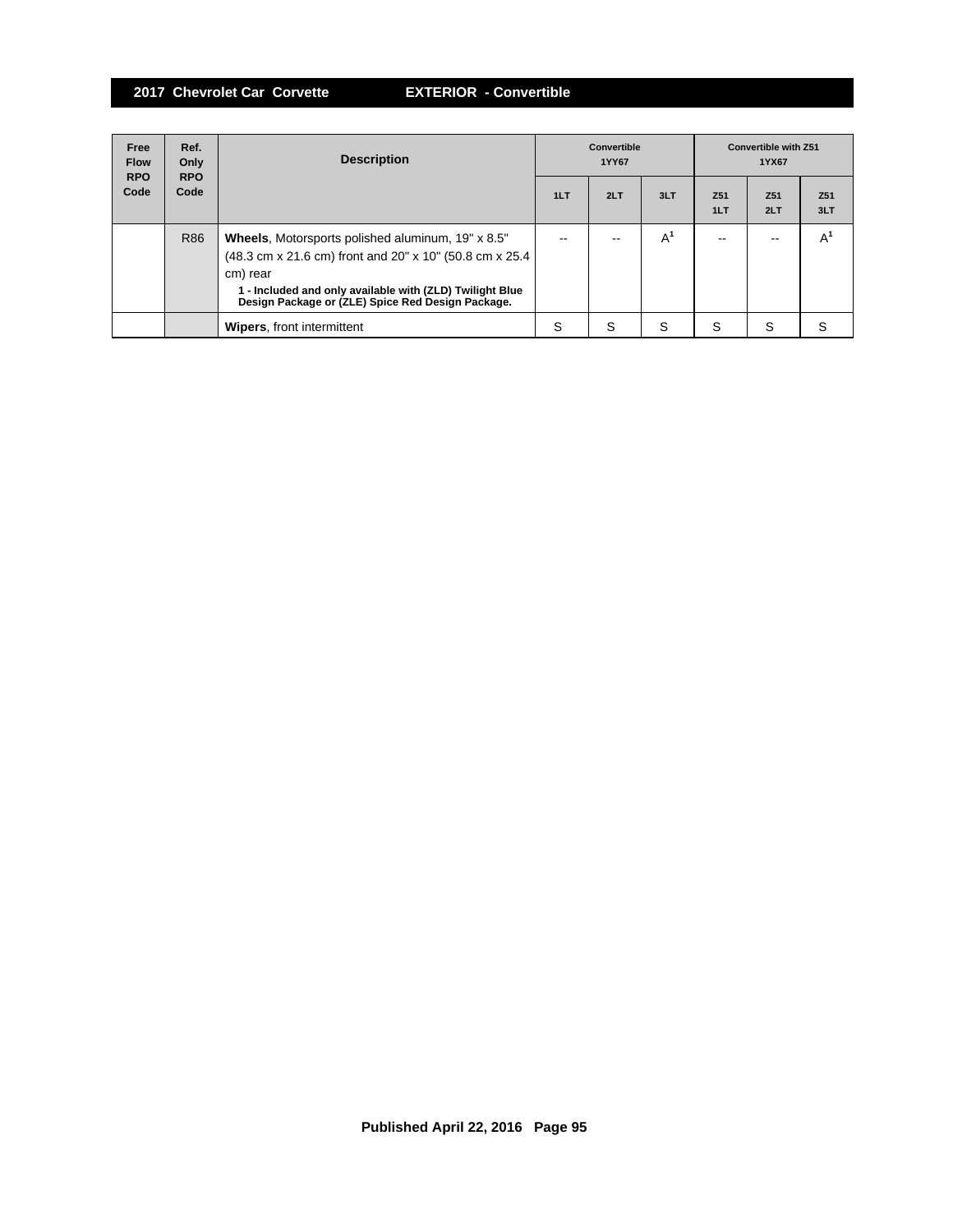## 2017 Chevrolet Car Corvette — EXTERIOR - Convertible

| Free Flow RPO Code | Ref. Only RPO Code | Description | Convertible 1YY67 | | | Convertible with Z51 1YX67 | | |
|---|---|---|---|---|---|---|---|---|
| | | | 1LT | 2LT | 3LT | Z51 1LT | Z51 2LT | Z51 3LT |
| | R86 | **Wheels**, Motorsports polished aluminum, 19" x 8.5" (48.3 cm x 21.6 cm) front and 20" x 10" (50.8 cm x 25.4 cm) rear<br>**1 - Included and only available with (ZLD) Twilight Blue Design Package or (ZLE) Spice Red Design Package.** | -- | -- | A[1] | -- | -- | A[1] |
| | | **Wipers**, front intermittent | S | S | S | S | S | S |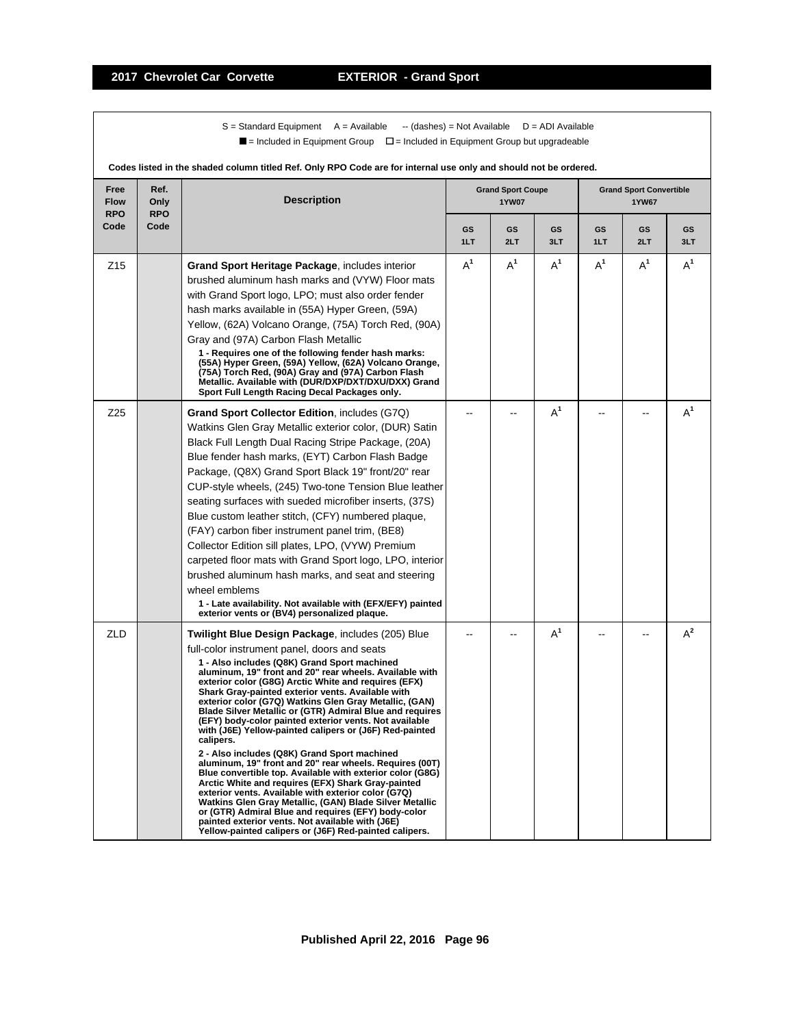## 2017 Chevrolet Car Corvette — EXTERIOR - Grand Sport

S = Standard Equipment A = Available -- (dashes) = Not Available D = ADI Available

■ = Included in Equipment Group □ = Included in Equipment Group but upgradeable

**Codes listed in the shaded column titled Ref. Only RPO Code are for internal use only and should not be ordered.**

| Free Flow RPO Code | Ref. Only RPO Code | Description | Grand Sport Coupe 1YW07 | | | Grand Sport Convertible 1YW67 | | |
|---|---|---|---|---|---|---|---|---|
| | | | GS 1LT | GS 2LT | GS 3LT | GS 1LT | GS 2LT | GS 3LT |
| Z15 | | **Grand Sport Heritage Package**, includes interior brushed aluminum hash marks and (VYW) Floor mats with Grand Sport logo, LPO; must also order fender hash marks available in (55A) Hyper Green, (59A) Yellow, (62A) Volcano Orange, (75A) Torch Red, (90A) Gray and (97A) Carbon Flash Metallic<br>**1 - Requires one of the following fender hash marks: (55A) Hyper Green, (59A) Yellow, (62A) Volcano Orange, (75A) Torch Red, (90A) Gray and (97A) Carbon Flash Metallic. Available with (DUR/DXP/DXT/DXU/DXX) Grand Sport Full Length Racing Decal Packages only.** | A[1] | A[1] | A[1] | A[1] | A[1] | A[1] |
| Z25 | | **Grand Sport Collector Edition**, includes (G7Q) Watkins Glen Gray Metallic exterior color, (DUR) Satin Black Full Length Dual Racing Stripe Package, (20A) Blue fender hash marks, (EYT) Carbon Flash Badge Package, (Q8X) Grand Sport Black 19" front/20" rear CUP-style wheels, (245) Two-tone Tension Blue leather seating surfaces with sueded microfiber inserts, (37S) Blue custom leather stitch, (CFY) numbered plaque, (FAY) carbon fiber instrument panel trim, (BE8) Collector Edition sill plates, LPO, (VYW) Premium carpeted floor mats with Grand Sport logo, LPO, interior brushed aluminum hash marks, and seat and steering wheel emblems<br>**1 - Late availability. Not available with (EFX/EFY) painted exterior vents or (BV4) personalized plaque.** | -- | -- | A[1] | -- | -- | A[1] |
| ZLD | | **Twilight Blue Design Package**, includes (205) Blue full-color instrument panel, doors and seats<br>**1 - Also includes (Q8K) Grand Sport machined aluminum, 19" front and 20" rear wheels. Available with exterior color (G8G) Arctic White and requires (EFX) Shark Gray-painted exterior vents. Available with exterior color (G7Q) Watkins Glen Gray Metallic, (GAN) Blade Silver Metallic or (GTR) Admiral Blue and requires (EFY) body-color painted exterior vents. Not available with (J6E) Yellow-painted calipers or (J6F) Red-painted calipers.**<br>**2 - Also includes (Q8K) Grand Sport machined aluminum, 19" front and 20" rear wheels. Requires (00T) Blue convertible top. Available with exterior color (G8G) Arctic White and requires (EFX) Shark Gray-painted exterior vents. Available with exterior color (G7Q) Watkins Glen Gray Metallic, (GAN) Blade Silver Metallic or (GTR) Admiral Blue and requires (EFY) body-color painted exterior vents. Not available with (J6E) Yellow-painted calipers or (J6F) Red-painted calipers.** | -- | -- | A[1] | -- | -- | A[2] |

Published April 22, 2016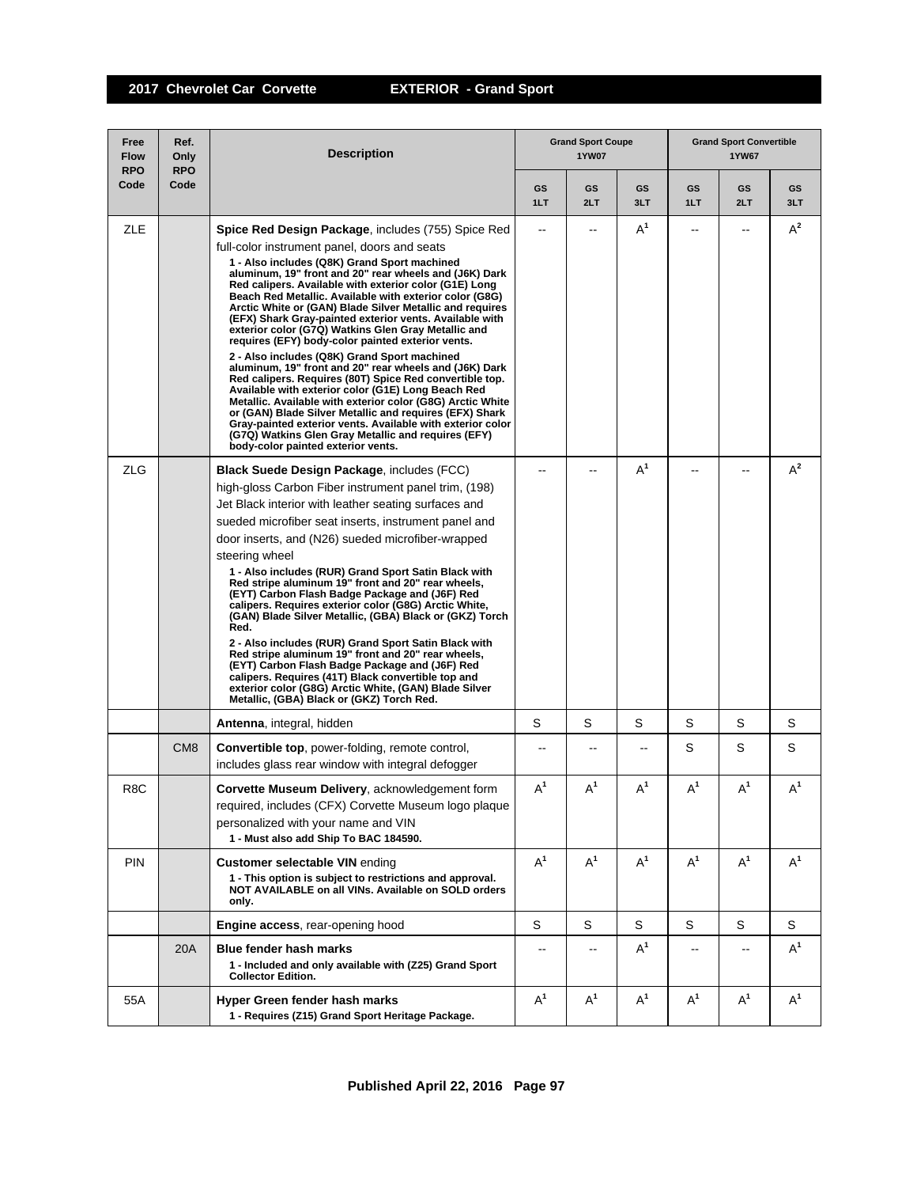## 2017 Chevrolet Car Corvette — EXTERIOR - Grand Sport

| Free Flow RPO Code | Ref. Only RPO Code | Description | Grand Sport Coupe 1YW07 | | | Grand Sport Convertible 1YW67 | | |
|---|---|---|---|---|---|---|---|---|
| | | | GS 1LT | GS 2LT | GS 3LT | GS 1LT | GS 2LT | GS 3LT |
| ZLE | | **Spice Red Design Package**, includes (755) Spice Red full-color instrument panel, doors and seats<br>**1 - Also includes (Q8K) Grand Sport machined aluminum, 19" front and 20" rear wheels and (J6K) Dark Red calipers. Available with exterior color (G1E) Long Beach Red Metallic. Available with exterior color (G8G) Arctic White or (GAN) Blade Silver Metallic and requires (EFX) Shark Gray-painted exterior vents. Available with exterior color (G7Q) Watkins Glen Gray Metallic and requires (EFY) body-color painted exterior vents.**<br>**2 - Also includes (Q8K) Grand Sport machined aluminum, 19" front and 20" rear wheels and (J6K) Dark Red calipers. Requires (80T) Spice Red convertible top. Available with exterior color (G1E) Long Beach Red Metallic. Available with exterior color (G8G) Arctic White or (GAN) Blade Silver Metallic and requires (EFX) Shark Gray-painted exterior vents. Available with exterior color (G7Q) Watkins Glen Gray Metallic and requires (EFY) body-color painted exterior vents.** | -- | -- | A[1] | -- | -- | A[2] |
| ZLG | | **Black Suede Design Package**, includes (FCC) high-gloss Carbon Fiber instrument panel trim, (198) Jet Black interior with leather seating surfaces and sueded microfiber seat inserts, instrument panel and door inserts, and (N26) sueded microfiber-wrapped steering wheel<br>**1 - Also includes (RUR) Grand Sport Satin Black with Red stripe aluminum 19" front and 20" rear wheels, (EYT) Carbon Flash Badge Package and (J6F) Red calipers. Requires exterior color (G8G) Arctic White, (GAN) Blade Silver Metallic, (GBA) Black or (GKZ) Torch Red.**<br>**2 - Also includes (RUR) Grand Sport Satin Black with Red stripe aluminum 19" front and 20" rear wheels, (EYT) Carbon Flash Badge Package and (J6F) Red calipers. Requires (41T) Black convertible top and exterior color (G8G) Arctic White, (GAN) Blade Silver Metallic, (GBA) Black or (GKZ) Torch Red.** | -- | -- | A[1] | -- | -- | A[2] |
| | | **Antenna**, integral, hidden | S | S | S | S | S | S |
| | CM8 | **Convertible top**, power-folding, remote control, includes glass rear window with integral defogger | -- | -- | -- | S | S | S |
| R8C | | **Corvette Museum Delivery**, acknowledgement form required, includes (CFX) Corvette Museum logo plaque personalized with your name and VIN<br>**1 - Must also add Ship To BAC 184590.** | A[1] | A[1] | A[1] | A[1] | A[1] | A[1] |
| PIN | | **Customer selectable VIN** ending<br>**1 - This option is subject to restrictions and approval. NOT AVAILABLE on all VINs. Available on SOLD orders only.** | A[1] | A[1] | A[1] | A[1] | A[1] | A[1] |
| | | **Engine access**, rear-opening hood | S | S | S | S | S | S |
| | 20A | **Blue fender hash marks**<br>**1 - Included and only available with (Z25) Grand Sport Collector Edition.** | -- | -- | A[1] | -- | -- | A[1] |
| 55A | | **Hyper Green fender hash marks**<br>**1 - Requires (Z15) Grand Sport Heritage Package.** | A[1] | A[1] | A[1] | A[1] | A[1] | A[1] |

Published April 22, 2016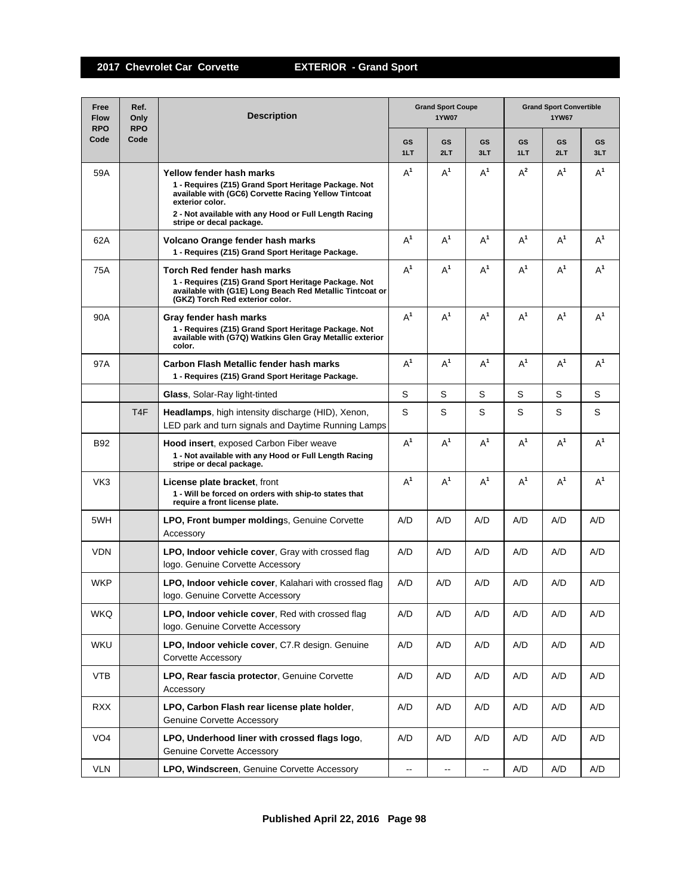## 2017 Chevrolet Car Corvette — EXTERIOR - Grand Sport

| Free Flow RPO Code | Ref. Only RPO Code | Description | Grand Sport Coupe 1YW07 | | | Grand Sport Convertible 1YW67 | | |
|---|---|---|---|---|---|---|---|---|
| | | | GS 1LT | GS 2LT | GS 3LT | GS 1LT | GS 2LT | GS 3LT |
| 59A | | **Yellow fender hash marks**<br>**1 - Requires (Z15) Grand Sport Heritage Package. Not available with (GC6) Corvette Racing Yellow Tintcoat exterior color.**<br>**2 - Not available with any Hood or Full Length Racing stripe or decal package.** | A[1] | A[1] | A[1] | A[2] | A[1] | A[1] |
| 62A | | **Volcano Orange fender hash marks**<br>**1 - Requires (Z15) Grand Sport Heritage Package.** | A[1] | A[1] | A[1] | A[1] | A[1] | A[1] |
| 75A | | **Torch Red fender hash marks**<br>**1 - Requires (Z15) Grand Sport Heritage Package. Not available with (G1E) Long Beach Red Metallic Tintcoat or (GKZ) Torch Red exterior color.** | A[1] | A[1] | A[1] | A[1] | A[1] | A[1] |
| 90A | | **Gray fender hash marks**<br>**1 - Requires (Z15) Grand Sport Heritage Package. Not available with (G7Q) Watkins Glen Gray Metallic exterior color.** | A[1] | A[1] | A[1] | A[1] | A[1] | A[1] |
| 97A | | **Carbon Flash Metallic fender hash marks**<br>**1 - Requires (Z15) Grand Sport Heritage Package.** | A[1] | A[1] | A[1] | A[1] | A[1] | A[1] |
| | | **Glass**, Solar-Ray light-tinted | S | S | S | S | S | S |
| | T4F | **Headlamps**, high intensity discharge (HID), Xenon, LED park and turn signals and Daytime Running Lamps | S | S | S | S | S | S |
| B92 | | **Hood insert**, exposed Carbon Fiber weave<br>**1 - Not available with any Hood or Full Length Racing stripe or decal package.** | A[1] | A[1] | A[1] | A[1] | A[1] | A[1] |
| VK3 | | **License plate bracket**, front<br>**1 - Will be forced on orders with ship-to states that require a front license plate.** | A[1] | A[1] | A[1] | A[1] | A[1] | A[1] |
| 5WH | | **LPO, Front bumper molding**s, Genuine Corvette Accessory | A/D | A/D | A/D | A/D | A/D | A/D |
| VDN | | **LPO, Indoor vehicle cover**, Gray with crossed flag logo. Genuine Corvette Accessory | A/D | A/D | A/D | A/D | A/D | A/D |
| WKP | | **LPO, Indoor vehicle cover**, Kalahari with crossed flag logo. Genuine Corvette Accessory | A/D | A/D | A/D | A/D | A/D | A/D |
| WKQ | | **LPO, Indoor vehicle cover**, Red with crossed flag logo. Genuine Corvette Accessory | A/D | A/D | A/D | A/D | A/D | A/D |
| WKU | | **LPO, Indoor vehicle cover**, C7.R design. Genuine Corvette Accessory | A/D | A/D | A/D | A/D | A/D | A/D |
| VTB | | **LPO, Rear fascia protector**, Genuine Corvette Accessory | A/D | A/D | A/D | A/D | A/D | A/D |
| RXX | | **LPO, Carbon Flash rear license plate holder**, Genuine Corvette Accessory | A/D | A/D | A/D | A/D | A/D | A/D |
| VO4 | | **LPO, Underhood liner with crossed flags logo**, Genuine Corvette Accessory | A/D | A/D | A/D | A/D | A/D | A/D |
| VLN | | **LPO, Windscreen**, Genuine Corvette Accessory | -- | -- | -- | A/D | A/D | A/D |

Published April 22, 2016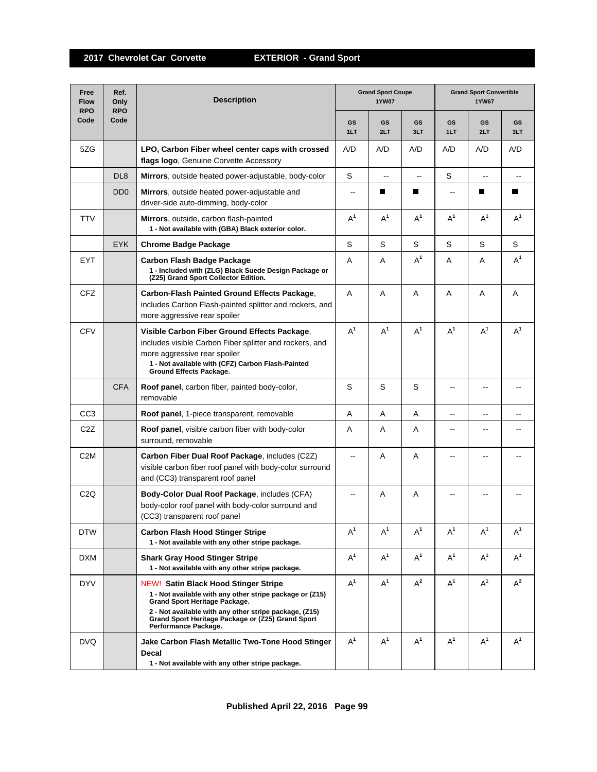## 2017 Chevrolet Car Corvette — EXTERIOR - Grand Sport

| Free Flow RPO Code | Ref. Only RPO Code | Description | Grand Sport Coupe 1YW07 | | | Grand Sport Convertible 1YW67 | | |
|---|---|---|---|---|---|---|---|---|
| | | | GS 1LT | GS 2LT | GS 3LT | GS 1LT | GS 2LT | GS 3LT |
| 5ZG | | **LPO, Carbon Fiber wheel center caps with crossed flags logo**, Genuine Corvette Accessory | A/D | A/D | A/D | A/D | A/D | A/D |
| | DL8 | **Mirrors**, outside heated power-adjustable, body-color | S | -- | -- | S | -- | -- |
| | DD0 | **Mirrors**, outside heated power-adjustable and driver-side auto-dimming, body-color | -- | ■ | ■ | -- | ■ | ■ |
| TTV | | **Mirrors**, outside, carbon flash-painted<br>**1 - Not available with (GBA) Black exterior color.** | A[1] | A[1] | A[1] | A[1] | A[1] | A[1] |
| | EYK | **Chrome Badge Package** | S | S | S | S | S | S |
| EYT | | **Carbon Flash Badge Package**<br>**1 - Included with (ZLG) Black Suede Design Package or (Z25) Grand Sport Collector Edition.** | A | A | A[1] | A | A | A[1] |
| CFZ | | **Carbon-Flash Painted Ground Effects Package**, includes Carbon Flash-painted splitter and rockers, and more aggressive rear spoiler | A | A | A | A | A | A |
| CFV | | **Visible Carbon Fiber Ground Effects Package**, includes visible Carbon Fiber splitter and rockers, and more aggressive rear spoiler<br>**1 - Not available with (CFZ) Carbon Flash-Painted Ground Effects Package.** | A[1] | A[1] | A[1] | A[1] | A[1] | A[1] |
| | CFA | **Roof panel**, carbon fiber, painted body-color, removable | S | S | S | -- | -- | -- |
| CC3 | | **Roof panel**, 1-piece transparent, removable | A | A | A | -- | -- | -- |
| C2Z | | **Roof panel**, visible carbon fiber with body-color surround, removable | A | A | A | -- | -- | -- |
| C2M | | **Carbon Fiber Dual Roof Package**, includes (C2Z) visible carbon fiber roof panel with body-color surround and (CC3) transparent roof panel | -- | A | A | -- | -- | -- |
| C2Q | | **Body-Color Dual Roof Package**, includes (CFA) body-color roof panel with body-color surround and (CC3) transparent roof panel | -- | A | A | -- | -- | -- |
| DTW | | **Carbon Flash Hood Stinger Stripe**<br>**1 - Not available with any other stripe package.** | A[1] | A[1] | A[1] | A[1] | A[1] | A[1] |
| DXM | | **Shark Gray Hood Stinger Stripe**<br>**1 - Not available with any other stripe package.** | A[1] | A[1] | A[1] | A[1] | A[1] | A[1] |
| DYV | | NEW! **Satin Black Hood Stinger Stripe**<br>**1 - Not available with any other stripe package or (Z15) Grand Sport Heritage Package.**<br>**2 - Not available with any other stripe package, (Z15) Grand Sport Heritage Package or (Z25) Grand Sport Performance Package.** | A[1] | A[1] | A[2] | A[1] | A[1] | A[2] |
| DVQ | | **Jake Carbon Flash Metallic Two-Tone Hood Stinger Decal**<br>**1 - Not available with any other stripe package.** | A[1] | A[1] | A[1] | A[1] | A[1] | A[1] |

Published April 22, 2016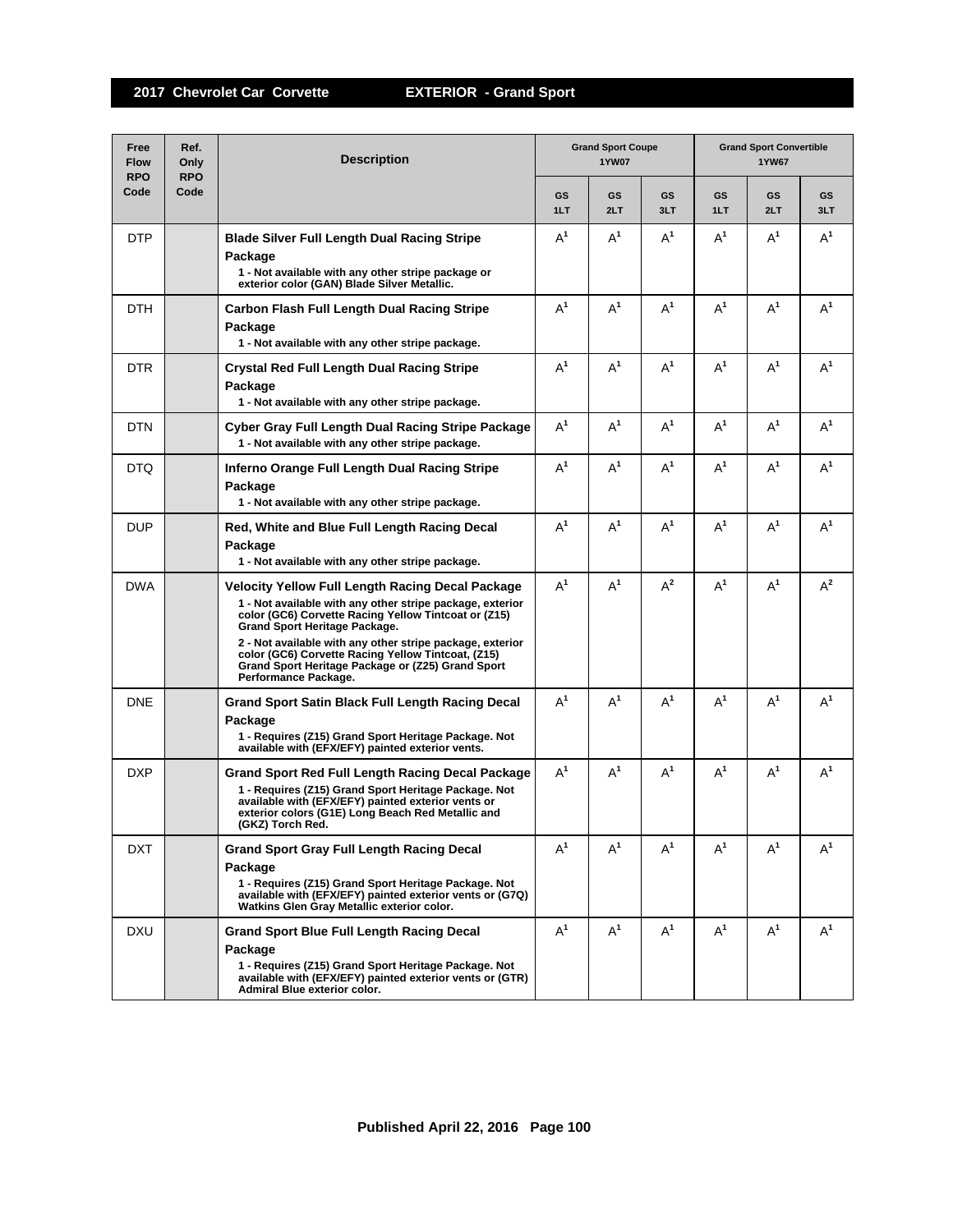## 2017 Chevrolet Car Corvette — EXTERIOR - Grand Sport

| Free Flow RPO Code | Ref. Only RPO Code | Description | Grand Sport Coupe 1YW07 | | | Grand Sport Convertible 1YW67 | | |
|---|---|---|---|---|---|---|---|---|
| | | | GS 1LT | GS 2LT | GS 3LT | GS 1LT | GS 2LT | GS 3LT |
| DTP | | **Blade Silver Full Length Dual Racing Stripe Package**<br>1 - Not available with any other stripe package or exterior color (GAN) Blade Silver Metallic. | A[1] | A[1] | A[1] | A[1] | A[1] | A[1] |
| DTH | | **Carbon Flash Full Length Dual Racing Stripe Package**<br>1 - Not available with any other stripe package. | A[1] | A[1] | A[1] | A[1] | A[1] | A[1] |
| DTR | | **Crystal Red Full Length Dual Racing Stripe Package**<br>1 - Not available with any other stripe package. | A[1] | A[1] | A[1] | A[1] | A[1] | A[1] |
| DTN | | **Cyber Gray Full Length Dual Racing Stripe Package**<br>1 - Not available with any other stripe package. | A[1] | A[1] | A[1] | A[1] | A[1] | A[1] |
| DTQ | | **Inferno Orange Full Length Dual Racing Stripe Package**<br>1 - Not available with any other stripe package. | A[1] | A[1] | A[1] | A[1] | A[1] | A[1] |
| DUP | | **Red, White and Blue Full Length Racing Decal Package**<br>1 - Not available with any other stripe package. | A[1] | A[1] | A[1] | A[1] | A[1] | A[1] |
| DWA | | **Velocity Yellow Full Length Racing Decal Package**<br>1 - Not available with any other stripe package, exterior color (GC6) Corvette Racing Yellow Tintcoat or (Z15) Grand Sport Heritage Package.<br>2 - Not available with any other stripe package, exterior color (GC6) Corvette Racing Yellow Tintcoat, (Z15) Grand Sport Heritage Package or (Z25) Grand Sport Performance Package. | A[1] | A[1] | A[2] | A[1] | A[1] | A[2] |
| DNE | | **Grand Sport Satin Black Full Length Racing Decal Package**<br>1 - Requires (Z15) Grand Sport Heritage Package. Not available with (EFX/EFY) painted exterior vents. | A[1] | A[1] | A[1] | A[1] | A[1] | A[1] |
| DXP | | **Grand Sport Red Full Length Racing Decal Package**<br>1 - Requires (Z15) Grand Sport Heritage Package. Not available with (EFX/EFY) painted exterior vents or exterior colors (G1E) Long Beach Red Metallic and (GKZ) Torch Red. | A[1] | A[1] | A[1] | A[1] | A[1] | A[1] |
| DXT | | **Grand Sport Gray Full Length Racing Decal Package**<br>1 - Requires (Z15) Grand Sport Heritage Package. Not available with (EFX/EFY) painted exterior vents or (G7Q) Watkins Glen Gray Metallic exterior color. | A[1] | A[1] | A[1] | A[1] | A[1] | A[1] |
| DXU | | **Grand Sport Blue Full Length Racing Decal Package**<br>1 - Requires (Z15) Grand Sport Heritage Package. Not available with (EFX/EFY) painted exterior vents or (GTR) Admiral Blue exterior color. | A[1] | A[1] | A[1] | A[1] | A[1] | A[1] |

Published April 22, 2016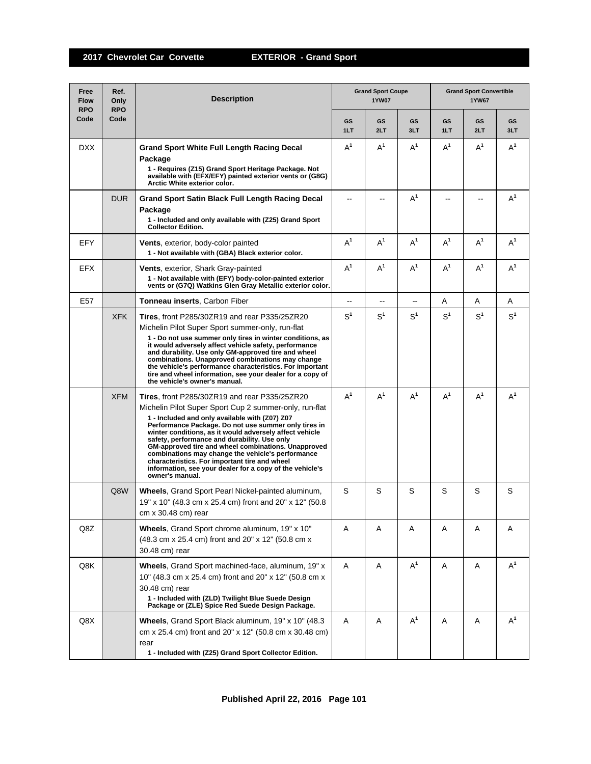## 2017 Chevrolet Car Corvette — EXTERIOR - Grand Sport

| Free Flow RPO Code | Ref. Only RPO Code | Description | Grand Sport Coupe 1YW07 | | | Grand Sport Convertible 1YW67 | | |
|---|---|---|---|---|---|---|---|---|
| | | | GS 1LT | GS 2LT | GS 3LT | GS 1LT | GS 2LT | GS 3LT |
| DXX | | **Grand Sport White Full Length Racing Decal Package**<br>**1 - Requires (Z15) Grand Sport Heritage Package. Not available with (EFX/EFY) painted exterior vents or (G8G) Arctic White exterior color.** | A[1] | A[1] | A[1] | A[1] | A[1] | A[1] |
| | DUR | **Grand Sport Satin Black Full Length Racing Decal Package**<br>**1 - Included and only available with (Z25) Grand Sport Collector Edition.** | -- | -- | A[1] | -- | -- | A[1] |
| EFY | | **Vents**, exterior, body-color painted<br>**1 - Not available with (GBA) Black exterior color.** | A[1] | A[1] | A[1] | A[1] | A[1] | A[1] |
| EFX | | **Vents**, exterior, Shark Gray-painted<br>**1 - Not available with (EFY) body-color-painted exterior vents or (G7Q) Watkins Glen Gray Metallic exterior color.** | A[1] | A[1] | A[1] | A[1] | A[1] | A[1] |
| E57 | | **Tonneau inserts**, Carbon Fiber | -- | -- | -- | A | A | A |
| | XFK | **Tires**, front P285/30ZR19 and rear P335/25ZR20 Michelin Pilot Super Sport summer-only, run-flat<br>**1 - Do not use summer only tires in winter conditions, as it would adversely affect vehicle safety, performance and durability. Use only GM-approved tire and wheel combinations. Unapproved combinations may change the vehicle's performance characteristics. For important tire and wheel information, see your dealer for a copy of the vehicle's owner's manual.** | S[1] | S[1] | S[1] | S[1] | S[1] | S[1] |
| | XFM | **Tires**, front P285/30ZR19 and rear P335/25ZR20 Michelin Pilot Super Sport Cup 2 summer-only, run-flat<br>**1 - Included and only available with (Z07) Z07 Performance Package. Do not use summer only tires in winter conditions, as it would adversely affect vehicle safety, performance and durability. Use only GM-approved tire and wheel combinations. Unapproved combinations may change the vehicle's performance characteristics. For important tire and wheel information, see your dealer for a copy of the vehicle's owner's manual.** | A[1] | A[1] | A[1] | A[1] | A[1] | A[1] |
| | Q8W | **Wheels**, Grand Sport Pearl Nickel-painted aluminum, 19" x 10" (48.3 cm x 25.4 cm) front and 20" x 12" (50.8 cm x 30.48 cm) rear | S | S | S | S | S | S |
| Q8Z | | **Wheels**, Grand Sport chrome aluminum, 19" x 10" (48.3 cm x 25.4 cm) front and 20" x 12" (50.8 cm x 30.48 cm) rear | A | A | A | A | A | A |
| Q8K | | **Wheels**, Grand Sport machined-face, aluminum, 19" x 10" (48.3 cm x 25.4 cm) front and 20" x 12" (50.8 cm x 30.48 cm) rear<br>**1 - Included with (ZLD) Twilight Blue Suede Design Package or (ZLE) Spice Red Suede Design Package.** | A | A | A[1] | A | A | A[1] |
| Q8X | | **Wheels**, Grand Sport Black aluminum, 19" x 10" (48.3 cm x 25.4 cm) front and 20" x 12" (50.8 cm x 30.48 cm) rear<br>**1 - Included with (Z25) Grand Sport Collector Edition.** | A | A | A[1] | A | A | A[1] |

**Published April 22, 2016**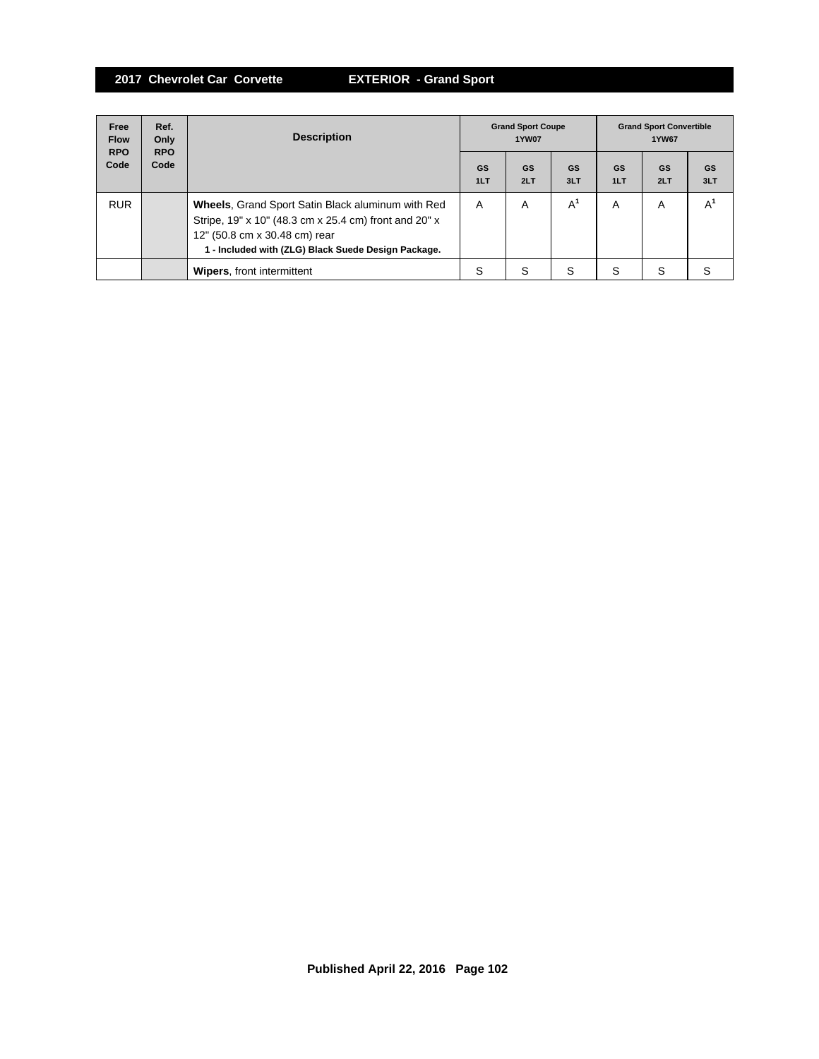## 2017 Chevrolet Car Corvette — EXTERIOR - Grand Sport

| Free Flow RPO Code | Ref. Only RPO Code | Description | Grand Sport Coupe 1YW07 | | | Grand Sport Convertible 1YW67 | | |
|---|---|---|---|---|---|---|---|---|
| | | | GS 1LT | GS 2LT | GS 3LT | GS 1LT | GS 2LT | GS 3LT |
| RUR | | **Wheels**, Grand Sport Satin Black aluminum with Red Stripe, 19" x 10" (48.3 cm x 25.4 cm) front and 20" x 12" (50.8 cm x 30.48 cm) rear **1 - Included with (ZLG) Black Suede Design Package.** | A | A | A[1] | A | A | A[1] |
| | | **Wipers**, front intermittent | S | S | S | S | S | S |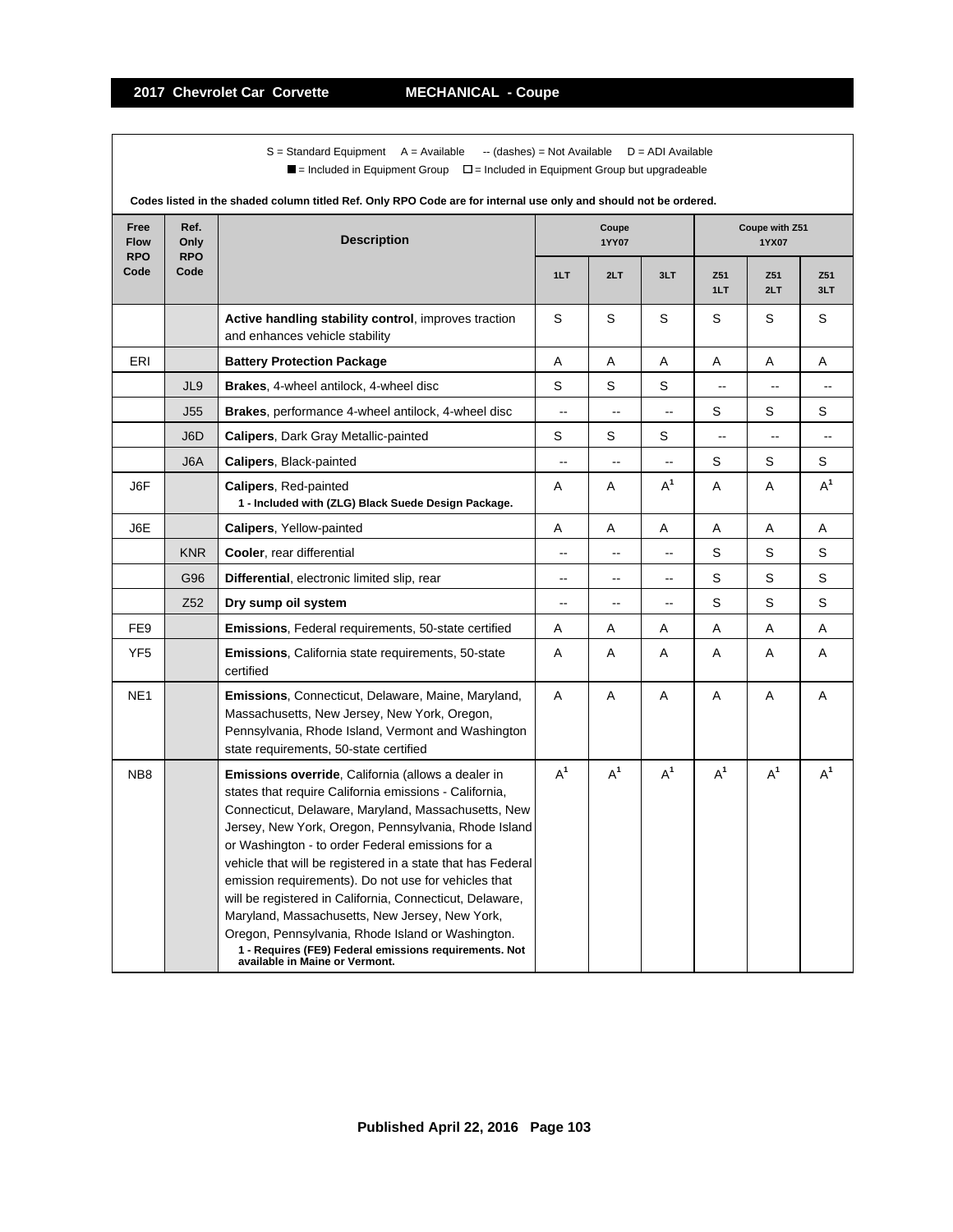## 2017 Chevrolet Car Corvette — MECHANICAL - Coupe

S = Standard Equipment A = Available -- (dashes) = Not Available D = ADI Available

■ = Included in Equipment Group □ = Included in Equipment Group but upgradeable

**Codes listed in the shaded column titled Ref. Only RPO Code are for internal use only and should not be ordered.**

| Free Flow RPO Code | Ref. Only RPO Code | Description | Coupe 1YY07 | | | Coupe with Z51 1YX07 | | |
|---|---|---|---|---|---|---|---|---|
| | | | 1LT | 2LT | 3LT | Z51 1LT | Z51 2LT | Z51 3LT |
| | | **Active handling stability control**, improves traction and enhances vehicle stability | S | S | S | S | S | S |
| ERI | | **Battery Protection Package** | A | A | A | A | A | A |
| | JL9 | **Brakes**, 4-wheel antilock, 4-wheel disc | S | S | S | -- | -- | -- |
| | J55 | **Brakes**, performance 4-wheel antilock, 4-wheel disc | -- | -- | -- | S | S | S |
| | J6D | **Calipers**, Dark Gray Metallic-painted | S | S | S | -- | -- | -- |
| | J6A | **Calipers**, Black-painted | -- | -- | -- | S | S | S |
| J6F | | **Calipers**, Red-painted **1 - Included with (ZLG) Black Suede Design Package.** | A | A | A[1] | A | A | A[1] |
| J6E | | **Calipers**, Yellow-painted | A | A | A | A | A | A |
| | KNR | **Cooler**, rear differential | -- | -- | -- | S | S | S |
| | G96 | **Differential**, electronic limited slip, rear | -- | -- | -- | S | S | S |
| | Z52 | **Dry sump oil system** | -- | -- | -- | S | S | S |
| FE9 | | **Emissions**, Federal requirements, 50-state certified | A | A | A | A | A | A |
| YF5 | | **Emissions**, California state requirements, 50-state certified | A | A | A | A | A | A |
| NE1 | | **Emissions**, Connecticut, Delaware, Maine, Maryland, Massachusetts, New Jersey, New York, Oregon, Pennsylvania, Rhode Island, Vermont and Washington state requirements, 50-state certified | A | A | A | A | A | A |
| NB8 | | **Emissions override**, California (allows a dealer in states that require California emissions - California, Connecticut, Delaware, Maryland, Massachusetts, New Jersey, New York, Oregon, Pennsylvania, Rhode Island or Washington - to order Federal emissions for a vehicle that will be registered in a state that has Federal emission requirements). Do not use for vehicles that will be registered in California, Connecticut, Delaware, Maryland, Massachusetts, New Jersey, New York, Oregon, Pennsylvania, Rhode Island or Washington. **1 - Requires (FE9) Federal emissions requirements. Not available in Maine or Vermont.** | A[1] | A[1] | A[1] | A[1] | A[1] | A[1] |

**Published April 22, 2016**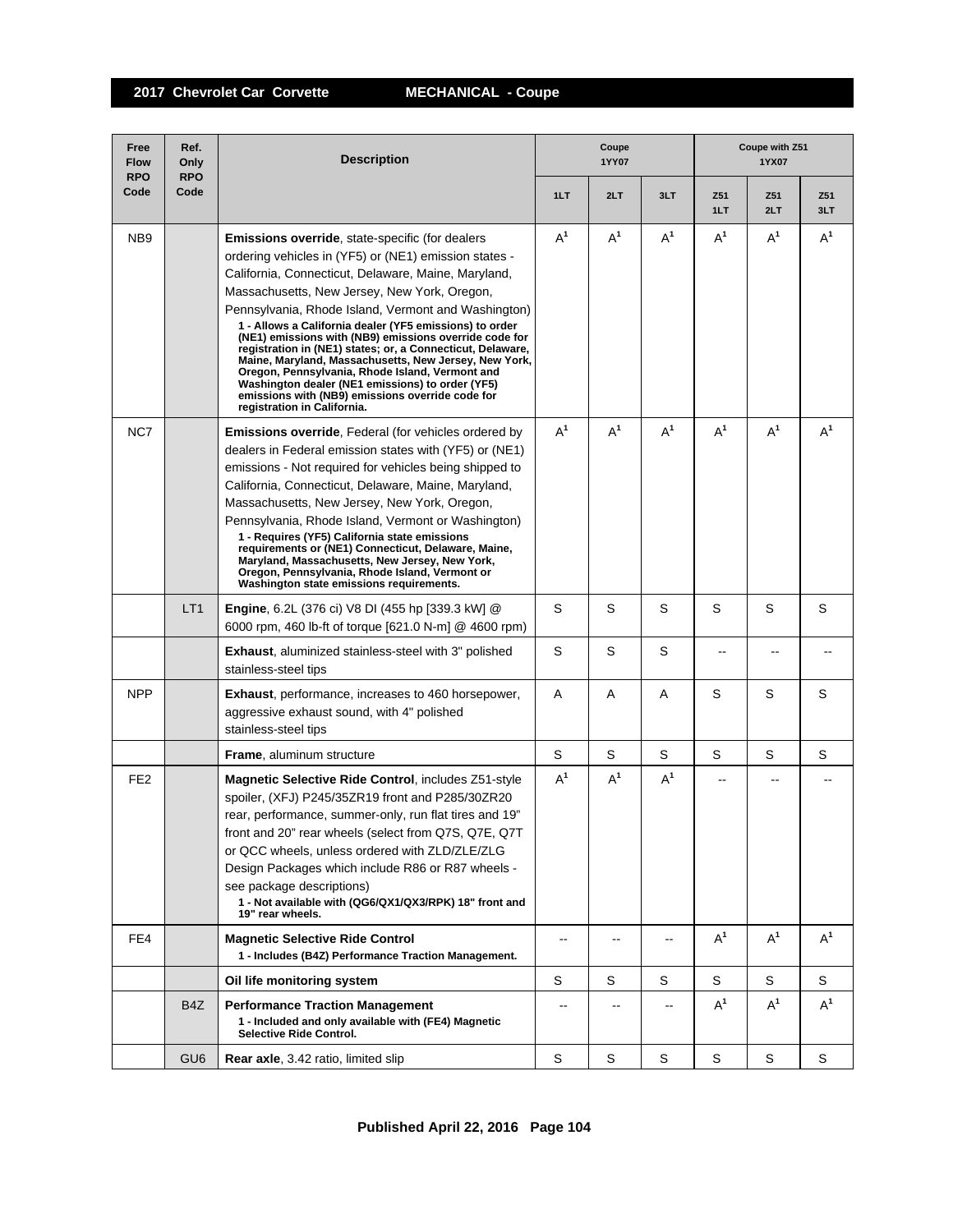| Free Flow RPO Code | Ref. Only RPO Code | Description | Coupe 1YY07 | | | Coupe with Z51 1YX07 | | |
|---|---|---|---|---|---|---|---|---|
| | | | 1LT | 2LT | 3LT | Z51 1LT | Z51 2LT | Z51 3LT |
| NB9 | | **Emissions override**, state-specific (for dealers ordering vehicles in (YF5) or (NE1) emission states - California, Connecticut, Delaware, Maine, Maryland, Massachusetts, New Jersey, New York, Oregon, Pennsylvania, Rhode Island, Vermont and Washington) **1 - Allows a California dealer (YF5 emissions) to order (NE1) emissions with (NB9) emissions override code for registration in (NE1) states; or, a Connecticut, Delaware, Maine, Maryland, Massachusetts, New Jersey, New York, Oregon, Pennsylvania, Rhode Island, Vermont and Washington dealer (NE1 emissions) to order (YF5) emissions with (NB9) emissions override code for registration in California.** | A[1] | A[1] | A[1] | A[1] | A[1] | A[1] |
| NC7 | | **Emissions override**, Federal (for vehicles ordered by dealers in Federal emission states with (YF5) or (NE1) emissions - Not required for vehicles being shipped to California, Connecticut, Delaware, Maine, Maryland, Massachusetts, New Jersey, New York, Oregon, Pennsylvania, Rhode Island, Vermont or Washington) **1 - Requires (YF5) California state emissions requirements or (NE1) Connecticut, Delaware, Maine, Maryland, Massachusetts, New Jersey, New York, Oregon, Pennsylvania, Rhode Island, Vermont or Washington state emissions requirements.** | A[1] | A[1] | A[1] | A[1] | A[1] | A[1] |
| | LT1 | **Engine**, 6.2L (376 ci) V8 DI (455 hp [339.3 kW] @ 6000 rpm, 460 lb-ft of torque [621.0 N-m] @ 4600 rpm) | S | S | S | S | S | S |
| | | **Exhaust**, aluminized stainless-steel with 3" polished stainless-steel tips | S | S | S | -- | -- | -- |
| NPP | | **Exhaust**, performance, increases to 460 horsepower, aggressive exhaust sound, with 4" polished stainless-steel tips | A | A | A | S | S | S |
| | | **Frame**, aluminum structure | S | S | S | S | S | S |
| FE2 | | **Magnetic Selective Ride Control**, includes Z51-style spoiler, (XFJ) P245/35ZR19 front and P285/30ZR20 rear, performance, summer-only, run flat tires and 19" front and 20" rear wheels (select from Q7S, Q7E, Q7T or QCC wheels, unless ordered with ZLD/ZLE/ZLG Design Packages which include R86 or R87 wheels - see package descriptions) **1 - Not available with (QG6/QX1/QX3/RPK) 18" front and 19" rear wheels.** | A[1] | A[1] | A[1] | -- | -- | -- |
| FE4 | | **Magnetic Selective Ride Control** **1 - Includes (B4Z) Performance Traction Management.** | -- | -- | -- | A[1] | A[1] | A[1] |
| | | **Oil life monitoring system** | S | S | S | S | S | S |
| | B4Z | **Performance Traction Management** **1 - Included and only available with (FE4) Magnetic Selective Ride Control.** | -- | -- | -- | A[1] | A[1] | A[1] |
| | GU6 | **Rear axle**, 3.42 ratio, limited slip | S | S | S | S | S | S |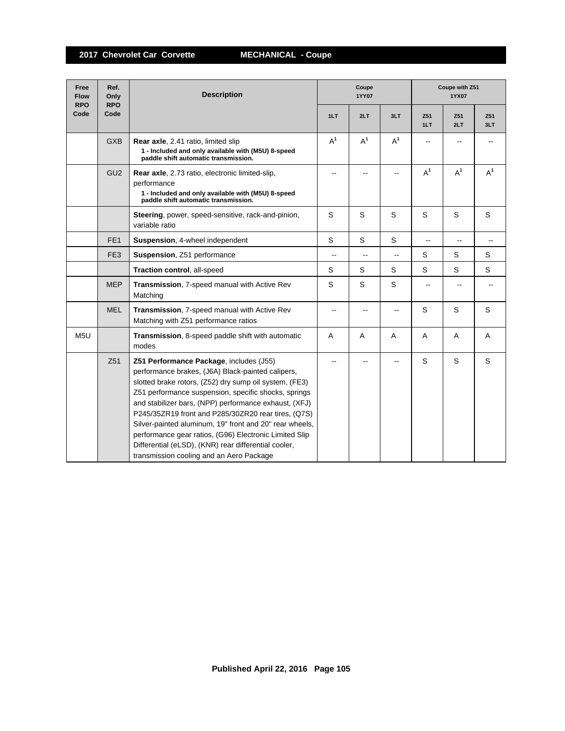# 2017 Chevrolet Car Corvette — MECHANICAL - Coupe

| Free Flow RPO Code | Ref. Only RPO Code | Description | Coupe 1YY07 | | | Coupe with Z51 1YX07 | | |
|---|---|---|---|---|---|---|---|---|
| | | | 1LT | 2LT | 3LT | Z51 1LT | Z51 2LT | Z51 3LT |
| | GXB | **Rear axle**, 2.41 ratio, limited slip<br>**1 - Included and only available with (M5U) 8-speed paddle shift automatic transmission.** | A[1] | A[1] | A[1] | -- | -- | -- |
| | GU2 | **Rear axle**, 2.73 ratio, electronic limited-slip, performance<br>**1 - Included and only available with (M5U) 8-speed paddle shift automatic transmission.** | -- | -- | -- | A[1] | A[1] | A[1] |
| | | **Steering**, power, speed-sensitive, rack-and-pinion, variable ratio | S | S | S | S | S | S |
| | FE1 | **Suspension**, 4-wheel independent | S | S | S | -- | -- | -- |
| | FE3 | **Suspension**, Z51 performance | -- | -- | -- | S | S | S |
| | | **Traction control**, all-speed | S | S | S | S | S | S |
| | MEP | **Transmission**, 7-speed manual with Active Rev Matching | S | S | S | -- | -- | -- |
| | MEL | **Transmission**, 7-speed manual with Active Rev Matching with Z51 performance ratios | -- | -- | -- | S | S | S |
| M5U | | **Transmission**, 8-speed paddle shift with automatic modes | A | A | A | A | A | A |
| | Z51 | **Z51 Performance Package**, includes (J55) performance brakes, (J6A) Black-painted calipers, slotted brake rotors, (Z52) dry sump oil system, (FE3) Z51 performance suspension, specific shocks, springs and stabilizer bars, (NPP) performance exhaust, (XFJ) P245/35ZR19 front and P285/30ZR20 rear tires, (Q7S) Silver-painted aluminum, 19" front and 20" rear wheels, performance gear ratios, (G96) Electronic Limited Slip Differential (eLSD), (KNR) rear differential cooler, transmission cooling and an Aero Package | -- | -- | -- | S | S | S |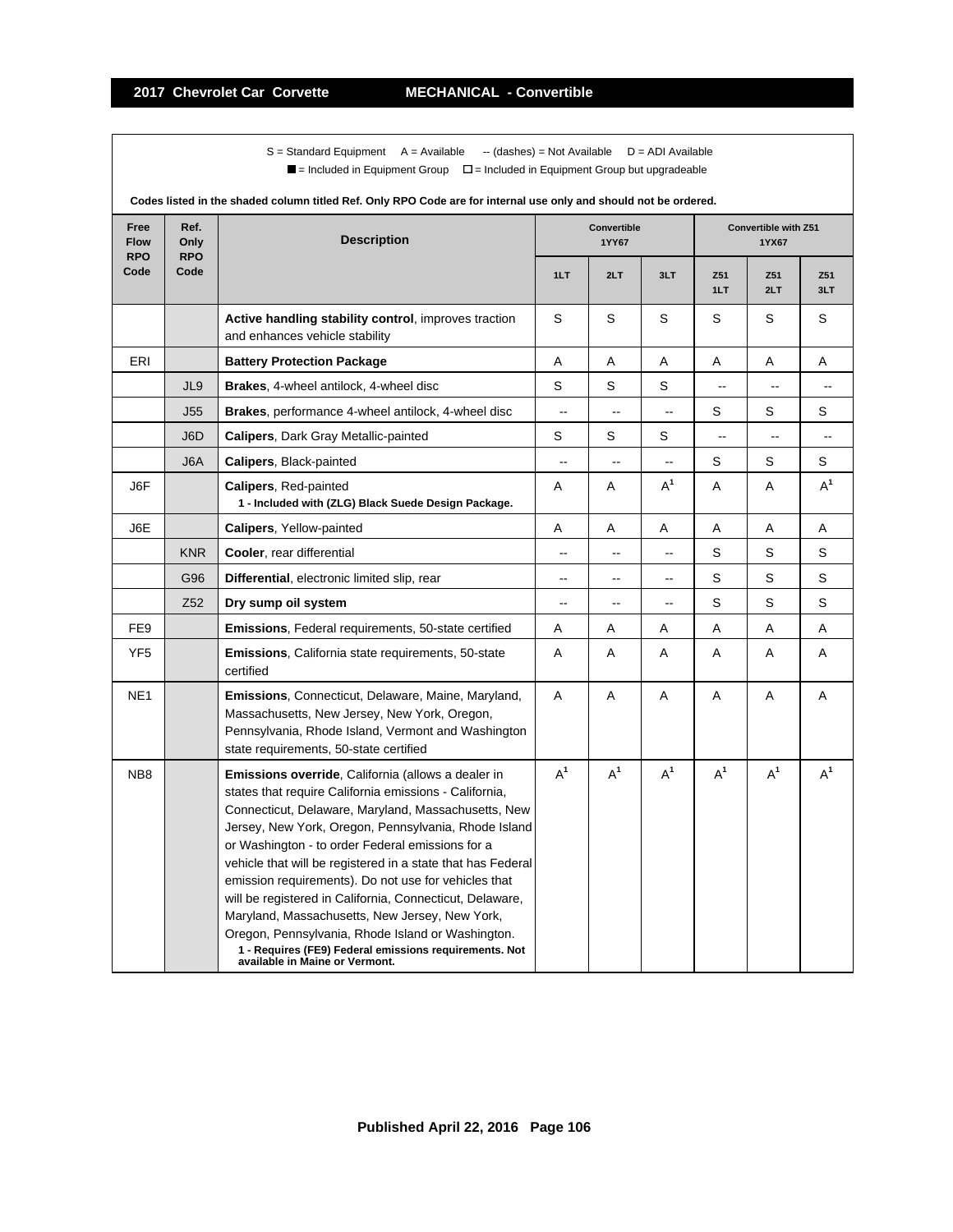## 2017 Chevrolet Car Corvette — MECHANICAL - Convertible

S = Standard Equipment  A = Available  -- (dashes) = Not Available  D = ADI Available

■ = Included in Equipment Group  □ = Included in Equipment Group but upgradeable

**Codes listed in the shaded column titled Ref. Only RPO Code are for internal use only and should not be ordered.**

| Free Flow RPO Code | Ref. Only RPO Code | Description | Convertible 1YY67 | | | Convertible with Z51 1YX67 | | |
|---|---|---|---|---|---|---|---|---|
| | | | 1LT | 2LT | 3LT | Z51 1LT | Z51 2LT | Z51 3LT |
| | | **Active handling stability control**, improves traction and enhances vehicle stability | S | S | S | S | S | S |
| ERI | | **Battery Protection Package** | A | A | A | A | A | A |
| | JL9 | **Brakes**, 4-wheel antilock, 4-wheel disc | S | S | S | -- | -- | -- |
| | J55 | **Brakes**, performance 4-wheel antilock, 4-wheel disc | -- | -- | -- | S | S | S |
| | J6D | **Calipers**, Dark Gray Metallic-painted | S | S | S | -- | -- | -- |
| | J6A | **Calipers**, Black-painted | -- | -- | -- | S | S | S |
| J6F | | **Calipers**, Red-painted **1 - Included with (ZLG) Black Suede Design Package.** | A | A | A[1] | A | A | A[1] |
| J6E | | **Calipers**, Yellow-painted | A | A | A | A | A | A |
| | KNR | **Cooler**, rear differential | -- | -- | -- | S | S | S |
| | G96 | **Differential**, electronic limited slip, rear | -- | -- | -- | S | S | S |
| | Z52 | **Dry sump oil system** | -- | -- | -- | S | S | S |
| FE9 | | **Emissions**, Federal requirements, 50-state certified | A | A | A | A | A | A |
| YF5 | | **Emissions**, California state requirements, 50-state certified | A | A | A | A | A | A |
| NE1 | | **Emissions**, Connecticut, Delaware, Maine, Maryland, Massachusetts, New Jersey, New York, Oregon, Pennsylvania, Rhode Island, Vermont and Washington state requirements, 50-state certified | A | A | A | A | A | A |
| NB8 | | **Emissions override**, California (allows a dealer in states that require California emissions - California, Connecticut, Delaware, Maryland, Massachusetts, New Jersey, New York, Oregon, Pennsylvania, Rhode Island or Washington - to order Federal emissions for a vehicle that will be registered in a state that has Federal emission requirements). Do not use for vehicles that will be registered in California, Connecticut, Delaware, Maryland, Massachusetts, New Jersey, New York, Oregon, Pennsylvania, Rhode Island or Washington. **1 - Requires (FE9) Federal emissions requirements. Not available in Maine or Vermont.** | A[1] | A[1] | A[1] | A[1] | A[1] | A[1] |

Published April 22, 2016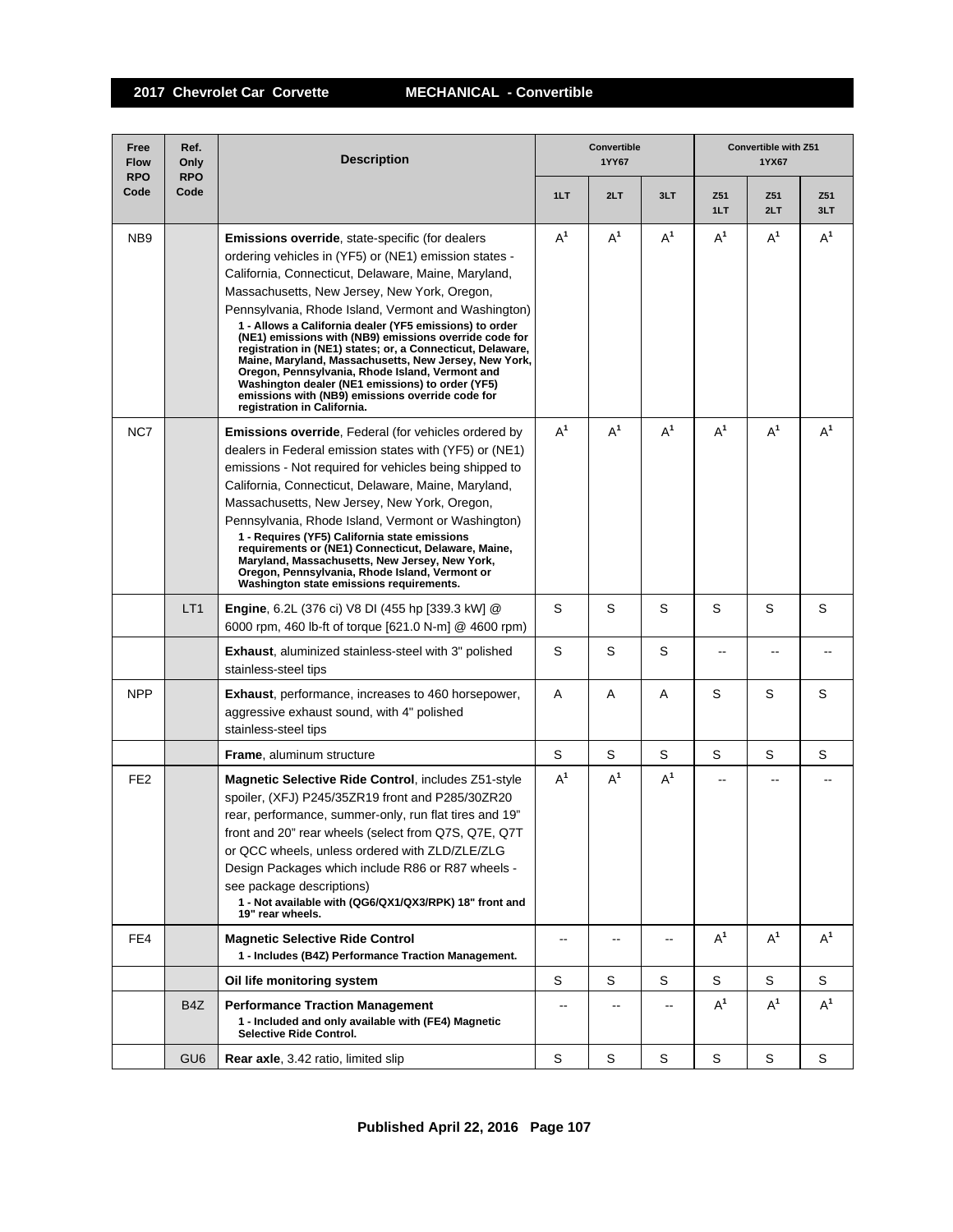## 2017 Chevrolet Car Corvette — MECHANICAL - Convertible

| Free Flow RPO Code | Ref. Only RPO Code | Description | Convertible 1YY67 | | | Convertible with Z51 1YX67 | | |
|---|---|---|---|---|---|---|---|---|
| | | | 1LT | 2LT | 3LT | Z51 1LT | Z51 2LT | Z51 3LT |
| NB9 | | **Emissions override**, state-specific (for dealers ordering vehicles in (YF5) or (NE1) emission states - California, Connecticut, Delaware, Maine, Maryland, Massachusetts, New Jersey, New York, Oregon, Pennsylvania, Rhode Island, Vermont and Washington) **1 - Allows a California dealer (YF5 emissions) to order (NE1) emissions with (NB9) emissions override code for registration in (NE1) states; or, a Connecticut, Delaware, Maine, Maryland, Massachusetts, New Jersey, New York, Oregon, Pennsylvania, Rhode Island, Vermont and Washington dealer (NE1 emissions) to order (YF5) emissions with (NB9) emissions override code for registration in California.** | A[1] | A[1] | A[1] | A[1] | A[1] | A[1] |
| NC7 | | **Emissions override**, Federal (for vehicles ordered by dealers in Federal emission states with (YF5) or (NE1) emissions - Not required for vehicles being shipped to California, Connecticut, Delaware, Maine, Maryland, Massachusetts, New Jersey, New York, Oregon, Pennsylvania, Rhode Island, Vermont or Washington) **1 - Requires (YF5) California state emissions requirements or (NE1) Connecticut, Delaware, Maine, Maryland, Massachusetts, New Jersey, New York, Oregon, Pennsylvania, Rhode Island, Vermont or Washington state emissions requirements.** | A[1] | A[1] | A[1] | A[1] | A[1] | A[1] |
| | LT1 | **Engine**, 6.2L (376 ci) V8 DI (455 hp [339.3 kW] @ 6000 rpm, 460 lb-ft of torque [621.0 N-m] @ 4600 rpm) | S | S | S | S | S | S |
| | | **Exhaust**, aluminized stainless-steel with 3" polished stainless-steel tips | S | S | S | -- | -- | -- |
| NPP | | **Exhaust**, performance, increases to 460 horsepower, aggressive exhaust sound, with 4" polished stainless-steel tips | A | A | A | S | S | S |
| | | **Frame**, aluminum structure | S | S | S | S | S | S |
| FE2 | | **Magnetic Selective Ride Control**, includes Z51-style spoiler, (XFJ) P245/35ZR19 front and P285/30ZR20 rear, performance, summer-only, run flat tires and 19" front and 20" rear wheels (select from Q7S, Q7E, Q7T or QCC wheels, unless ordered with ZLD/ZLE/ZLG Design Packages which include R86 or R87 wheels - see package descriptions) **1 - Not available with (QG6/QX1/QX3/RPK) 18" front and 19" rear wheels.** | A[1] | A[1] | A[1] | -- | -- | -- |
| FE4 | | **Magnetic Selective Ride Control** **1 - Includes (B4Z) Performance Traction Management.** | -- | -- | -- | A[1] | A[1] | A[1] |
| | | **Oil life monitoring system** | S | S | S | S | S | S |
| | B4Z | **Performance Traction Management** **1 - Included and only available with (FE4) Magnetic Selective Ride Control.** | -- | -- | -- | A[1] | A[1] | A[1] |
| | GU6 | **Rear axle**, 3.42 ratio, limited slip | S | S | S | S | S | S |

**Published April 22, 2016**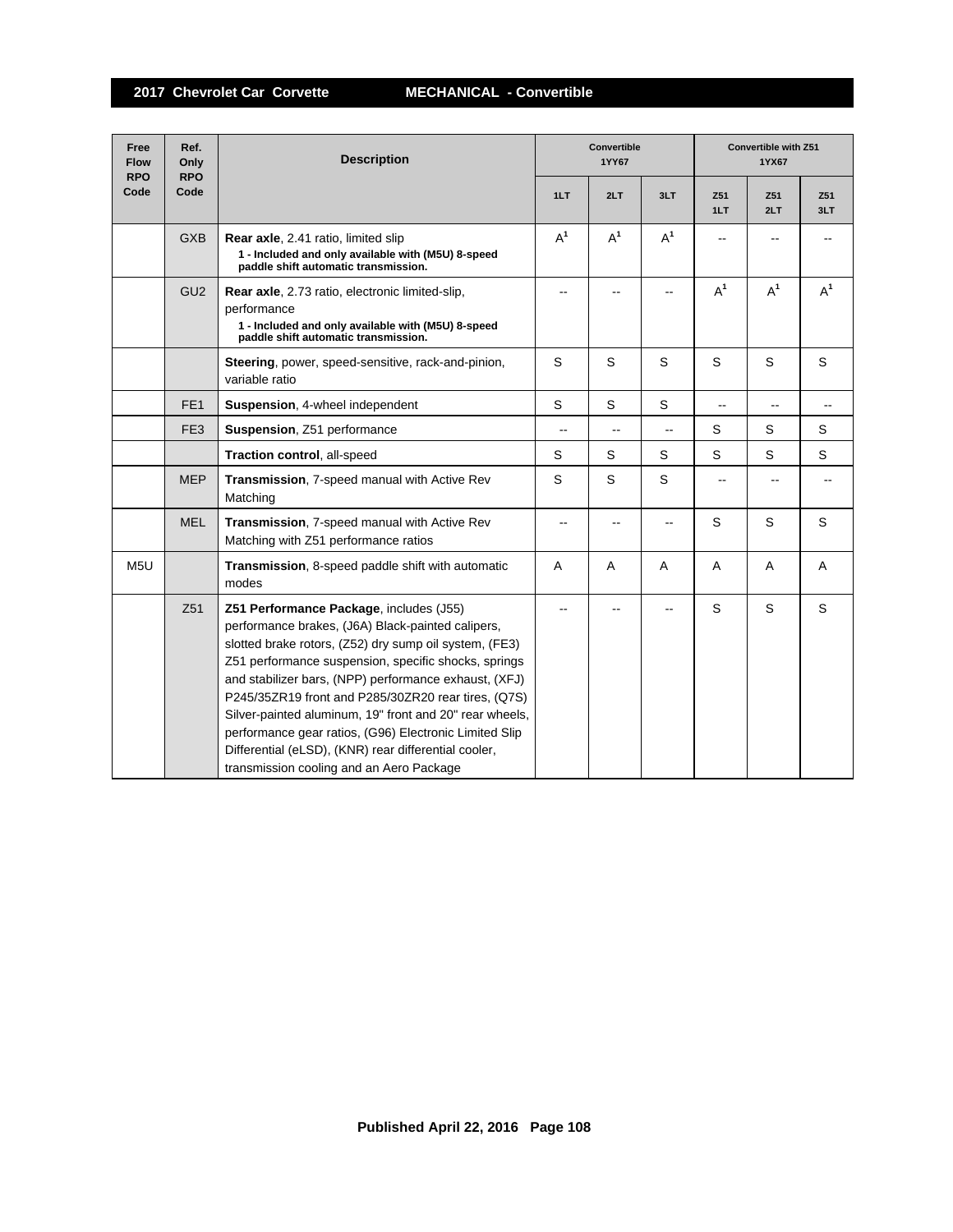| Free Flow RPO Code | Ref. Only RPO Code | Description | Convertible 1YY67 | | | Convertible with Z51 1YX67 | | |
|---|---|---|---|---|---|---|---|---|
| | | | 1LT | 2LT | 3LT | Z51 1LT | Z51 2LT | Z51 3LT |
| | GXB | **Rear axle**, 2.41 ratio, limited slip **1 - Included and only available with (M5U) 8-speed paddle shift automatic transmission.** | A[1] | A[1] | A[1] | -- | -- | -- |
| | GU2 | **Rear axle**, 2.73 ratio, electronic limited-slip, performance **1 - Included and only available with (M5U) 8-speed paddle shift automatic transmission.** | -- | -- | -- | A[1] | A[1] | A[1] |
| | | **Steering**, power, speed-sensitive, rack-and-pinion, variable ratio | S | S | S | S | S | S |
| | FE1 | **Suspension**, 4-wheel independent | S | S | S | -- | -- | -- |
| | FE3 | **Suspension**, Z51 performance | -- | -- | -- | S | S | S |
| | | **Traction control**, all-speed | S | S | S | S | S | S |
| | MEP | **Transmission**, 7-speed manual with Active Rev Matching | S | S | S | -- | -- | -- |
| | MEL | **Transmission**, 7-speed manual with Active Rev Matching with Z51 performance ratios | -- | -- | -- | S | S | S |
| M5U | | **Transmission**, 8-speed paddle shift with automatic modes | A | A | A | A | A | A |
| | Z51 | **Z51 Performance Package**, includes (J55) performance brakes, (J6A) Black-painted calipers, slotted brake rotors, (Z52) dry sump oil system, (FE3) Z51 performance suspension, specific shocks, springs and stabilizer bars, (NPP) performance exhaust, (XFJ) P245/35ZR19 front and P285/30ZR20 rear tires, (Q7S) Silver-painted aluminum, 19" front and 20" rear wheels, performance gear ratios, (G96) Electronic Limited Slip Differential (eLSD), (KNR) rear differential cooler, transmission cooling and an Aero Package | -- | -- | -- | S | S | S |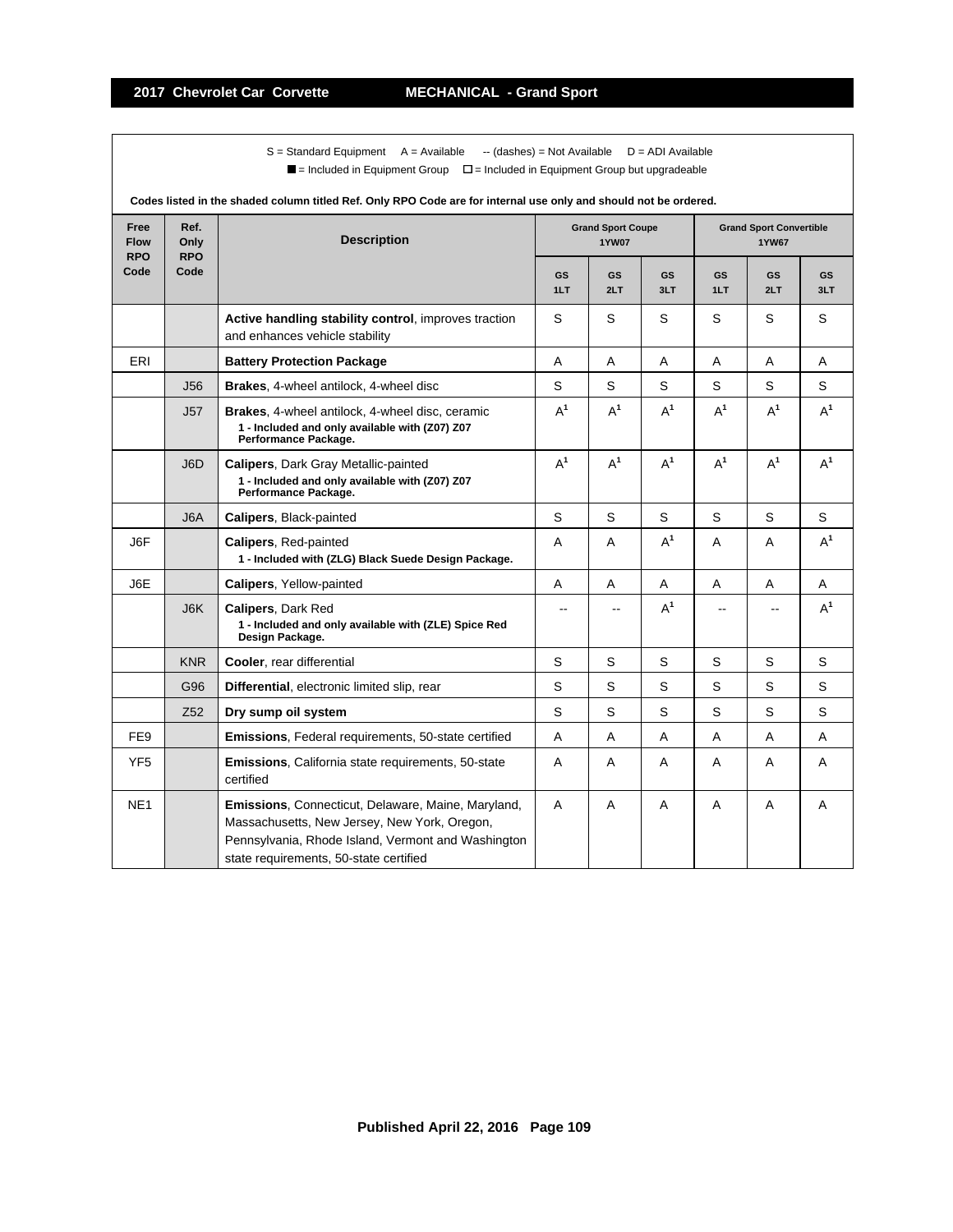# 2017 Chevrolet Car Corvette — MECHANICAL - Grand Sport

S = Standard Equipment    A = Available    -- (dashes) = Not Available    D = ADI Available

■ = Included in Equipment Group    □ = Included in Equipment Group but upgradeable

**Codes listed in the shaded column titled Ref. Only RPO Code are for internal use only and should not be ordered.**

| Free Flow RPO Code | Ref. Only RPO Code | Description | Grand Sport Coupe 1YW07 | | | Grand Sport Convertible 1YW67 | | |
|---|---|---|---|---|---|---|---|---|
| | | | GS 1LT | GS 2LT | GS 3LT | GS 1LT | GS 2LT | GS 3LT |
| | | **Active handling stability control**, improves traction and enhances vehicle stability | S | S | S | S | S | S |
| ERI | | **Battery Protection Package** | A | A | A | A | A | A |
| | J56 | **Brakes**, 4-wheel antilock, 4-wheel disc | S | S | S | S | S | S |
| | J57 | **Brakes**, 4-wheel antilock, 4-wheel disc, ceramic<br>**1 - Included and only available with (Z07) Z07 Performance Package.** | A[1] | A[1] | A[1] | A[1] | A[1] | A[1] |
| | J6D | **Calipers**, Dark Gray Metallic-painted<br>**1 - Included and only available with (Z07) Z07 Performance Package.** | A[1] | A[1] | A[1] | A[1] | A[1] | A[1] |
| | J6A | **Calipers**, Black-painted | S | S | S | S | S | S |
| J6F | | **Calipers**, Red-painted<br>**1 - Included with (ZLG) Black Suede Design Package.** | A | A | A[1] | A | A | A[1] |
| J6E | | **Calipers**, Yellow-painted | A | A | A | A | A | A |
| | J6K | **Calipers**, Dark Red<br>**1 - Included and only available with (ZLE) Spice Red Design Package.** | -- | -- | A[1] | -- | -- | A[1] |
| | KNR | **Cooler**, rear differential | S | S | S | S | S | S |
| | G96 | **Differential**, electronic limited slip, rear | S | S | S | S | S | S |
| | Z52 | **Dry sump oil system** | S | S | S | S | S | S |
| FE9 | | **Emissions**, Federal requirements, 50-state certified | A | A | A | A | A | A |
| YF5 | | **Emissions**, California state requirements, 50-state certified | A | A | A | A | A | A |
| NE1 | | **Emissions**, Connecticut, Delaware, Maine, Maryland, Massachusetts, New Jersey, New York, Oregon, Pennsylvania, Rhode Island, Vermont and Washington state requirements, 50-state certified | A | A | A | A | A | A |

Published April 22, 2016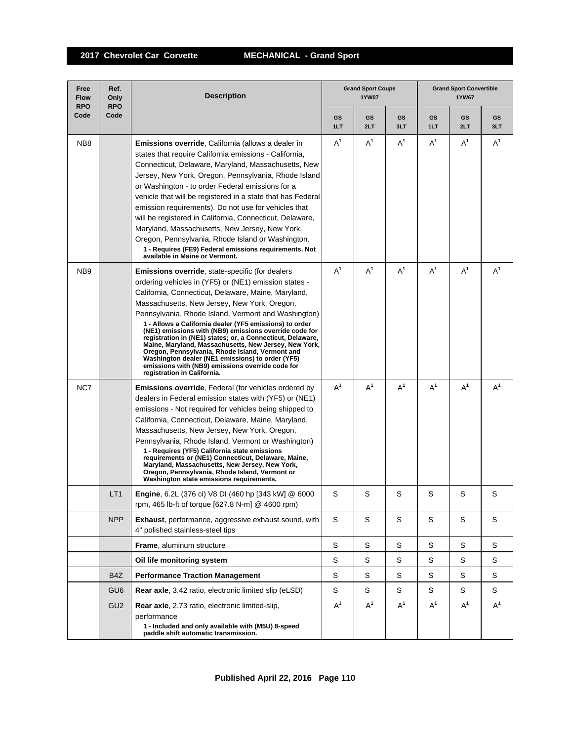## 2017 Chevrolet Car Corvette — MECHANICAL - Grand Sport

| Free Flow RPO Code | Ref. Only RPO Code | Description | Grand Sport Coupe 1YW07 | | | Grand Sport Convertible 1YW67 | | |
|---|---|---|---|---|---|---|---|---|
| | | | GS 1LT | GS 2LT | GS 3LT | GS 1LT | GS 2LT | GS 3LT |
| NB8 | | **Emissions override**, California (allows a dealer in states that require California emissions - California, Connecticut, Delaware, Maryland, Massachusetts, New Jersey, New York, Oregon, Pennsylvania, Rhode Island or Washington - to order Federal emissions for a vehicle that will be registered in a state that has Federal emission requirements). Do not use for vehicles that will be registered in California, Connecticut, Delaware, Maryland, Massachusetts, New Jersey, New York, Oregon, Pennsylvania, Rhode Island or Washington. **1 - Requires (FE9) Federal emissions requirements. Not available in Maine or Vermont.** | A[1] | A[1] | A[1] | A[1] | A[1] | A[1] |
| NB9 | | **Emissions override**, state-specific (for dealers ordering vehicles in (YF5) or (NE1) emission states - California, Connecticut, Delaware, Maine, Maryland, Massachusetts, New Jersey, New York, Oregon, Pennsylvania, Rhode Island, Vermont and Washington) **1 - Allows a California dealer (YF5 emissions) to order (NE1) emissions with (NB9) emissions override code for registration in (NE1) states; or, a Connecticut, Delaware, Maine, Maryland, Massachusetts, New Jersey, New York, Oregon, Pennsylvania, Rhode Island, Vermont and Washington dealer (NE1 emissions) to order (YF5) emissions with (NB9) emissions override code for registration in California.** | A[1] | A[1] | A[1] | A[1] | A[1] | A[1] |
| NC7 | | **Emissions override**, Federal (for vehicles ordered by dealers in Federal emission states with (YF5) or (NE1) emissions - Not required for vehicles being shipped to California, Connecticut, Delaware, Maine, Maryland, Massachusetts, New Jersey, New York, Oregon, Pennsylvania, Rhode Island, Vermont or Washington) **1 - Requires (YF5) California state emissions requirements or (NE1) Connecticut, Delaware, Maine, Maryland, Massachusetts, New Jersey, New York, Oregon, Pennsylvania, Rhode Island, Vermont or Washington state emissions requirements.** | A[1] | A[1] | A[1] | A[1] | A[1] | A[1] |
| | LT1 | **Engine**, 6.2L (376 ci) V8 DI (460 hp [343 kW] @ 6000 rpm, 465 lb-ft of torque [627.8 N-m] @ 4600 rpm) | S | S | S | S | S | S |
| | NPP | **Exhaust**, performance, aggressive exhaust sound, with 4" polished stainless-steel tips | S | S | S | S | S | S |
| | | **Frame**, aluminum structure | S | S | S | S | S | S |
| | | **Oil life monitoring system** | S | S | S | S | S | S |
| | B4Z | **Performance Traction Management** | S | S | S | S | S | S |
| | GU6 | **Rear axle**, 3.42 ratio, electronic limited slip (eLSD) | S | S | S | S | S | S |
| | GU2 | **Rear axle**, 2.73 ratio, electronic limited-slip, performance **1 - Included and only available with (M5U) 8-speed paddle shift automatic transmission.** | A[1] | A[1] | A[1] | A[1] | A[1] | A[1] |

**Published April 22, 2016**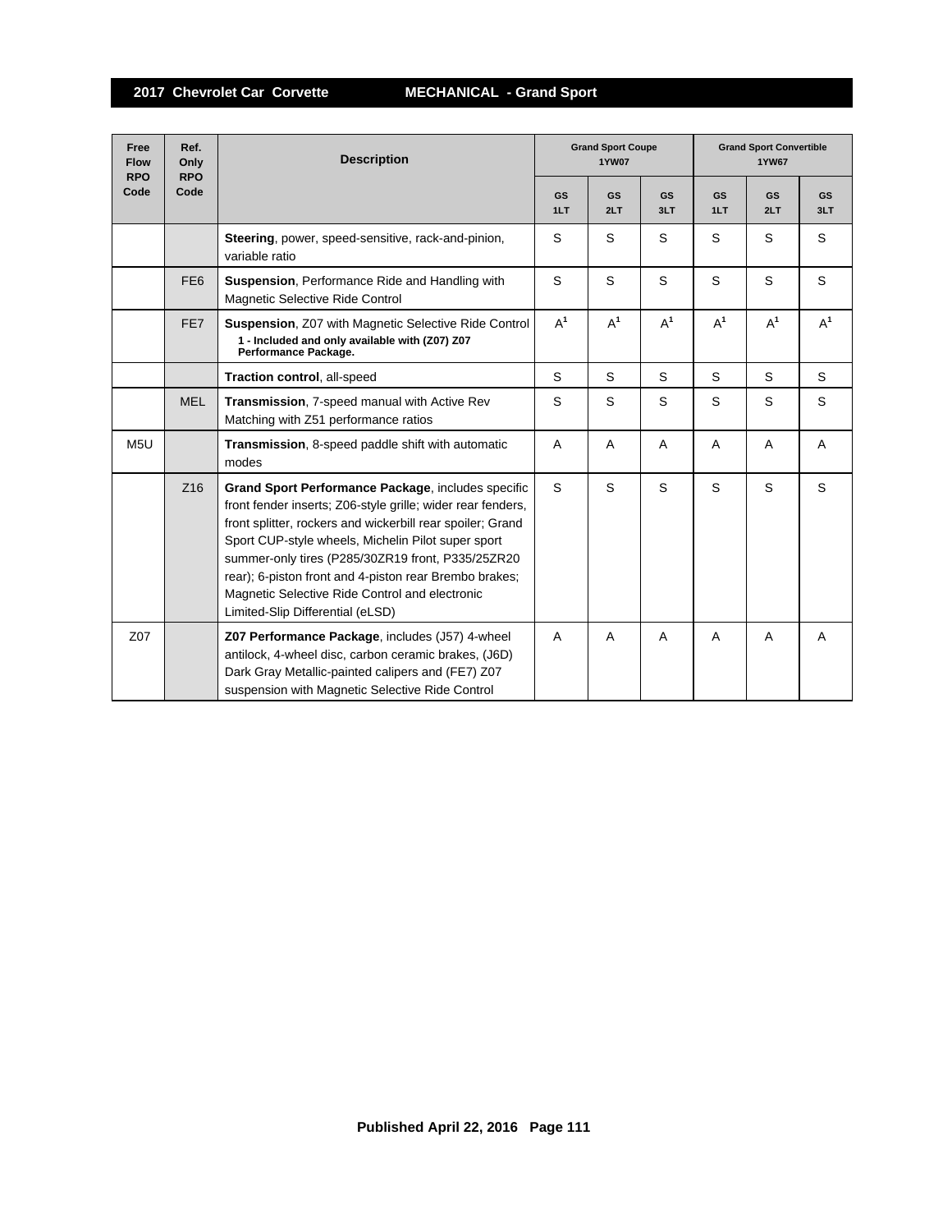## 2017 Chevrolet Car Corvette — MECHANICAL - Grand Sport

| Free Flow RPO Code | Ref. Only RPO Code | Description | Grand Sport Coupe 1YW07 | | | Grand Sport Convertible 1YW67 | | |
|---|---|---|---|---|---|---|---|---|
| | | | GS 1LT | GS 2LT | GS 3LT | GS 1LT | GS 2LT | GS 3LT |
| | | **Steering**, power, speed-sensitive, rack-and-pinion, variable ratio | S | S | S | S | S | S |
| | FE6 | **Suspension**, Performance Ride and Handling with Magnetic Selective Ride Control | S | S | S | S | S | S |
| | FE7 | **Suspension**, Z07 with Magnetic Selective Ride Control<br>**1 - Included and only available with (Z07) Z07 Performance Package.** | A[1] | A[1] | A[1] | A[1] | A[1] | A[1] |
| | | **Traction control**, all-speed | S | S | S | S | S | S |
| | MEL | **Transmission**, 7-speed manual with Active Rev Matching with Z51 performance ratios | S | S | S | S | S | S |
| M5U | | **Transmission**, 8-speed paddle shift with automatic modes | A | A | A | A | A | A |
| | Z16 | **Grand Sport Performance Package**, includes specific front fender inserts; Z06-style grille; wider rear fenders, front splitter, rockers and wickerbill rear spoiler; Grand Sport CUP-style wheels, Michelin Pilot super sport summer-only tires (P285/30ZR19 front, P335/25ZR20 rear); 6-piston front and 4-piston rear Brembo brakes; Magnetic Selective Ride Control and electronic Limited-Slip Differential (eLSD) | S | S | S | S | S | S |
| Z07 | | **Z07 Performance Package**, includes (J57) 4-wheel antilock, 4-wheel disc, carbon ceramic brakes, (J6D) Dark Gray Metallic-painted calipers and (FE7) Z07 suspension with Magnetic Selective Ride Control | A | A | A | A | A | A |

Published April 22, 2016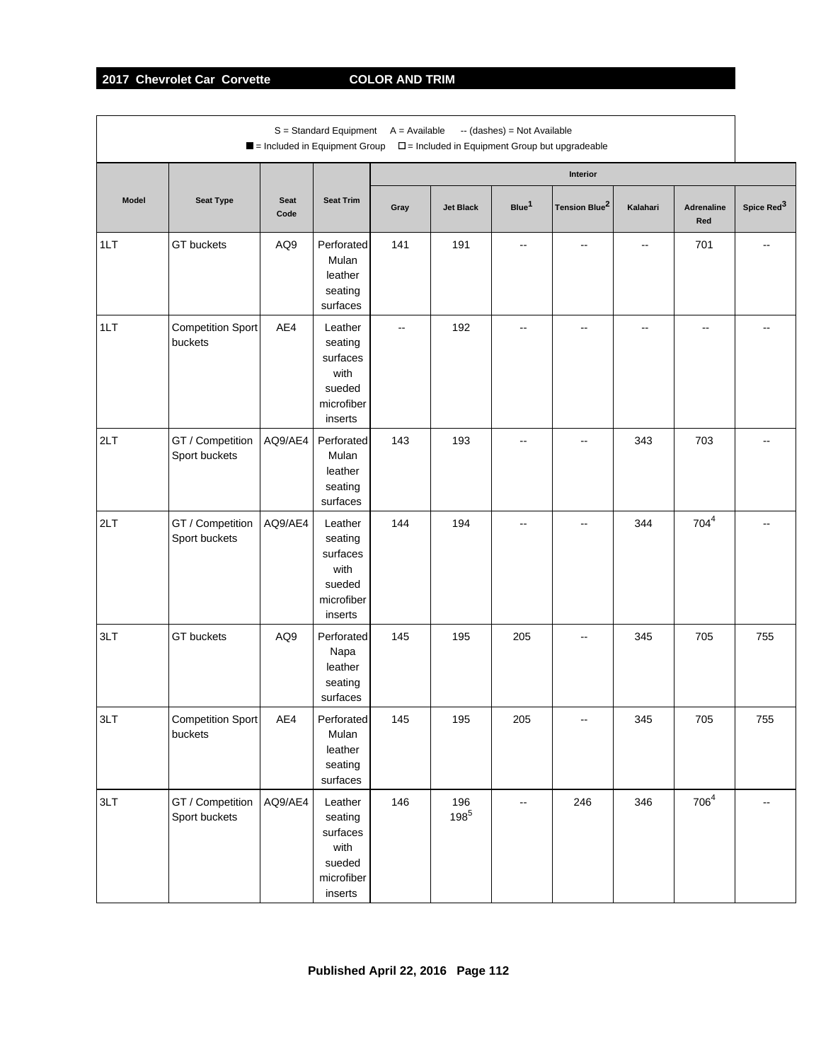## 2017 Chevrolet Car Corvette — COLOR AND TRIM

S = Standard Equipment  A = Available  -- (dashes) = Not Available

■ = Included in Equipment Group  □ = Included in Equipment Group but upgradeable

| Model | Seat Type | Seat Code | Seat Trim | Interior | | | | | | |
|---|---|---|---|---|---|---|---|---|---|---|
| | | | | Gray | Jet Black | Blue[1] | Tension Blue[2] | Kalahari | Adrenaline Red | Spice Red[3] |
| 1LT | GT buckets | AQ9 | Perforated Mulan leather seating surfaces | 141 | 191 | -- | -- | -- | 701 | -- |
| 1LT | Competition Sport buckets | AE4 | Leather seating surfaces with sueded microfiber inserts | -- | 192 | -- | -- | -- | -- | -- |
| 2LT | GT / Competition Sport buckets | AQ9/AE4 | Perforated Mulan leather seating surfaces | 143 | 193 | -- | -- | 343 | 703 | -- |
| 2LT | GT / Competition Sport buckets | AQ9/AE4 | Leather seating surfaces with sueded microfiber inserts | 144 | 194 | -- | -- | 344 | 704[4] | -- |
| 3LT | GT buckets | AQ9 | Perforated Napa leather seating surfaces | 145 | 195 | 205 | -- | 345 | 705 | 755 |
| 3LT | Competition Sport buckets | AE4 | Perforated Mulan leather seating surfaces | 145 | 195 | 205 | -- | 345 | 705 | 755 |
| 3LT | GT / Competition Sport buckets | AQ9/AE4 | Leather seating surfaces with sueded microfiber inserts | 146 | 196 198[5] | -- | 246 | 346 | 706[4] | -- |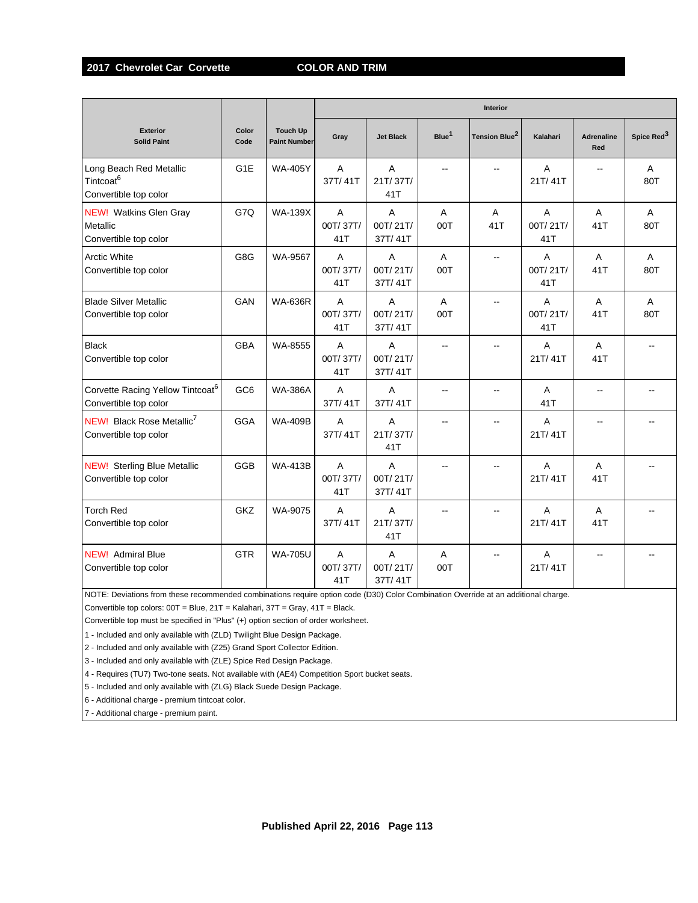## 2017 Chevrolet Car Corvette — COLOR AND TRIM

| Exterior Solid Paint | Color Code | Touch Up Paint Number | Interior | | | | | | |
|---|---|---|---|---|---|---|---|---|---|
| | | | Gray | Jet Black | Blue[1] | Tension Blue[2] | Kalahari | Adrenaline Red | Spice Red[3] |
| Long Beach Red Metallic Tintcoat[6] Convertible top color | G1E | WA-405Y | A 37T/ 41T | A 21T/ 37T/ 41T | -- | -- | A 21T/ 41T | -- | A 80T |
| NEW! Watkins Glen Gray Metallic Convertible top color | G7Q | WA-139X | A 00T/ 37T/ 41T | A 00T/ 21T/ 37T/ 41T | A 00T | A 41T | A 00T/ 21T/ 41T | A 41T | A 80T |
| Arctic White Convertible top color | G8G | WA-9567 | A 00T/ 37T/ 41T | A 00T/ 21T/ 37T/ 41T | A 00T | -- | A 00T/ 21T/ 41T | A 41T | A 80T |
| Blade Silver Metallic Convertible top color | GAN | WA-636R | A 00T/ 37T/ 41T | A 00T/ 21T/ 37T/ 41T | A 00T | -- | A 00T/ 21T/ 41T | A 41T | A 80T |
| Black Convertible top color | GBA | WA-8555 | A 00T/ 37T/ 41T | A 00T/ 21T/ 37T/ 41T | -- | -- | A 21T/ 41T | A 41T | -- |
| Corvette Racing Yellow Tintcoat[6] Convertible top color | GC6 | WA-386A | A 37T/ 41T | A 37T/ 41T | -- | -- | A 41T | -- | -- |
| NEW! Black Rose Metallic[7] Convertible top color | GGA | WA-409B | A 37T/ 41T | A 21T/ 37T/ 41T | -- | -- | A 21T/ 41T | -- | -- |
| NEW! Sterling Blue Metallic Convertible top color | GGB | WA-413B | A 00T/ 37T/ 41T | A 00T/ 21T/ 37T/ 41T | -- | -- | A 21T/ 41T | A 41T | -- |
| Torch Red Convertible top color | GKZ | WA-9075 | A 37T/ 41T | A 21T/ 37T/ 41T | -- | -- | A 21T/ 41T | A 41T | -- |
| NEW! Admiral Blue Convertible top color | GTR | WA-705U | A 00T/ 37T/ 41T | A 00T/ 21T/ 37T/ 41T | A 00T | -- | A 21T/ 41T | -- | -- |

NOTE: Deviations from these recommended combinations require option code (D30) Color Combination Override at an additional charge.

Convertible top colors: 00T = Blue, 21T = Kalahari, 37T = Gray, 41T = Black.

Convertible top must be specified in "Plus" (+) option section of order worksheet.

1 - Included and only available with (ZLD) Twilight Blue Design Package.

2 - Included and only available with (Z25) Grand Sport Collector Edition.

3 - Included and only available with (ZLE) Spice Red Design Package.

4 - Requires (TU7) Two-tone seats. Not available with (AE4) Competition Sport bucket seats.

5 - Included and only available with (ZLG) Black Suede Design Package.

6 - Additional charge - premium tintcoat color.

7 - Additional charge - premium paint.

Published April 22, 2016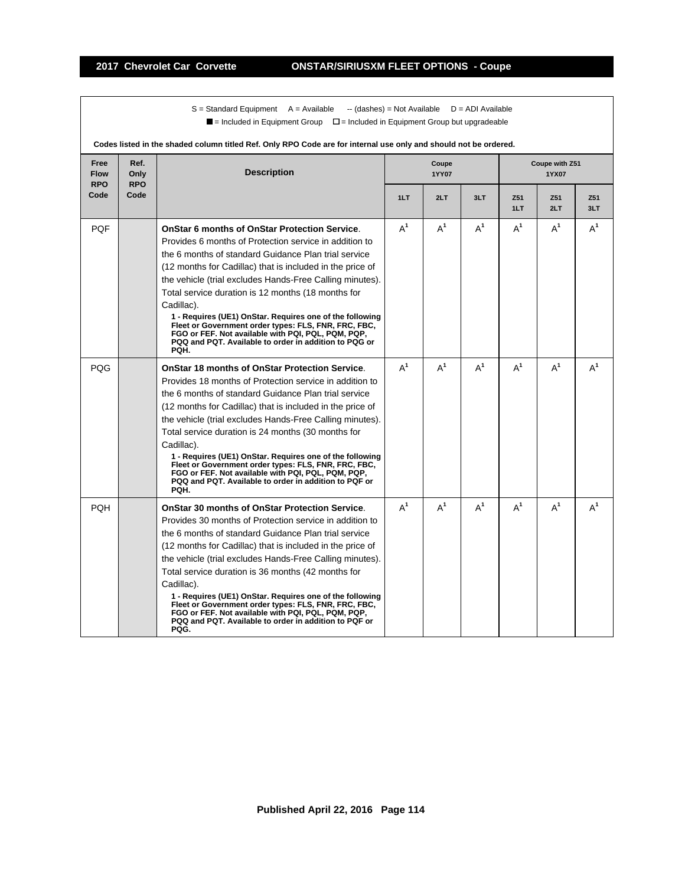# 2017 Chevrolet Car Corvette ONSTAR/SIRIUSXM FLEET OPTIONS - Coupe

S = Standard Equipment   A = Available   -- (dashes) = Not Available   D = ADI Available

■ = Included in Equipment Group   □ = Included in Equipment Group but upgradeable

**Codes listed in the shaded column titled Ref. Only RPO Code are for internal use only and should not be ordered.**

| Free Flow RPO Code | Ref. Only RPO Code | Description | Coupe 1YY07 | | | Coupe with Z51 1YX07 | | |
|---|---|---|---|---|---|---|---|---|
| | | | 1LT | 2LT | 3LT | Z51 1LT | Z51 2LT | Z51 3LT |
| PQF | | **OnStar 6 months of OnStar Protection Service**. Provides 6 months of Protection service in addition to the 6 months of standard Guidance Plan trial service (12 months for Cadillac) that is included in the price of the vehicle (trial excludes Hands-Free Calling minutes). Total service duration is 12 months (18 months for Cadillac). **1 - Requires (UE1) OnStar. Requires one of the following Fleet or Government order types: FLS, FNR, FRC, FBC, FGO or FEF. Not available with PQI, PQL, PQM, PQP, PQQ and PQT. Available to order in addition to PQG or PQH.** | A[1] | A[1] | A[1] | A[1] | A[1] | A[1] |
| PQG | | **OnStar 18 months of OnStar Protection Service**. Provides 18 months of Protection service in addition to the 6 months of standard Guidance Plan trial service (12 months for Cadillac) that is included in the price of the vehicle (trial excludes Hands-Free Calling minutes). Total service duration is 24 months (30 months for Cadillac). **1 - Requires (UE1) OnStar. Requires one of the following Fleet or Government order types: FLS, FNR, FRC, FBC, FGO or FEF. Not available with PQI, PQL, PQM, PQP, PQQ and PQT. Available to order in addition to PQF or PQH.** | A[1] | A[1] | A[1] | A[1] | A[1] | A[1] |
| PQH | | **OnStar 30 months of OnStar Protection Service**. Provides 30 months of Protection service in addition to the 6 months of standard Guidance Plan trial service (12 months for Cadillac) that is included in the price of the vehicle (trial excludes Hands-Free Calling minutes). Total service duration is 36 months (42 months for Cadillac). **1 - Requires (UE1) OnStar. Requires one of the following Fleet or Government order types: FLS, FNR, FRC, FBC, FGO or FEF. Not available with PQI, PQL, PQM, PQP, PQQ and PQT. Available to order in addition to PQF or PQG.** | A[1] | A[1] | A[1] | A[1] | A[1] | A[1] |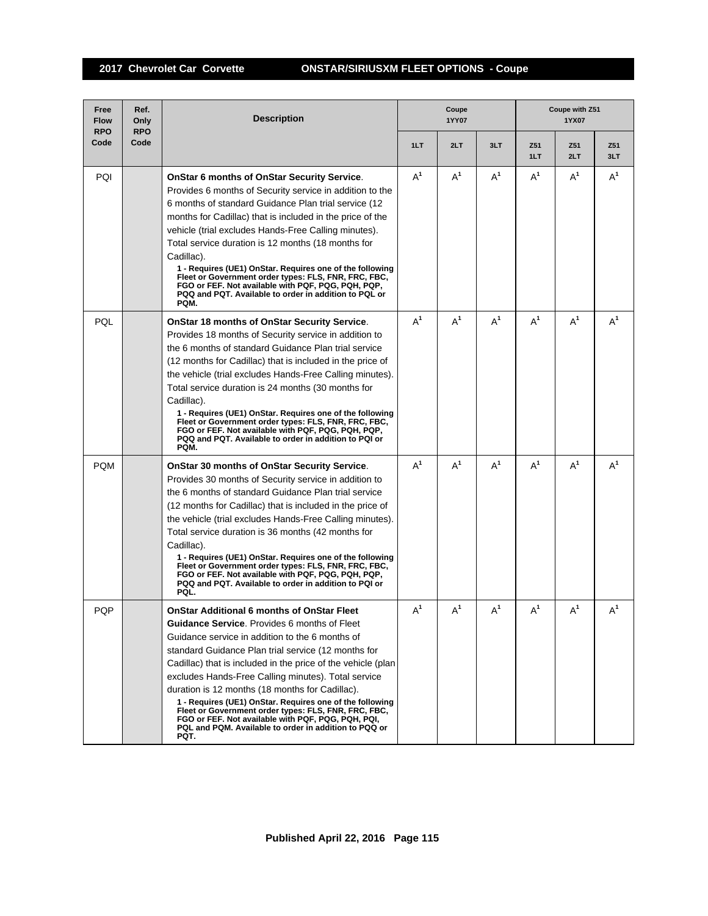## 2017 Chevrolet Car Corvette — ONSTAR/SIRIUSXM FLEET OPTIONS - Coupe

| Free Flow RPO Code | Ref. Only RPO Code | Description | Coupe 1YY07 | | | Coupe with Z51 1YX07 | | |
|---|---|---|---|---|---|---|---|---|
| | | | 1LT | 2LT | 3LT | Z51 1LT | Z51 2LT | Z51 3LT |
| PQI | | **OnStar 6 months of OnStar Security Service**. Provides 6 months of Security service in addition to the 6 months of standard Guidance Plan trial service (12 months for Cadillac) that is included in the price of the vehicle (trial excludes Hands-Free Calling minutes). Total service duration is 12 months (18 months for Cadillac). **1 - Requires (UE1) OnStar. Requires one of the following Fleet or Government order types: FLS, FNR, FRC, FBC, FGO or FEF. Not available with PQF, PQG, PQH, PQP, PQQ and PQT. Available to order in addition to PQL or PQM.** | A[1] | A[1] | A[1] | A[1] | A[1] | A[1] |
| PQL | | **OnStar 18 months of OnStar Security Service**. Provides 18 months of Security service in addition to the 6 months of standard Guidance Plan trial service (12 months for Cadillac) that is included in the price of the vehicle (trial excludes Hands-Free Calling minutes). Total service duration is 24 months (30 months for Cadillac). **1 - Requires (UE1) OnStar. Requires one of the following Fleet or Government order types: FLS, FNR, FRC, FBC, FGO or FEF. Not available with PQF, PQG, PQH, PQP, PQQ and PQT. Available to order in addition to PQI or PQM.** | A[1] | A[1] | A[1] | A[1] | A[1] | A[1] |
| PQM | | **OnStar 30 months of OnStar Security Service**. Provides 30 months of Security service in addition to the 6 months of standard Guidance Plan trial service (12 months for Cadillac) that is included in the price of the vehicle (trial excludes Hands-Free Calling minutes). Total service duration is 36 months (42 months for Cadillac). **1 - Requires (UE1) OnStar. Requires one of the following Fleet or Government order types: FLS, FNR, FRC, FBC, FGO or FEF. Not available with PQF, PQG, PQH, PQP, PQQ and PQT. Available to order in addition to PQI or PQL.** | A[1] | A[1] | A[1] | A[1] | A[1] | A[1] |
| PQP | | **OnStar Additional 6 months of OnStar Fleet Guidance Service**. Provides 6 months of Fleet Guidance service in addition to the 6 months of standard Guidance Plan trial service (12 months for Cadillac) that is included in the price of the vehicle (plan excludes Hands-Free Calling minutes). Total service duration is 12 months (18 months for Cadillac). **1 - Requires (UE1) OnStar. Requires one of the following Fleet or Government order types: FLS, FNR, FRC, FBC, FGO or FEF. Not available with PQF, PQG, PQH, PQI, PQL and PQM. Available to order in addition to PQQ or PQT.** | A[1] | A[1] | A[1] | A[1] | A[1] | A[1] |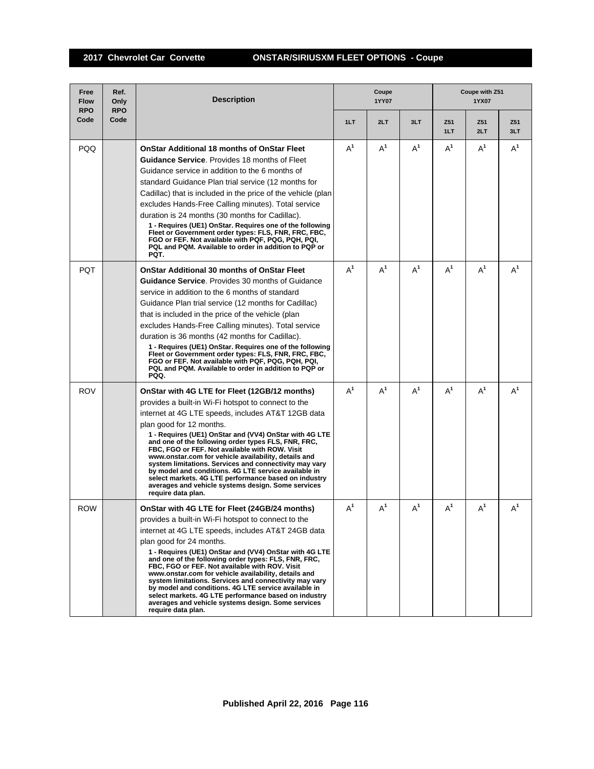## 2017 Chevrolet Car Corvette — ONSTAR/SIRIUSXM FLEET OPTIONS - Coupe

| Free Flow RPO Code | Ref. Only RPO Code | Description | Coupe 1YY07 | | | Coupe with Z51 1YX07 | | |
|---|---|---|---|---|---|---|---|---|
| | | | 1LT | 2LT | 3LT | Z51 1LT | Z51 2LT | Z51 3LT |
| PQQ | | **OnStar Additional 18 months of OnStar Fleet Guidance Service**. Provides 18 months of Fleet Guidance service in addition to the 6 months of standard Guidance Plan trial service (12 months for Cadillac) that is included in the price of the vehicle (plan excludes Hands-Free Calling minutes). Total service duration is 24 months (30 months for Cadillac). **1 - Requires (UE1) OnStar. Requires one of the following Fleet or Government order types: FLS, FNR, FRC, FBC, FGO or FEF. Not available with PQF, PQG, PQH, PQI, PQL and PQM. Available to order in addition to PQP or PQT.** | A[1] | A[1] | A[1] | A[1] | A[1] | A[1] |
| PQT | | **OnStar Additional 30 months of OnStar Fleet Guidance Service**. Provides 30 months of Guidance service in addition to the 6 months of standard Guidance Plan trial service (12 months for Cadillac) that is included in the price of the vehicle (plan excludes Hands-Free Calling minutes). Total service duration is 36 months (42 months for Cadillac). **1 - Requires (UE1) OnStar. Requires one of the following Fleet or Government order types: FLS, FNR, FRC, FBC, FGO or FEF. Not available with PQF, PQG, PQH, PQI, PQL and PQM. Available to order in addition to PQP or PQQ.** | A[1] | A[1] | A[1] | A[1] | A[1] | A[1] |
| ROV | | **OnStar with 4G LTE for Fleet (12GB/12 months)** provides a built-in Wi-Fi hotspot to connect to the internet at 4G LTE speeds, includes AT&T 12GB data plan good for 12 months. **1 - Requires (UE1) OnStar and (VV4) OnStar with 4G LTE and one of the following order types FLS, FNR, FRC, FBC, FGO or FEF. Not available with ROW. Visit www.onstar.com for vehicle availability, details and system limitations. Services and connectivity may vary by model and conditions. 4G LTE service available in select markets. 4G LTE performance based on industry averages and vehicle systems design. Some services require data plan.** | A[1] | A[1] | A[1] | A[1] | A[1] | A[1] |
| ROW | | **OnStar with 4G LTE for Fleet (24GB/24 months)** provides a built-in Wi-Fi hotspot to connect to the internet at 4G LTE speeds, includes AT&T 24GB data plan good for 24 months. **1 - Requires (UE1) OnStar and (VV4) OnStar with 4G LTE and one of the following order types: FLS, FNR, FRC, FBC, FGO or FEF. Not available with ROV. Visit www.onstar.com for vehicle availability, details and system limitations. Services and connectivity may vary by model and conditions. 4G LTE service available in select markets. 4G LTE performance based on industry averages and vehicle systems design. Some services require data plan.** | A[1] | A[1] | A[1] | A[1] | A[1] | A[1] |

Published April 22, 2016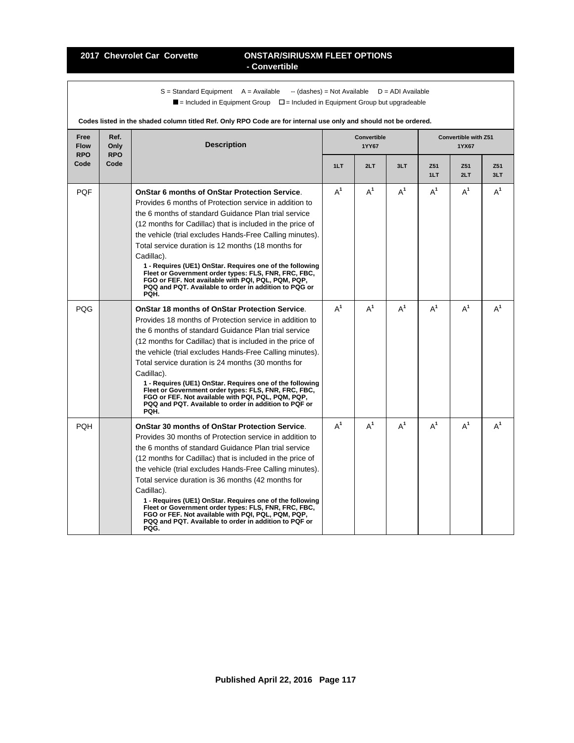## 2017 Chevrolet Car Corvette — ONSTAR/SIRIUSXM FLEET OPTIONS - Convertible

S = Standard Equipment   A = Available   -- (dashes) = Not Available   D = ADI Available

■ = Included in Equipment Group   □ = Included in Equipment Group but upgradeable

**Codes listed in the shaded column titled Ref. Only RPO Code are for internal use only and should not be ordered.**

| Free Flow RPO Code | Ref. Only RPO Code | Description | Convertible 1YY67 | | | Convertible with Z51 1YX67 | | |
|---|---|---|---|---|---|---|---|---|
| | | | 1LT | 2LT | 3LT | Z51 1LT | Z51 2LT | Z51 3LT |
| PQF | | **OnStar 6 months of OnStar Protection Service**. Provides 6 months of Protection service in addition to the 6 months of standard Guidance Plan trial service (12 months for Cadillac) that is included in the price of the vehicle (trial excludes Hands-Free Calling minutes). Total service duration is 12 months (18 months for Cadillac). **1 - Requires (UE1) OnStar. Requires one of the following Fleet or Government order types: FLS, FNR, FRC, FBC, FGO or FEF. Not available with PQI, PQL, PQM, PQP, PQQ and PQT. Available to order in addition to PQG or PQH.** | A[1] | A[1] | A[1] | A[1] | A[1] | A[1] |
| PQG | | **OnStar 18 months of OnStar Protection Service**. Provides 18 months of Protection service in addition to the 6 months of standard Guidance Plan trial service (12 months for Cadillac) that is included in the price of the vehicle (trial excludes Hands-Free Calling minutes). Total service duration is 24 months (30 months for Cadillac). **1 - Requires (UE1) OnStar. Requires one of the following Fleet or Government order types: FLS, FNR, FRC, FBC, FGO or FEF. Not available with PQI, PQL, PQM, PQP, PQQ and PQT. Available to order in addition to PQF or PQH.** | A[1] | A[1] | A[1] | A[1] | A[1] | A[1] |
| PQH | | **OnStar 30 months of OnStar Protection Service**. Provides 30 months of Protection service in addition to the 6 months of standard Guidance Plan trial service (12 months for Cadillac) that is included in the price of the vehicle (trial excludes Hands-Free Calling minutes). Total service duration is 36 months (42 months for Cadillac). **1 - Requires (UE1) OnStar. Requires one of the following Fleet or Government order types: FLS, FNR, FRC, FBC, FGO or FEF. Not available with PQI, PQL, PQM, PQP, PQQ and PQT. Available to order in addition to PQF or PQG.** | A[1] | A[1] | A[1] | A[1] | A[1] | A[1] |

Published April 22, 2016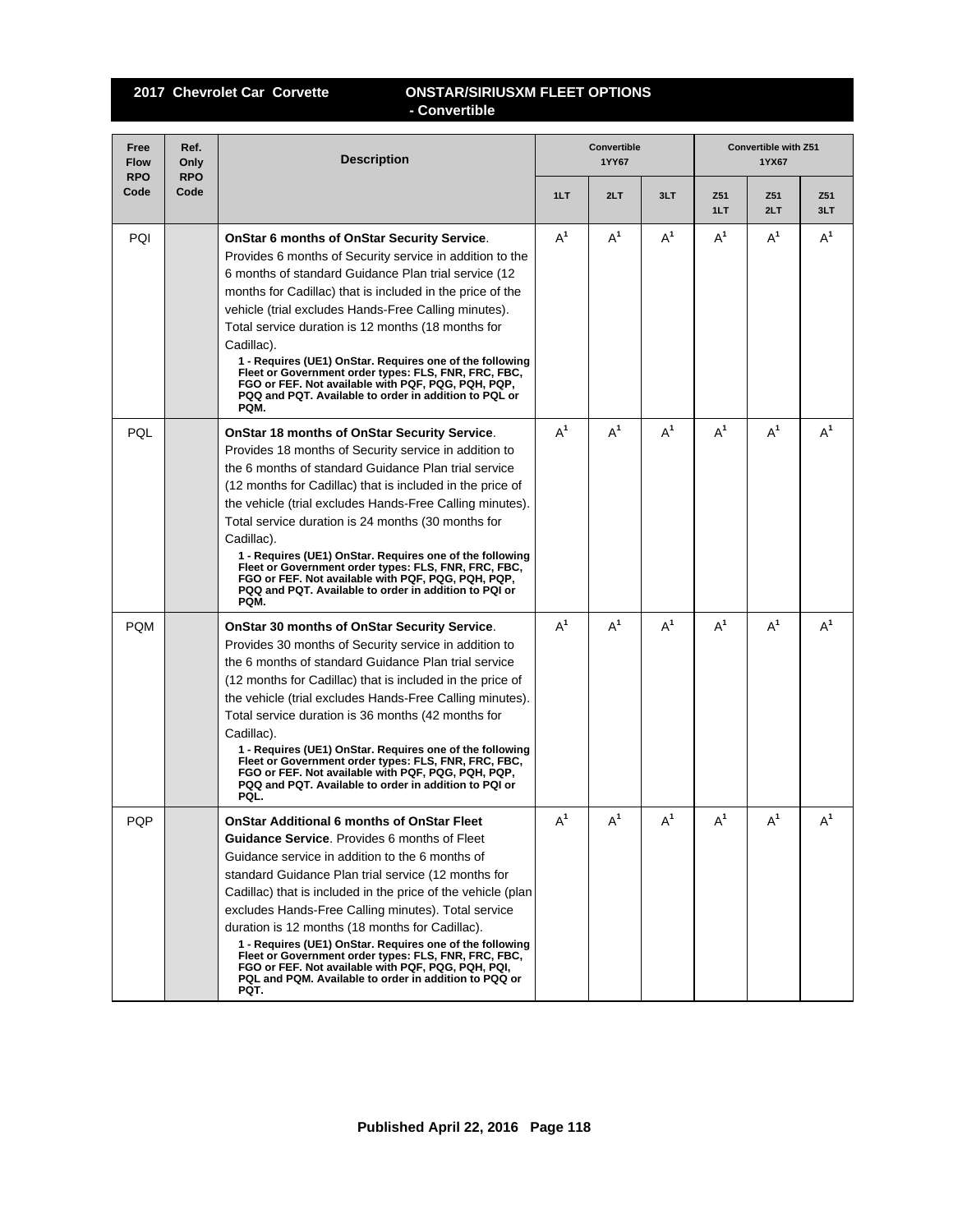## 2017 Chevrolet Car Corvette — ONSTAR/SIRIUSXM FLEET OPTIONS - Convertible

| Free Flow RPO Code | Ref. Only RPO Code | Description | Convertible 1YY67 | | | Convertible with Z51 1YX67 | | |
|---|---|---|---|---|---|---|---|---|
| | | | 1LT | 2LT | 3LT | Z51 1LT | Z51 2LT | Z51 3LT |
| PQI | | **OnStar 6 months of OnStar Security Service**. Provides 6 months of Security service in addition to the 6 months of standard Guidance Plan trial service (12 months for Cadillac) that is included in the price of the vehicle (trial excludes Hands-Free Calling minutes). Total service duration is 12 months (18 months for Cadillac).<br>**1 - Requires (UE1) OnStar. Requires one of the following Fleet or Government order types: FLS, FNR, FRC, FBC, FGO or FEF. Not available with PQF, PQG, PQH, PQP, PQQ and PQT. Available to order in addition to PQL or PQM.** | A[1] | A[1] | A[1] | A[1] | A[1] | A[1] |
| PQL | | **OnStar 18 months of OnStar Security Service**. Provides 18 months of Security service in addition to the 6 months of standard Guidance Plan trial service (12 months for Cadillac) that is included in the price of the vehicle (trial excludes Hands-Free Calling minutes). Total service duration is 24 months (30 months for Cadillac).<br>**1 - Requires (UE1) OnStar. Requires one of the following Fleet or Government order types: FLS, FNR, FRC, FBC, FGO or FEF. Not available with PQF, PQG, PQH, PQP, PQQ and PQT. Available to order in addition to PQI or PQM.** | A[1] | A[1] | A[1] | A[1] | A[1] | A[1] |
| PQM | | **OnStar 30 months of OnStar Security Service**. Provides 30 months of Security service in addition to the 6 months of standard Guidance Plan trial service (12 months for Cadillac) that is included in the price of the vehicle (trial excludes Hands-Free Calling minutes). Total service duration is 36 months (42 months for Cadillac).<br>**1 - Requires (UE1) OnStar. Requires one of the following Fleet or Government order types: FLS, FNR, FRC, FBC, FGO or FEF. Not available with PQF, PQG, PQH, PQP, PQQ and PQT. Available to order in addition to PQI or PQL.** | A[1] | A[1] | A[1] | A[1] | A[1] | A[1] |
| PQP | | **OnStar Additional 6 months of OnStar Fleet Guidance Service**. Provides 6 months of Fleet Guidance service in addition to the 6 months of standard Guidance Plan trial service (12 months for Cadillac) that is included in the price of the vehicle (plan excludes Hands-Free Calling minutes). Total service duration is 12 months (18 months for Cadillac).<br>**1 - Requires (UE1) OnStar. Requires one of the following Fleet or Government order types: FLS, FNR, FRC, FBC, FGO or FEF. Not available with PQF, PQG, PQH, PQI, PQL and PQM. Available to order in addition to PQQ or PQT.** | A[1] | A[1] | A[1] | A[1] | A[1] | A[1] |

Published April 22, 2016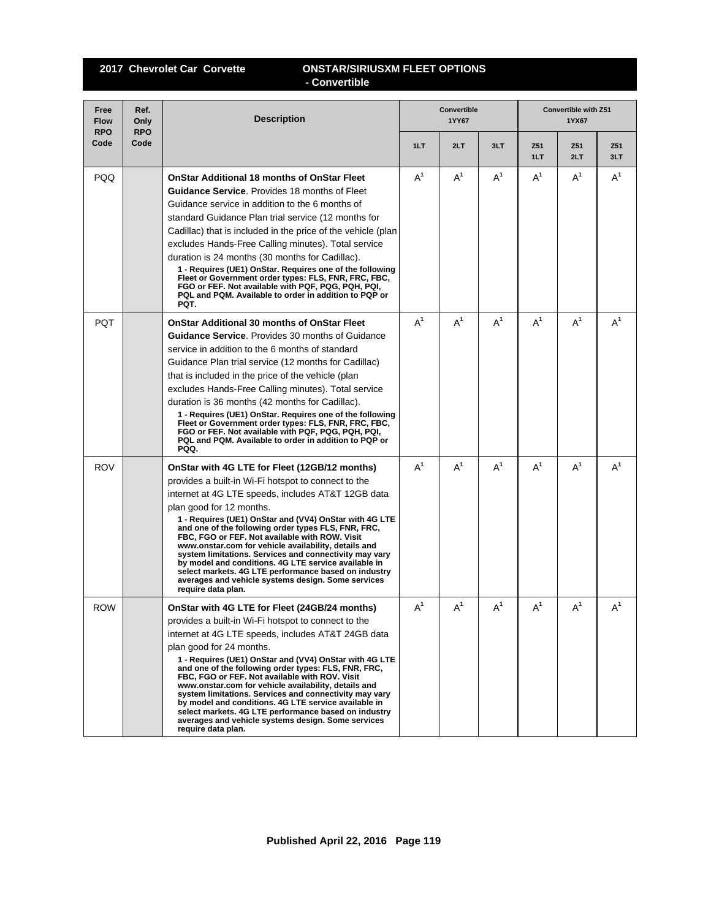## 2017 Chevrolet Car Corvette — ONSTAR/SIRIUSXM FLEET OPTIONS - Convertible

| Free Flow RPO Code | Ref. Only RPO Code | Description | Convertible 1YY67 | | | Convertible with Z51 1YX67 | | |
|---|---|---|---|---|---|---|---|---|
| | | | 1LT | 2LT | 3LT | Z51 1LT | Z51 2LT | Z51 3LT |
| PQQ | | **OnStar Additional 18 months of OnStar Fleet Guidance Service**. Provides 18 months of Fleet Guidance service in addition to the 6 months of standard Guidance Plan trial service (12 months for Cadillac) that is included in the price of the vehicle (plan excludes Hands-Free Calling minutes). Total service duration is 24 months (30 months for Cadillac). **1 - Requires (UE1) OnStar. Requires one of the following Fleet or Government order types: FLS, FNR, FRC, FBC, FGO or FEF. Not available with PQF, PQG, PQH, PQI, PQL and PQM. Available to order in addition to PQP or PQT.** | A[1] | A[1] | A[1] | A[1] | A[1] | A[1] |
| PQT | | **OnStar Additional 30 months of OnStar Fleet Guidance Service**. Provides 30 months of Guidance service in addition to the 6 months of standard Guidance Plan trial service (12 months for Cadillac) that is included in the price of the vehicle (plan excludes Hands-Free Calling minutes). Total service duration is 36 months (42 months for Cadillac). **1 - Requires (UE1) OnStar. Requires one of the following Fleet or Government order types: FLS, FNR, FRC, FBC, FGO or FEF. Not available with PQF, PQG, PQH, PQI, PQL and PQM. Available to order in addition to PQP or PQQ.** | A[1] | A[1] | A[1] | A[1] | A[1] | A[1] |
| ROV | | **OnStar with 4G LTE for Fleet (12GB/12 months)** provides a built-in Wi-Fi hotspot to connect to the internet at 4G LTE speeds, includes AT&T 12GB data plan good for 12 months. **1 - Requires (UE1) OnStar and (VV4) OnStar with 4G LTE and one of the following order types FLS, FNR, FRC, FBC, FGO or FEF. Not available with ROW. Visit www.onstar.com for vehicle availability, details and system limitations. Services and connectivity may vary by model and conditions. 4G LTE service available in select markets. 4G LTE performance based on industry averages and vehicle systems design. Some services require data plan.** | A[1] | A[1] | A[1] | A[1] | A[1] | A[1] |
| ROW | | **OnStar with 4G LTE for Fleet (24GB/24 months)** provides a built-in Wi-Fi hotspot to connect to the internet at 4G LTE speeds, includes AT&T 24GB data plan good for 24 months. **1 - Requires (UE1) OnStar and (VV4) OnStar with 4G LTE and one of the following order types: FLS, FNR, FRC, FBC, FGO or FEF. Not available with ROV. Visit www.onstar.com for vehicle availability, details and system limitations. Services and connectivity may vary by model and conditions. 4G LTE service available in select markets. 4G LTE performance based on industry averages and vehicle systems design. Some services require data plan.** | A[1] | A[1] | A[1] | A[1] | A[1] | A[1] |

Published April 22, 2016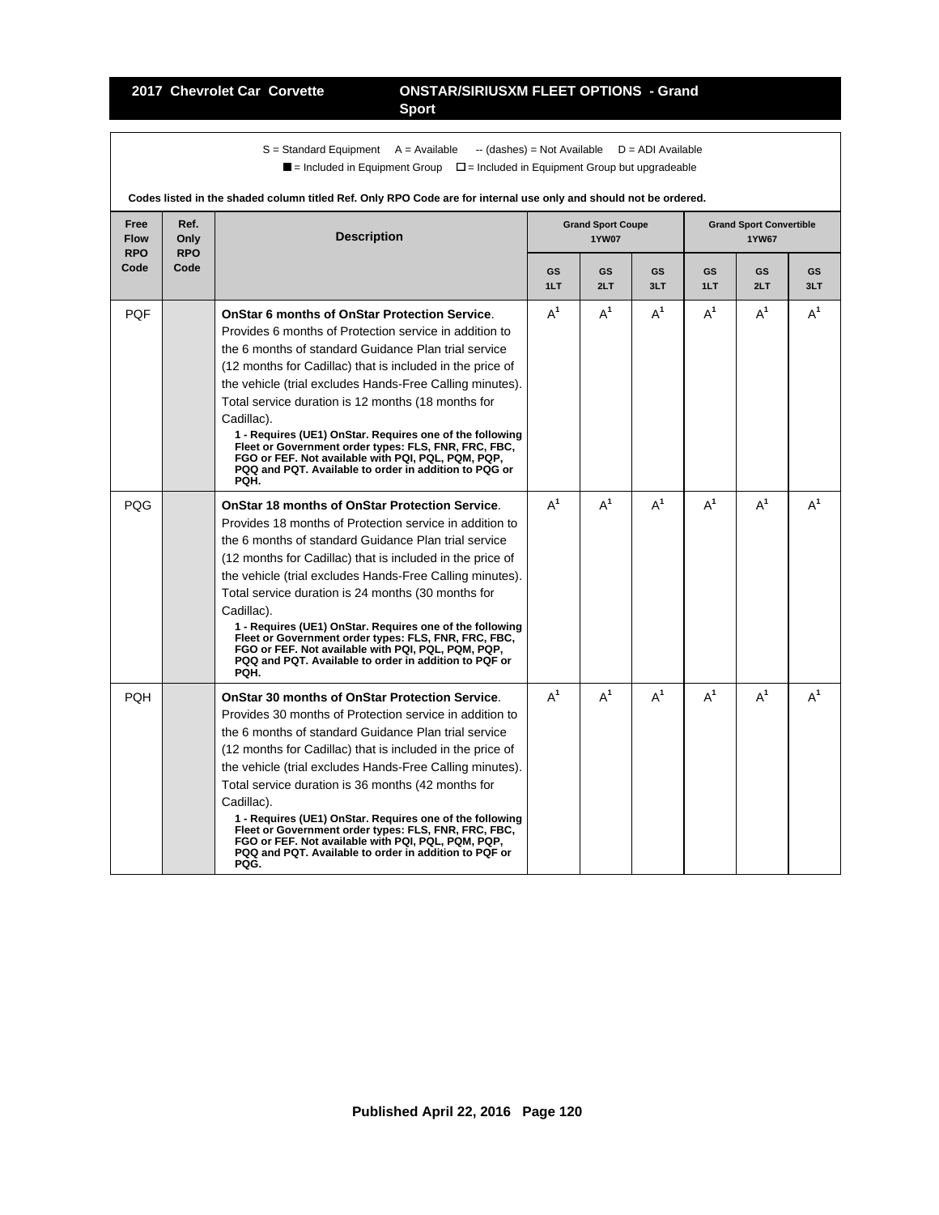S = Standard Equipment  A = Available  -- (dashes) = Not Available  D = ADI Available

■ = Included in Equipment Group  □ = Included in Equipment Group but upgradeable

**Codes listed in the shaded column titled Ref. Only RPO Code are for internal use only and should not be ordered.**

| Free Flow RPO Code | Ref. Only RPO Code | Description | Grand Sport Coupe 1YW07 | | | Grand Sport Convertible 1YW67 | | |
|---|---|---|---|---|---|---|---|---|
| | | | GS 1LT | GS 2LT | GS 3LT | GS 1LT | GS 2LT | GS 3LT |
| PQF | | **OnStar 6 months of OnStar Protection Service**. Provides 6 months of Protection service in addition to the 6 months of standard Guidance Plan trial service (12 months for Cadillac) that is included in the price of the vehicle (trial excludes Hands-Free Calling minutes). Total service duration is 12 months (18 months for Cadillac). **1 - Requires (UE1) OnStar. Requires one of the following Fleet or Government order types: FLS, FNR, FRC, FBC, FGO or FEF. Not available with PQI, PQL, PQM, PQP, PQQ and PQT. Available to order in addition to PQG or PQH.** | A[1] | A[1] | A[1] | A[1] | A[1] | A[1] |
| PQG | | **OnStar 18 months of OnStar Protection Service**. Provides 18 months of Protection service in addition to the 6 months of standard Guidance Plan trial service (12 months for Cadillac) that is included in the price of the vehicle (trial excludes Hands-Free Calling minutes). Total service duration is 24 months (30 months for Cadillac). **1 - Requires (UE1) OnStar. Requires one of the following Fleet or Government order types: FLS, FNR, FRC, FBC, FGO or FEF. Not available with PQI, PQL, PQM, PQP, PQQ and PQT. Available to order in addition to PQF or PQH.** | A[1] | A[1] | A[1] | A[1] | A[1] | A[1] |
| PQH | | **OnStar 30 months of OnStar Protection Service**. Provides 30 months of Protection service in addition to the 6 months of standard Guidance Plan trial service (12 months for Cadillac) that is included in the price of the vehicle (trial excludes Hands-Free Calling minutes). Total service duration is 36 months (42 months for Cadillac). **1 - Requires (UE1) OnStar. Requires one of the following Fleet or Government order types: FLS, FNR, FRC, FBC, FGO or FEF. Not available with PQI, PQL, PQM, PQP, PQQ and PQT. Available to order in addition to PQF or PQG.** | A[1] | A[1] | A[1] | A[1] | A[1] | A[1] |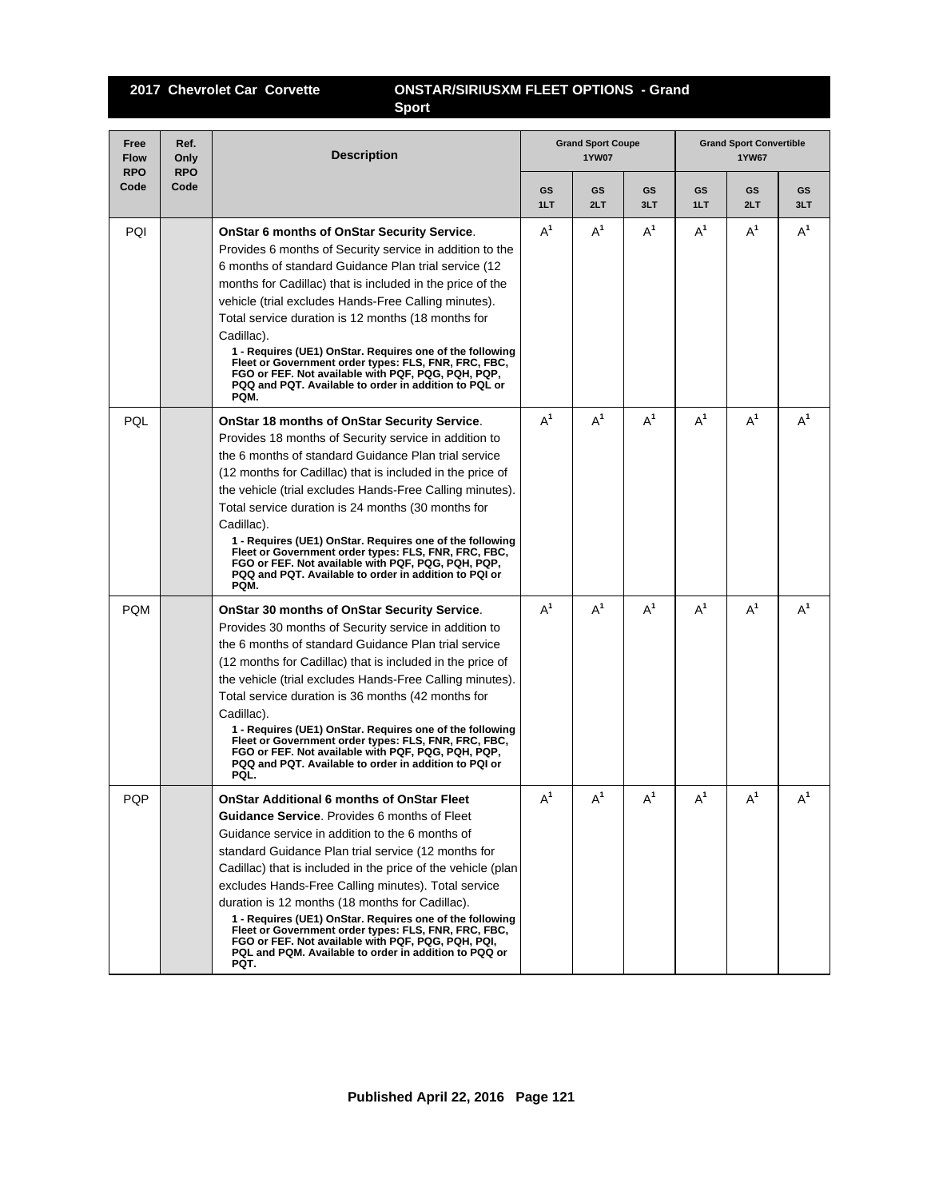## 2017 Chevrolet Car Corvette — ONSTAR/SIRIUSXM FLEET OPTIONS - Grand Sport

| Free Flow RPO Code | Ref. Only RPO Code | Description | Grand Sport Coupe 1YW07 | | | Grand Sport Convertible 1YW67 | | |
|---|---|---|---|---|---|---|---|---|
| | | | GS 1LT | GS 2LT | GS 3LT | GS 1LT | GS 2LT | GS 3LT |
| PQI | | **OnStar 6 months of OnStar Security Service**. Provides 6 months of Security service in addition to the 6 months of standard Guidance Plan trial service (12 months for Cadillac) that is included in the price of the vehicle (trial excludes Hands-Free Calling minutes). Total service duration is 12 months (18 months for Cadillac). **1 - Requires (UE1) OnStar. Requires one of the following Fleet or Government order types: FLS, FNR, FRC, FBC, FGO or FEF. Not available with PQF, PQG, PQH, PQP, PQQ and PQT. Available to order in addition to PQL or PQM.** | A[1] | A[1] | A[1] | A[1] | A[1] | A[1] |
| PQL | | **OnStar 18 months of OnStar Security Service**. Provides 18 months of Security service in addition to the 6 months of standard Guidance Plan trial service (12 months for Cadillac) that is included in the price of the vehicle (trial excludes Hands-Free Calling minutes). Total service duration is 24 months (30 months for Cadillac). **1 - Requires (UE1) OnStar. Requires one of the following Fleet or Government order types: FLS, FNR, FRC, FBC, FGO or FEF. Not available with PQF, PQG, PQH, PQP, PQQ and PQT. Available to order in addition to PQI or PQM.** | A[1] | A[1] | A[1] | A[1] | A[1] | A[1] |
| PQM | | **OnStar 30 months of OnStar Security Service**. Provides 30 months of Security service in addition to the 6 months of standard Guidance Plan trial service (12 months for Cadillac) that is included in the price of the vehicle (trial excludes Hands-Free Calling minutes). Total service duration is 36 months (42 months for Cadillac). **1 - Requires (UE1) OnStar. Requires one of the following Fleet or Government order types: FLS, FNR, FRC, FBC, FGO or FEF. Not available with PQF, PQG, PQH, PQP, PQQ and PQT. Available to order in addition to PQI or PQL.** | A[1] | A[1] | A[1] | A[1] | A[1] | A[1] |
| PQP | | **OnStar Additional 6 months of OnStar Fleet Guidance Service**. Provides 6 months of Fleet Guidance service in addition to the 6 months of standard Guidance Plan trial service (12 months for Cadillac) that is included in the price of the vehicle (plan excludes Hands-Free Calling minutes). Total service duration is 12 months (18 months for Cadillac). **1 - Requires (UE1) OnStar. Requires one of the following Fleet or Government order types: FLS, FNR, FRC, FBC, FGO or FEF. Not available with PQF, PQG, PQH, PQI, PQL and PQM. Available to order in addition to PQQ or PQT.** | A[1] | A[1] | A[1] | A[1] | A[1] | A[1] |

Published April 22, 2016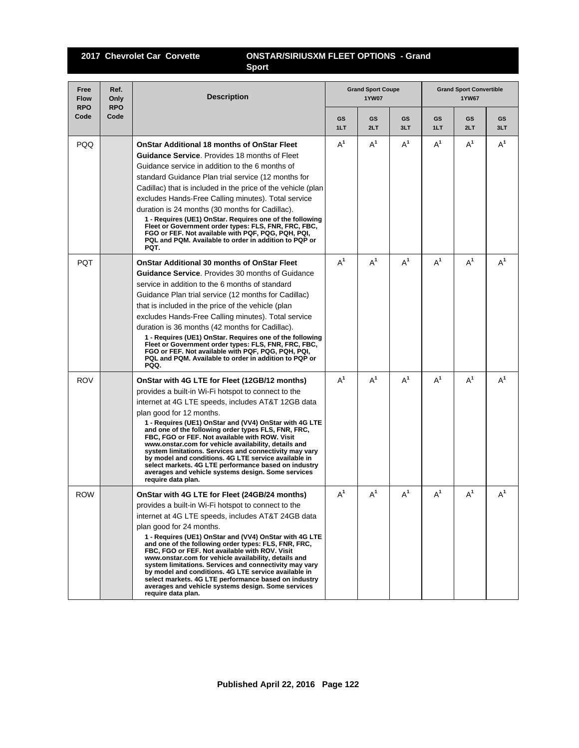## 2017 Chevrolet Car Corvette — ONSTAR/SIRIUSXM FLEET OPTIONS - Grand Sport

| Free Flow RPO Code | Ref. Only RPO Code | Description | Grand Sport Coupe 1YW07 | | | Grand Sport Convertible 1YW67 | | |
|---|---|---|---|---|---|---|---|---|
| | | | GS 1LT | GS 2LT | GS 3LT | GS 1LT | GS 2LT | GS 3LT |
| PQQ | | **OnStar Additional 18 months of OnStar Fleet Guidance Service**. Provides 18 months of Fleet Guidance service in addition to the 6 months of standard Guidance Plan trial service (12 months for Cadillac) that is included in the price of the vehicle (plan excludes Hands-Free Calling minutes). Total service duration is 24 months (30 months for Cadillac). **1 - Requires (UE1) OnStar. Requires one of the following Fleet or Government order types: FLS, FNR, FRC, FBC, FGO or FEF. Not available with PQF, PQG, PQH, PQI, PQL and PQM. Available to order in addition to PQP or PQT.** | A[1] | A[1] | A[1] | A[1] | A[1] | A[1] |
| PQT | | **OnStar Additional 30 months of OnStar Fleet Guidance Service**. Provides 30 months of Guidance service in addition to the 6 months of standard Guidance Plan trial service (12 months for Cadillac) that is included in the price of the vehicle (plan excludes Hands-Free Calling minutes). Total service duration is 36 months (42 months for Cadillac). **1 - Requires (UE1) OnStar. Requires one of the following Fleet or Government order types: FLS, FNR, FRC, FBC, FGO or FEF. Not available with PQF, PQG, PQH, PQI, PQL and PQM. Available to order in addition to PQP or PQQ.** | A[1] | A[1] | A[1] | A[1] | A[1] | A[1] |
| ROV | | **OnStar with 4G LTE for Fleet (12GB/12 months)** provides a built-in Wi-Fi hotspot to connect to the internet at 4G LTE speeds, includes AT&T 12GB data plan good for 12 months. **1 - Requires (UE1) OnStar and (VV4) OnStar with 4G LTE and one of the following order types FLS, FNR, FRC, FBC, FGO or FEF. Not available with ROW. Visit www.onstar.com for vehicle availability, details and system limitations. Services and connectivity may vary by model and conditions. 4G LTE service available in select markets. 4G LTE performance based on industry averages and vehicle systems design. Some services require data plan.** | A[1] | A[1] | A[1] | A[1] | A[1] | A[1] |
| ROW | | **OnStar with 4G LTE for Fleet (24GB/24 months)** provides a built-in Wi-Fi hotspot to connect to the internet at 4G LTE speeds, includes AT&T 24GB data plan good for 24 months. **1 - Requires (UE1) OnStar and (VV4) OnStar with 4G LTE and one of the following order types: FLS, FNR, FRC, FBC, FGO or FEF. Not available with ROV. Visit www.onstar.com for vehicle availability, details and system limitations. Services and connectivity may vary by model and conditions. 4G LTE service available in select markets. 4G LTE performance based on industry averages and vehicle systems design. Some services require data plan.** | A[1] | A[1] | A[1] | A[1] | A[1] | A[1] |

**Published April 22, 2016**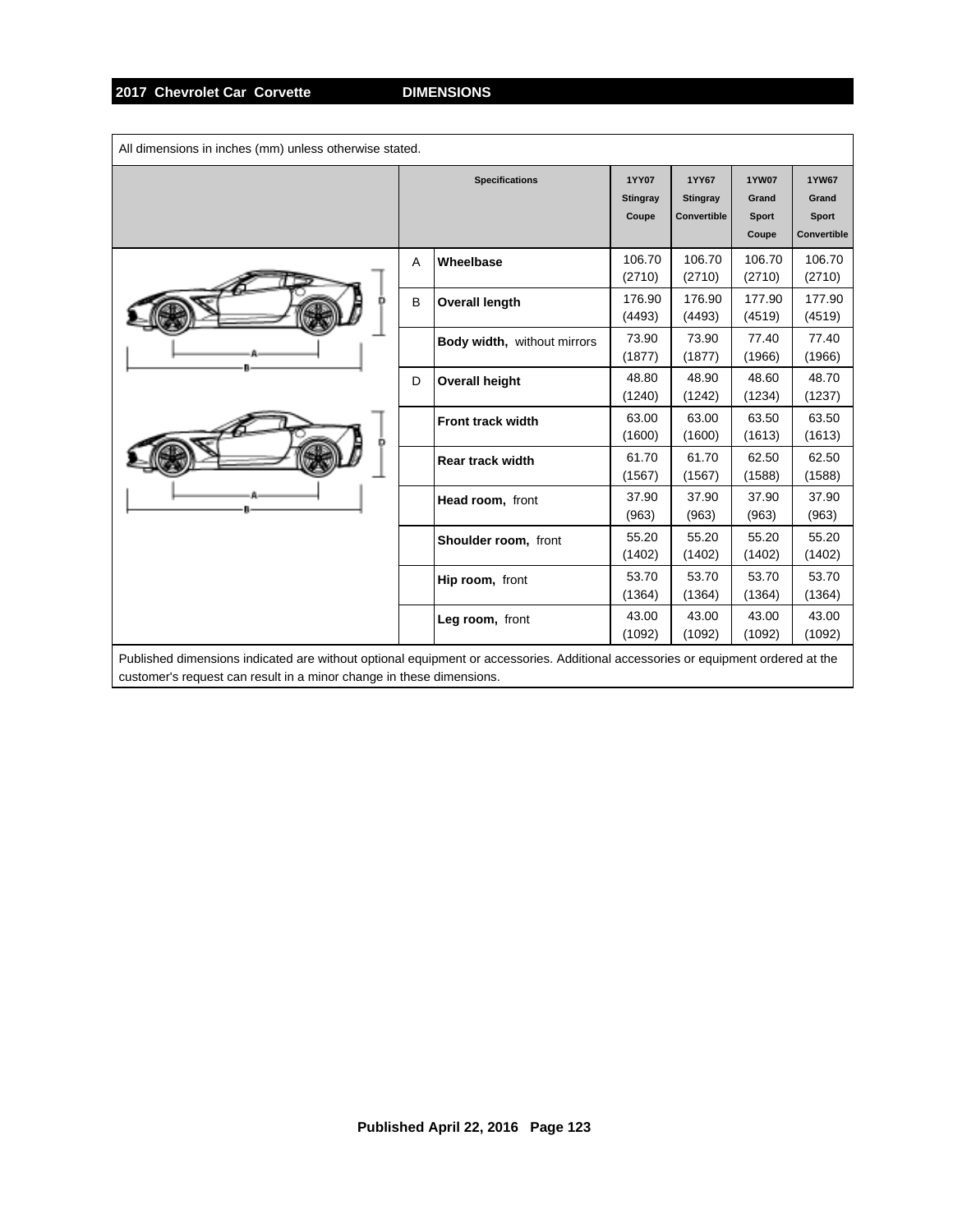All dimensions in inches (mm) unless otherwise stated.

| | Specifications | 1YY07 Stingray Coupe | 1YY67 Stingray Convertible | 1YW07 Grand Sport Coupe | 1YW67 Grand Sport Convertible |
|---|---|---|---|---|---|
| A | **Wheelbase** | 106.70 (2710) | 106.70 (2710) | 106.70 (2710) | 106.70 (2710) |
| B | **Overall length** | 176.90 (4493) | 176.90 (4493) | 177.90 (4519) | 177.90 (4519) |
| | **Body width,** without mirrors | 73.90 (1877) | 73.90 (1877) | 77.40 (1966) | 77.40 (1966) |
| D | **Overall height** | 48.80 (1240) | 48.90 (1242) | 48.60 (1234) | 48.70 (1237) |
| | **Front track width** | 63.00 (1600) | 63.00 (1600) | 63.50 (1613) | 63.50 (1613) |
| | **Rear track width** | 61.70 (1567) | 61.70 (1567) | 62.50 (1588) | 62.50 (1588) |
| | **Head room,** front | 37.90 (963) | 37.90 (963) | 37.90 (963) | 37.90 (963) |
| | **Shoulder room,** front | 55.20 (1402) | 55.20 (1402) | 55.20 (1402) | 55.20 (1402) |
| | **Hip room,** front | 53.70 (1364) | 53.70 (1364) | 53.70 (1364) | 53.70 (1364) |
| | **Leg room,** front | 43.00 (1092) | 43.00 (1092) | 43.00 (1092) | 43.00 (1092) |

Published dimensions indicated are without optional equipment or accessories. Additional accessories or equipment ordered at the customer's request can result in a minor change in these dimensions.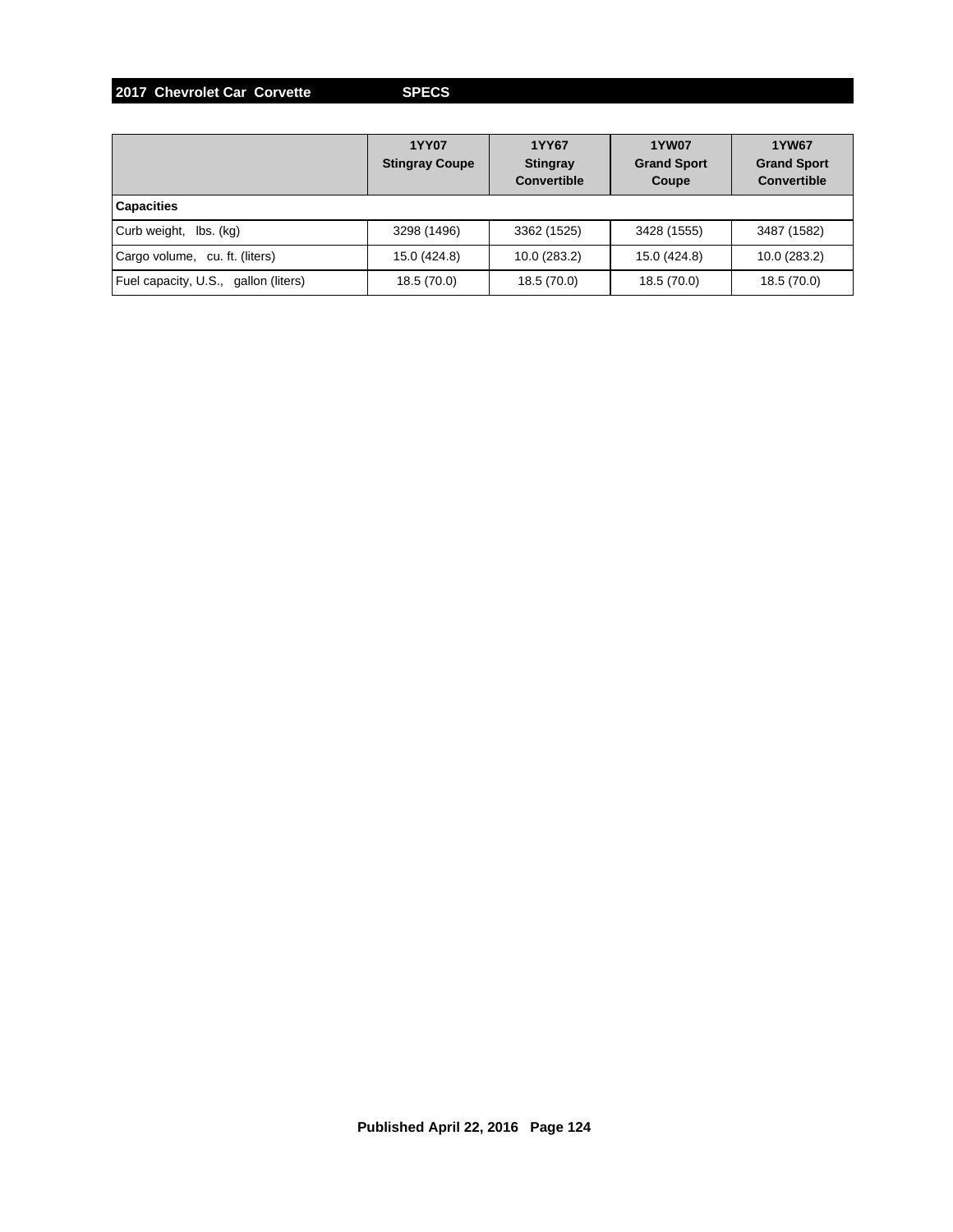| | 1YY07 Stingray Coupe | 1YY67 Stingray Convertible | 1YW07 Grand Sport Coupe | 1YW67 Grand Sport Convertible |
|---|---|---|---|---|
| **Capacities** | | | | |
| Curb weight, lbs. (kg) | 3298 (1496) | 3362 (1525) | 3428 (1555) | 3487 (1582) |
| Cargo volume, cu. ft. (liters) | 15.0 (424.8) | 10.0 (283.2) | 15.0 (424.8) | 10.0 (283.2) |
| Fuel capacity, U.S., gallon (liters) | 18.5 (70.0) | 18.5 (70.0) | 18.5 (70.0) | 18.5 (70.0) |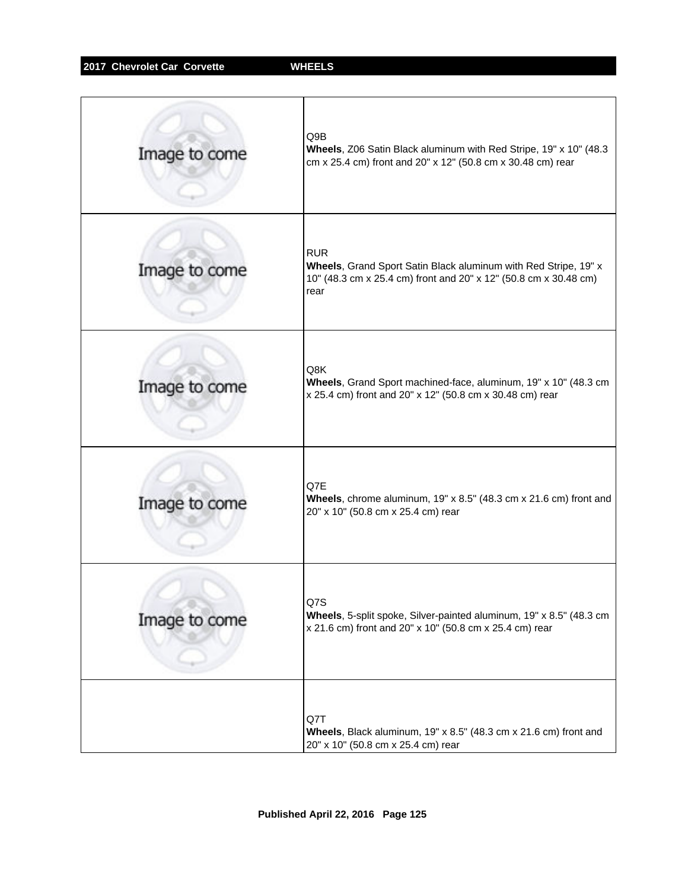| | |
|---|---|
| Image to come | Q9B<br>**Wheels**, Z06 Satin Black aluminum with Red Stripe, 19" x 10" (48.3 cm x 25.4 cm) front and 20" x 12" (50.8 cm x 30.48 cm) rear |
| Image to come | RUR<br>**Wheels**, Grand Sport Satin Black aluminum with Red Stripe, 19" x 10" (48.3 cm x 25.4 cm) front and 20" x 12" (50.8 cm x 30.48 cm) rear |
| Image to come | Q8K<br>**Wheels**, Grand Sport machined-face, aluminum, 19" x 10" (48.3 cm x 25.4 cm) front and 20" x 12" (50.8 cm x 30.48 cm) rear |
| Image to come | Q7E<br>**Wheels**, chrome aluminum, 19" x 8.5" (48.3 cm x 21.6 cm) front and 20" x 10" (50.8 cm x 25.4 cm) rear |
| Image to come | Q7S<br>**Wheels**, 5-split spoke, Silver-painted aluminum, 19" x 8.5" (48.3 cm x 21.6 cm) front and 20" x 10" (50.8 cm x 25.4 cm) rear |
| | Q7T<br>**Wheels**, Black aluminum, 19" x 8.5" (48.3 cm x 21.6 cm) front and 20" x 10" (50.8 cm x 25.4 cm) rear |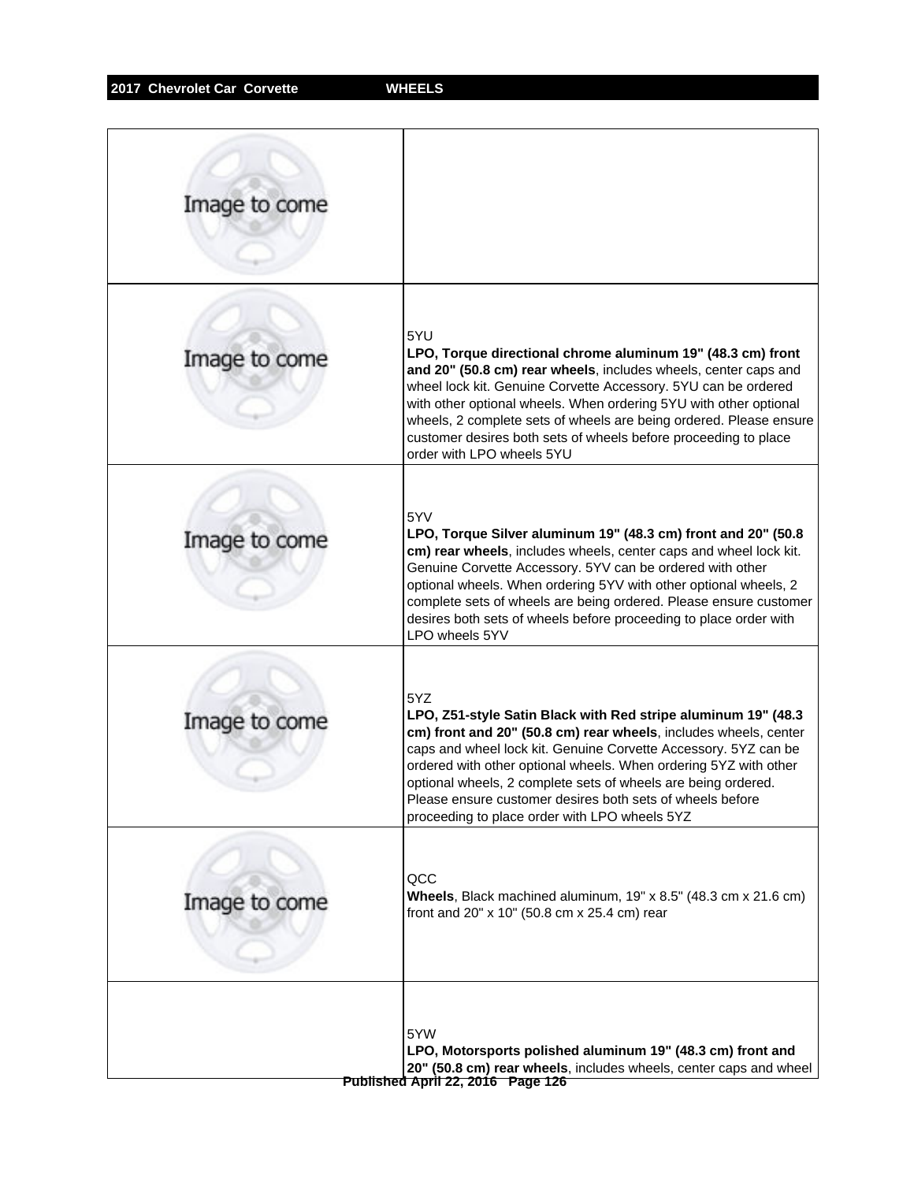| | |
|---|---|
| Image to come | |
| Image to come | 5YU<br>**LPO, Torque directional chrome aluminum 19" (48.3 cm) front and 20" (50.8 cm) rear wheels**, includes wheels, center caps and wheel lock kit. Genuine Corvette Accessory. 5YU can be ordered with other optional wheels. When ordering 5YU with other optional wheels, 2 complete sets of wheels are being ordered. Please ensure customer desires both sets of wheels before proceeding to place order with LPO wheels 5YU |
| Image to come | 5YV<br>**LPO, Torque Silver aluminum 19" (48.3 cm) front and 20" (50.8 cm) rear wheels**, includes wheels, center caps and wheel lock kit. Genuine Corvette Accessory. 5YV can be ordered with other optional wheels. When ordering 5YV with other optional wheels, 2 complete sets of wheels are being ordered. Please ensure customer desires both sets of wheels before proceeding to place order with LPO wheels 5YV |
| Image to come | 5YZ<br>**LPO, Z51-style Satin Black with Red stripe aluminum 19" (48.3 cm) front and 20" (50.8 cm) rear wheels**, includes wheels, center caps and wheel lock kit. Genuine Corvette Accessory. 5YZ can be ordered with other optional wheels. When ordering 5YZ with other optional wheels, 2 complete sets of wheels are being ordered. Please ensure customer desires both sets of wheels before proceeding to place order with LPO wheels 5YZ |
| Image to come | QCC<br>**Wheels**, Black machined aluminum, 19" x 8.5" (48.3 cm x 21.6 cm) front and 20" x 10" (50.8 cm x 25.4 cm) rear |
| | 5YW<br>**LPO, Motorsports polished aluminum 19" (48.3 cm) front and 20" (50.8 cm) rear wheels**, includes wheels, center caps and wheel |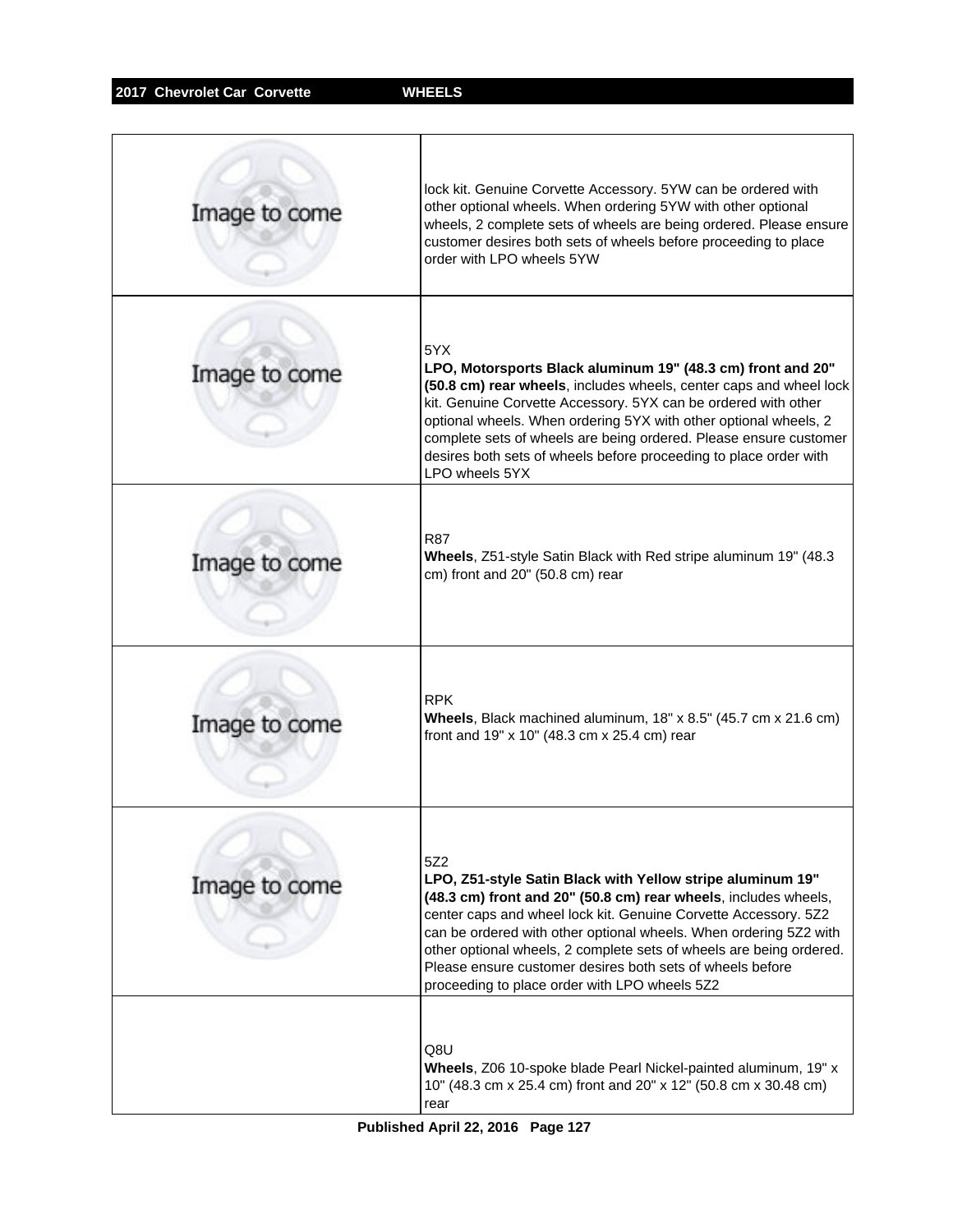| | |
|---|---|
| Image to come | lock kit. Genuine Corvette Accessory. 5YW can be ordered with other optional wheels. When ordering 5YW with other optional wheels, 2 complete sets of wheels are being ordered. Please ensure customer desires both sets of wheels before proceeding to place order with LPO wheels 5YW |
| Image to come | 5YX<br>**LPO, Motorsports Black aluminum 19" (48.3 cm) front and 20" (50.8 cm) rear wheels**, includes wheels, center caps and wheel lock kit. Genuine Corvette Accessory. 5YX can be ordered with other optional wheels. When ordering 5YX with other optional wheels, 2 complete sets of wheels are being ordered. Please ensure customer desires both sets of wheels before proceeding to place order with LPO wheels 5YX |
| Image to come | R87<br>**Wheels**, Z51-style Satin Black with Red stripe aluminum 19" (48.3 cm) front and 20" (50.8 cm) rear |
| Image to come | RPK<br>**Wheels**, Black machined aluminum, 18" x 8.5" (45.7 cm x 21.6 cm) front and 19" x 10" (48.3 cm x 25.4 cm) rear |
| Image to come | 5Z2<br>**LPO, Z51-style Satin Black with Yellow stripe aluminum 19" (48.3 cm) front and 20" (50.8 cm) rear wheels**, includes wheels, center caps and wheel lock kit. Genuine Corvette Accessory. 5Z2 can be ordered with other optional wheels. When ordering 5Z2 with other optional wheels, 2 complete sets of wheels are being ordered. Please ensure customer desires both sets of wheels before proceeding to place order with LPO wheels 5Z2 |
| | Q8U<br>**Wheels**, Z06 10-spoke blade Pearl Nickel-painted aluminum, 19" x 10" (48.3 cm x 25.4 cm) front and 20" x 12" (50.8 cm x 30.48 cm) rear |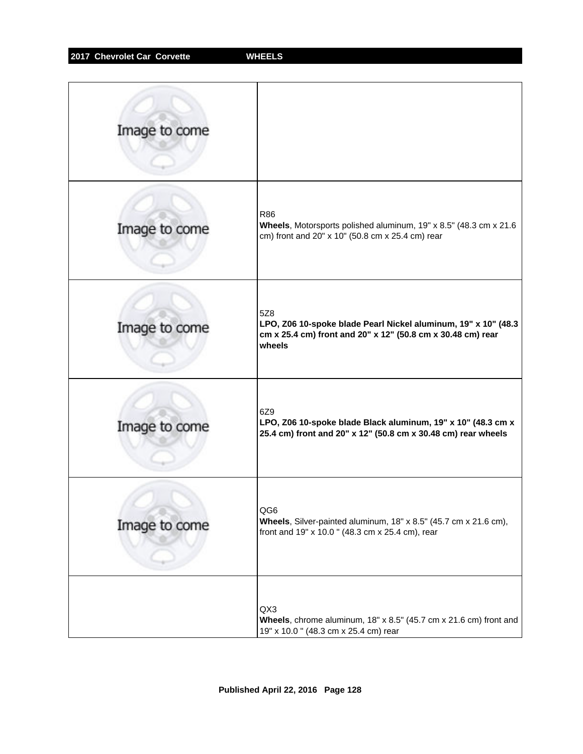| | |
|---|---|
| Image to come | |
| Image to come | R86<br>**Wheels**, Motorsports polished aluminum, 19" x 8.5" (48.3 cm x 21.6 cm) front and 20" x 10" (50.8 cm x 25.4 cm) rear |
| Image to come | 5Z8<br>**LPO, Z06 10-spoke blade Pearl Nickel aluminum, 19" x 10" (48.3 cm x 25.4 cm) front and 20" x 12" (50.8 cm x 30.48 cm) rear wheels** |
| Image to come | 6Z9<br>**LPO, Z06 10-spoke blade Black aluminum, 19" x 10" (48.3 cm x 25.4 cm) front and 20" x 12" (50.8 cm x 30.48 cm) rear wheels** |
| Image to come | QG6<br>**Wheels**, Silver-painted aluminum, 18" x 8.5" (45.7 cm x 21.6 cm), front and 19" x 10.0 " (48.3 cm x 25.4 cm), rear |
| | QX3<br>**Wheels**, chrome aluminum, 18" x 8.5" (45.7 cm x 21.6 cm) front and 19" x 10.0 " (48.3 cm x 25.4 cm) rear |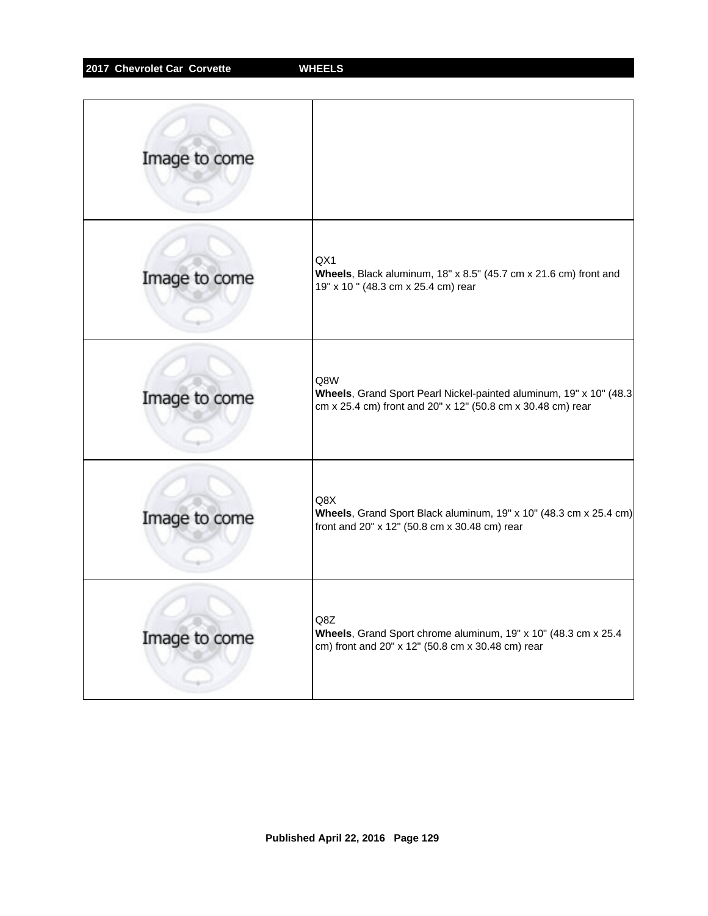| | |
|---|---|
| Image to come | |
| Image to come | QX1<br>**Wheels**, Black aluminum, 18" x 8.5" (45.7 cm x 21.6 cm) front and 19" x 10 " (48.3 cm x 25.4 cm) rear |
| Image to come | Q8W<br>**Wheels**, Grand Sport Pearl Nickel-painted aluminum, 19" x 10" (48.3 cm x 25.4 cm) front and 20" x 12" (50.8 cm x 30.48 cm) rear |
| Image to come | Q8X<br>**Wheels**, Grand Sport Black aluminum, 19" x 10" (48.3 cm x 25.4 cm) front and 20" x 12" (50.8 cm x 30.48 cm) rear |
| Image to come | Q8Z<br>**Wheels**, Grand Sport chrome aluminum, 19" x 10" (48.3 cm x 25.4 cm) front and 20" x 12" (50.8 cm x 30.48 cm) rear |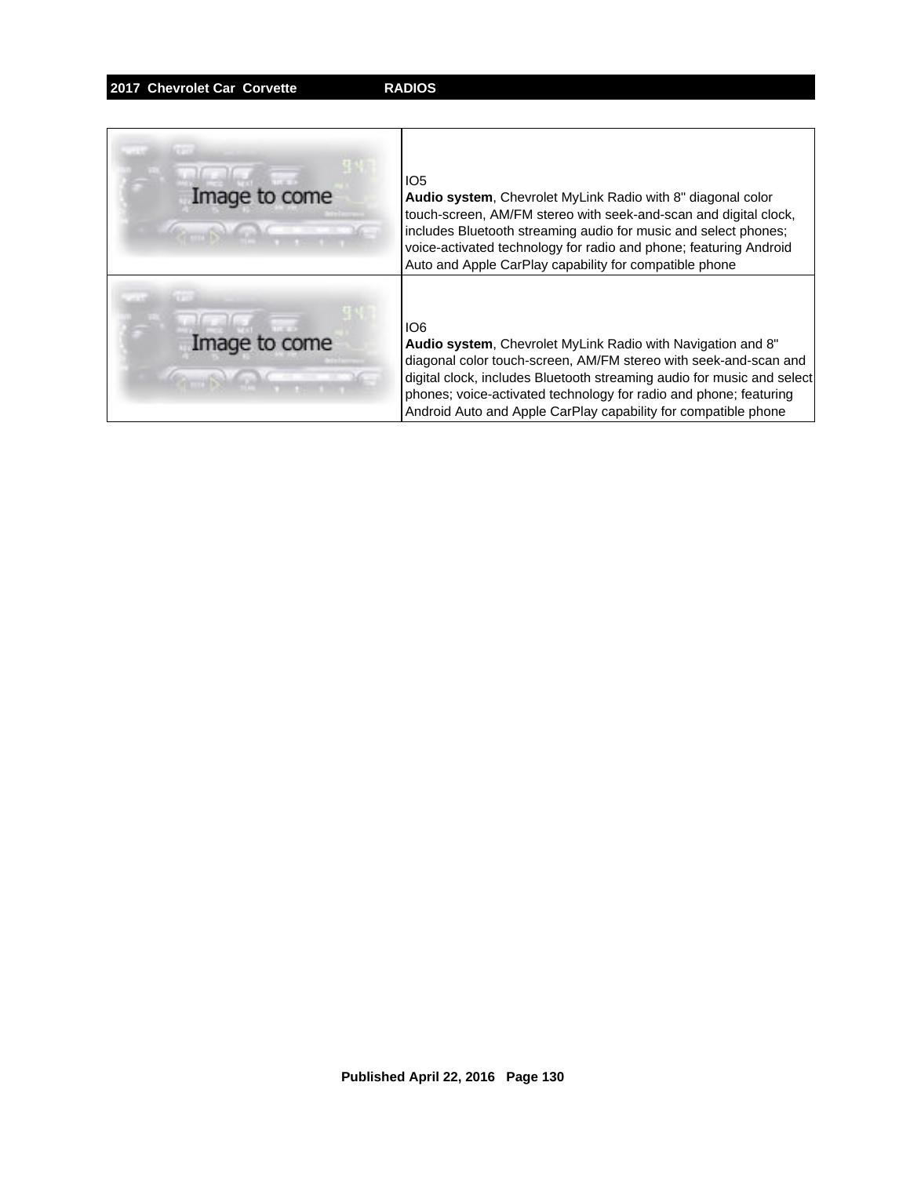| | |
|---|---|
| Image to come | IO5<br>**Audio system**, Chevrolet MyLink Radio with 8" diagonal color touch-screen, AM/FM stereo with seek-and-scan and digital clock, includes Bluetooth streaming audio for music and select phones; voice-activated technology for radio and phone; featuring Android Auto and Apple CarPlay capability for compatible phone |
| Image to come | IO6<br>**Audio system**, Chevrolet MyLink Radio with Navigation and 8" diagonal color touch-screen, AM/FM stereo with seek-and-scan and digital clock, includes Bluetooth streaming audio for music and select phones; voice-activated technology for radio and phone; featuring Android Auto and Apple CarPlay capability for compatible phone |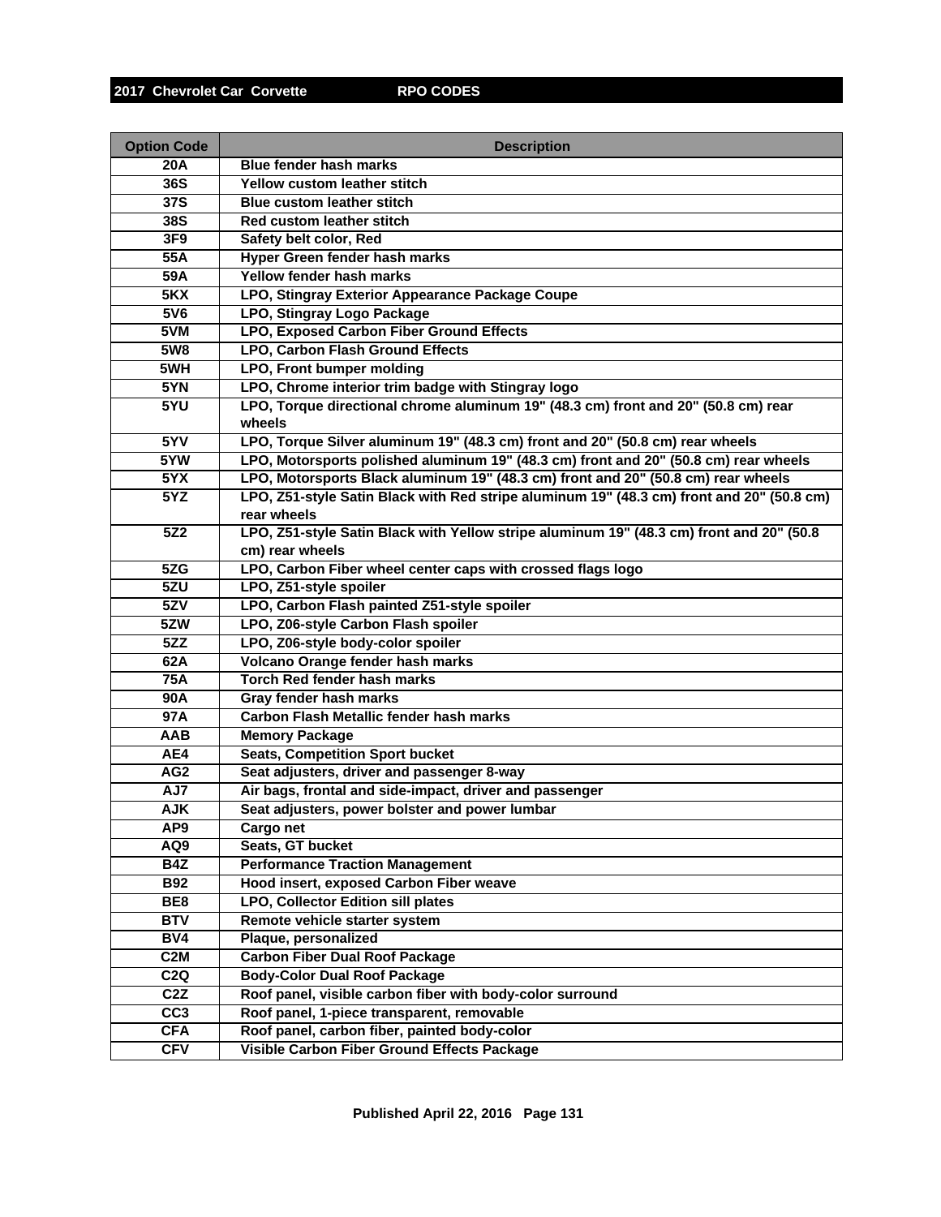**2017 Chevrolet Car Corvette RPO CODES**

| Option Code | Description |
|---|---|
| 20A | Blue fender hash marks |
| 36S | Yellow custom leather stitch |
| 37S | Blue custom leather stitch |
| 38S | Red custom leather stitch |
| 3F9 | Safety belt color, Red |
| 55A | Hyper Green fender hash marks |
| 59A | Yellow fender hash marks |
| 5KX | LPO, Stingray Exterior Appearance Package Coupe |
| 5V6 | LPO, Stingray Logo Package |
| 5VM | LPO, Exposed Carbon Fiber Ground Effects |
| 5W8 | LPO, Carbon Flash Ground Effects |
| 5WH | LPO, Front bumper molding |
| 5YN | LPO, Chrome interior trim badge with Stingray logo |
| 5YU | LPO, Torque directional chrome aluminum 19" (48.3 cm) front and 20" (50.8 cm) rear wheels |
| 5YV | LPO, Torque Silver aluminum 19" (48.3 cm) front and 20" (50.8 cm) rear wheels |
| 5YW | LPO, Motorsports polished aluminum 19" (48.3 cm) front and 20" (50.8 cm) rear wheels |
| 5YX | LPO, Motorsports Black aluminum 19" (48.3 cm) front and 20" (50.8 cm) rear wheels |
| 5YZ | LPO, Z51-style Satin Black with Red stripe aluminum 19" (48.3 cm) front and 20" (50.8 cm) rear wheels |
| 5Z2 | LPO, Z51-style Satin Black with Yellow stripe aluminum 19" (48.3 cm) front and 20" (50.8 cm) rear wheels |
| 5ZG | LPO, Carbon Fiber wheel center caps with crossed flags logo |
| 5ZU | LPO, Z51-style spoiler |
| 5ZV | LPO, Carbon Flash painted Z51-style spoiler |
| 5ZW | LPO, Z06-style Carbon Flash spoiler |
| 5ZZ | LPO, Z06-style body-color spoiler |
| 62A | Volcano Orange fender hash marks |
| 75A | Torch Red fender hash marks |
| 90A | Gray fender hash marks |
| 97A | Carbon Flash Metallic fender hash marks |
| AAB | Memory Package |
| AE4 | Seats, Competition Sport bucket |
| AG2 | Seat adjusters, driver and passenger 8-way |
| AJ7 | Air bags, frontal and side-impact, driver and passenger |
| AJK | Seat adjusters, power bolster and power lumbar |
| AP9 | Cargo net |
| AQ9 | Seats, GT bucket |
| B4Z | Performance Traction Management |
| B92 | Hood insert, exposed Carbon Fiber weave |
| BE8 | LPO, Collector Edition sill plates |
| BTV | Remote vehicle starter system |
| BV4 | Plaque, personalized |
| C2M | Carbon Fiber Dual Roof Package |
| C2Q | Body-Color Dual Roof Package |
| C2Z | Roof panel, visible carbon fiber with body-color surround |
| CC3 | Roof panel, 1-piece transparent, removable |
| CFA | Roof panel, carbon fiber, painted body-color |
| CFV | Visible Carbon Fiber Ground Effects Package |

Published April 22, 2016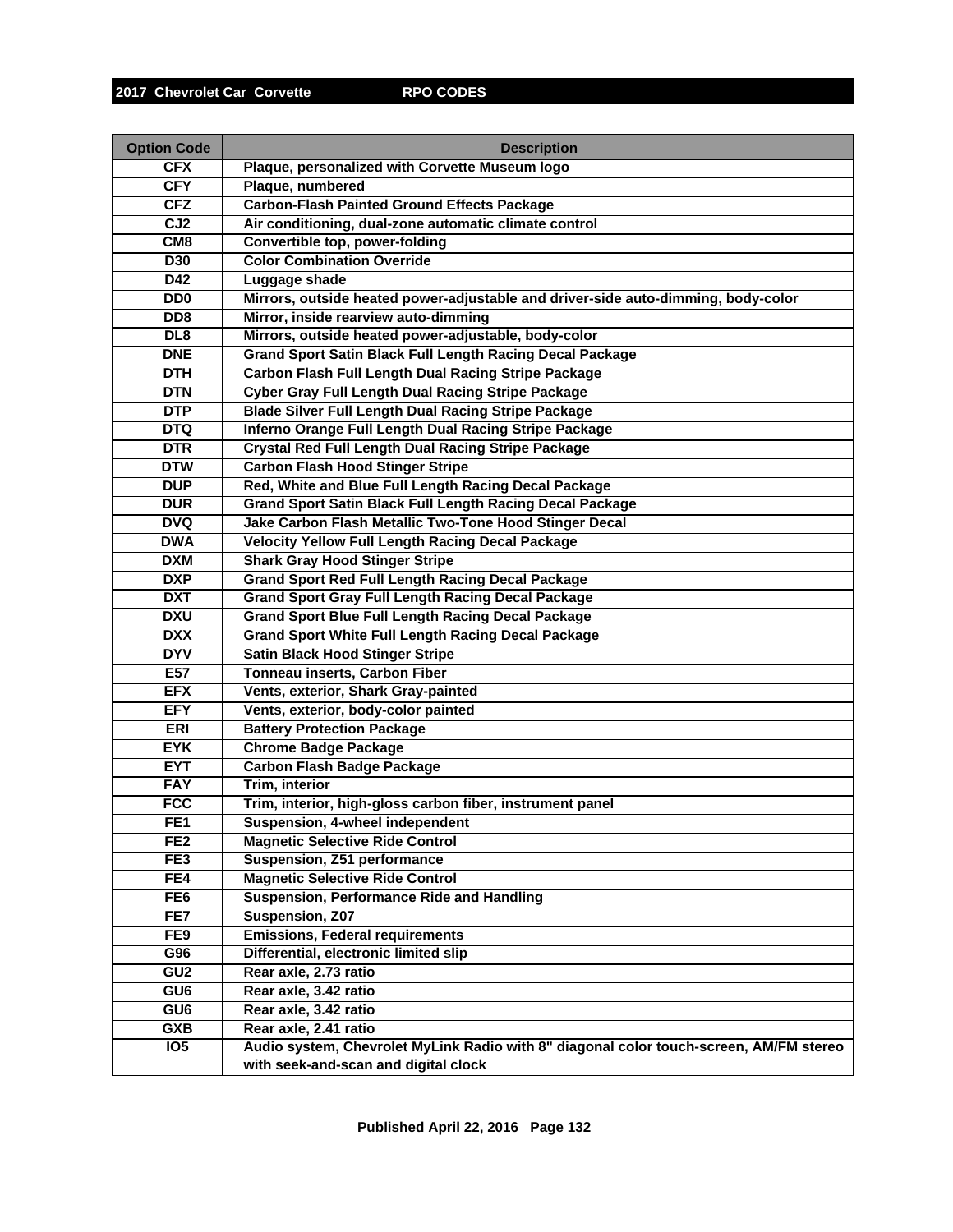| Option Code | Description |
| --- | --- |
| CFX | Plaque, personalized with Corvette Museum logo |
| CFY | Plaque, numbered |
| CFZ | Carbon-Flash Painted Ground Effects Package |
| CJ2 | Air conditioning, dual-zone automatic climate control |
| CM8 | Convertible top, power-folding |
| D30 | Color Combination Override |
| D42 | Luggage shade |
| DD0 | Mirrors, outside heated power-adjustable and driver-side auto-dimming, body-color |
| DD8 | Mirror, inside rearview auto-dimming |
| DL8 | Mirrors, outside heated power-adjustable, body-color |
| DNE | Grand Sport Satin Black Full Length Racing Decal Package |
| DTH | Carbon Flash Full Length Dual Racing Stripe Package |
| DTN | Cyber Gray Full Length Dual Racing Stripe Package |
| DTP | Blade Silver Full Length Dual Racing Stripe Package |
| DTQ | Inferno Orange Full Length Dual Racing Stripe Package |
| DTR | Crystal Red Full Length Dual Racing Stripe Package |
| DTW | Carbon Flash Hood Stinger Stripe |
| DUP | Red, White and Blue Full Length Racing Decal Package |
| DUR | Grand Sport Satin Black Full Length Racing Decal Package |
| DVQ | Jake Carbon Flash Metallic Two-Tone Hood Stinger Decal |
| DWA | Velocity Yellow Full Length Racing Decal Package |
| DXM | Shark Gray Hood Stinger Stripe |
| DXP | Grand Sport Red Full Length Racing Decal Package |
| DXT | Grand Sport Gray Full Length Racing Decal Package |
| DXU | Grand Sport Blue Full Length Racing Decal Package |
| DXX | Grand Sport White Full Length Racing Decal Package |
| DYV | Satin Black Hood Stinger Stripe |
| E57 | Tonneau inserts, Carbon Fiber |
| EFX | Vents, exterior, Shark Gray-painted |
| EFY | Vents, exterior, body-color painted |
| ERI | Battery Protection Package |
| EYK | Chrome Badge Package |
| EYT | Carbon Flash Badge Package |
| FAY | Trim, interior |
| FCC | Trim, interior, high-gloss carbon fiber, instrument panel |
| FE1 | Suspension, 4-wheel independent |
| FE2 | Magnetic Selective Ride Control |
| FE3 | Suspension, Z51 performance |
| FE4 | Magnetic Selective Ride Control |
| FE6 | Suspension, Performance Ride and Handling |
| FE7 | Suspension, Z07 |
| FE9 | Emissions, Federal requirements |
| G96 | Differential, electronic limited slip |
| GU2 | Rear axle, 2.73 ratio |
| GU6 | Rear axle, 3.42 ratio |
| GU6 | Rear axle, 3.42 ratio |
| GXB | Rear axle, 2.41 ratio |
| IO5 | Audio system, Chevrolet MyLink Radio with 8" diagonal color touch-screen, AM/FM stereo with seek-and-scan and digital clock |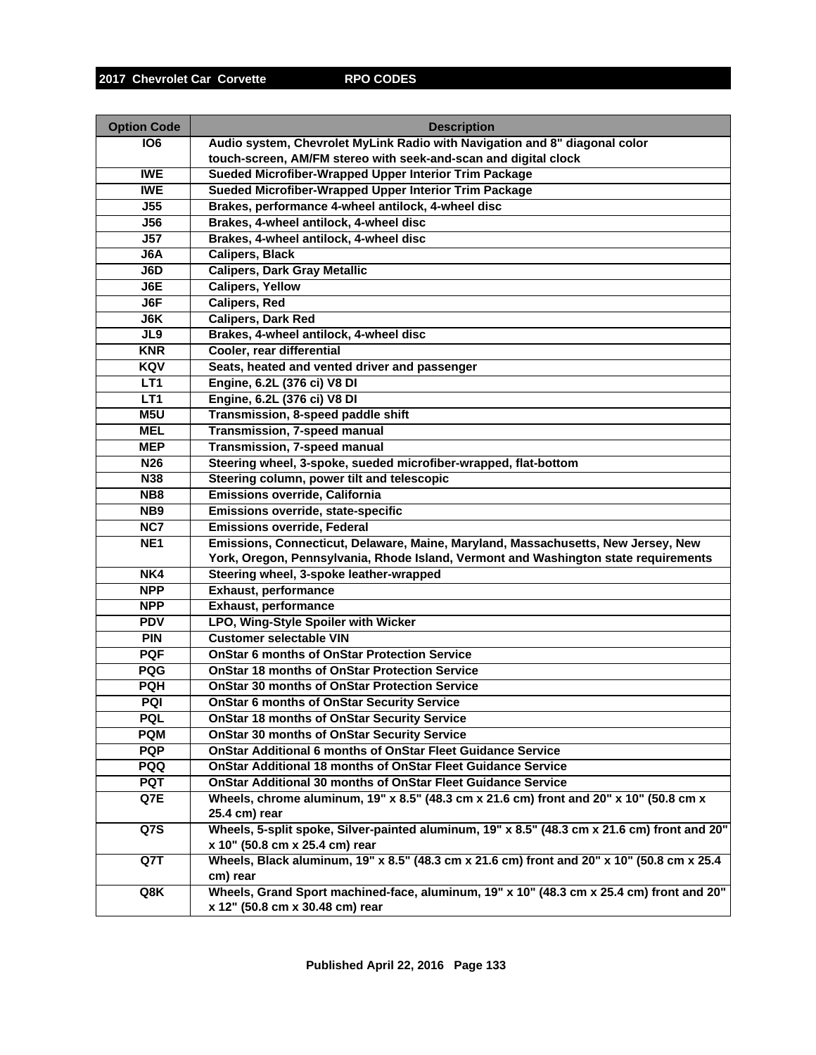| Option Code | Description |
| --- | --- |
| IO6 | Audio system, Chevrolet MyLink Radio with Navigation and 8" diagonal color touch-screen, AM/FM stereo with seek-and-scan and digital clock |
| IWE | Sueded Microfiber-Wrapped Upper Interior Trim Package |
| IWE | Sueded Microfiber-Wrapped Upper Interior Trim Package |
| J55 | Brakes, performance 4-wheel antilock, 4-wheel disc |
| J56 | Brakes, 4-wheel antilock, 4-wheel disc |
| J57 | Brakes, 4-wheel antilock, 4-wheel disc |
| J6A | Calipers, Black |
| J6D | Calipers, Dark Gray Metallic |
| J6E | Calipers, Yellow |
| J6F | Calipers, Red |
| J6K | Calipers, Dark Red |
| JL9 | Brakes, 4-wheel antilock, 4-wheel disc |
| KNR | Cooler, rear differential |
| KQV | Seats, heated and vented driver and passenger |
| LT1 | Engine, 6.2L (376 ci) V8 DI |
| LT1 | Engine, 6.2L (376 ci) V8 DI |
| M5U | Transmission, 8-speed paddle shift |
| MEL | Transmission, 7-speed manual |
| MEP | Transmission, 7-speed manual |
| N26 | Steering wheel, 3-spoke, sueded microfiber-wrapped, flat-bottom |
| N38 | Steering column, power tilt and telescopic |
| NB8 | Emissions override, California |
| NB9 | Emissions override, state-specific |
| NC7 | Emissions override, Federal |
| NE1 | Emissions, Connecticut, Delaware, Maine, Maryland, Massachusetts, New Jersey, New York, Oregon, Pennsylvania, Rhode Island, Vermont and Washington state requirements |
| NK4 | Steering wheel, 3-spoke leather-wrapped |
| NPP | Exhaust, performance |
| NPP | Exhaust, performance |
| PDV | LPO, Wing-Style Spoiler with Wicker |
| PIN | Customer selectable VIN |
| PQF | OnStar 6 months of OnStar Protection Service |
| PQG | OnStar 18 months of OnStar Protection Service |
| PQH | OnStar 30 months of OnStar Protection Service |
| PQI | OnStar 6 months of OnStar Security Service |
| PQL | OnStar 18 months of OnStar Security Service |
| PQM | OnStar 30 months of OnStar Security Service |
| PQP | OnStar Additional 6 months of OnStar Fleet Guidance Service |
| PQQ | OnStar Additional 18 months of OnStar Fleet Guidance Service |
| PQT | OnStar Additional 30 months of OnStar Fleet Guidance Service |
| Q7E | Wheels, chrome aluminum, 19" x 8.5" (48.3 cm x 21.6 cm) front and 20" x 10" (50.8 cm x 25.4 cm) rear |
| Q7S | Wheels, 5-split spoke, Silver-painted aluminum, 19" x 8.5" (48.3 cm x 21.6 cm) front and 20" x 10" (50.8 cm x 25.4 cm) rear |
| Q7T | Wheels, Black aluminum, 19" x 8.5" (48.3 cm x 21.6 cm) front and 20" x 10" (50.8 cm x 25.4 cm) rear |
| Q8K | Wheels, Grand Sport machined-face, aluminum, 19" x 10" (48.3 cm x 25.4 cm) front and 20" x 12" (50.8 cm x 30.48 cm) rear |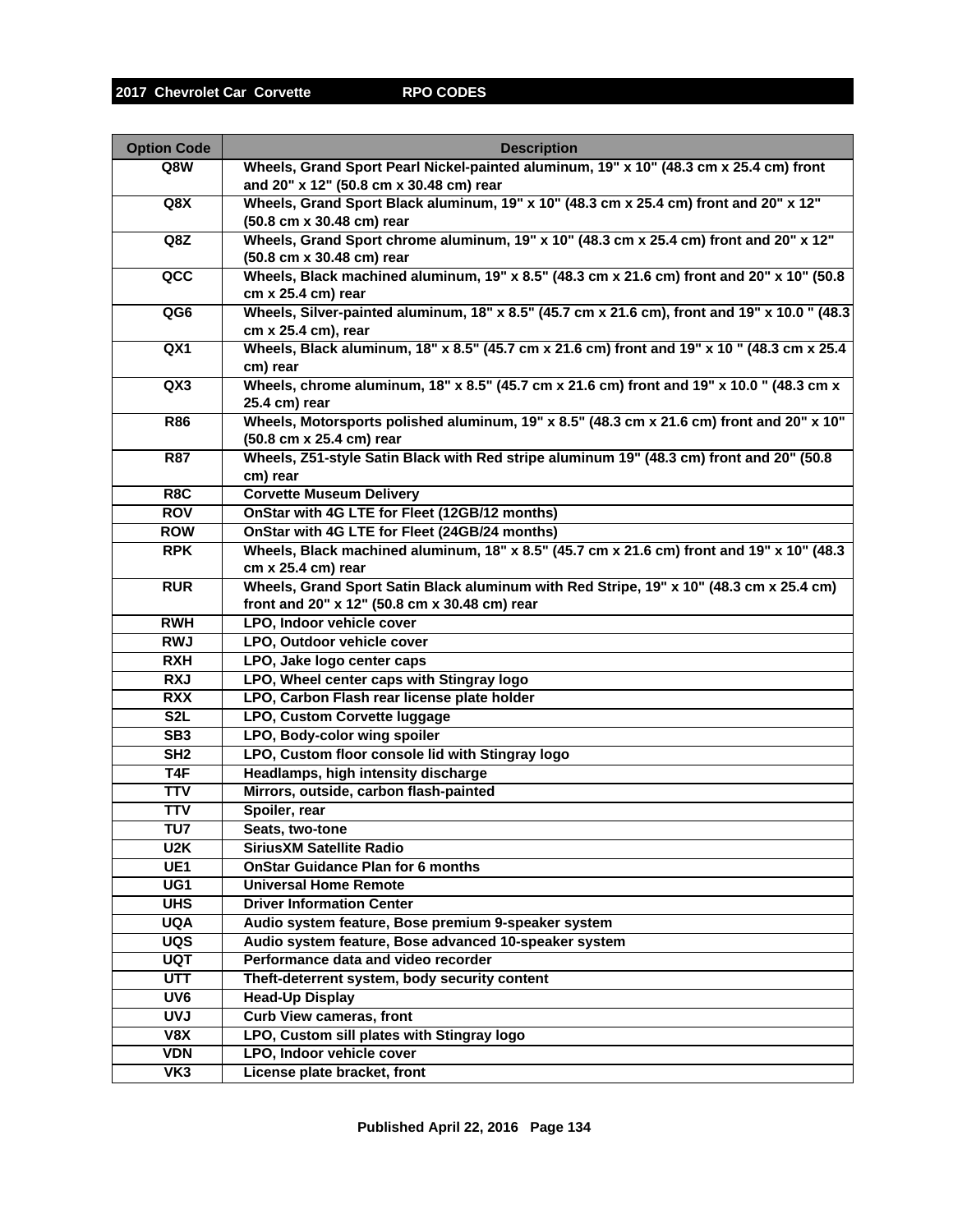| Option Code | Description |
|---|---|
| Q8W | Wheels, Grand Sport Pearl Nickel-painted aluminum, 19" x 10" (48.3 cm x 25.4 cm) front and 20" x 12" (50.8 cm x 30.48 cm) rear |
| Q8X | Wheels, Grand Sport Black aluminum, 19" x 10" (48.3 cm x 25.4 cm) front and 20" x 12" (50.8 cm x 30.48 cm) rear |
| Q8Z | Wheels, Grand Sport chrome aluminum, 19" x 10" (48.3 cm x 25.4 cm) front and 20" x 12" (50.8 cm x 30.48 cm) rear |
| QCC | Wheels, Black machined aluminum, 19" x 8.5" (48.3 cm x 21.6 cm) front and 20" x 10" (50.8 cm x 25.4 cm) rear |
| QG6 | Wheels, Silver-painted aluminum, 18" x 8.5" (45.7 cm x 21.6 cm), front and 19" x 10.0 " (48.3 cm x 25.4 cm), rear |
| QX1 | Wheels, Black aluminum, 18" x 8.5" (45.7 cm x 21.6 cm) front and 19" x 10 " (48.3 cm x 25.4 cm) rear |
| QX3 | Wheels, chrome aluminum, 18" x 8.5" (45.7 cm x 21.6 cm) front and 19" x 10.0 " (48.3 cm x 25.4 cm) rear |
| R86 | Wheels, Motorsports polished aluminum, 19" x 8.5" (48.3 cm x 21.6 cm) front and 20" x 10" (50.8 cm x 25.4 cm) rear |
| R87 | Wheels, Z51-style Satin Black with Red stripe aluminum 19" (48.3 cm) front and 20" (50.8 cm) rear |
| R8C | Corvette Museum Delivery |
| ROV | OnStar with 4G LTE for Fleet (12GB/12 months) |
| ROW | OnStar with 4G LTE for Fleet (24GB/24 months) |
| RPK | Wheels, Black machined aluminum, 18" x 8.5" (45.7 cm x 21.6 cm) front and 19" x 10" (48.3 cm x 25.4 cm) rear |
| RUR | Wheels, Grand Sport Satin Black aluminum with Red Stripe, 19" x 10" (48.3 cm x 25.4 cm) front and 20" x 12" (50.8 cm x 30.48 cm) rear |
| RWH | LPO, Indoor vehicle cover |
| RWJ | LPO, Outdoor vehicle cover |
| RXH | LPO, Jake logo center caps |
| RXJ | LPO, Wheel center caps with Stingray logo |
| RXX | LPO, Carbon Flash rear license plate holder |
| S2L | LPO, Custom Corvette luggage |
| SB3 | LPO, Body-color wing spoiler |
| SH2 | LPO, Custom floor console lid with Stingray logo |
| T4F | Headlamps, high intensity discharge |
| TTV | Mirrors, outside, carbon flash-painted |
| TTV | Spoiler, rear |
| TU7 | Seats, two-tone |
| U2K | SiriusXM Satellite Radio |
| UE1 | OnStar Guidance Plan for 6 months |
| UG1 | Universal Home Remote |
| UHS | Driver Information Center |
| UQA | Audio system feature, Bose premium 9-speaker system |
| UQS | Audio system feature, Bose advanced 10-speaker system |
| UQT | Performance data and video recorder |
| UTT | Theft-deterrent system, body security content |
| UV6 | Head-Up Display |
| UVJ | Curb View cameras, front |
| V8X | LPO, Custom sill plates with Stingray logo |
| VDN | LPO, Indoor vehicle cover |
| VK3 | License plate bracket, front |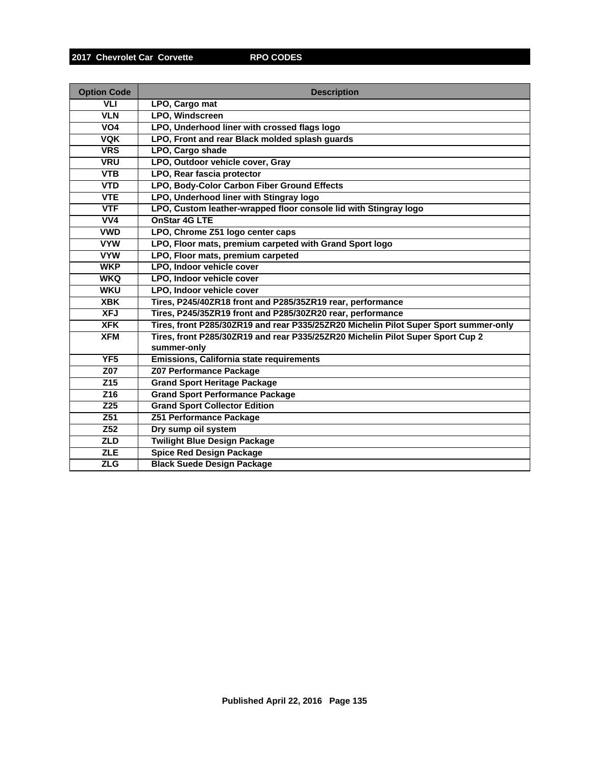| Option Code | Description |
|---|---|
| VLI | LPO, Cargo mat |
| VLN | LPO, Windscreen |
| VO4 | LPO, Underhood liner with crossed flags logo |
| VQK | LPO, Front and rear Black molded splash guards |
| VRS | LPO, Cargo shade |
| VRU | LPO, Outdoor vehicle cover, Gray |
| VTB | LPO, Rear fascia protector |
| VTD | LPO, Body-Color Carbon Fiber Ground Effects |
| VTE | LPO, Underhood liner with Stingray logo |
| VTF | LPO, Custom leather-wrapped floor console lid with Stingray logo |
| VV4 | OnStar 4G LTE |
| VWD | LPO, Chrome Z51 logo center caps |
| VYW | LPO, Floor mats, premium carpeted with Grand Sport logo |
| VYW | LPO, Floor mats, premium carpeted |
| WKP | LPO, Indoor vehicle cover |
| WKQ | LPO, Indoor vehicle cover |
| WKU | LPO, Indoor vehicle cover |
| XBK | Tires, P245/40ZR18 front and P285/35ZR19 rear, performance |
| XFJ | Tires, P245/35ZR19 front and P285/30ZR20 rear, performance |
| XFK | Tires, front P285/30ZR19 and rear P335/25ZR20 Michelin Pilot Super Sport summer-only |
| XFM | Tires, front P285/30ZR19 and rear P335/25ZR20 Michelin Pilot Super Sport Cup 2 summer-only |
| YF5 | Emissions, California state requirements |
| Z07 | Z07 Performance Package |
| Z15 | Grand Sport Heritage Package |
| Z16 | Grand Sport Performance Package |
| Z25 | Grand Sport Collector Edition |
| Z51 | Z51 Performance Package |
| Z52 | Dry sump oil system |
| ZLD | Twilight Blue Design Package |
| ZLE | Spice Red Design Package |
| ZLG | Black Suede Design Package |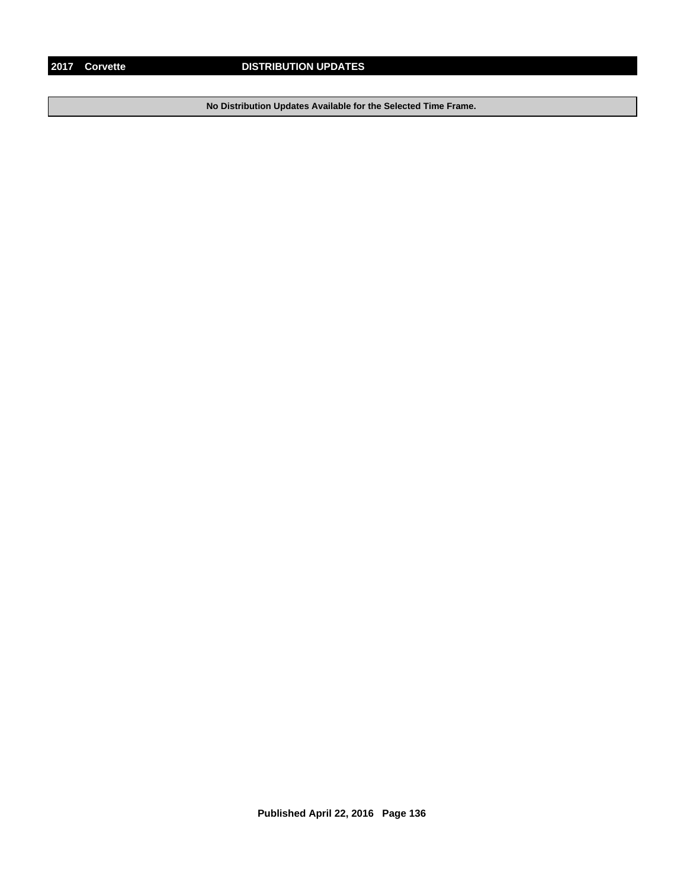## 2017 Corvette — DISTRIBUTION UPDATES

**No Distribution Updates Available for the Selected Time Frame.**